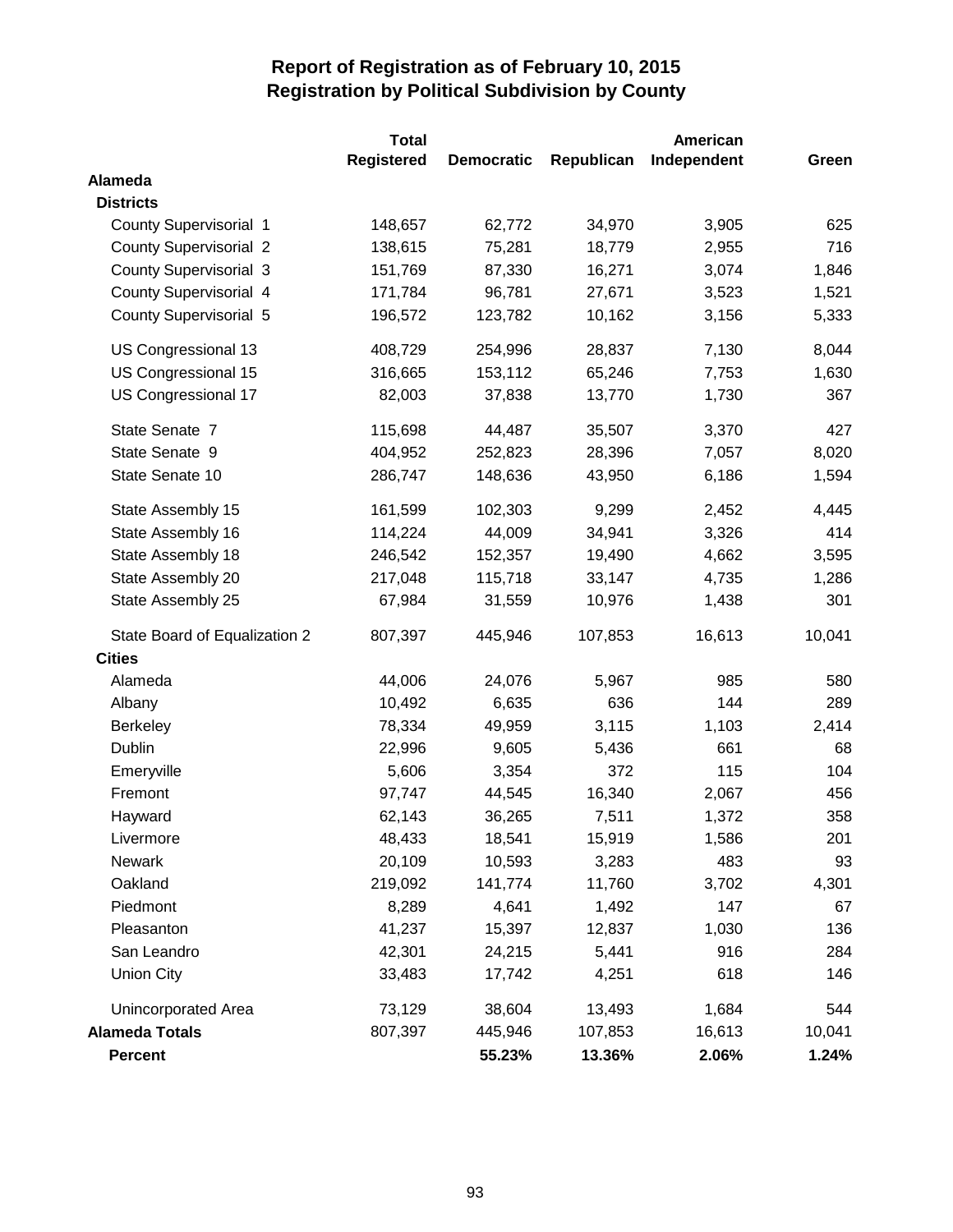# Report of Registration as of February 10, 2015
## Registration by Political Subdivision by County

| | Total Registered | Democratic | Republican | American Independent | Green |
|---|---|---|---|---|---|
| **Alameda** | | | | | |
| **Districts** | | | | | |
| County Supervisorial 1 | 148,657 | 62,772 | 34,970 | 3,905 | 625 |
| County Supervisorial 2 | 138,615 | 75,281 | 18,779 | 2,955 | 716 |
| County Supervisorial 3 | 151,769 | 87,330 | 16,271 | 3,074 | 1,846 |
| County Supervisorial 4 | 171,784 | 96,781 | 27,671 | 3,523 | 1,521 |
| County Supervisorial 5 | 196,572 | 123,782 | 10,162 | 3,156 | 5,333 |
| US Congressional 13 | 408,729 | 254,996 | 28,837 | 7,130 | 8,044 |
| US Congressional 15 | 316,665 | 153,112 | 65,246 | 7,753 | 1,630 |
| US Congressional 17 | 82,003 | 37,838 | 13,770 | 1,730 | 367 |
| State Senate 7 | 115,698 | 44,487 | 35,507 | 3,370 | 427 |
| State Senate 9 | 404,952 | 252,823 | 28,396 | 7,057 | 8,020 |
| State Senate 10 | 286,747 | 148,636 | 43,950 | 6,186 | 1,594 |
| State Assembly 15 | 161,599 | 102,303 | 9,299 | 2,452 | 4,445 |
| State Assembly 16 | 114,224 | 44,009 | 34,941 | 3,326 | 414 |
| State Assembly 18 | 246,542 | 152,357 | 19,490 | 4,662 | 3,595 |
| State Assembly 20 | 217,048 | 115,718 | 33,147 | 4,735 | 1,286 |
| State Assembly 25 | 67,984 | 31,559 | 10,976 | 1,438 | 301 |
| State Board of Equalization 2 | 807,397 | 445,946 | 107,853 | 16,613 | 10,041 |
| **Cities** | | | | | |
| Alameda | 44,006 | 24,076 | 5,967 | 985 | 580 |
| Albany | 10,492 | 6,635 | 636 | 144 | 289 |
| Berkeley | 78,334 | 49,959 | 3,115 | 1,103 | 2,414 |
| Dublin | 22,996 | 9,605 | 5,436 | 661 | 68 |
| Emeryville | 5,606 | 3,354 | 372 | 115 | 104 |
| Fremont | 97,747 | 44,545 | 16,340 | 2,067 | 456 |
| Hayward | 62,143 | 36,265 | 7,511 | 1,372 | 358 |
| Livermore | 48,433 | 18,541 | 15,919 | 1,586 | 201 |
| Newark | 20,109 | 10,593 | 3,283 | 483 | 93 |
| Oakland | 219,092 | 141,774 | 11,760 | 3,702 | 4,301 |
| Piedmont | 8,289 | 4,641 | 1,492 | 147 | 67 |
| Pleasanton | 41,237 | 15,397 | 12,837 | 1,030 | 136 |
| San Leandro | 42,301 | 24,215 | 5,441 | 916 | 284 |
| Union City | 33,483 | 17,742 | 4,251 | 618 | 146 |
| Unincorporated Area | 73,129 | 38,604 | 13,493 | 1,684 | 544 |
| **Alameda Totals** | 807,397 | 445,946 | 107,853 | 16,613 | 10,041 |
| **Percent** | | **55.23%** | **13.36%** | **2.06%** | **1.24%** |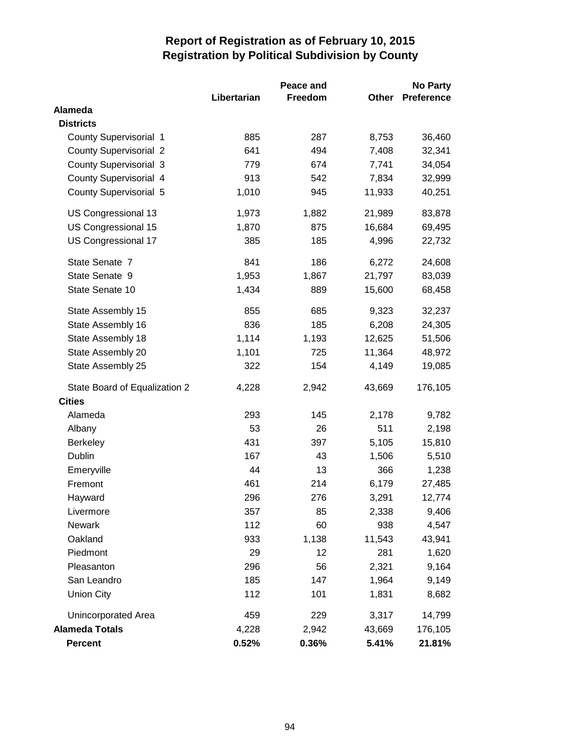# Report of Registration as of February 10, 2015
## Registration by Political Subdivision by County

| | Libertarian | Peace and Freedom | Other | No Party Preference |
|---|---|---|---|---|
| **Alameda** | | | | |
| **Districts** | | | | |
| County Supervisorial 1 | 885 | 287 | 8,753 | 36,460 |
| County Supervisorial 2 | 641 | 494 | 7,408 | 32,341 |
| County Supervisorial 3 | 779 | 674 | 7,741 | 34,054 |
| County Supervisorial 4 | 913 | 542 | 7,834 | 32,999 |
| County Supervisorial 5 | 1,010 | 945 | 11,933 | 40,251 |
| US Congressional 13 | 1,973 | 1,882 | 21,989 | 83,878 |
| US Congressional 15 | 1,870 | 875 | 16,684 | 69,495 |
| US Congressional 17 | 385 | 185 | 4,996 | 22,732 |
| State Senate 7 | 841 | 186 | 6,272 | 24,608 |
| State Senate 9 | 1,953 | 1,867 | 21,797 | 83,039 |
| State Senate 10 | 1,434 | 889 | 15,600 | 68,458 |
| State Assembly 15 | 855 | 685 | 9,323 | 32,237 |
| State Assembly 16 | 836 | 185 | 6,208 | 24,305 |
| State Assembly 18 | 1,114 | 1,193 | 12,625 | 51,506 |
| State Assembly 20 | 1,101 | 725 | 11,364 | 48,972 |
| State Assembly 25 | 322 | 154 | 4,149 | 19,085 |
| State Board of Equalization 2 | 4,228 | 2,942 | 43,669 | 176,105 |
| **Cities** | | | | |
| Alameda | 293 | 145 | 2,178 | 9,782 |
| Albany | 53 | 26 | 511 | 2,198 |
| Berkeley | 431 | 397 | 5,105 | 15,810 |
| Dublin | 167 | 43 | 1,506 | 5,510 |
| Emeryville | 44 | 13 | 366 | 1,238 |
| Fremont | 461 | 214 | 6,179 | 27,485 |
| Hayward | 296 | 276 | 3,291 | 12,774 |
| Livermore | 357 | 85 | 2,338 | 9,406 |
| Newark | 112 | 60 | 938 | 4,547 |
| Oakland | 933 | 1,138 | 11,543 | 43,941 |
| Piedmont | 29 | 12 | 281 | 1,620 |
| Pleasanton | 296 | 56 | 2,321 | 9,164 |
| San Leandro | 185 | 147 | 1,964 | 9,149 |
| Union City | 112 | 101 | 1,831 | 8,682 |
| Unincorporated Area | 459 | 229 | 3,317 | 14,799 |
| **Alameda Totals** | 4,228 | 2,942 | 43,669 | 176,105 |
| **Percent** | **0.52%** | **0.36%** | **5.41%** | **21.81%** |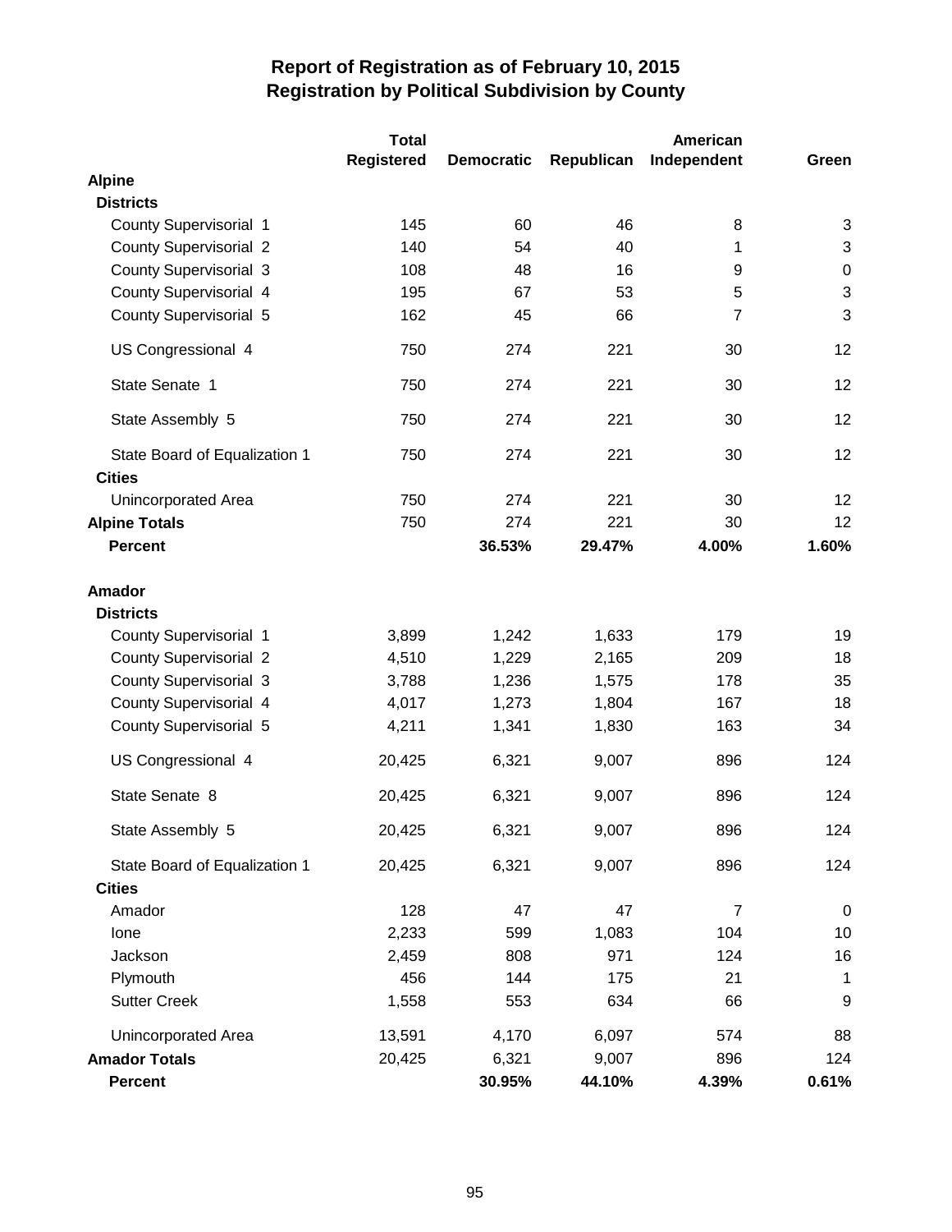# Report of Registration as of February 10, 2015
## Registration by Political Subdivision by County

| | Total Registered | Democratic | Republican | American Independent | Green |
|---|---|---|---|---|---|
| **Alpine** | | | | | |
| **Districts** | | | | | |
| County Supervisorial 1 | 145 | 60 | 46 | 8 | 3 |
| County Supervisorial 2 | 140 | 54 | 40 | 1 | 3 |
| County Supervisorial 3 | 108 | 48 | 16 | 9 | 0 |
| County Supervisorial 4 | 195 | 67 | 53 | 5 | 3 |
| County Supervisorial 5 | 162 | 45 | 66 | 7 | 3 |
| US Congressional 4 | 750 | 274 | 221 | 30 | 12 |
| State Senate 1 | 750 | 274 | 221 | 30 | 12 |
| State Assembly 5 | 750 | 274 | 221 | 30 | 12 |
| State Board of Equalization 1 | 750 | 274 | 221 | 30 | 12 |
| **Cities** | | | | | |
| Unincorporated Area | 750 | 274 | 221 | 30 | 12 |
| **Alpine Totals** | 750 | 274 | 221 | 30 | 12 |
| **Percent** | | **36.53%** | **29.47%** | **4.00%** | **1.60%** |
| **Amador** | | | | | |
| **Districts** | | | | | |
| County Supervisorial 1 | 3,899 | 1,242 | 1,633 | 179 | 19 |
| County Supervisorial 2 | 4,510 | 1,229 | 2,165 | 209 | 18 |
| County Supervisorial 3 | 3,788 | 1,236 | 1,575 | 178 | 35 |
| County Supervisorial 4 | 4,017 | 1,273 | 1,804 | 167 | 18 |
| County Supervisorial 5 | 4,211 | 1,341 | 1,830 | 163 | 34 |
| US Congressional 4 | 20,425 | 6,321 | 9,007 | 896 | 124 |
| State Senate 8 | 20,425 | 6,321 | 9,007 | 896 | 124 |
| State Assembly 5 | 20,425 | 6,321 | 9,007 | 896 | 124 |
| State Board of Equalization 1 | 20,425 | 6,321 | 9,007 | 896 | 124 |
| **Cities** | | | | | |
| Amador | 128 | 47 | 47 | 7 | 0 |
| Ione | 2,233 | 599 | 1,083 | 104 | 10 |
| Jackson | 2,459 | 808 | 971 | 124 | 16 |
| Plymouth | 456 | 144 | 175 | 21 | 1 |
| Sutter Creek | 1,558 | 553 | 634 | 66 | 9 |
| Unincorporated Area | 13,591 | 4,170 | 6,097 | 574 | 88 |
| **Amador Totals** | 20,425 | 6,321 | 9,007 | 896 | 124 |
| **Percent** | | **30.95%** | **44.10%** | **4.39%** | **0.61%** |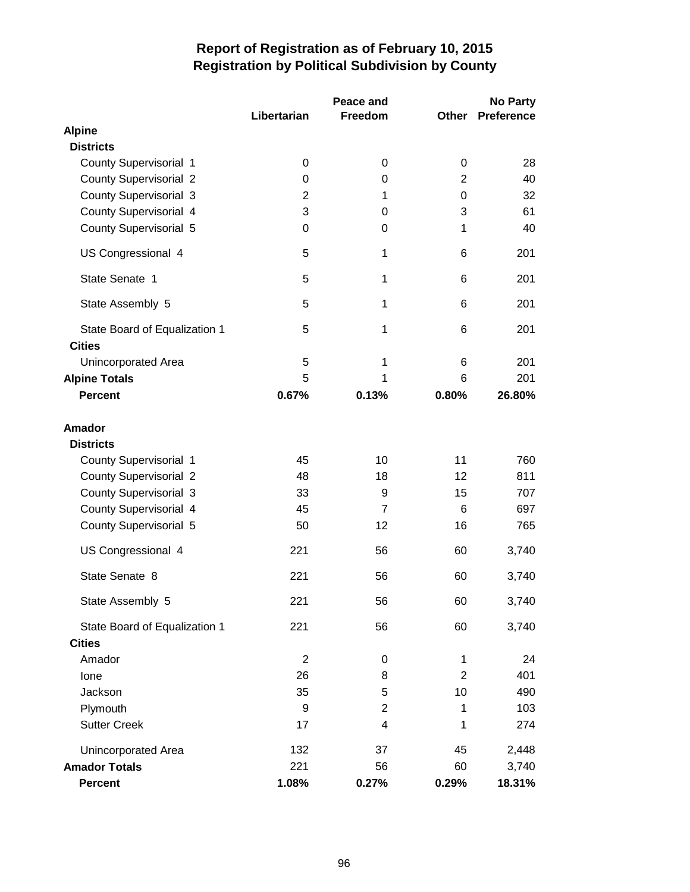# Report of Registration as of February 10, 2015
## Registration by Political Subdivision by County

| | Libertarian | Peace and Freedom | Other | No Party Preference |
|---|---|---|---|---|
| **Alpine** | | | | |
| **Districts** | | | | |
| County Supervisorial 1 | 0 | 0 | 0 | 28 |
| County Supervisorial 2 | 0 | 0 | 2 | 40 |
| County Supervisorial 3 | 2 | 1 | 0 | 32 |
| County Supervisorial 4 | 3 | 0 | 3 | 61 |
| County Supervisorial 5 | 0 | 0 | 1 | 40 |
| US Congressional 4 | 5 | 1 | 6 | 201 |
| State Senate 1 | 5 | 1 | 6 | 201 |
| State Assembly 5 | 5 | 1 | 6 | 201 |
| State Board of Equalization 1 | 5 | 1 | 6 | 201 |
| **Cities** | | | | |
| Unincorporated Area | 5 | 1 | 6 | 201 |
| **Alpine Totals** | 5 | 1 | 6 | 201 |
| **Percent** | **0.67%** | **0.13%** | **0.80%** | **26.80%** |
| **Amador** | | | | |
| **Districts** | | | | |
| County Supervisorial 1 | 45 | 10 | 11 | 760 |
| County Supervisorial 2 | 48 | 18 | 12 | 811 |
| County Supervisorial 3 | 33 | 9 | 15 | 707 |
| County Supervisorial 4 | 45 | 7 | 6 | 697 |
| County Supervisorial 5 | 50 | 12 | 16 | 765 |
| US Congressional 4 | 221 | 56 | 60 | 3,740 |
| State Senate 8 | 221 | 56 | 60 | 3,740 |
| State Assembly 5 | 221 | 56 | 60 | 3,740 |
| State Board of Equalization 1 | 221 | 56 | 60 | 3,740 |
| **Cities** | | | | |
| Amador | 2 | 0 | 1 | 24 |
| Ione | 26 | 8 | 2 | 401 |
| Jackson | 35 | 5 | 10 | 490 |
| Plymouth | 9 | 2 | 1 | 103 |
| Sutter Creek | 17 | 4 | 1 | 274 |
| Unincorporated Area | 132 | 37 | 45 | 2,448 |
| **Amador Totals** | 221 | 56 | 60 | 3,740 |
| **Percent** | **1.08%** | **0.27%** | **0.29%** | **18.31%** |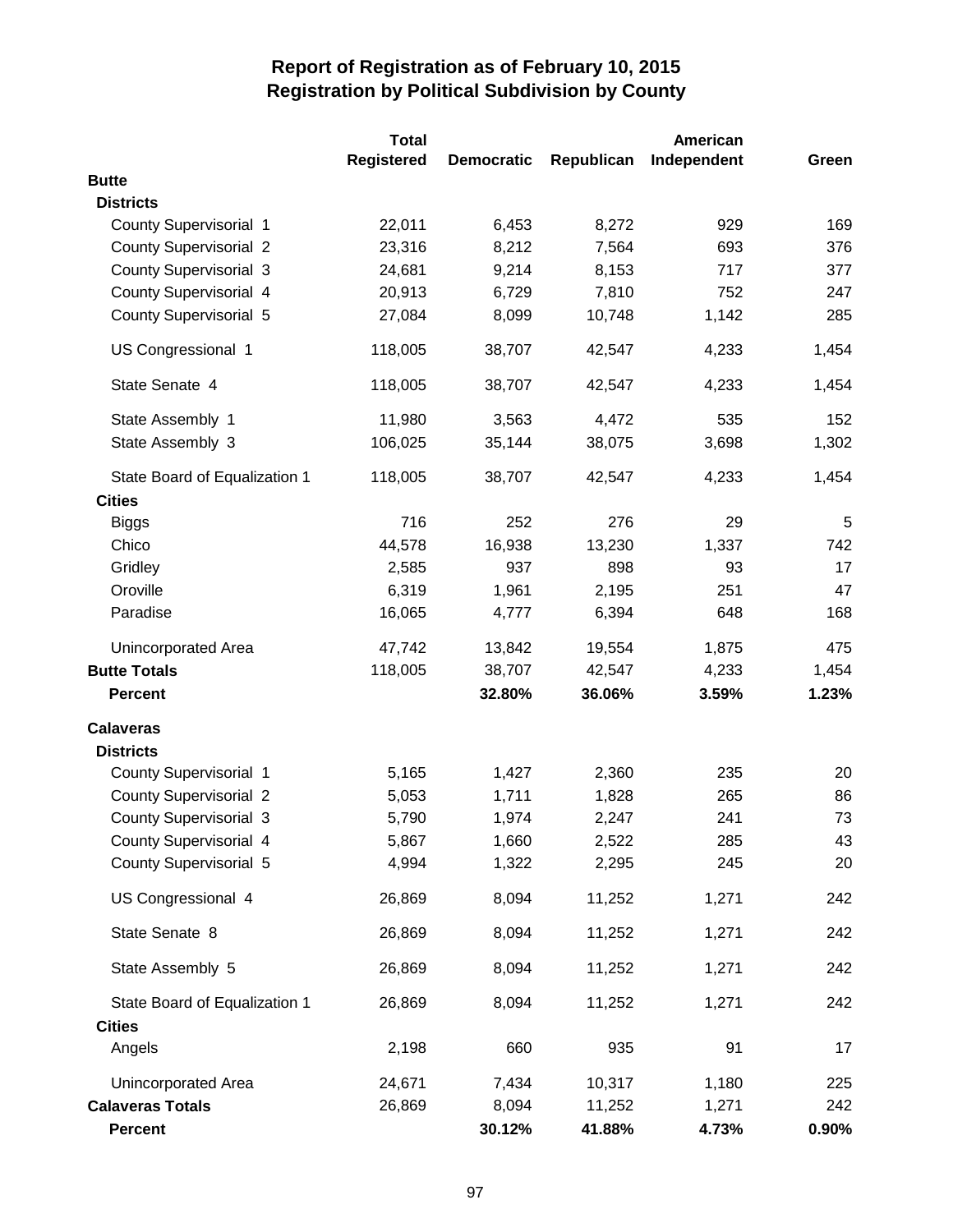# Report of Registration as of February 10, 2015
## Registration by Political Subdivision by County

| | Total Registered | Democratic | Republican | American Independent | Green |
|---|---|---|---|---|---|
| **Butte** | | | | | |
| **Districts** | | | | | |
| County Supervisorial 1 | 22,011 | 6,453 | 8,272 | 929 | 169 |
| County Supervisorial 2 | 23,316 | 8,212 | 7,564 | 693 | 376 |
| County Supervisorial 3 | 24,681 | 9,214 | 8,153 | 717 | 377 |
| County Supervisorial 4 | 20,913 | 6,729 | 7,810 | 752 | 247 |
| County Supervisorial 5 | 27,084 | 8,099 | 10,748 | 1,142 | 285 |
| US Congressional 1 | 118,005 | 38,707 | 42,547 | 4,233 | 1,454 |
| State Senate 4 | 118,005 | 38,707 | 42,547 | 4,233 | 1,454 |
| State Assembly 1 | 11,980 | 3,563 | 4,472 | 535 | 152 |
| State Assembly 3 | 106,025 | 35,144 | 38,075 | 3,698 | 1,302 |
| State Board of Equalization 1 | 118,005 | 38,707 | 42,547 | 4,233 | 1,454 |
| **Cities** | | | | | |
| Biggs | 716 | 252 | 276 | 29 | 5 |
| Chico | 44,578 | 16,938 | 13,230 | 1,337 | 742 |
| Gridley | 2,585 | 937 | 898 | 93 | 17 |
| Oroville | 6,319 | 1,961 | 2,195 | 251 | 47 |
| Paradise | 16,065 | 4,777 | 6,394 | 648 | 168 |
| Unincorporated Area | 47,742 | 13,842 | 19,554 | 1,875 | 475 |
| **Butte Totals** | 118,005 | 38,707 | 42,547 | 4,233 | 1,454 |
| **Percent** | | **32.80%** | **36.06%** | **3.59%** | **1.23%** |
| **Calaveras** | | | | | |
| **Districts** | | | | | |
| County Supervisorial 1 | 5,165 | 1,427 | 2,360 | 235 | 20 |
| County Supervisorial 2 | 5,053 | 1,711 | 1,828 | 265 | 86 |
| County Supervisorial 3 | 5,790 | 1,974 | 2,247 | 241 | 73 |
| County Supervisorial 4 | 5,867 | 1,660 | 2,522 | 285 | 43 |
| County Supervisorial 5 | 4,994 | 1,322 | 2,295 | 245 | 20 |
| US Congressional 4 | 26,869 | 8,094 | 11,252 | 1,271 | 242 |
| State Senate 8 | 26,869 | 8,094 | 11,252 | 1,271 | 242 |
| State Assembly 5 | 26,869 | 8,094 | 11,252 | 1,271 | 242 |
| State Board of Equalization 1 | 26,869 | 8,094 | 11,252 | 1,271 | 242 |
| **Cities** | | | | | |
| Angels | 2,198 | 660 | 935 | 91 | 17 |
| Unincorporated Area | 24,671 | 7,434 | 10,317 | 1,180 | 225 |
| **Calaveras Totals** | 26,869 | 8,094 | 11,252 | 1,271 | 242 |
| **Percent** | | **30.12%** | **41.88%** | **4.73%** | **0.90%** |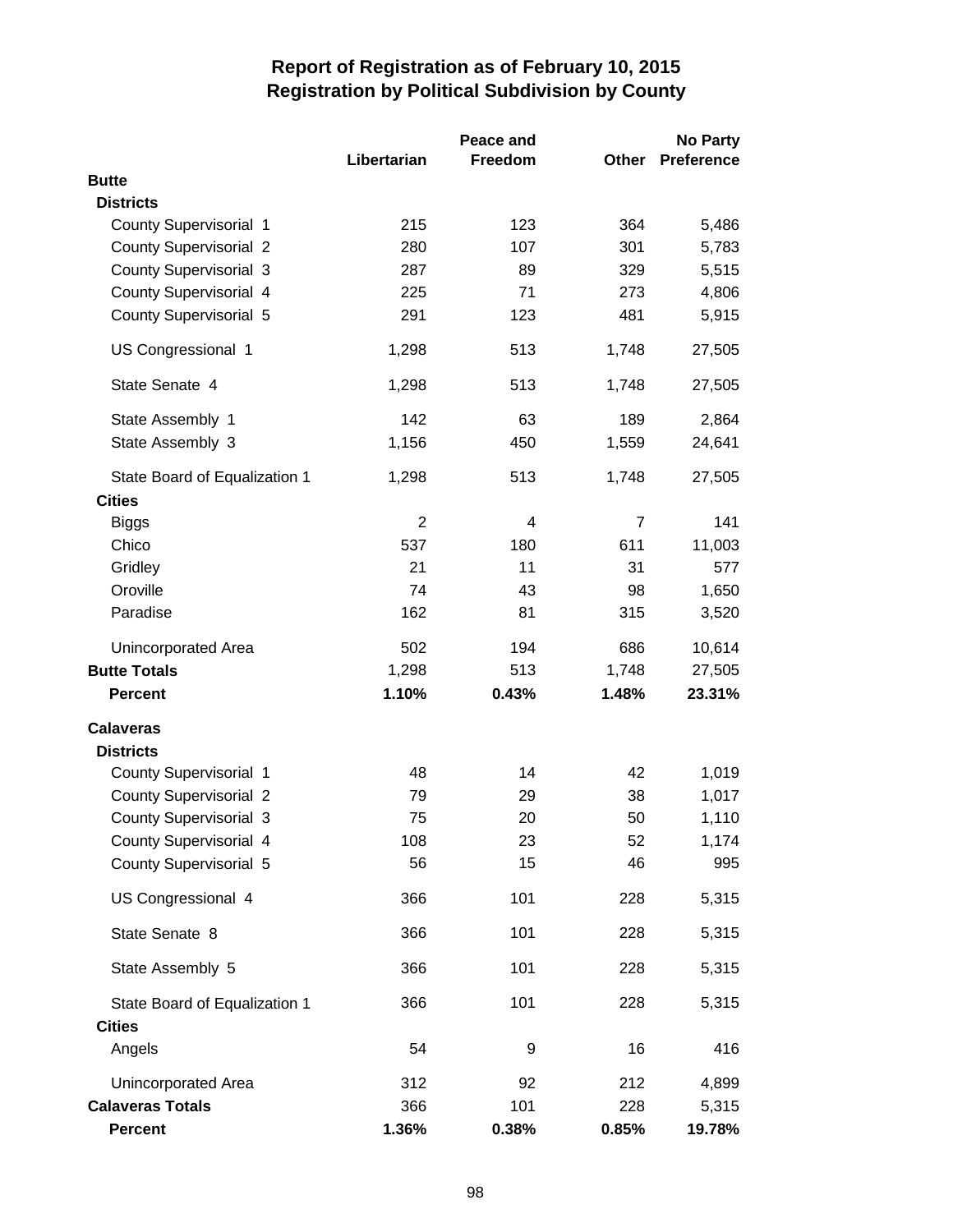# Report of Registration as of February 10, 2015
## Registration by Political Subdivision by County

| | Libertarian | Peace and Freedom | Other | No Party Preference |
|---|---|---|---|---|
| **Butte** | | | | |
| **Districts** | | | | |
| County Supervisorial 1 | 215 | 123 | 364 | 5,486 |
| County Supervisorial 2 | 280 | 107 | 301 | 5,783 |
| County Supervisorial 3 | 287 | 89 | 329 | 5,515 |
| County Supervisorial 4 | 225 | 71 | 273 | 4,806 |
| County Supervisorial 5 | 291 | 123 | 481 | 5,915 |
| US Congressional 1 | 1,298 | 513 | 1,748 | 27,505 |
| State Senate 4 | 1,298 | 513 | 1,748 | 27,505 |
| State Assembly 1 | 142 | 63 | 189 | 2,864 |
| State Assembly 3 | 1,156 | 450 | 1,559 | 24,641 |
| State Board of Equalization 1 | 1,298 | 513 | 1,748 | 27,505 |
| **Cities** | | | | |
| Biggs | 2 | 4 | 7 | 141 |
| Chico | 537 | 180 | 611 | 11,003 |
| Gridley | 21 | 11 | 31 | 577 |
| Oroville | 74 | 43 | 98 | 1,650 |
| Paradise | 162 | 81 | 315 | 3,520 |
| Unincorporated Area | 502 | 194 | 686 | 10,614 |
| **Butte Totals** | 1,298 | 513 | 1,748 | 27,505 |
| **Percent** | **1.10%** | **0.43%** | **1.48%** | **23.31%** |
| **Calaveras** | | | | |
| **Districts** | | | | |
| County Supervisorial 1 | 48 | 14 | 42 | 1,019 |
| County Supervisorial 2 | 79 | 29 | 38 | 1,017 |
| County Supervisorial 3 | 75 | 20 | 50 | 1,110 |
| County Supervisorial 4 | 108 | 23 | 52 | 1,174 |
| County Supervisorial 5 | 56 | 15 | 46 | 995 |
| US Congressional 4 | 366 | 101 | 228 | 5,315 |
| State Senate 8 | 366 | 101 | 228 | 5,315 |
| State Assembly 5 | 366 | 101 | 228 | 5,315 |
| State Board of Equalization 1 | 366 | 101 | 228 | 5,315 |
| **Cities** | | | | |
| Angels | 54 | 9 | 16 | 416 |
| Unincorporated Area | 312 | 92 | 212 | 4,899 |
| **Calaveras Totals** | 366 | 101 | 228 | 5,315 |
| **Percent** | **1.36%** | **0.38%** | **0.85%** | **19.78%** |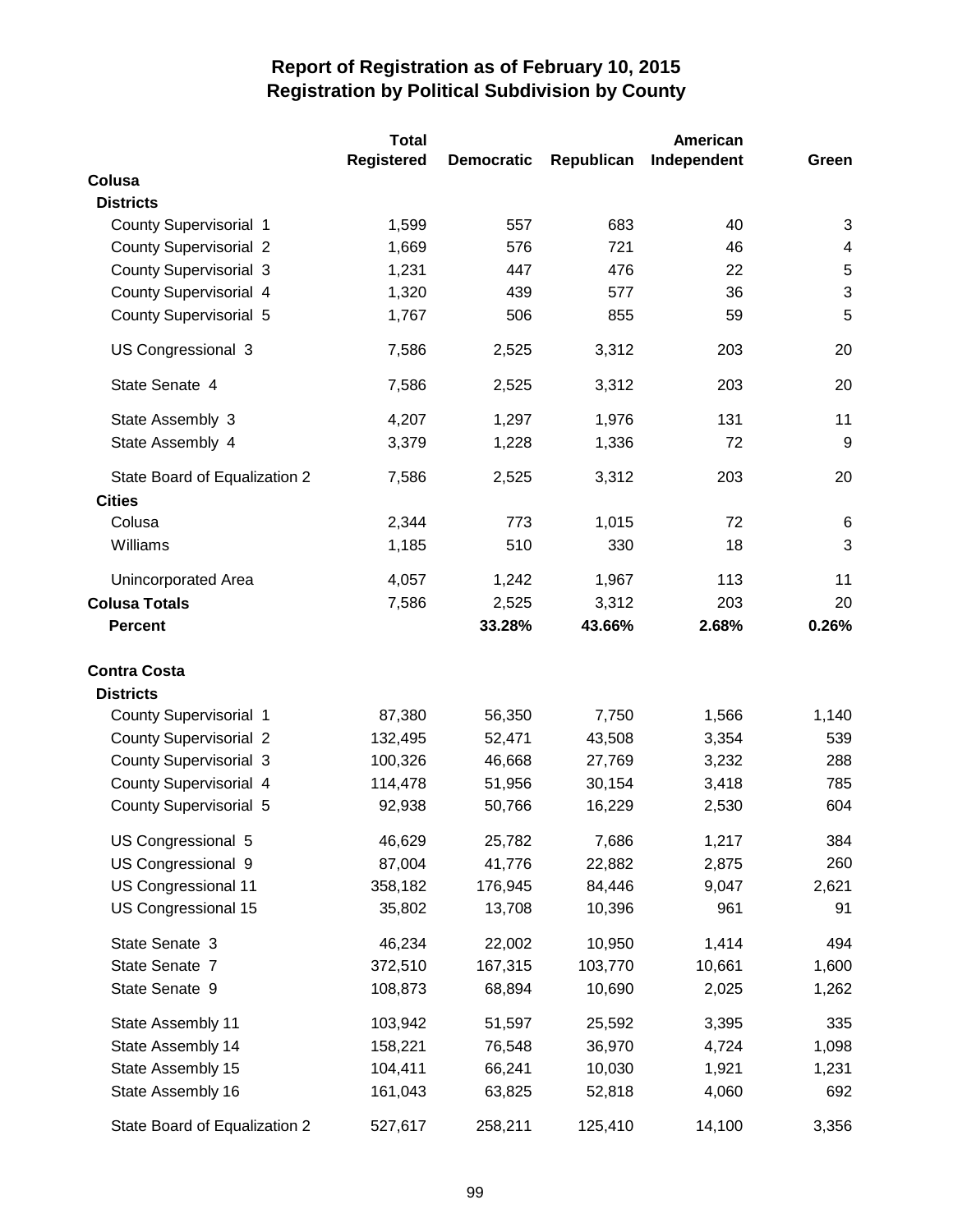# Report of Registration as of February 10, 2015
## Registration by Political Subdivision by County

| | Total Registered | Democratic | Republican | American Independent | Green |
|---|---|---|---|---|---|
| **Colusa** | | | | | |
| **Districts** | | | | | |
| County Supervisorial 1 | 1,599 | 557 | 683 | 40 | 3 |
| County Supervisorial 2 | 1,669 | 576 | 721 | 46 | 4 |
| County Supervisorial 3 | 1,231 | 447 | 476 | 22 | 5 |
| County Supervisorial 4 | 1,320 | 439 | 577 | 36 | 3 |
| County Supervisorial 5 | 1,767 | 506 | 855 | 59 | 5 |
| US Congressional 3 | 7,586 | 2,525 | 3,312 | 203 | 20 |
| State Senate 4 | 7,586 | 2,525 | 3,312 | 203 | 20 |
| State Assembly 3 | 4,207 | 1,297 | 1,976 | 131 | 11 |
| State Assembly 4 | 3,379 | 1,228 | 1,336 | 72 | 9 |
| State Board of Equalization 2 | 7,586 | 2,525 | 3,312 | 203 | 20 |
| **Cities** | | | | | |
| Colusa | 2,344 | 773 | 1,015 | 72 | 6 |
| Williams | 1,185 | 510 | 330 | 18 | 3 |
| Unincorporated Area | 4,057 | 1,242 | 1,967 | 113 | 11 |
| **Colusa Totals** | 7,586 | 2,525 | 3,312 | 203 | 20 |
| **Percent** | | **33.28%** | **43.66%** | **2.68%** | **0.26%** |
| **Contra Costa** | | | | | |
| **Districts** | | | | | |
| County Supervisorial 1 | 87,380 | 56,350 | 7,750 | 1,566 | 1,140 |
| County Supervisorial 2 | 132,495 | 52,471 | 43,508 | 3,354 | 539 |
| County Supervisorial 3 | 100,326 | 46,668 | 27,769 | 3,232 | 288 |
| County Supervisorial 4 | 114,478 | 51,956 | 30,154 | 3,418 | 785 |
| County Supervisorial 5 | 92,938 | 50,766 | 16,229 | 2,530 | 604 |
| US Congressional 5 | 46,629 | 25,782 | 7,686 | 1,217 | 384 |
| US Congressional 9 | 87,004 | 41,776 | 22,882 | 2,875 | 260 |
| US Congressional 11 | 358,182 | 176,945 | 84,446 | 9,047 | 2,621 |
| US Congressional 15 | 35,802 | 13,708 | 10,396 | 961 | 91 |
| State Senate 3 | 46,234 | 22,002 | 10,950 | 1,414 | 494 |
| State Senate 7 | 372,510 | 167,315 | 103,770 | 10,661 | 1,600 |
| State Senate 9 | 108,873 | 68,894 | 10,690 | 2,025 | 1,262 |
| State Assembly 11 | 103,942 | 51,597 | 25,592 | 3,395 | 335 |
| State Assembly 14 | 158,221 | 76,548 | 36,970 | 4,724 | 1,098 |
| State Assembly 15 | 104,411 | 66,241 | 10,030 | 1,921 | 1,231 |
| State Assembly 16 | 161,043 | 63,825 | 52,818 | 4,060 | 692 |
| State Board of Equalization 2 | 527,617 | 258,211 | 125,410 | 14,100 | 3,356 |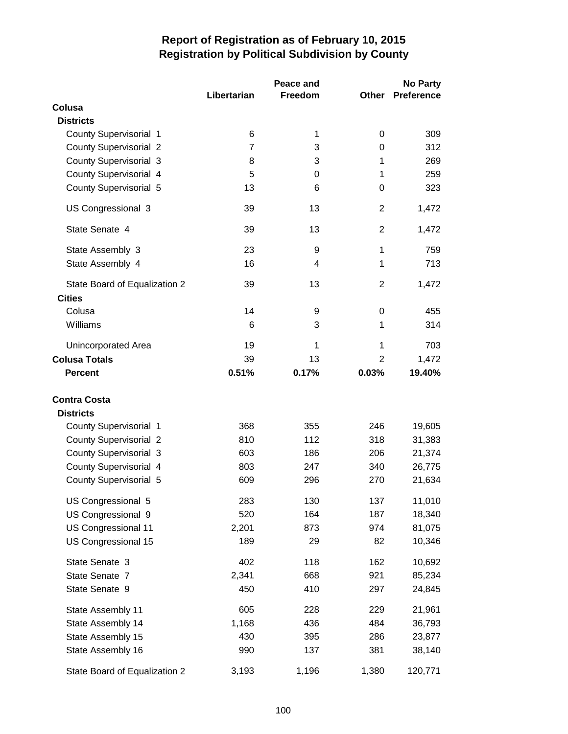# Report of Registration as of February 10, 2015
## Registration by Political Subdivision by County

| | Libertarian | Peace and Freedom | Other | No Party Preference |
|---|---|---|---|---|
| **Colusa** | | | | |
| **Districts** | | | | |
| County Supervisorial 1 | 6 | 1 | 0 | 309 |
| County Supervisorial 2 | 7 | 3 | 0 | 312 |
| County Supervisorial 3 | 8 | 3 | 1 | 269 |
| County Supervisorial 4 | 5 | 0 | 1 | 259 |
| County Supervisorial 5 | 13 | 6 | 0 | 323 |
| US Congressional 3 | 39 | 13 | 2 | 1,472 |
| State Senate 4 | 39 | 13 | 2 | 1,472 |
| State Assembly 3 | 23 | 9 | 1 | 759 |
| State Assembly 4 | 16 | 4 | 1 | 713 |
| State Board of Equalization 2 | 39 | 13 | 2 | 1,472 |
| **Cities** | | | | |
| Colusa | 14 | 9 | 0 | 455 |
| Williams | 6 | 3 | 1 | 314 |
| Unincorporated Area | 19 | 1 | 1 | 703 |
| **Colusa Totals** | 39 | 13 | 2 | 1,472 |
| **Percent** | **0.51%** | **0.17%** | **0.03%** | **19.40%** |
| **Contra Costa** | | | | |
| **Districts** | | | | |
| County Supervisorial 1 | 368 | 355 | 246 | 19,605 |
| County Supervisorial 2 | 810 | 112 | 318 | 31,383 |
| County Supervisorial 3 | 603 | 186 | 206 | 21,374 |
| County Supervisorial 4 | 803 | 247 | 340 | 26,775 |
| County Supervisorial 5 | 609 | 296 | 270 | 21,634 |
| US Congressional 5 | 283 | 130 | 137 | 11,010 |
| US Congressional 9 | 520 | 164 | 187 | 18,340 |
| US Congressional 11 | 2,201 | 873 | 974 | 81,075 |
| US Congressional 15 | 189 | 29 | 82 | 10,346 |
| State Senate 3 | 402 | 118 | 162 | 10,692 |
| State Senate 7 | 2,341 | 668 | 921 | 85,234 |
| State Senate 9 | 450 | 410 | 297 | 24,845 |
| State Assembly 11 | 605 | 228 | 229 | 21,961 |
| State Assembly 14 | 1,168 | 436 | 484 | 36,793 |
| State Assembly 15 | 430 | 395 | 286 | 23,877 |
| State Assembly 16 | 990 | 137 | 381 | 38,140 |
| State Board of Equalization 2 | 3,193 | 1,196 | 1,380 | 120,771 |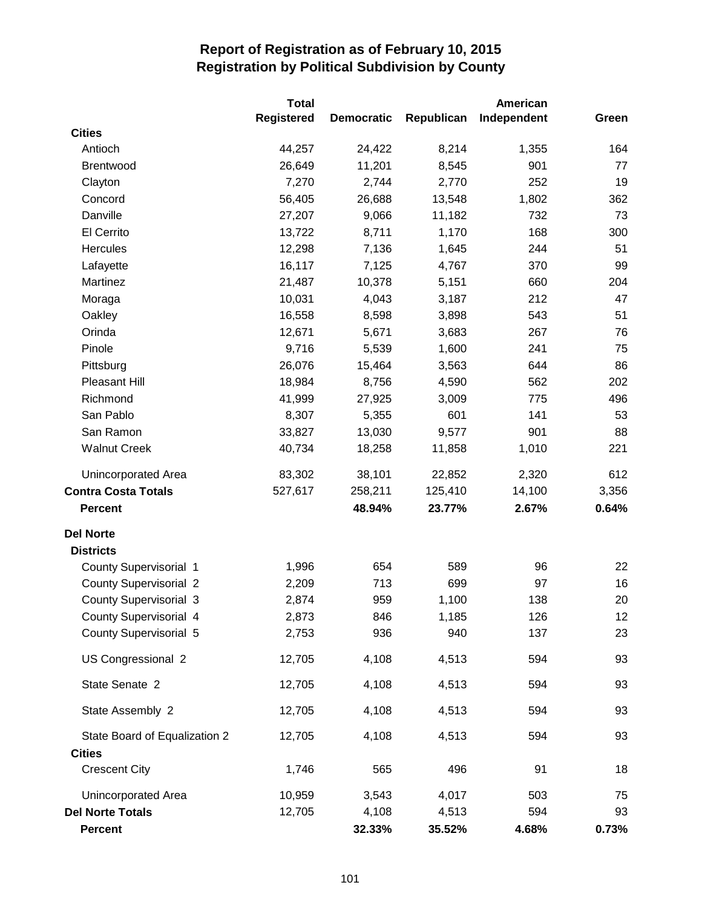# Report of Registration as of February 10, 2015
## Registration by Political Subdivision by County

| | Total Registered | Democratic | Republican | American Independent | Green |
|---|---|---|---|---|---|
| **Cities** | | | | | |
| Antioch | 44,257 | 24,422 | 8,214 | 1,355 | 164 |
| Brentwood | 26,649 | 11,201 | 8,545 | 901 | 77 |
| Clayton | 7,270 | 2,744 | 2,770 | 252 | 19 |
| Concord | 56,405 | 26,688 | 13,548 | 1,802 | 362 |
| Danville | 27,207 | 9,066 | 11,182 | 732 | 73 |
| El Cerrito | 13,722 | 8,711 | 1,170 | 168 | 300 |
| Hercules | 12,298 | 7,136 | 1,645 | 244 | 51 |
| Lafayette | 16,117 | 7,125 | 4,767 | 370 | 99 |
| Martinez | 21,487 | 10,378 | 5,151 | 660 | 204 |
| Moraga | 10,031 | 4,043 | 3,187 | 212 | 47 |
| Oakley | 16,558 | 8,598 | 3,898 | 543 | 51 |
| Orinda | 12,671 | 5,671 | 3,683 | 267 | 76 |
| Pinole | 9,716 | 5,539 | 1,600 | 241 | 75 |
| Pittsburg | 26,076 | 15,464 | 3,563 | 644 | 86 |
| Pleasant Hill | 18,984 | 8,756 | 4,590 | 562 | 202 |
| Richmond | 41,999 | 27,925 | 3,009 | 775 | 496 |
| San Pablo | 8,307 | 5,355 | 601 | 141 | 53 |
| San Ramon | 33,827 | 13,030 | 9,577 | 901 | 88 |
| Walnut Creek | 40,734 | 18,258 | 11,858 | 1,010 | 221 |
| Unincorporated Area | 83,302 | 38,101 | 22,852 | 2,320 | 612 |
| **Contra Costa Totals** | 527,617 | 258,211 | 125,410 | 14,100 | 3,356 |
| **Percent** | | **48.94%** | **23.77%** | **2.67%** | **0.64%** |
| **Del Norte** | | | | | |
| **Districts** | | | | | |
| County Supervisorial 1 | 1,996 | 654 | 589 | 96 | 22 |
| County Supervisorial 2 | 2,209 | 713 | 699 | 97 | 16 |
| County Supervisorial 3 | 2,874 | 959 | 1,100 | 138 | 20 |
| County Supervisorial 4 | 2,873 | 846 | 1,185 | 126 | 12 |
| County Supervisorial 5 | 2,753 | 936 | 940 | 137 | 23 |
| US Congressional 2 | 12,705 | 4,108 | 4,513 | 594 | 93 |
| State Senate 2 | 12,705 | 4,108 | 4,513 | 594 | 93 |
| State Assembly 2 | 12,705 | 4,108 | 4,513 | 594 | 93 |
| State Board of Equalization 2 | 12,705 | 4,108 | 4,513 | 594 | 93 |
| **Cities** | | | | | |
| Crescent City | 1,746 | 565 | 496 | 91 | 18 |
| Unincorporated Area | 10,959 | 3,543 | 4,017 | 503 | 75 |
| **Del Norte Totals** | 12,705 | 4,108 | 4,513 | 594 | 93 |
| **Percent** | | **32.33%** | **35.52%** | **4.68%** | **0.73%** |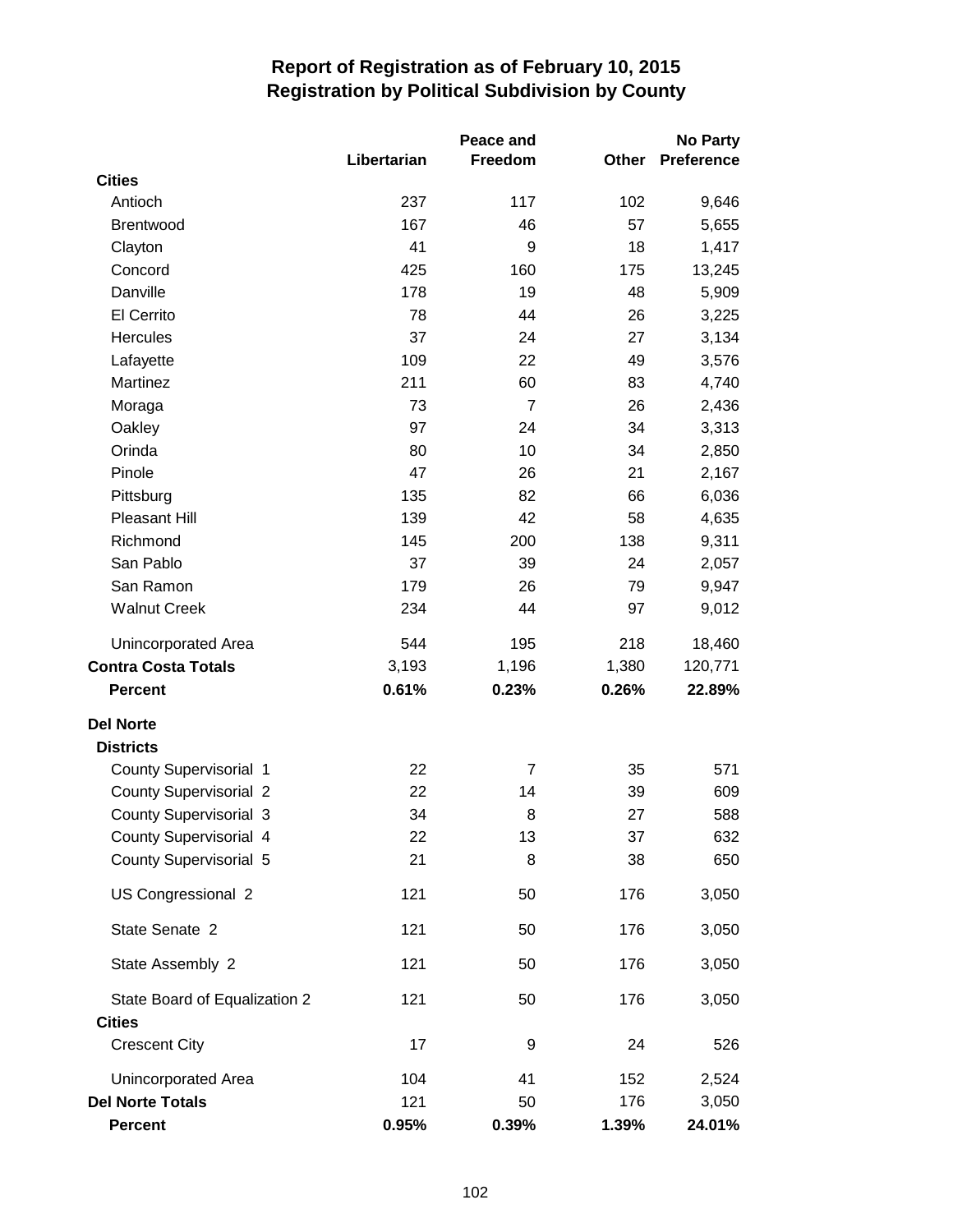# Report of Registration as of February 10, 2015
## Registration by Political Subdivision by County

| | Libertarian | Peace and Freedom | Other | No Party Preference |
|---|---|---|---|---|
| **Cities** | | | | |
| Antioch | 237 | 117 | 102 | 9,646 |
| Brentwood | 167 | 46 | 57 | 5,655 |
| Clayton | 41 | 9 | 18 | 1,417 |
| Concord | 425 | 160 | 175 | 13,245 |
| Danville | 178 | 19 | 48 | 5,909 |
| El Cerrito | 78 | 44 | 26 | 3,225 |
| Hercules | 37 | 24 | 27 | 3,134 |
| Lafayette | 109 | 22 | 49 | 3,576 |
| Martinez | 211 | 60 | 83 | 4,740 |
| Moraga | 73 | 7 | 26 | 2,436 |
| Oakley | 97 | 24 | 34 | 3,313 |
| Orinda | 80 | 10 | 34 | 2,850 |
| Pinole | 47 | 26 | 21 | 2,167 |
| Pittsburg | 135 | 82 | 66 | 6,036 |
| Pleasant Hill | 139 | 42 | 58 | 4,635 |
| Richmond | 145 | 200 | 138 | 9,311 |
| San Pablo | 37 | 39 | 24 | 2,057 |
| San Ramon | 179 | 26 | 79 | 9,947 |
| Walnut Creek | 234 | 44 | 97 | 9,012 |
| Unincorporated Area | 544 | 195 | 218 | 18,460 |
| **Contra Costa Totals** | 3,193 | 1,196 | 1,380 | 120,771 |
| **Percent** | **0.61%** | **0.23%** | **0.26%** | **22.89%** |
| **Del Norte** | | | | |
| **Districts** | | | | |
| County Supervisorial 1 | 22 | 7 | 35 | 571 |
| County Supervisorial 2 | 22 | 14 | 39 | 609 |
| County Supervisorial 3 | 34 | 8 | 27 | 588 |
| County Supervisorial 4 | 22 | 13 | 37 | 632 |
| County Supervisorial 5 | 21 | 8 | 38 | 650 |
| US Congressional 2 | 121 | 50 | 176 | 3,050 |
| State Senate 2 | 121 | 50 | 176 | 3,050 |
| State Assembly 2 | 121 | 50 | 176 | 3,050 |
| State Board of Equalization 2 | 121 | 50 | 176 | 3,050 |
| **Cities** | | | | |
| Crescent City | 17 | 9 | 24 | 526 |
| Unincorporated Area | 104 | 41 | 152 | 2,524 |
| **Del Norte Totals** | 121 | 50 | 176 | 3,050 |
| **Percent** | **0.95%** | **0.39%** | **1.39%** | **24.01%** |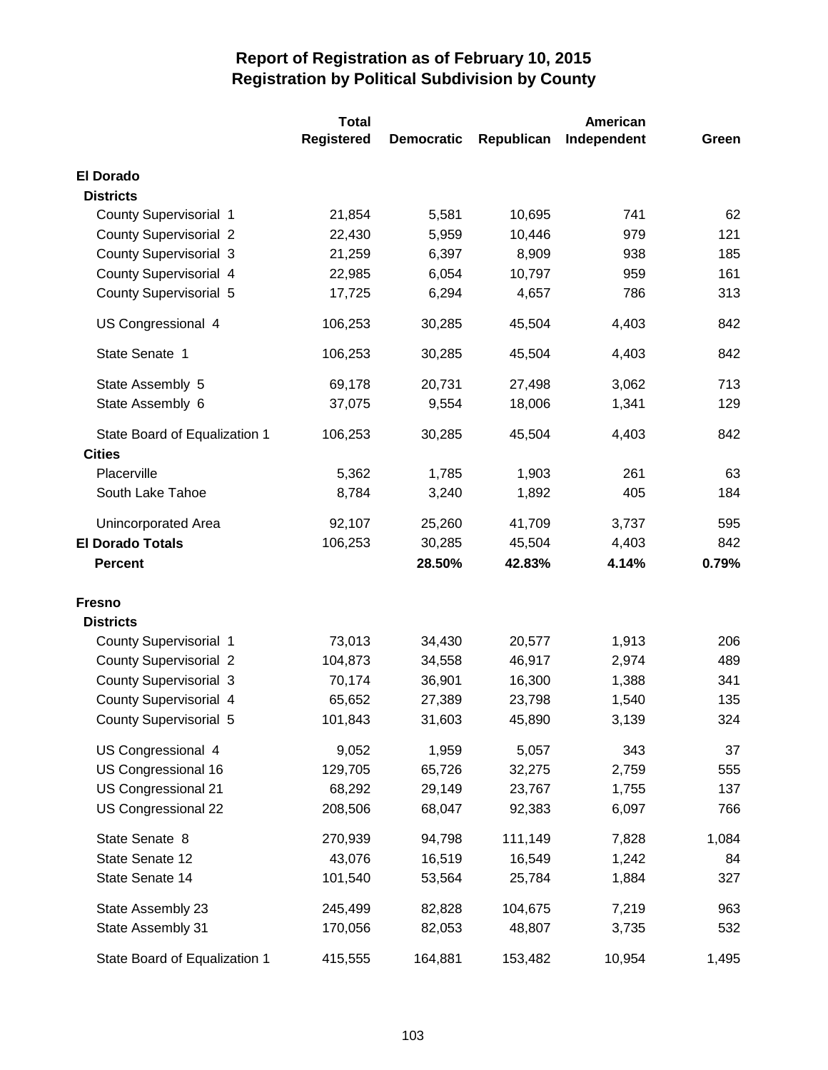# Report of Registration as of February 10, 2015
## Registration by Political Subdivision by County

| | Total Registered | Democratic | Republican | American Independent | Green |
|---|---|---|---|---|---|
| **El Dorado** | | | | | |
| **Districts** | | | | | |
| County Supervisorial 1 | 21,854 | 5,581 | 10,695 | 741 | 62 |
| County Supervisorial 2 | 22,430 | 5,959 | 10,446 | 979 | 121 |
| County Supervisorial 3 | 21,259 | 6,397 | 8,909 | 938 | 185 |
| County Supervisorial 4 | 22,985 | 6,054 | 10,797 | 959 | 161 |
| County Supervisorial 5 | 17,725 | 6,294 | 4,657 | 786 | 313 |
| US Congressional 4 | 106,253 | 30,285 | 45,504 | 4,403 | 842 |
| State Senate 1 | 106,253 | 30,285 | 45,504 | 4,403 | 842 |
| State Assembly 5 | 69,178 | 20,731 | 27,498 | 3,062 | 713 |
| State Assembly 6 | 37,075 | 9,554 | 18,006 | 1,341 | 129 |
| State Board of Equalization 1 | 106,253 | 30,285 | 45,504 | 4,403 | 842 |
| **Cities** | | | | | |
| Placerville | 5,362 | 1,785 | 1,903 | 261 | 63 |
| South Lake Tahoe | 8,784 | 3,240 | 1,892 | 405 | 184 |
| Unincorporated Area | 92,107 | 25,260 | 41,709 | 3,737 | 595 |
| **El Dorado Totals** | 106,253 | 30,285 | 45,504 | 4,403 | 842 |
| **Percent** | | **28.50%** | **42.83%** | **4.14%** | **0.79%** |
| **Fresno** | | | | | |
| **Districts** | | | | | |
| County Supervisorial 1 | 73,013 | 34,430 | 20,577 | 1,913 | 206 |
| County Supervisorial 2 | 104,873 | 34,558 | 46,917 | 2,974 | 489 |
| County Supervisorial 3 | 70,174 | 36,901 | 16,300 | 1,388 | 341 |
| County Supervisorial 4 | 65,652 | 27,389 | 23,798 | 1,540 | 135 |
| County Supervisorial 5 | 101,843 | 31,603 | 45,890 | 3,139 | 324 |
| US Congressional 4 | 9,052 | 1,959 | 5,057 | 343 | 37 |
| US Congressional 16 | 129,705 | 65,726 | 32,275 | 2,759 | 555 |
| US Congressional 21 | 68,292 | 29,149 | 23,767 | 1,755 | 137 |
| US Congressional 22 | 208,506 | 68,047 | 92,383 | 6,097 | 766 |
| State Senate 8 | 270,939 | 94,798 | 111,149 | 7,828 | 1,084 |
| State Senate 12 | 43,076 | 16,519 | 16,549 | 1,242 | 84 |
| State Senate 14 | 101,540 | 53,564 | 25,784 | 1,884 | 327 |
| State Assembly 23 | 245,499 | 82,828 | 104,675 | 7,219 | 963 |
| State Assembly 31 | 170,056 | 82,053 | 48,807 | 3,735 | 532 |
| State Board of Equalization 1 | 415,555 | 164,881 | 153,482 | 10,954 | 1,495 |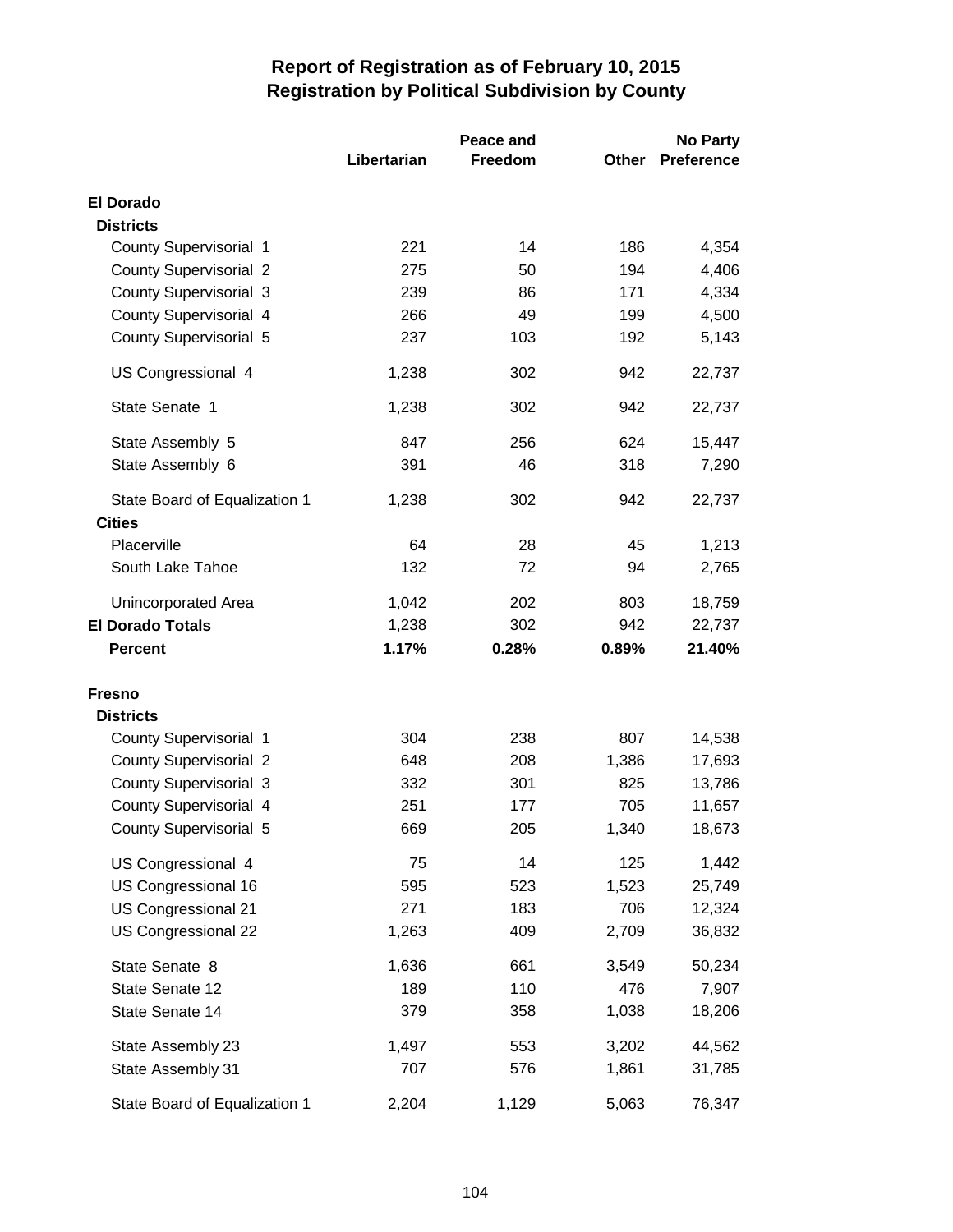# Report of Registration as of February 10, 2015
## Registration by Political Subdivision by County

| | Libertarian | Peace and Freedom | Other | No Party Preference |
|---|---|---|---|---|
| **El Dorado** | | | | |
| **Districts** | | | | |
| County Supervisorial 1 | 221 | 14 | 186 | 4,354 |
| County Supervisorial 2 | 275 | 50 | 194 | 4,406 |
| County Supervisorial 3 | 239 | 86 | 171 | 4,334 |
| County Supervisorial 4 | 266 | 49 | 199 | 4,500 |
| County Supervisorial 5 | 237 | 103 | 192 | 5,143 |
| US Congressional 4 | 1,238 | 302 | 942 | 22,737 |
| State Senate 1 | 1,238 | 302 | 942 | 22,737 |
| State Assembly 5 | 847 | 256 | 624 | 15,447 |
| State Assembly 6 | 391 | 46 | 318 | 7,290 |
| State Board of Equalization 1 | 1,238 | 302 | 942 | 22,737 |
| **Cities** | | | | |
| Placerville | 64 | 28 | 45 | 1,213 |
| South Lake Tahoe | 132 | 72 | 94 | 2,765 |
| Unincorporated Area | 1,042 | 202 | 803 | 18,759 |
| **El Dorado Totals** | 1,238 | 302 | 942 | 22,737 |
| **Percent** | **1.17%** | **0.28%** | **0.89%** | **21.40%** |
| **Fresno** | | | | |
| **Districts** | | | | |
| County Supervisorial 1 | 304 | 238 | 807 | 14,538 |
| County Supervisorial 2 | 648 | 208 | 1,386 | 17,693 |
| County Supervisorial 3 | 332 | 301 | 825 | 13,786 |
| County Supervisorial 4 | 251 | 177 | 705 | 11,657 |
| County Supervisorial 5 | 669 | 205 | 1,340 | 18,673 |
| US Congressional 4 | 75 | 14 | 125 | 1,442 |
| US Congressional 16 | 595 | 523 | 1,523 | 25,749 |
| US Congressional 21 | 271 | 183 | 706 | 12,324 |
| US Congressional 22 | 1,263 | 409 | 2,709 | 36,832 |
| State Senate 8 | 1,636 | 661 | 3,549 | 50,234 |
| State Senate 12 | 189 | 110 | 476 | 7,907 |
| State Senate 14 | 379 | 358 | 1,038 | 18,206 |
| State Assembly 23 | 1,497 | 553 | 3,202 | 44,562 |
| State Assembly 31 | 707 | 576 | 1,861 | 31,785 |
| State Board of Equalization 1 | 2,204 | 1,129 | 5,063 | 76,347 |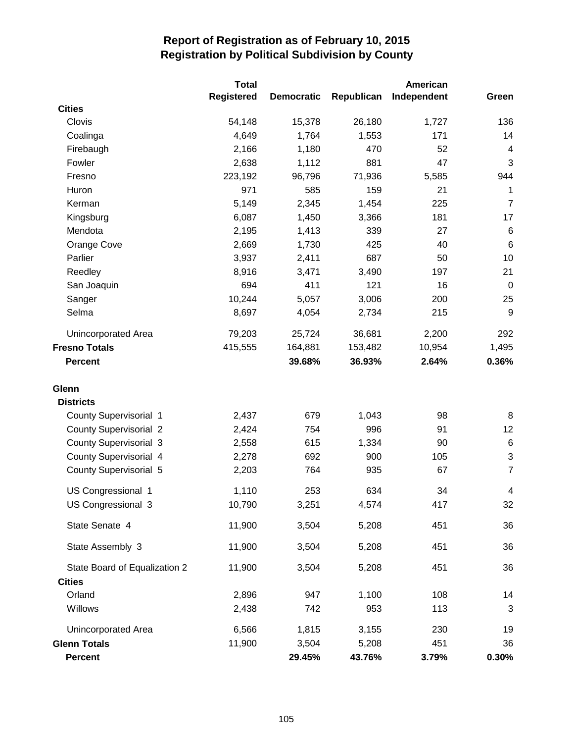# Report of Registration as of February 10, 2015
## Registration by Political Subdivision by County

| | Total Registered | Democratic | Republican | American Independent | Green |
|---|---|---|---|---|---|
| **Cities** | | | | | |
| Clovis | 54,148 | 15,378 | 26,180 | 1,727 | 136 |
| Coalinga | 4,649 | 1,764 | 1,553 | 171 | 14 |
| Firebaugh | 2,166 | 1,180 | 470 | 52 | 4 |
| Fowler | 2,638 | 1,112 | 881 | 47 | 3 |
| Fresno | 223,192 | 96,796 | 71,936 | 5,585 | 944 |
| Huron | 971 | 585 | 159 | 21 | 1 |
| Kerman | 5,149 | 2,345 | 1,454 | 225 | 7 |
| Kingsburg | 6,087 | 1,450 | 3,366 | 181 | 17 |
| Mendota | 2,195 | 1,413 | 339 | 27 | 6 |
| Orange Cove | 2,669 | 1,730 | 425 | 40 | 6 |
| Parlier | 3,937 | 2,411 | 687 | 50 | 10 |
| Reedley | 8,916 | 3,471 | 3,490 | 197 | 21 |
| San Joaquin | 694 | 411 | 121 | 16 | 0 |
| Sanger | 10,244 | 5,057 | 3,006 | 200 | 25 |
| Selma | 8,697 | 4,054 | 2,734 | 215 | 9 |
| Unincorporated Area | 79,203 | 25,724 | 36,681 | 2,200 | 292 |
| **Fresno Totals** | 415,555 | 164,881 | 153,482 | 10,954 | 1,495 |
| **Percent** | | **39.68%** | **36.93%** | **2.64%** | **0.36%** |
| **Glenn** | | | | | |
| **Districts** | | | | | |
| County Supervisorial 1 | 2,437 | 679 | 1,043 | 98 | 8 |
| County Supervisorial 2 | 2,424 | 754 | 996 | 91 | 12 |
| County Supervisorial 3 | 2,558 | 615 | 1,334 | 90 | 6 |
| County Supervisorial 4 | 2,278 | 692 | 900 | 105 | 3 |
| County Supervisorial 5 | 2,203 | 764 | 935 | 67 | 7 |
| US Congressional 1 | 1,110 | 253 | 634 | 34 | 4 |
| US Congressional 3 | 10,790 | 3,251 | 4,574 | 417 | 32 |
| State Senate 4 | 11,900 | 3,504 | 5,208 | 451 | 36 |
| State Assembly 3 | 11,900 | 3,504 | 5,208 | 451 | 36 |
| State Board of Equalization 2 | 11,900 | 3,504 | 5,208 | 451 | 36 |
| **Cities** | | | | | |
| Orland | 2,896 | 947 | 1,100 | 108 | 14 |
| Willows | 2,438 | 742 | 953 | 113 | 3 |
| Unincorporated Area | 6,566 | 1,815 | 3,155 | 230 | 19 |
| **Glenn Totals** | 11,900 | 3,504 | 5,208 | 451 | 36 |
| **Percent** | | **29.45%** | **43.76%** | **3.79%** | **0.30%** |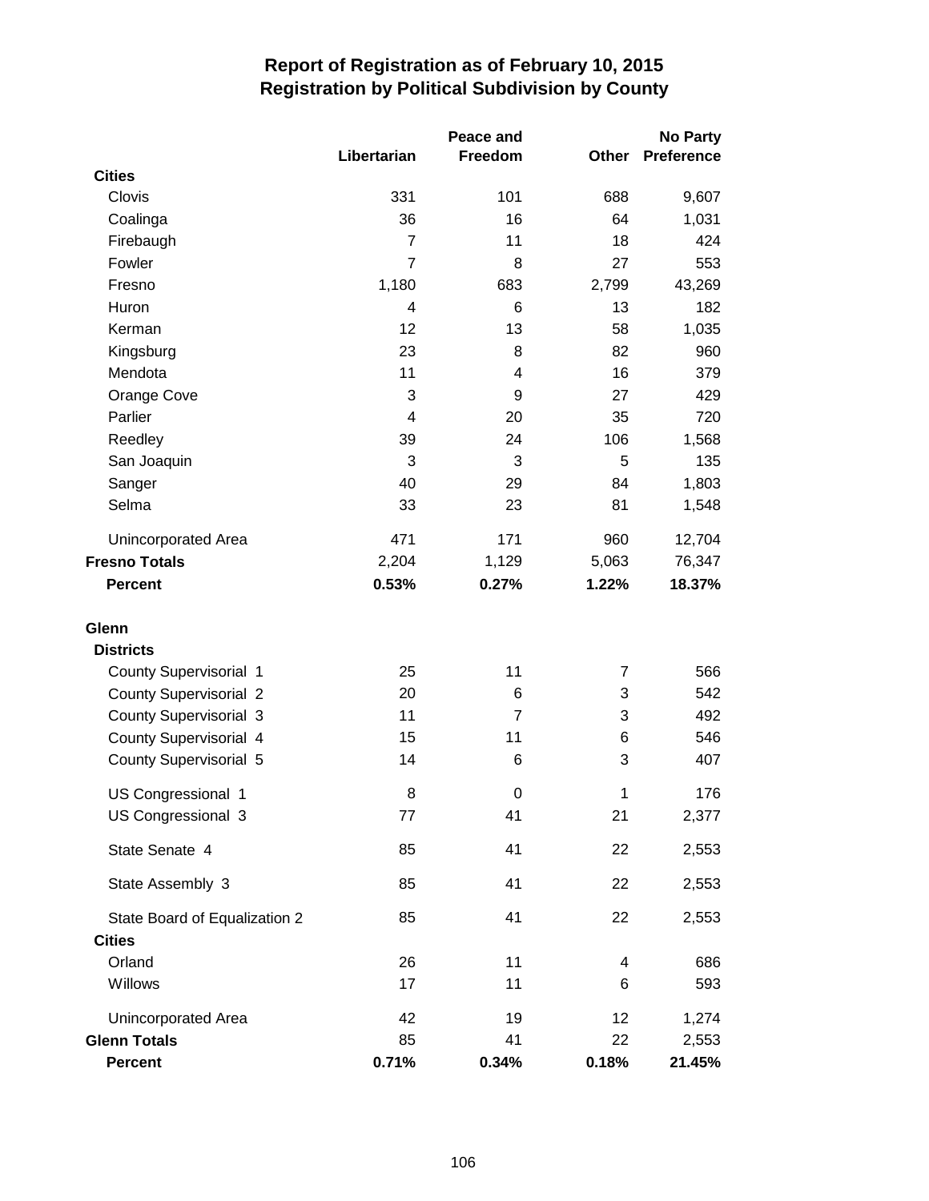# Report of Registration as of February 10, 2015
## Registration by Political Subdivision by County

| | Libertarian | Peace and Freedom | Other | No Party Preference |
|---|---|---|---|---|
| **Cities** | | | | |
| Clovis | 331 | 101 | 688 | 9,607 |
| Coalinga | 36 | 16 | 64 | 1,031 |
| Firebaugh | 7 | 11 | 18 | 424 |
| Fowler | 7 | 8 | 27 | 553 |
| Fresno | 1,180 | 683 | 2,799 | 43,269 |
| Huron | 4 | 6 | 13 | 182 |
| Kerman | 12 | 13 | 58 | 1,035 |
| Kingsburg | 23 | 8 | 82 | 960 |
| Mendota | 11 | 4 | 16 | 379 |
| Orange Cove | 3 | 9 | 27 | 429 |
| Parlier | 4 | 20 | 35 | 720 |
| Reedley | 39 | 24 | 106 | 1,568 |
| San Joaquin | 3 | 3 | 5 | 135 |
| Sanger | 40 | 29 | 84 | 1,803 |
| Selma | 33 | 23 | 81 | 1,548 |
| Unincorporated Area | 471 | 171 | 960 | 12,704 |
| **Fresno Totals** | 2,204 | 1,129 | 5,063 | 76,347 |
| **Percent** | **0.53%** | **0.27%** | **1.22%** | **18.37%** |
| | | | | |
| **Glenn** | | | | |
| **Districts** | | | | |
| County Supervisorial 1 | 25 | 11 | 7 | 566 |
| County Supervisorial 2 | 20 | 6 | 3 | 542 |
| County Supervisorial 3 | 11 | 7 | 3 | 492 |
| County Supervisorial 4 | 15 | 11 | 6 | 546 |
| County Supervisorial 5 | 14 | 6 | 3 | 407 |
| US Congressional 1 | 8 | 0 | 1 | 176 |
| US Congressional 3 | 77 | 41 | 21 | 2,377 |
| State Senate 4 | 85 | 41 | 22 | 2,553 |
| State Assembly 3 | 85 | 41 | 22 | 2,553 |
| State Board of Equalization 2 | 85 | 41 | 22 | 2,553 |
| **Cities** | | | | |
| Orland | 26 | 11 | 4 | 686 |
| Willows | 17 | 11 | 6 | 593 |
| Unincorporated Area | 42 | 19 | 12 | 1,274 |
| **Glenn Totals** | 85 | 41 | 22 | 2,553 |
| **Percent** | **0.71%** | **0.34%** | **0.18%** | **21.45%** |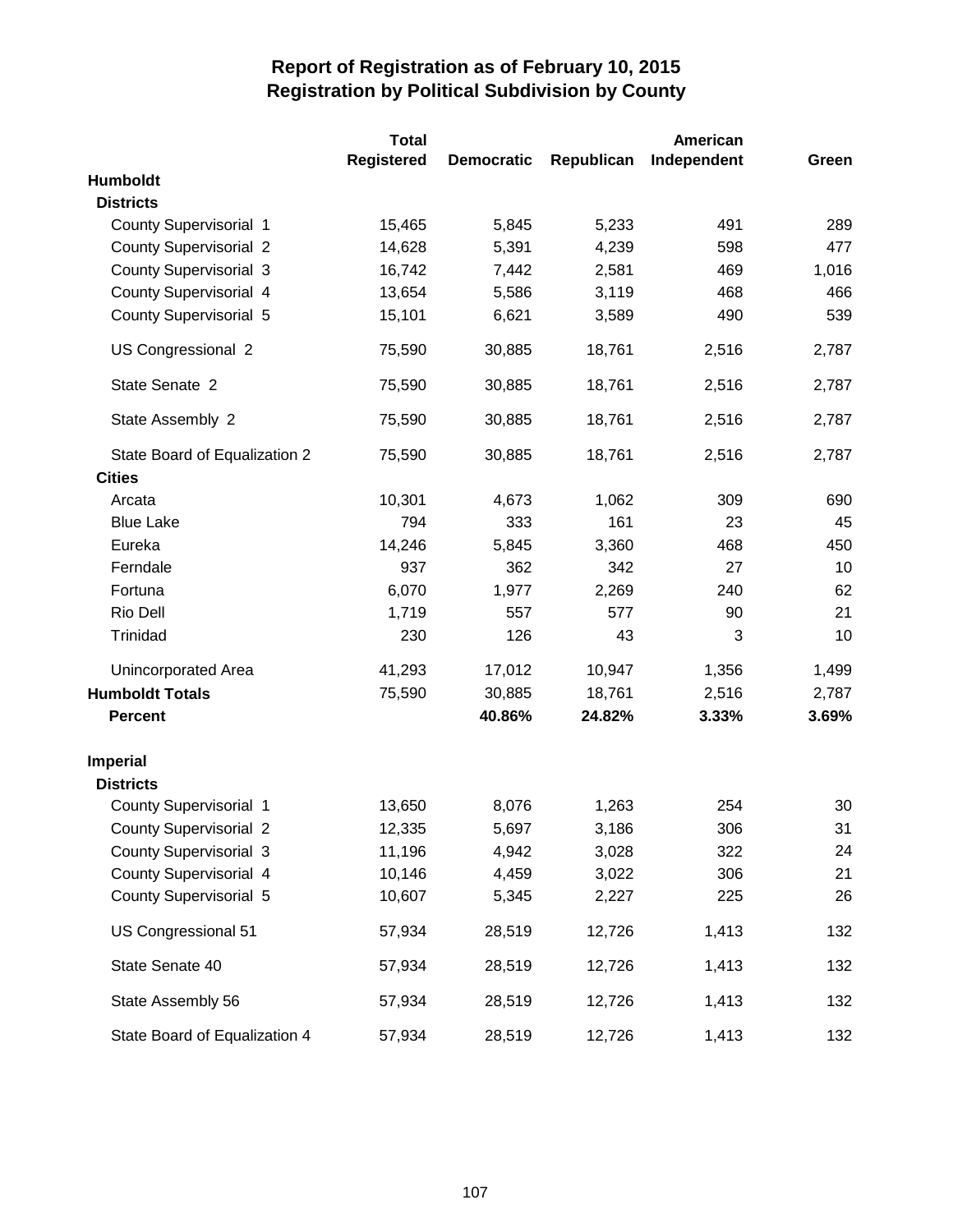# Report of Registration as of February 10, 2015
## Registration by Political Subdivision by County

| | Total Registered | Democratic | Republican | American Independent | Green |
|---|---|---|---|---|---|
| **Humboldt** | | | | | |
| **Districts** | | | | | |
| County Supervisorial 1 | 15,465 | 5,845 | 5,233 | 491 | 289 |
| County Supervisorial 2 | 14,628 | 5,391 | 4,239 | 598 | 477 |
| County Supervisorial 3 | 16,742 | 7,442 | 2,581 | 469 | 1,016 |
| County Supervisorial 4 | 13,654 | 5,586 | 3,119 | 468 | 466 |
| County Supervisorial 5 | 15,101 | 6,621 | 3,589 | 490 | 539 |
| US Congressional 2 | 75,590 | 30,885 | 18,761 | 2,516 | 2,787 |
| State Senate 2 | 75,590 | 30,885 | 18,761 | 2,516 | 2,787 |
| State Assembly 2 | 75,590 | 30,885 | 18,761 | 2,516 | 2,787 |
| State Board of Equalization 2 | 75,590 | 30,885 | 18,761 | 2,516 | 2,787 |
| **Cities** | | | | | |
| Arcata | 10,301 | 4,673 | 1,062 | 309 | 690 |
| Blue Lake | 794 | 333 | 161 | 23 | 45 |
| Eureka | 14,246 | 5,845 | 3,360 | 468 | 450 |
| Ferndale | 937 | 362 | 342 | 27 | 10 |
| Fortuna | 6,070 | 1,977 | 2,269 | 240 | 62 |
| Rio Dell | 1,719 | 557 | 577 | 90 | 21 |
| Trinidad | 230 | 126 | 43 | 3 | 10 |
| Unincorporated Area | 41,293 | 17,012 | 10,947 | 1,356 | 1,499 |
| **Humboldt Totals** | 75,590 | 30,885 | 18,761 | 2,516 | 2,787 |
| **Percent** | | **40.86%** | **24.82%** | **3.33%** | **3.69%** |
| **Imperial** | | | | | |
| **Districts** | | | | | |
| County Supervisorial 1 | 13,650 | 8,076 | 1,263 | 254 | 30 |
| County Supervisorial 2 | 12,335 | 5,697 | 3,186 | 306 | 31 |
| County Supervisorial 3 | 11,196 | 4,942 | 3,028 | 322 | 24 |
| County Supervisorial 4 | 10,146 | 4,459 | 3,022 | 306 | 21 |
| County Supervisorial 5 | 10,607 | 5,345 | 2,227 | 225 | 26 |
| US Congressional 51 | 57,934 | 28,519 | 12,726 | 1,413 | 132 |
| State Senate 40 | 57,934 | 28,519 | 12,726 | 1,413 | 132 |
| State Assembly 56 | 57,934 | 28,519 | 12,726 | 1,413 | 132 |
| State Board of Equalization 4 | 57,934 | 28,519 | 12,726 | 1,413 | 132 |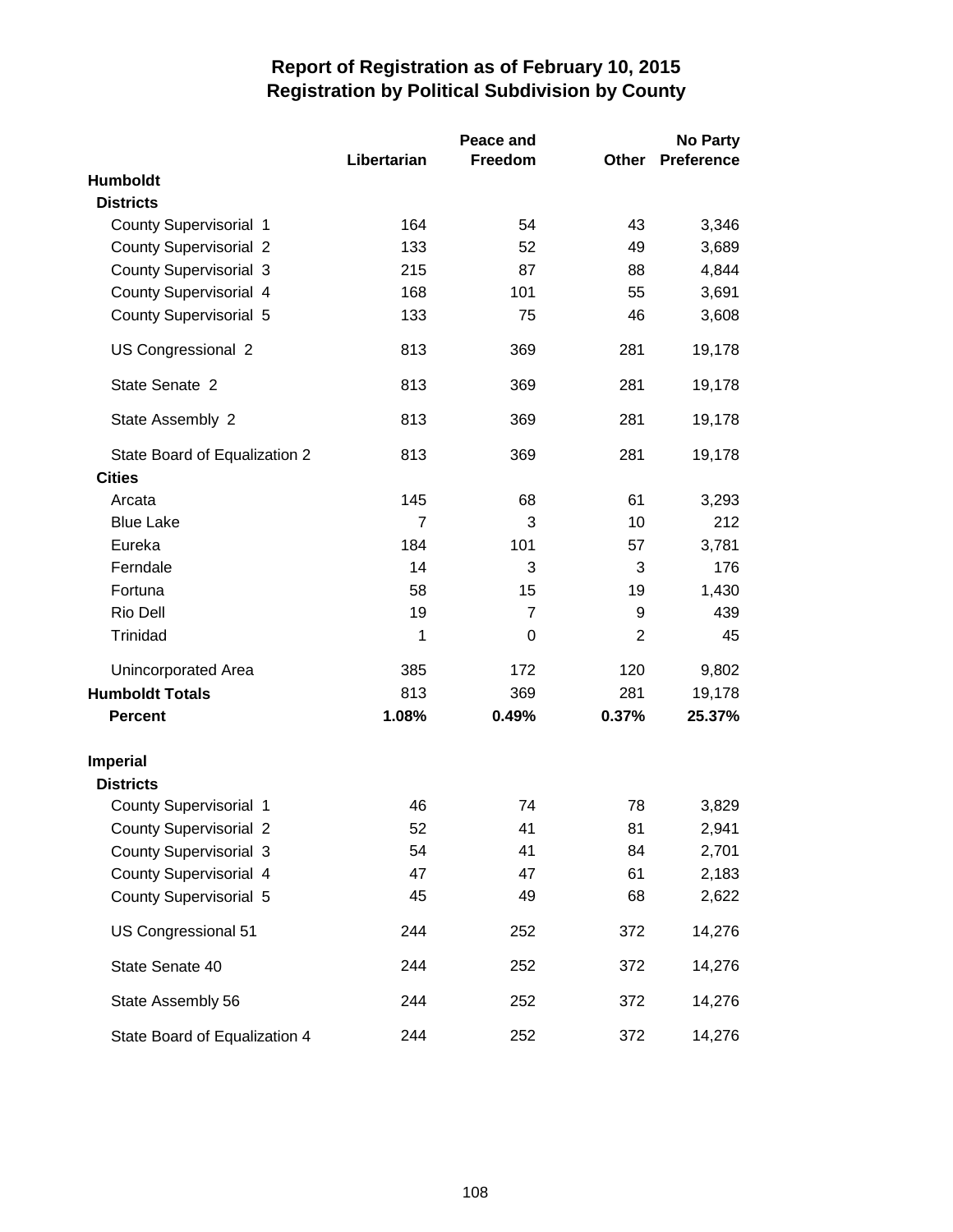# Report of Registration as of February 10, 2015
## Registration by Political Subdivision by County

| | Libertarian | Peace and Freedom | Other | No Party Preference |
|---|---|---|---|---|
| **Humboldt** | | | | |
| **Districts** | | | | |
| County Supervisorial 1 | 164 | 54 | 43 | 3,346 |
| County Supervisorial 2 | 133 | 52 | 49 | 3,689 |
| County Supervisorial 3 | 215 | 87 | 88 | 4,844 |
| County Supervisorial 4 | 168 | 101 | 55 | 3,691 |
| County Supervisorial 5 | 133 | 75 | 46 | 3,608 |
| US Congressional 2 | 813 | 369 | 281 | 19,178 |
| State Senate 2 | 813 | 369 | 281 | 19,178 |
| State Assembly 2 | 813 | 369 | 281 | 19,178 |
| State Board of Equalization 2 | 813 | 369 | 281 | 19,178 |
| **Cities** | | | | |
| Arcata | 145 | 68 | 61 | 3,293 |
| Blue Lake | 7 | 3 | 10 | 212 |
| Eureka | 184 | 101 | 57 | 3,781 |
| Ferndale | 14 | 3 | 3 | 176 |
| Fortuna | 58 | 15 | 19 | 1,430 |
| Rio Dell | 19 | 7 | 9 | 439 |
| Trinidad | 1 | 0 | 2 | 45 |
| Unincorporated Area | 385 | 172 | 120 | 9,802 |
| **Humboldt Totals** | 813 | 369 | 281 | 19,178 |
| **Percent** | **1.08%** | **0.49%** | **0.37%** | **25.37%** |
| **Imperial** | | | | |
| **Districts** | | | | |
| County Supervisorial 1 | 46 | 74 | 78 | 3,829 |
| County Supervisorial 2 | 52 | 41 | 81 | 2,941 |
| County Supervisorial 3 | 54 | 41 | 84 | 2,701 |
| County Supervisorial 4 | 47 | 47 | 61 | 2,183 |
| County Supervisorial 5 | 45 | 49 | 68 | 2,622 |
| US Congressional 51 | 244 | 252 | 372 | 14,276 |
| State Senate 40 | 244 | 252 | 372 | 14,276 |
| State Assembly 56 | 244 | 252 | 372 | 14,276 |
| State Board of Equalization 4 | 244 | 252 | 372 | 14,276 |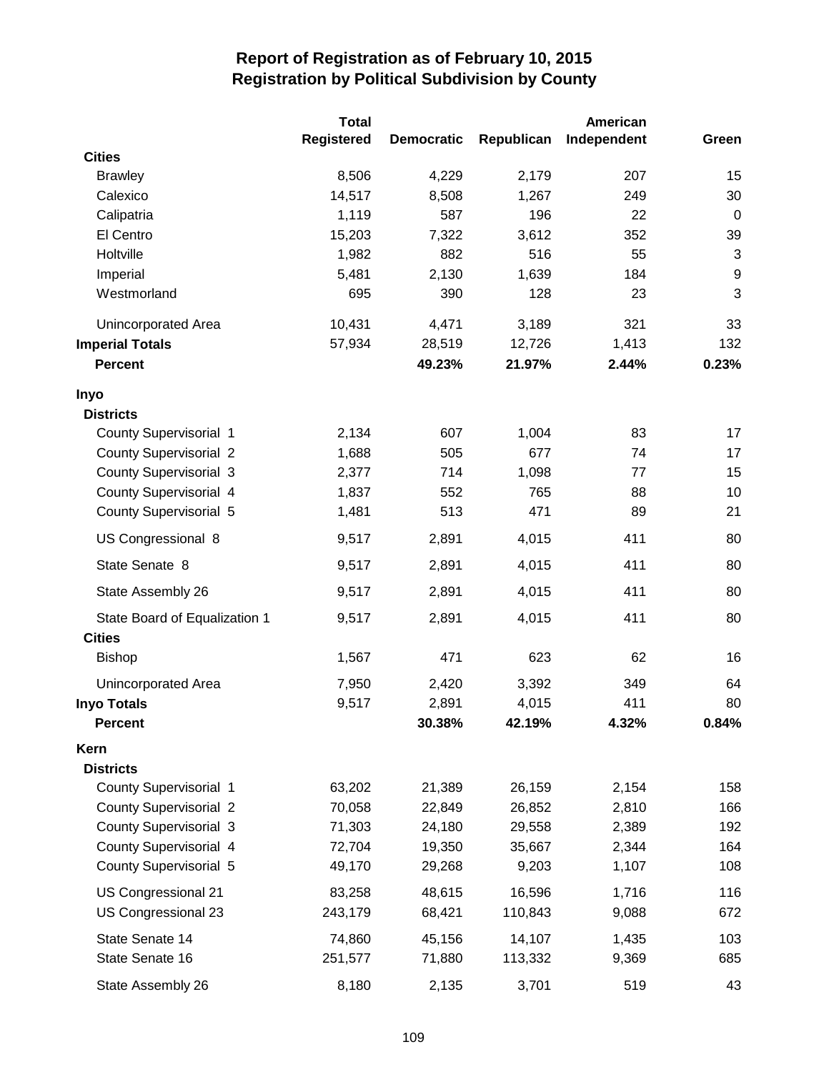# Report of Registration as of February 10, 2015
## Registration by Political Subdivision by County

| | Total Registered | Democratic | Republican | American Independent | Green |
|---|---|---|---|---|---|
| **Cities** | | | | | |
| Brawley | 8,506 | 4,229 | 2,179 | 207 | 15 |
| Calexico | 14,517 | 8,508 | 1,267 | 249 | 30 |
| Calipatria | 1,119 | 587 | 196 | 22 | 0 |
| El Centro | 15,203 | 7,322 | 3,612 | 352 | 39 |
| Holtville | 1,982 | 882 | 516 | 55 | 3 |
| Imperial | 5,481 | 2,130 | 1,639 | 184 | 9 |
| Westmorland | 695 | 390 | 128 | 23 | 3 |
| Unincorporated Area | 10,431 | 4,471 | 3,189 | 321 | 33 |
| **Imperial Totals** | 57,934 | 28,519 | 12,726 | 1,413 | 132 |
| **Percent** | | **49.23%** | **21.97%** | **2.44%** | **0.23%** |
| **Inyo** | | | | | |
| **Districts** | | | | | |
| County Supervisorial 1 | 2,134 | 607 | 1,004 | 83 | 17 |
| County Supervisorial 2 | 1,688 | 505 | 677 | 74 | 17 |
| County Supervisorial 3 | 2,377 | 714 | 1,098 | 77 | 15 |
| County Supervisorial 4 | 1,837 | 552 | 765 | 88 | 10 |
| County Supervisorial 5 | 1,481 | 513 | 471 | 89 | 21 |
| US Congressional 8 | 9,517 | 2,891 | 4,015 | 411 | 80 |
| State Senate 8 | 9,517 | 2,891 | 4,015 | 411 | 80 |
| State Assembly 26 | 9,517 | 2,891 | 4,015 | 411 | 80 |
| State Board of Equalization 1 | 9,517 | 2,891 | 4,015 | 411 | 80 |
| **Cities** | | | | | |
| Bishop | 1,567 | 471 | 623 | 62 | 16 |
| Unincorporated Area | 7,950 | 2,420 | 3,392 | 349 | 64 |
| **Inyo Totals** | 9,517 | 2,891 | 4,015 | 411 | 80 |
| **Percent** | | **30.38%** | **42.19%** | **4.32%** | **0.84%** |
| **Kern** | | | | | |
| **Districts** | | | | | |
| County Supervisorial 1 | 63,202 | 21,389 | 26,159 | 2,154 | 158 |
| County Supervisorial 2 | 70,058 | 22,849 | 26,852 | 2,810 | 166 |
| County Supervisorial 3 | 71,303 | 24,180 | 29,558 | 2,389 | 192 |
| County Supervisorial 4 | 72,704 | 19,350 | 35,667 | 2,344 | 164 |
| County Supervisorial 5 | 49,170 | 29,268 | 9,203 | 1,107 | 108 |
| US Congressional 21 | 83,258 | 48,615 | 16,596 | 1,716 | 116 |
| US Congressional 23 | 243,179 | 68,421 | 110,843 | 9,088 | 672 |
| State Senate 14 | 74,860 | 45,156 | 14,107 | 1,435 | 103 |
| State Senate 16 | 251,577 | 71,880 | 113,332 | 9,369 | 685 |
| State Assembly 26 | 8,180 | 2,135 | 3,701 | 519 | 43 |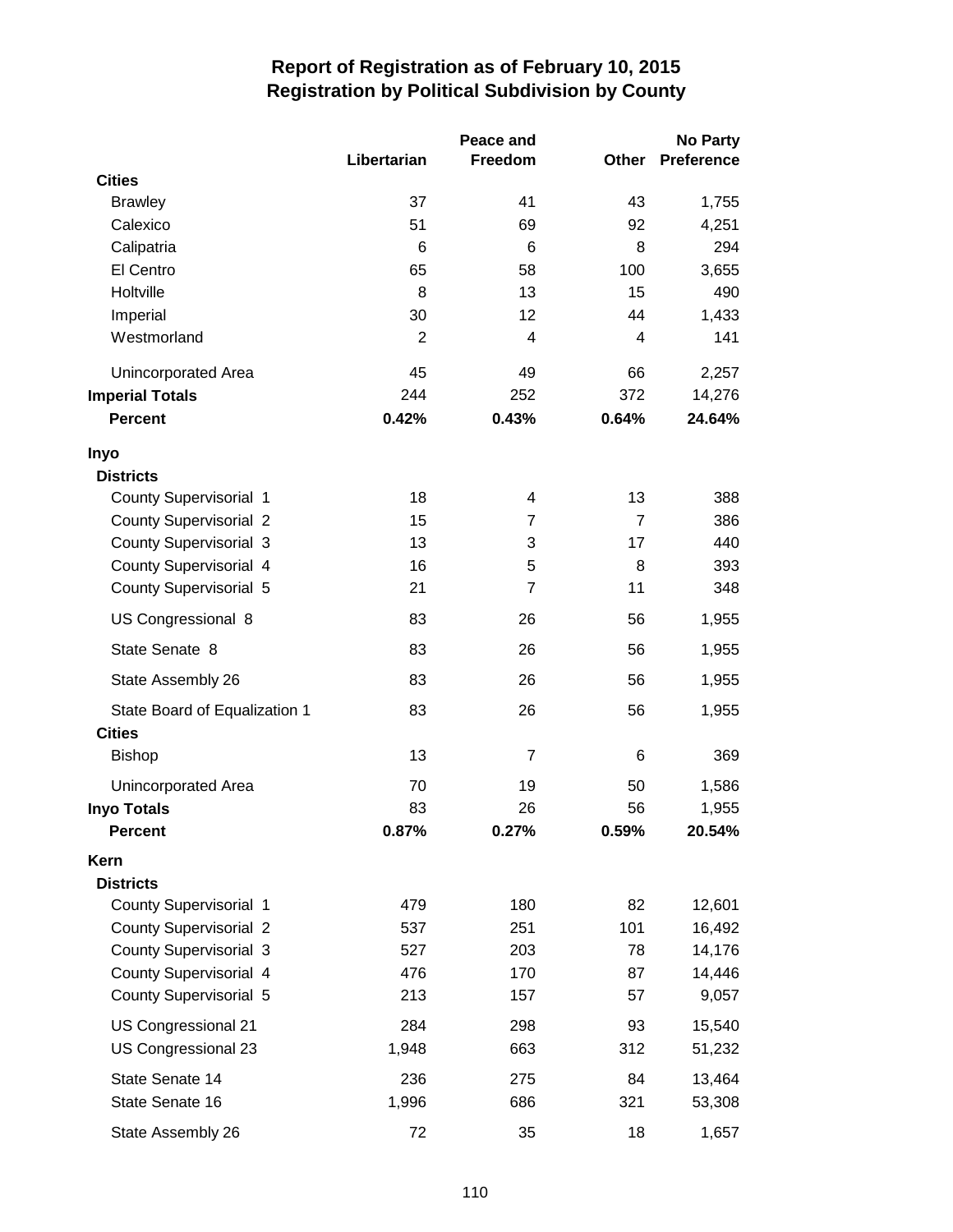# Report of Registration as of February 10, 2015
## Registration by Political Subdivision by County

| | Libertarian | Peace and Freedom | Other | No Party Preference |
|---|---|---|---|---|
| **Cities** | | | | |
| Brawley | 37 | 41 | 43 | 1,755 |
| Calexico | 51 | 69 | 92 | 4,251 |
| Calipatria | 6 | 6 | 8 | 294 |
| El Centro | 65 | 58 | 100 | 3,655 |
| Holtville | 8 | 13 | 15 | 490 |
| Imperial | 30 | 12 | 44 | 1,433 |
| Westmorland | 2 | 4 | 4 | 141 |
| Unincorporated Area | 45 | 49 | 66 | 2,257 |
| **Imperial Totals** | 244 | 252 | 372 | 14,276 |
| **Percent** | **0.42%** | **0.43%** | **0.64%** | **24.64%** |
| **Inyo** | | | | |
| **Districts** | | | | |
| County Supervisorial 1 | 18 | 4 | 13 | 388 |
| County Supervisorial 2 | 15 | 7 | 7 | 386 |
| County Supervisorial 3 | 13 | 3 | 17 | 440 |
| County Supervisorial 4 | 16 | 5 | 8 | 393 |
| County Supervisorial 5 | 21 | 7 | 11 | 348 |
| US Congressional 8 | 83 | 26 | 56 | 1,955 |
| State Senate 8 | 83 | 26 | 56 | 1,955 |
| State Assembly 26 | 83 | 26 | 56 | 1,955 |
| State Board of Equalization 1 | 83 | 26 | 56 | 1,955 |
| **Cities** | | | | |
| Bishop | 13 | 7 | 6 | 369 |
| Unincorporated Area | 70 | 19 | 50 | 1,586 |
| **Inyo Totals** | 83 | 26 | 56 | 1,955 |
| **Percent** | **0.87%** | **0.27%** | **0.59%** | **20.54%** |
| **Kern** | | | | |
| **Districts** | | | | |
| County Supervisorial 1 | 479 | 180 | 82 | 12,601 |
| County Supervisorial 2 | 537 | 251 | 101 | 16,492 |
| County Supervisorial 3 | 527 | 203 | 78 | 14,176 |
| County Supervisorial 4 | 476 | 170 | 87 | 14,446 |
| County Supervisorial 5 | 213 | 157 | 57 | 9,057 |
| US Congressional 21 | 284 | 298 | 93 | 15,540 |
| US Congressional 23 | 1,948 | 663 | 312 | 51,232 |
| State Senate 14 | 236 | 275 | 84 | 13,464 |
| State Senate 16 | 1,996 | 686 | 321 | 53,308 |
| State Assembly 26 | 72 | 35 | 18 | 1,657 |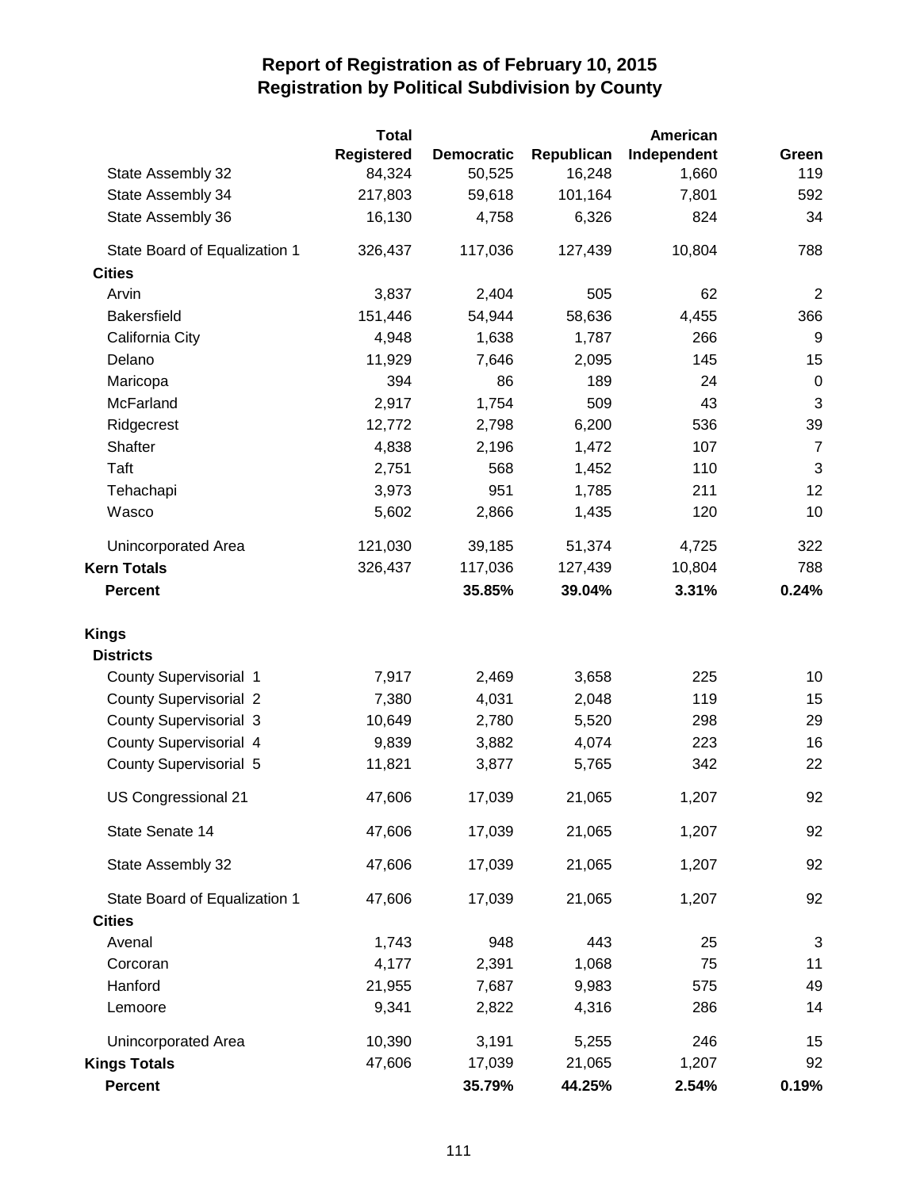# Report of Registration as of February 10, 2015
## Registration by Political Subdivision by County

| | Total Registered | Democratic | Republican | American Independent | Green |
|---|---|---|---|---|---|
| State Assembly 32 | 84,324 | 50,525 | 16,248 | 1,660 | 119 |
| State Assembly 34 | 217,803 | 59,618 | 101,164 | 7,801 | 592 |
| State Assembly 36 | 16,130 | 4,758 | 6,326 | 824 | 34 |
| State Board of Equalization 1 | 326,437 | 117,036 | 127,439 | 10,804 | 788 |
| **Cities** | | | | | |
| Arvin | 3,837 | 2,404 | 505 | 62 | 2 |
| Bakersfield | 151,446 | 54,944 | 58,636 | 4,455 | 366 |
| California City | 4,948 | 1,638 | 1,787 | 266 | 9 |
| Delano | 11,929 | 7,646 | 2,095 | 145 | 15 |
| Maricopa | 394 | 86 | 189 | 24 | 0 |
| McFarland | 2,917 | 1,754 | 509 | 43 | 3 |
| Ridgecrest | 12,772 | 2,798 | 6,200 | 536 | 39 |
| Shafter | 4,838 | 2,196 | 1,472 | 107 | 7 |
| Taft | 2,751 | 568 | 1,452 | 110 | 3 |
| Tehachapi | 3,973 | 951 | 1,785 | 211 | 12 |
| Wasco | 5,602 | 2,866 | 1,435 | 120 | 10 |
| Unincorporated Area | 121,030 | 39,185 | 51,374 | 4,725 | 322 |
| **Kern Totals** | 326,437 | 117,036 | 127,439 | 10,804 | 788 |
| **Percent** | | **35.85%** | **39.04%** | **3.31%** | **0.24%** |
| **Kings** | | | | | |
| **Districts** | | | | | |
| County Supervisorial 1 | 7,917 | 2,469 | 3,658 | 225 | 10 |
| County Supervisorial 2 | 7,380 | 4,031 | 2,048 | 119 | 15 |
| County Supervisorial 3 | 10,649 | 2,780 | 5,520 | 298 | 29 |
| County Supervisorial 4 | 9,839 | 3,882 | 4,074 | 223 | 16 |
| County Supervisorial 5 | 11,821 | 3,877 | 5,765 | 342 | 22 |
| US Congressional 21 | 47,606 | 17,039 | 21,065 | 1,207 | 92 |
| State Senate 14 | 47,606 | 17,039 | 21,065 | 1,207 | 92 |
| State Assembly 32 | 47,606 | 17,039 | 21,065 | 1,207 | 92 |
| State Board of Equalization 1 | 47,606 | 17,039 | 21,065 | 1,207 | 92 |
| **Cities** | | | | | |
| Avenal | 1,743 | 948 | 443 | 25 | 3 |
| Corcoran | 4,177 | 2,391 | 1,068 | 75 | 11 |
| Hanford | 21,955 | 7,687 | 9,983 | 575 | 49 |
| Lemoore | 9,341 | 2,822 | 4,316 | 286 | 14 |
| Unincorporated Area | 10,390 | 3,191 | 5,255 | 246 | 15 |
| **Kings Totals** | 47,606 | 17,039 | 21,065 | 1,207 | 92 |
| **Percent** | | **35.79%** | **44.25%** | **2.54%** | **0.19%** |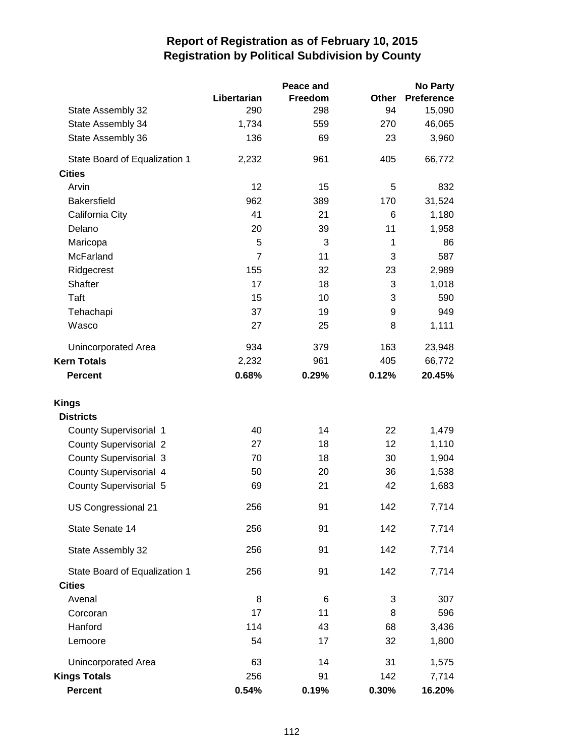# Report of Registration as of February 10, 2015
## Registration by Political Subdivision by County

| | Libertarian | Peace and Freedom | Other | No Party Preference |
|---|---|---|---|---|
| State Assembly 32 | 290 | 298 | 94 | 15,090 |
| State Assembly 34 | 1,734 | 559 | 270 | 46,065 |
| State Assembly 36 | 136 | 69 | 23 | 3,960 |
| State Board of Equalization 1 | 2,232 | 961 | 405 | 66,772 |
| **Cities** | | | | |
| Arvin | 12 | 15 | 5 | 832 |
| Bakersfield | 962 | 389 | 170 | 31,524 |
| California City | 41 | 21 | 6 | 1,180 |
| Delano | 20 | 39 | 11 | 1,958 |
| Maricopa | 5 | 3 | 1 | 86 |
| McFarland | 7 | 11 | 3 | 587 |
| Ridgecrest | 155 | 32 | 23 | 2,989 |
| Shafter | 17 | 18 | 3 | 1,018 |
| Taft | 15 | 10 | 3 | 590 |
| Tehachapi | 37 | 19 | 9 | 949 |
| Wasco | 27 | 25 | 8 | 1,111 |
| Unincorporated Area | 934 | 379 | 163 | 23,948 |
| **Kern Totals** | 2,232 | 961 | 405 | 66,772 |
| **Percent** | **0.68%** | **0.29%** | **0.12%** | **20.45%** |
| **Kings** | | | | |
| **Districts** | | | | |
| County Supervisorial 1 | 40 | 14 | 22 | 1,479 |
| County Supervisorial 2 | 27 | 18 | 12 | 1,110 |
| County Supervisorial 3 | 70 | 18 | 30 | 1,904 |
| County Supervisorial 4 | 50 | 20 | 36 | 1,538 |
| County Supervisorial 5 | 69 | 21 | 42 | 1,683 |
| US Congressional 21 | 256 | 91 | 142 | 7,714 |
| State Senate 14 | 256 | 91 | 142 | 7,714 |
| State Assembly 32 | 256 | 91 | 142 | 7,714 |
| State Board of Equalization 1 | 256 | 91 | 142 | 7,714 |
| **Cities** | | | | |
| Avenal | 8 | 6 | 3 | 307 |
| Corcoran | 17 | 11 | 8 | 596 |
| Hanford | 114 | 43 | 68 | 3,436 |
| Lemoore | 54 | 17 | 32 | 1,800 |
| Unincorporated Area | 63 | 14 | 31 | 1,575 |
| **Kings Totals** | 256 | 91 | 142 | 7,714 |
| **Percent** | **0.54%** | **0.19%** | **0.30%** | **16.20%** |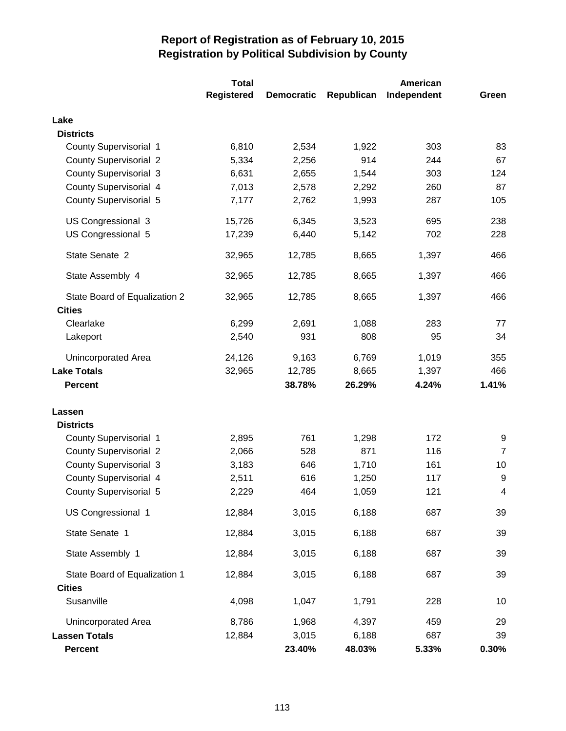# Report of Registration as of February 10, 2015
## Registration by Political Subdivision by County

| | Total Registered | Democratic | Republican | American Independent | Green |
|---|---|---|---|---|---|
| **Lake** | | | | | |
| **Districts** | | | | | |
| County Supervisorial 1 | 6,810 | 2,534 | 1,922 | 303 | 83 |
| County Supervisorial 2 | 5,334 | 2,256 | 914 | 244 | 67 |
| County Supervisorial 3 | 6,631 | 2,655 | 1,544 | 303 | 124 |
| County Supervisorial 4 | 7,013 | 2,578 | 2,292 | 260 | 87 |
| County Supervisorial 5 | 7,177 | 2,762 | 1,993 | 287 | 105 |
| US Congressional 3 | 15,726 | 6,345 | 3,523 | 695 | 238 |
| US Congressional 5 | 17,239 | 6,440 | 5,142 | 702 | 228 |
| State Senate 2 | 32,965 | 12,785 | 8,665 | 1,397 | 466 |
| State Assembly 4 | 32,965 | 12,785 | 8,665 | 1,397 | 466 |
| State Board of Equalization 2 | 32,965 | 12,785 | 8,665 | 1,397 | 466 |
| **Cities** | | | | | |
| Clearlake | 6,299 | 2,691 | 1,088 | 283 | 77 |
| Lakeport | 2,540 | 931 | 808 | 95 | 34 |
| Unincorporated Area | 24,126 | 9,163 | 6,769 | 1,019 | 355 |
| **Lake Totals** | 32,965 | 12,785 | 8,665 | 1,397 | 466 |
| **Percent** | | **38.78%** | **26.29%** | **4.24%** | **1.41%** |
| **Lassen** | | | | | |
| **Districts** | | | | | |
| County Supervisorial 1 | 2,895 | 761 | 1,298 | 172 | 9 |
| County Supervisorial 2 | 2,066 | 528 | 871 | 116 | 7 |
| County Supervisorial 3 | 3,183 | 646 | 1,710 | 161 | 10 |
| County Supervisorial 4 | 2,511 | 616 | 1,250 | 117 | 9 |
| County Supervisorial 5 | 2,229 | 464 | 1,059 | 121 | 4 |
| US Congressional 1 | 12,884 | 3,015 | 6,188 | 687 | 39 |
| State Senate 1 | 12,884 | 3,015 | 6,188 | 687 | 39 |
| State Assembly 1 | 12,884 | 3,015 | 6,188 | 687 | 39 |
| State Board of Equalization 1 | 12,884 | 3,015 | 6,188 | 687 | 39 |
| **Cities** | | | | | |
| Susanville | 4,098 | 1,047 | 1,791 | 228 | 10 |
| Unincorporated Area | 8,786 | 1,968 | 4,397 | 459 | 29 |
| **Lassen Totals** | 12,884 | 3,015 | 6,188 | 687 | 39 |
| **Percent** | | **23.40%** | **48.03%** | **5.33%** | **0.30%** |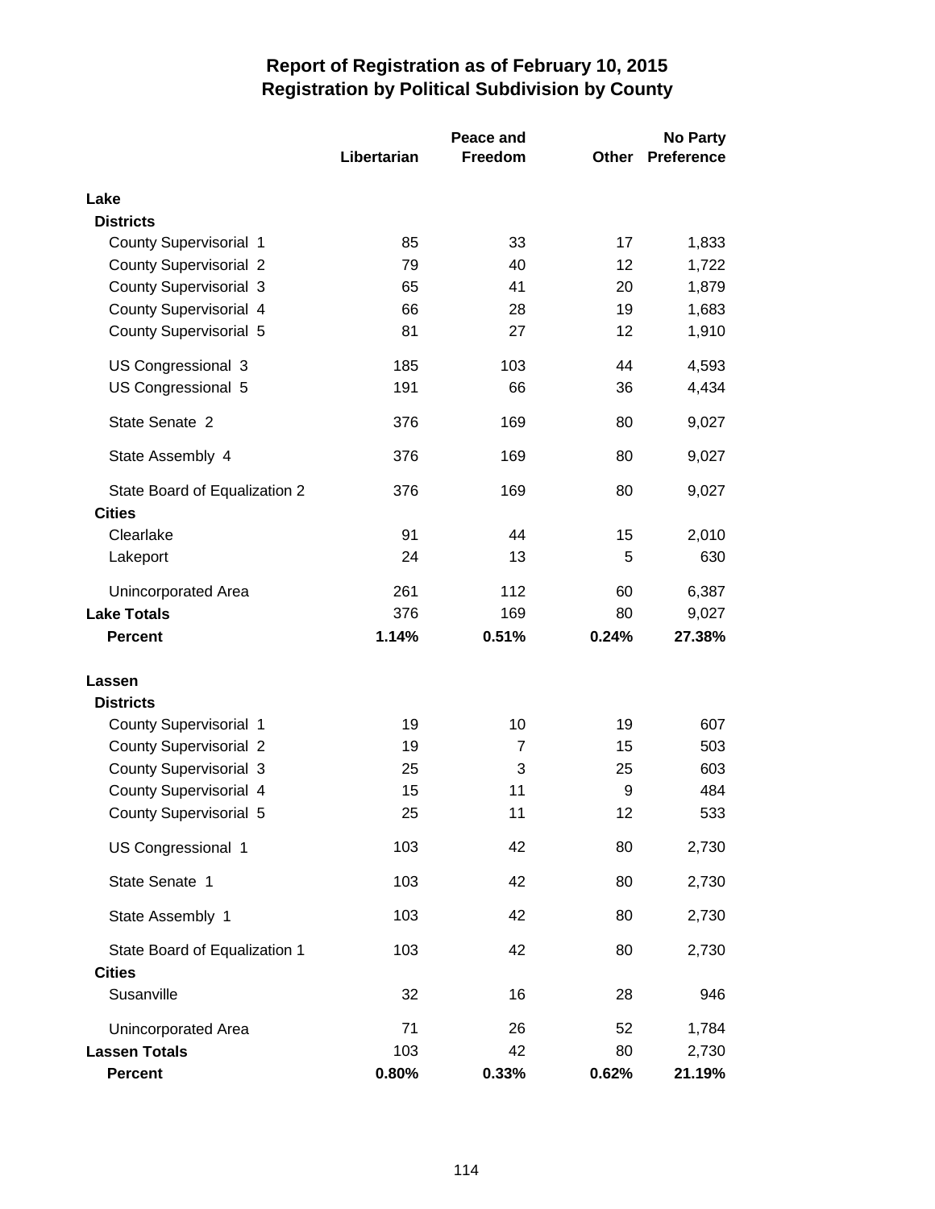# Report of Registration as of February 10, 2015
## Registration by Political Subdivision by County

| | Libertarian | Peace and Freedom | Other | No Party Preference |
|---|---|---|---|---|
| **Lake** | | | | |
| **Districts** | | | | |
| County Supervisorial 1 | 85 | 33 | 17 | 1,833 |
| County Supervisorial 2 | 79 | 40 | 12 | 1,722 |
| County Supervisorial 3 | 65 | 41 | 20 | 1,879 |
| County Supervisorial 4 | 66 | 28 | 19 | 1,683 |
| County Supervisorial 5 | 81 | 27 | 12 | 1,910 |
| US Congressional 3 | 185 | 103 | 44 | 4,593 |
| US Congressional 5 | 191 | 66 | 36 | 4,434 |
| State Senate 2 | 376 | 169 | 80 | 9,027 |
| State Assembly 4 | 376 | 169 | 80 | 9,027 |
| State Board of Equalization 2 | 376 | 169 | 80 | 9,027 |
| **Cities** | | | | |
| Clearlake | 91 | 44 | 15 | 2,010 |
| Lakeport | 24 | 13 | 5 | 630 |
| Unincorporated Area | 261 | 112 | 60 | 6,387 |
| **Lake Totals** | 376 | 169 | 80 | 9,027 |
| **Percent** | **1.14%** | **0.51%** | **0.24%** | **27.38%** |
| **Lassen** | | | | |
| **Districts** | | | | |
| County Supervisorial 1 | 19 | 10 | 19 | 607 |
| County Supervisorial 2 | 19 | 7 | 15 | 503 |
| County Supervisorial 3 | 25 | 3 | 25 | 603 |
| County Supervisorial 4 | 15 | 11 | 9 | 484 |
| County Supervisorial 5 | 25 | 11 | 12 | 533 |
| US Congressional 1 | 103 | 42 | 80 | 2,730 |
| State Senate 1 | 103 | 42 | 80 | 2,730 |
| State Assembly 1 | 103 | 42 | 80 | 2,730 |
| State Board of Equalization 1 | 103 | 42 | 80 | 2,730 |
| **Cities** | | | | |
| Susanville | 32 | 16 | 28 | 946 |
| Unincorporated Area | 71 | 26 | 52 | 1,784 |
| **Lassen Totals** | 103 | 42 | 80 | 2,730 |
| **Percent** | **0.80%** | **0.33%** | **0.62%** | **21.19%** |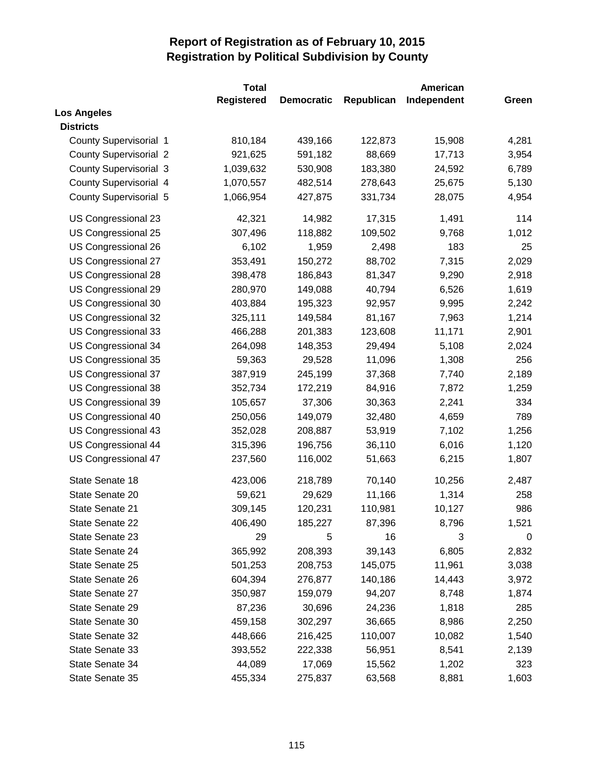# Report of Registration as of February 10, 2015
## Registration by Political Subdivision by County

| | Total Registered | Democratic | Republican | American Independent | Green |
|---|---|---|---|---|---|
| **Los Angeles** | | | | | |
| **Districts** | | | | | |
| County Supervisorial 1 | 810,184 | 439,166 | 122,873 | 15,908 | 4,281 |
| County Supervisorial 2 | 921,625 | 591,182 | 88,669 | 17,713 | 3,954 |
| County Supervisorial 3 | 1,039,632 | 530,908 | 183,380 | 24,592 | 6,789 |
| County Supervisorial 4 | 1,070,557 | 482,514 | 278,643 | 25,675 | 5,130 |
| County Supervisorial 5 | 1,066,954 | 427,875 | 331,734 | 28,075 | 4,954 |
| US Congressional 23 | 42,321 | 14,982 | 17,315 | 1,491 | 114 |
| US Congressional 25 | 307,496 | 118,882 | 109,502 | 9,768 | 1,012 |
| US Congressional 26 | 6,102 | 1,959 | 2,498 | 183 | 25 |
| US Congressional 27 | 353,491 | 150,272 | 88,702 | 7,315 | 2,029 |
| US Congressional 28 | 398,478 | 186,843 | 81,347 | 9,290 | 2,918 |
| US Congressional 29 | 280,970 | 149,088 | 40,794 | 6,526 | 1,619 |
| US Congressional 30 | 403,884 | 195,323 | 92,957 | 9,995 | 2,242 |
| US Congressional 32 | 325,111 | 149,584 | 81,167 | 7,963 | 1,214 |
| US Congressional 33 | 466,288 | 201,383 | 123,608 | 11,171 | 2,901 |
| US Congressional 34 | 264,098 | 148,353 | 29,494 | 5,108 | 2,024 |
| US Congressional 35 | 59,363 | 29,528 | 11,096 | 1,308 | 256 |
| US Congressional 37 | 387,919 | 245,199 | 37,368 | 7,740 | 2,189 |
| US Congressional 38 | 352,734 | 172,219 | 84,916 | 7,872 | 1,259 |
| US Congressional 39 | 105,657 | 37,306 | 30,363 | 2,241 | 334 |
| US Congressional 40 | 250,056 | 149,079 | 32,480 | 4,659 | 789 |
| US Congressional 43 | 352,028 | 208,887 | 53,919 | 7,102 | 1,256 |
| US Congressional 44 | 315,396 | 196,756 | 36,110 | 6,016 | 1,120 |
| US Congressional 47 | 237,560 | 116,002 | 51,663 | 6,215 | 1,807 |
| State Senate 18 | 423,006 | 218,789 | 70,140 | 10,256 | 2,487 |
| State Senate 20 | 59,621 | 29,629 | 11,166 | 1,314 | 258 |
| State Senate 21 | 309,145 | 120,231 | 110,981 | 10,127 | 986 |
| State Senate 22 | 406,490 | 185,227 | 87,396 | 8,796 | 1,521 |
| State Senate 23 | 29 | 5 | 16 | 3 | 0 |
| State Senate 24 | 365,992 | 208,393 | 39,143 | 6,805 | 2,832 |
| State Senate 25 | 501,253 | 208,753 | 145,075 | 11,961 | 3,038 |
| State Senate 26 | 604,394 | 276,877 | 140,186 | 14,443 | 3,972 |
| State Senate 27 | 350,987 | 159,079 | 94,207 | 8,748 | 1,874 |
| State Senate 29 | 87,236 | 30,696 | 24,236 | 1,818 | 285 |
| State Senate 30 | 459,158 | 302,297 | 36,665 | 8,986 | 2,250 |
| State Senate 32 | 448,666 | 216,425 | 110,007 | 10,082 | 1,540 |
| State Senate 33 | 393,552 | 222,338 | 56,951 | 8,541 | 2,139 |
| State Senate 34 | 44,089 | 17,069 | 15,562 | 1,202 | 323 |
| State Senate 35 | 455,334 | 275,837 | 63,568 | 8,881 | 1,603 |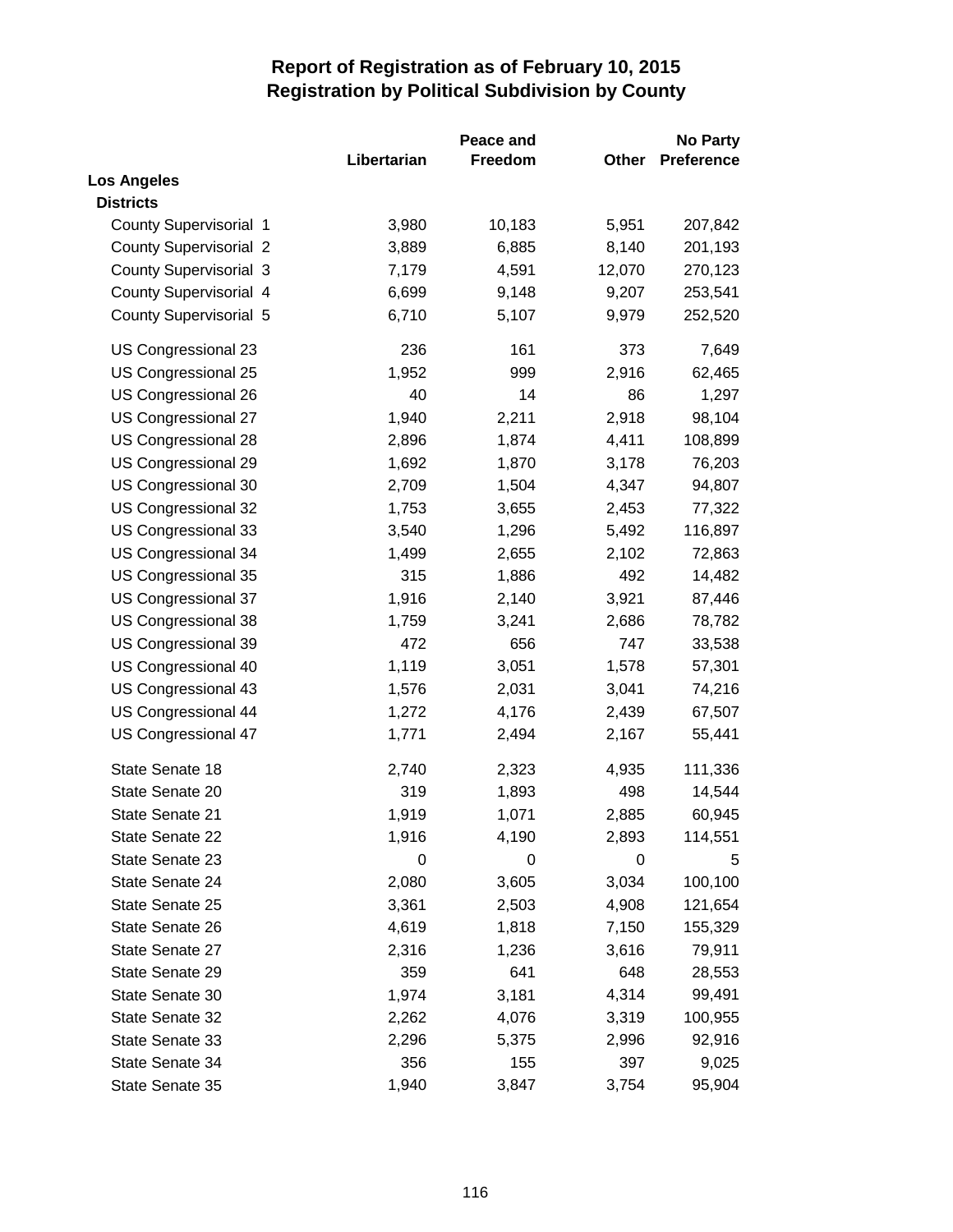# Report of Registration as of February 10, 2015
## Registration by Political Subdivision by County

| | Libertarian | Peace and Freedom | Other | No Party Preference |
|---|---|---|---|---|
| **Los Angeles** | | | | |
| **Districts** | | | | |
| County Supervisorial 1 | 3,980 | 10,183 | 5,951 | 207,842 |
| County Supervisorial 2 | 3,889 | 6,885 | 8,140 | 201,193 |
| County Supervisorial 3 | 7,179 | 4,591 | 12,070 | 270,123 |
| County Supervisorial 4 | 6,699 | 9,148 | 9,207 | 253,541 |
| County Supervisorial 5 | 6,710 | 5,107 | 9,979 | 252,520 |
| US Congressional 23 | 236 | 161 | 373 | 7,649 |
| US Congressional 25 | 1,952 | 999 | 2,916 | 62,465 |
| US Congressional 26 | 40 | 14 | 86 | 1,297 |
| US Congressional 27 | 1,940 | 2,211 | 2,918 | 98,104 |
| US Congressional 28 | 2,896 | 1,874 | 4,411 | 108,899 |
| US Congressional 29 | 1,692 | 1,870 | 3,178 | 76,203 |
| US Congressional 30 | 2,709 | 1,504 | 4,347 | 94,807 |
| US Congressional 32 | 1,753 | 3,655 | 2,453 | 77,322 |
| US Congressional 33 | 3,540 | 1,296 | 5,492 | 116,897 |
| US Congressional 34 | 1,499 | 2,655 | 2,102 | 72,863 |
| US Congressional 35 | 315 | 1,886 | 492 | 14,482 |
| US Congressional 37 | 1,916 | 2,140 | 3,921 | 87,446 |
| US Congressional 38 | 1,759 | 3,241 | 2,686 | 78,782 |
| US Congressional 39 | 472 | 656 | 747 | 33,538 |
| US Congressional 40 | 1,119 | 3,051 | 1,578 | 57,301 |
| US Congressional 43 | 1,576 | 2,031 | 3,041 | 74,216 |
| US Congressional 44 | 1,272 | 4,176 | 2,439 | 67,507 |
| US Congressional 47 | 1,771 | 2,494 | 2,167 | 55,441 |
| State Senate 18 | 2,740 | 2,323 | 4,935 | 111,336 |
| State Senate 20 | 319 | 1,893 | 498 | 14,544 |
| State Senate 21 | 1,919 | 1,071 | 2,885 | 60,945 |
| State Senate 22 | 1,916 | 4,190 | 2,893 | 114,551 |
| State Senate 23 | 0 | 0 | 0 | 5 |
| State Senate 24 | 2,080 | 3,605 | 3,034 | 100,100 |
| State Senate 25 | 3,361 | 2,503 | 4,908 | 121,654 |
| State Senate 26 | 4,619 | 1,818 | 7,150 | 155,329 |
| State Senate 27 | 2,316 | 1,236 | 3,616 | 79,911 |
| State Senate 29 | 359 | 641 | 648 | 28,553 |
| State Senate 30 | 1,974 | 3,181 | 4,314 | 99,491 |
| State Senate 32 | 2,262 | 4,076 | 3,319 | 100,955 |
| State Senate 33 | 2,296 | 5,375 | 2,996 | 92,916 |
| State Senate 34 | 356 | 155 | 397 | 9,025 |
| State Senate 35 | 1,940 | 3,847 | 3,754 | 95,904 |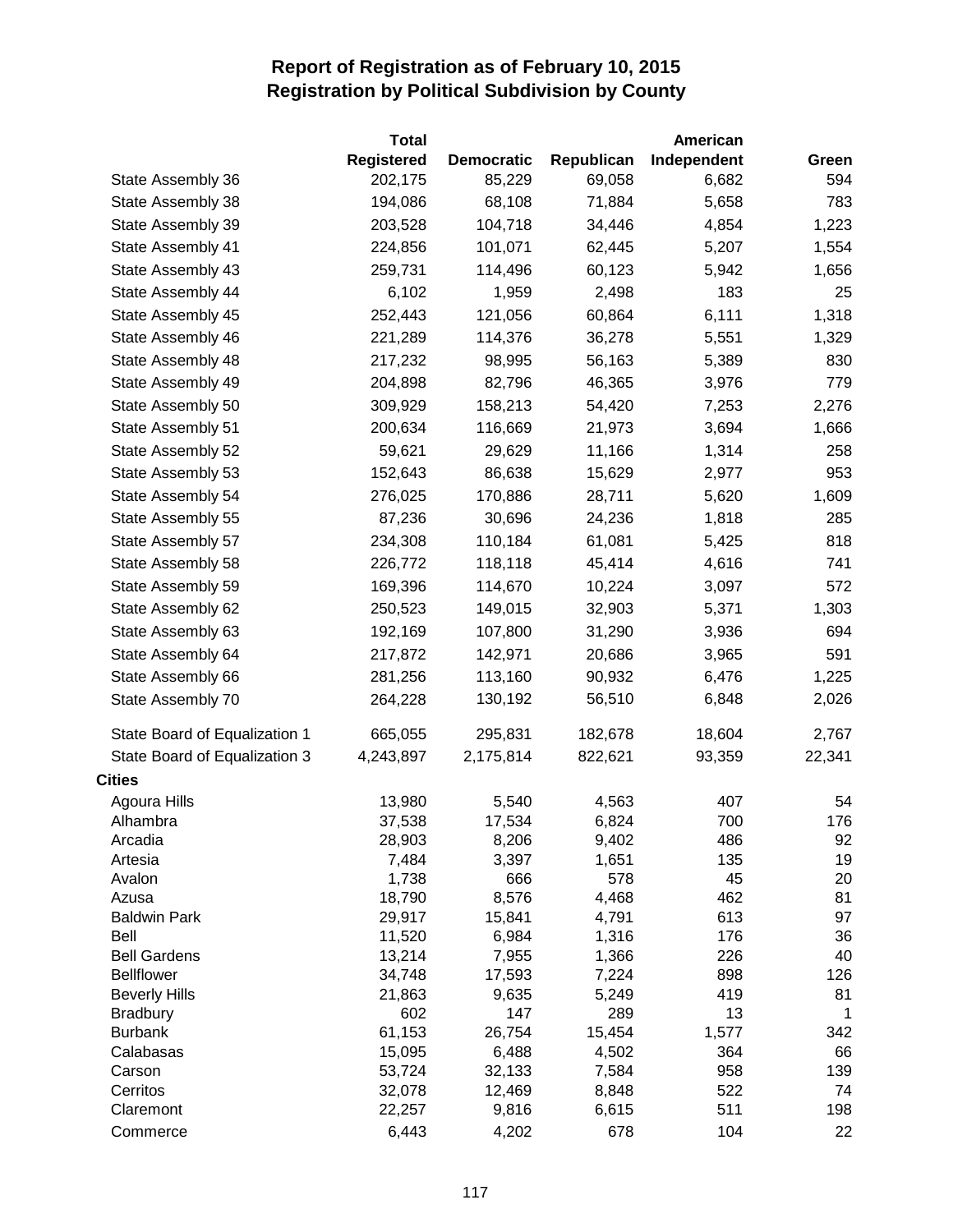# Report of Registration as of February 10, 2015
## Registration by Political Subdivision by County

| | Total Registered | Democratic | Republican | American Independent | Green |
|---|---|---|---|---|---|
| State Assembly 36 | 202,175 | 85,229 | 69,058 | 6,682 | 594 |
| State Assembly 38 | 194,086 | 68,108 | 71,884 | 5,658 | 783 |
| State Assembly 39 | 203,528 | 104,718 | 34,446 | 4,854 | 1,223 |
| State Assembly 41 | 224,856 | 101,071 | 62,445 | 5,207 | 1,554 |
| State Assembly 43 | 259,731 | 114,496 | 60,123 | 5,942 | 1,656 |
| State Assembly 44 | 6,102 | 1,959 | 2,498 | 183 | 25 |
| State Assembly 45 | 252,443 | 121,056 | 60,864 | 6,111 | 1,318 |
| State Assembly 46 | 221,289 | 114,376 | 36,278 | 5,551 | 1,329 |
| State Assembly 48 | 217,232 | 98,995 | 56,163 | 5,389 | 830 |
| State Assembly 49 | 204,898 | 82,796 | 46,365 | 3,976 | 779 |
| State Assembly 50 | 309,929 | 158,213 | 54,420 | 7,253 | 2,276 |
| State Assembly 51 | 200,634 | 116,669 | 21,973 | 3,694 | 1,666 |
| State Assembly 52 | 59,621 | 29,629 | 11,166 | 1,314 | 258 |
| State Assembly 53 | 152,643 | 86,638 | 15,629 | 2,977 | 953 |
| State Assembly 54 | 276,025 | 170,886 | 28,711 | 5,620 | 1,609 |
| State Assembly 55 | 87,236 | 30,696 | 24,236 | 1,818 | 285 |
| State Assembly 57 | 234,308 | 110,184 | 61,081 | 5,425 | 818 |
| State Assembly 58 | 226,772 | 118,118 | 45,414 | 4,616 | 741 |
| State Assembly 59 | 169,396 | 114,670 | 10,224 | 3,097 | 572 |
| State Assembly 62 | 250,523 | 149,015 | 32,903 | 5,371 | 1,303 |
| State Assembly 63 | 192,169 | 107,800 | 31,290 | 3,936 | 694 |
| State Assembly 64 | 217,872 | 142,971 | 20,686 | 3,965 | 591 |
| State Assembly 66 | 281,256 | 113,160 | 90,932 | 6,476 | 1,225 |
| State Assembly 70 | 264,228 | 130,192 | 56,510 | 6,848 | 2,026 |
| State Board of Equalization 1 | 665,055 | 295,831 | 182,678 | 18,604 | 2,767 |
| State Board of Equalization 3 | 4,243,897 | 2,175,814 | 822,621 | 93,359 | 22,341 |
| **Cities** | | | | | |
| Agoura Hills | 13,980 | 5,540 | 4,563 | 407 | 54 |
| Alhambra | 37,538 | 17,534 | 6,824 | 700 | 176 |
| Arcadia | 28,903 | 8,206 | 9,402 | 486 | 92 |
| Artesia | 7,484 | 3,397 | 1,651 | 135 | 19 |
| Avalon | 1,738 | 666 | 578 | 45 | 20 |
| Azusa | 18,790 | 8,576 | 4,468 | 462 | 81 |
| Baldwin Park | 29,917 | 15,841 | 4,791 | 613 | 97 |
| Bell | 11,520 | 6,984 | 1,316 | 176 | 36 |
| Bell Gardens | 13,214 | 7,955 | 1,366 | 226 | 40 |
| Bellflower | 34,748 | 17,593 | 7,224 | 898 | 126 |
| Beverly Hills | 21,863 | 9,635 | 5,249 | 419 | 81 |
| Bradbury | 602 | 147 | 289 | 13 | 1 |
| Burbank | 61,153 | 26,754 | 15,454 | 1,577 | 342 |
| Calabasas | 15,095 | 6,488 | 4,502 | 364 | 66 |
| Carson | 53,724 | 32,133 | 7,584 | 958 | 139 |
| Cerritos | 32,078 | 12,469 | 8,848 | 522 | 74 |
| Claremont | 22,257 | 9,816 | 6,615 | 511 | 198 |
| Commerce | 6,443 | 4,202 | 678 | 104 | 22 |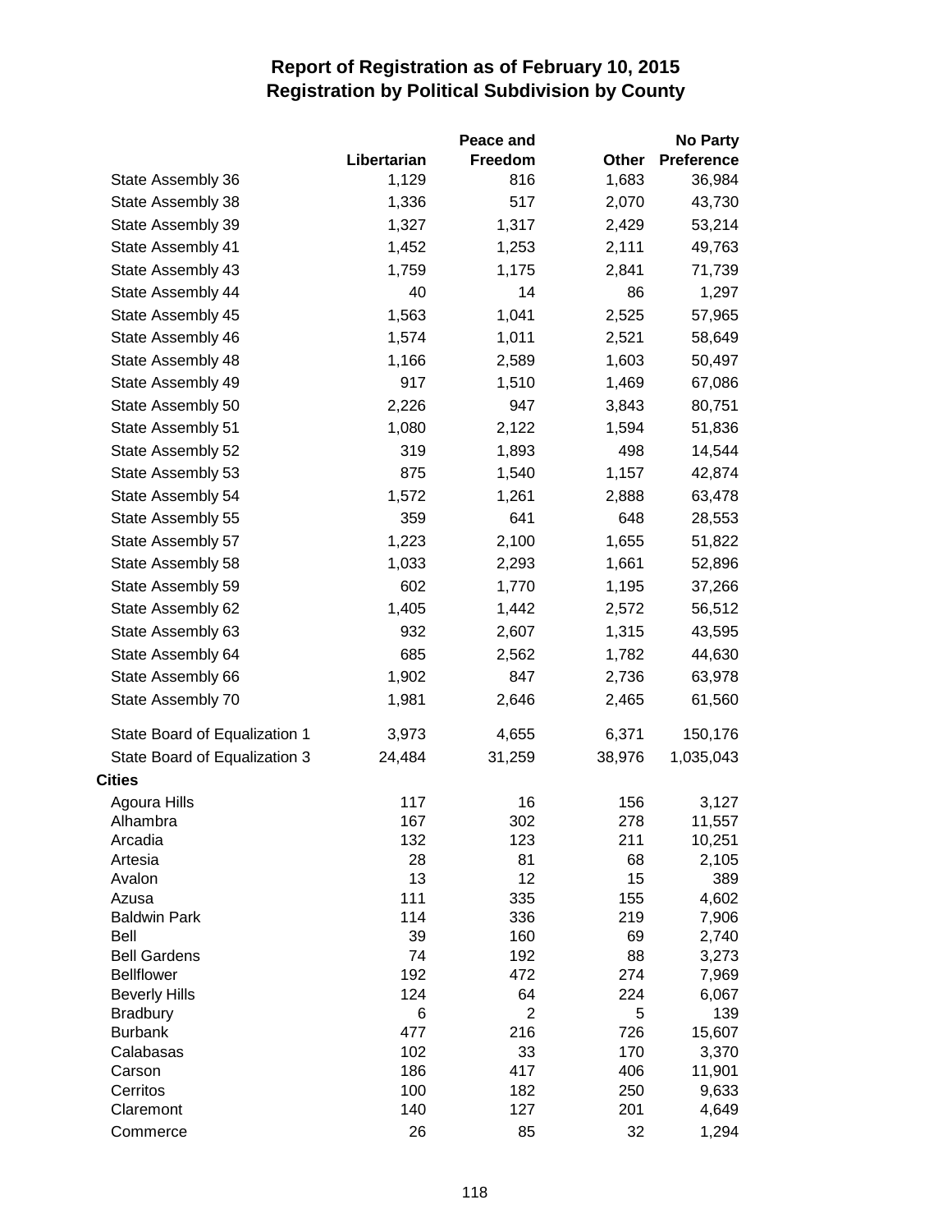# Report of Registration as of February 10, 2015
## Registration by Political Subdivision by County

| | Libertarian | Peace and Freedom | Other | No Party Preference |
|---|---|---|---|---|
| State Assembly 36 | 1,129 | 816 | 1,683 | 36,984 |
| State Assembly 38 | 1,336 | 517 | 2,070 | 43,730 |
| State Assembly 39 | 1,327 | 1,317 | 2,429 | 53,214 |
| State Assembly 41 | 1,452 | 1,253 | 2,111 | 49,763 |
| State Assembly 43 | 1,759 | 1,175 | 2,841 | 71,739 |
| State Assembly 44 | 40 | 14 | 86 | 1,297 |
| State Assembly 45 | 1,563 | 1,041 | 2,525 | 57,965 |
| State Assembly 46 | 1,574 | 1,011 | 2,521 | 58,649 |
| State Assembly 48 | 1,166 | 2,589 | 1,603 | 50,497 |
| State Assembly 49 | 917 | 1,510 | 1,469 | 67,086 |
| State Assembly 50 | 2,226 | 947 | 3,843 | 80,751 |
| State Assembly 51 | 1,080 | 2,122 | 1,594 | 51,836 |
| State Assembly 52 | 319 | 1,893 | 498 | 14,544 |
| State Assembly 53 | 875 | 1,540 | 1,157 | 42,874 |
| State Assembly 54 | 1,572 | 1,261 | 2,888 | 63,478 |
| State Assembly 55 | 359 | 641 | 648 | 28,553 |
| State Assembly 57 | 1,223 | 2,100 | 1,655 | 51,822 |
| State Assembly 58 | 1,033 | 2,293 | 1,661 | 52,896 |
| State Assembly 59 | 602 | 1,770 | 1,195 | 37,266 |
| State Assembly 62 | 1,405 | 1,442 | 2,572 | 56,512 |
| State Assembly 63 | 932 | 2,607 | 1,315 | 43,595 |
| State Assembly 64 | 685 | 2,562 | 1,782 | 44,630 |
| State Assembly 66 | 1,902 | 847 | 2,736 | 63,978 |
| State Assembly 70 | 1,981 | 2,646 | 2,465 | 61,560 |
| State Board of Equalization 1 | 3,973 | 4,655 | 6,371 | 150,176 |
| State Board of Equalization 3 | 24,484 | 31,259 | 38,976 | 1,035,043 |
| **Cities** | | | | |
| Agoura Hills | 117 | 16 | 156 | 3,127 |
| Alhambra | 167 | 302 | 278 | 11,557 |
| Arcadia | 132 | 123 | 211 | 10,251 |
| Artesia | 28 | 81 | 68 | 2,105 |
| Avalon | 13 | 12 | 15 | 389 |
| Azusa | 111 | 335 | 155 | 4,602 |
| Baldwin Park | 114 | 336 | 219 | 7,906 |
| Bell | 39 | 160 | 69 | 2,740 |
| Bell Gardens | 74 | 192 | 88 | 3,273 |
| Bellflower | 192 | 472 | 274 | 7,969 |
| Beverly Hills | 124 | 64 | 224 | 6,067 |
| Bradbury | 6 | 2 | 5 | 139 |
| Burbank | 477 | 216 | 726 | 15,607 |
| Calabasas | 102 | 33 | 170 | 3,370 |
| Carson | 186 | 417 | 406 | 11,901 |
| Cerritos | 100 | 182 | 250 | 9,633 |
| Claremont | 140 | 127 | 201 | 4,649 |
| Commerce | 26 | 85 | 32 | 1,294 |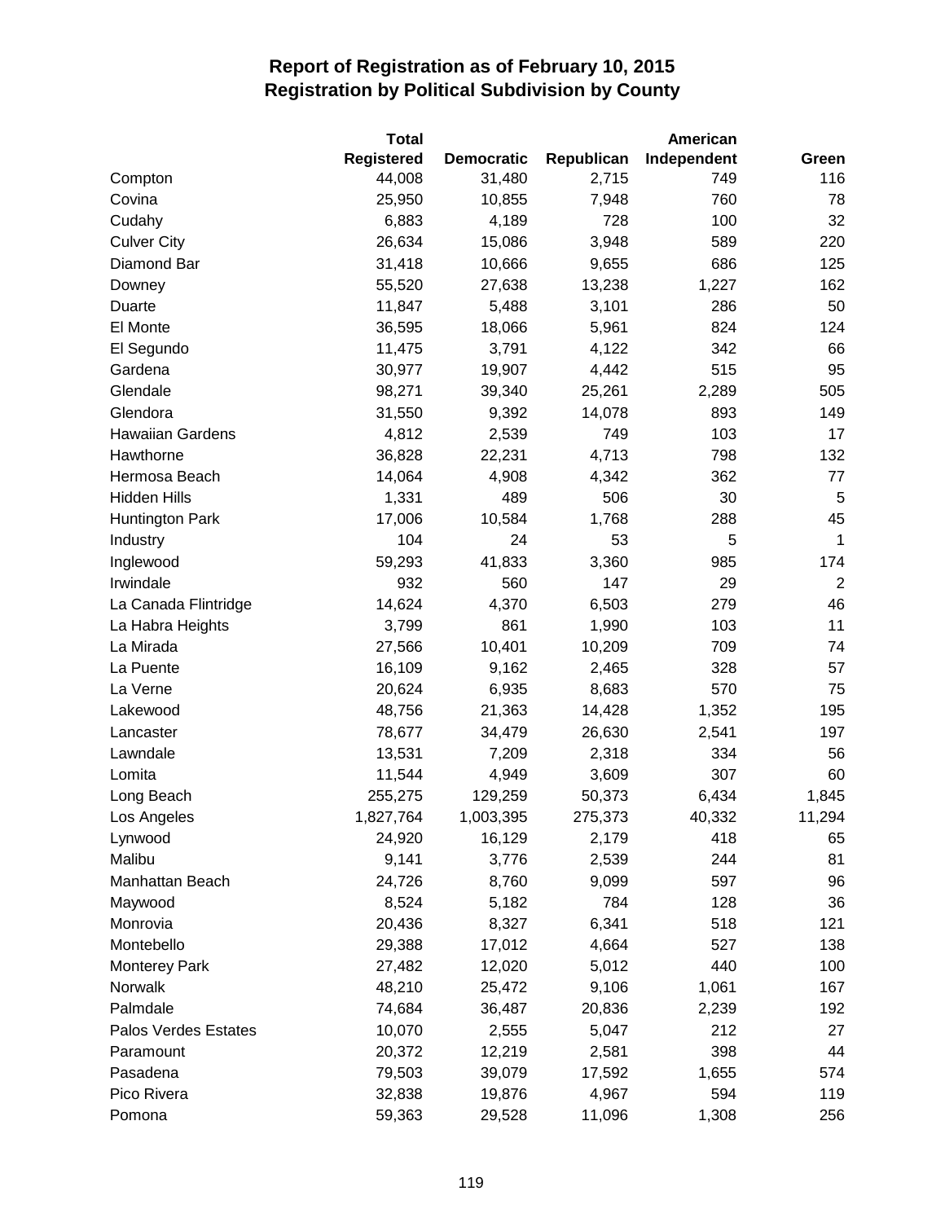# Report of Registration as of February 10, 2015
## Registration by Political Subdivision by County

| | Total Registered | Democratic | Republican | American Independent | Green |
|---|---|---|---|---|---|
| Compton | 44,008 | 31,480 | 2,715 | 749 | 116 |
| Covina | 25,950 | 10,855 | 7,948 | 760 | 78 |
| Cudahy | 6,883 | 4,189 | 728 | 100 | 32 |
| Culver City | 26,634 | 15,086 | 3,948 | 589 | 220 |
| Diamond Bar | 31,418 | 10,666 | 9,655 | 686 | 125 |
| Downey | 55,520 | 27,638 | 13,238 | 1,227 | 162 |
| Duarte | 11,847 | 5,488 | 3,101 | 286 | 50 |
| El Monte | 36,595 | 18,066 | 5,961 | 824 | 124 |
| El Segundo | 11,475 | 3,791 | 4,122 | 342 | 66 |
| Gardena | 30,977 | 19,907 | 4,442 | 515 | 95 |
| Glendale | 98,271 | 39,340 | 25,261 | 2,289 | 505 |
| Glendora | 31,550 | 9,392 | 14,078 | 893 | 149 |
| Hawaiian Gardens | 4,812 | 2,539 | 749 | 103 | 17 |
| Hawthorne | 36,828 | 22,231 | 4,713 | 798 | 132 |
| Hermosa Beach | 14,064 | 4,908 | 4,342 | 362 | 77 |
| Hidden Hills | 1,331 | 489 | 506 | 30 | 5 |
| Huntington Park | 17,006 | 10,584 | 1,768 | 288 | 45 |
| Industry | 104 | 24 | 53 | 5 | 1 |
| Inglewood | 59,293 | 41,833 | 3,360 | 985 | 174 |
| Irwindale | 932 | 560 | 147 | 29 | 2 |
| La Canada Flintridge | 14,624 | 4,370 | 6,503 | 279 | 46 |
| La Habra Heights | 3,799 | 861 | 1,990 | 103 | 11 |
| La Mirada | 27,566 | 10,401 | 10,209 | 709 | 74 |
| La Puente | 16,109 | 9,162 | 2,465 | 328 | 57 |
| La Verne | 20,624 | 6,935 | 8,683 | 570 | 75 |
| Lakewood | 48,756 | 21,363 | 14,428 | 1,352 | 195 |
| Lancaster | 78,677 | 34,479 | 26,630 | 2,541 | 197 |
| Lawndale | 13,531 | 7,209 | 2,318 | 334 | 56 |
| Lomita | 11,544 | 4,949 | 3,609 | 307 | 60 |
| Long Beach | 255,275 | 129,259 | 50,373 | 6,434 | 1,845 |
| Los Angeles | 1,827,764 | 1,003,395 | 275,373 | 40,332 | 11,294 |
| Lynwood | 24,920 | 16,129 | 2,179 | 418 | 65 |
| Malibu | 9,141 | 3,776 | 2,539 | 244 | 81 |
| Manhattan Beach | 24,726 | 8,760 | 9,099 | 597 | 96 |
| Maywood | 8,524 | 5,182 | 784 | 128 | 36 |
| Monrovia | 20,436 | 8,327 | 6,341 | 518 | 121 |
| Montebello | 29,388 | 17,012 | 4,664 | 527 | 138 |
| Monterey Park | 27,482 | 12,020 | 5,012 | 440 | 100 |
| Norwalk | 48,210 | 25,472 | 9,106 | 1,061 | 167 |
| Palmdale | 74,684 | 36,487 | 20,836 | 2,239 | 192 |
| Palos Verdes Estates | 10,070 | 2,555 | 5,047 | 212 | 27 |
| Paramount | 20,372 | 12,219 | 2,581 | 398 | 44 |
| Pasadena | 79,503 | 39,079 | 17,592 | 1,655 | 574 |
| Pico Rivera | 32,838 | 19,876 | 4,967 | 594 | 119 |
| Pomona | 59,363 | 29,528 | 11,096 | 1,308 | 256 |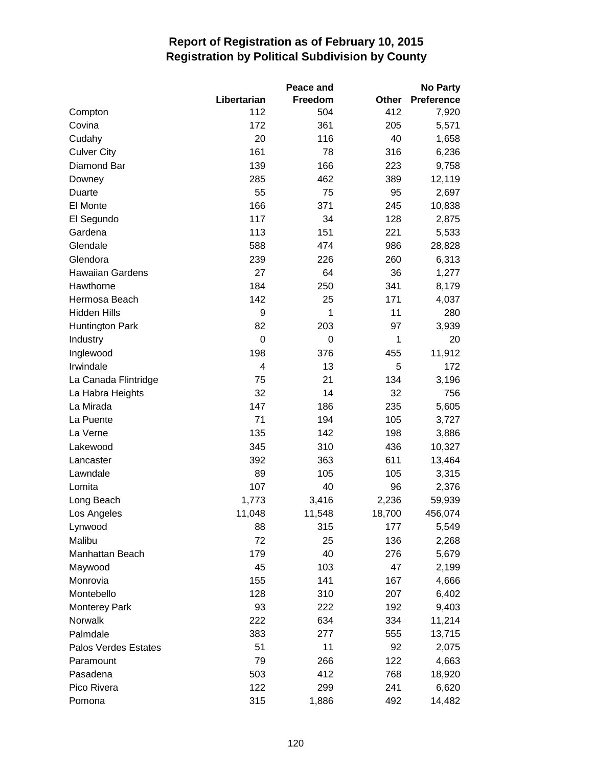# Report of Registration as of February 10, 2015
## Registration by Political Subdivision by County

| | Libertarian | Peace and Freedom | Other | No Party Preference |
|---|---|---|---|---|
| Compton | 112 | 504 | 412 | 7,920 |
| Covina | 172 | 361 | 205 | 5,571 |
| Cudahy | 20 | 116 | 40 | 1,658 |
| Culver City | 161 | 78 | 316 | 6,236 |
| Diamond Bar | 139 | 166 | 223 | 9,758 |
| Downey | 285 | 462 | 389 | 12,119 |
| Duarte | 55 | 75 | 95 | 2,697 |
| El Monte | 166 | 371 | 245 | 10,838 |
| El Segundo | 117 | 34 | 128 | 2,875 |
| Gardena | 113 | 151 | 221 | 5,533 |
| Glendale | 588 | 474 | 986 | 28,828 |
| Glendora | 239 | 226 | 260 | 6,313 |
| Hawaiian Gardens | 27 | 64 | 36 | 1,277 |
| Hawthorne | 184 | 250 | 341 | 8,179 |
| Hermosa Beach | 142 | 25 | 171 | 4,037 |
| Hidden Hills | 9 | 1 | 11 | 280 |
| Huntington Park | 82 | 203 | 97 | 3,939 |
| Industry | 0 | 0 | 1 | 20 |
| Inglewood | 198 | 376 | 455 | 11,912 |
| Irwindale | 4 | 13 | 5 | 172 |
| La Canada Flintridge | 75 | 21 | 134 | 3,196 |
| La Habra Heights | 32 | 14 | 32 | 756 |
| La Mirada | 147 | 186 | 235 | 5,605 |
| La Puente | 71 | 194 | 105 | 3,727 |
| La Verne | 135 | 142 | 198 | 3,886 |
| Lakewood | 345 | 310 | 436 | 10,327 |
| Lancaster | 392 | 363 | 611 | 13,464 |
| Lawndale | 89 | 105 | 105 | 3,315 |
| Lomita | 107 | 40 | 96 | 2,376 |
| Long Beach | 1,773 | 3,416 | 2,236 | 59,939 |
| Los Angeles | 11,048 | 11,548 | 18,700 | 456,074 |
| Lynwood | 88 | 315 | 177 | 5,549 |
| Malibu | 72 | 25 | 136 | 2,268 |
| Manhattan Beach | 179 | 40 | 276 | 5,679 |
| Maywood | 45 | 103 | 47 | 2,199 |
| Monrovia | 155 | 141 | 167 | 4,666 |
| Montebello | 128 | 310 | 207 | 6,402 |
| Monterey Park | 93 | 222 | 192 | 9,403 |
| Norwalk | 222 | 634 | 334 | 11,214 |
| Palmdale | 383 | 277 | 555 | 13,715 |
| Palos Verdes Estates | 51 | 11 | 92 | 2,075 |
| Paramount | 79 | 266 | 122 | 4,663 |
| Pasadena | 503 | 412 | 768 | 18,920 |
| Pico Rivera | 122 | 299 | 241 | 6,620 |
| Pomona | 315 | 1,886 | 492 | 14,482 |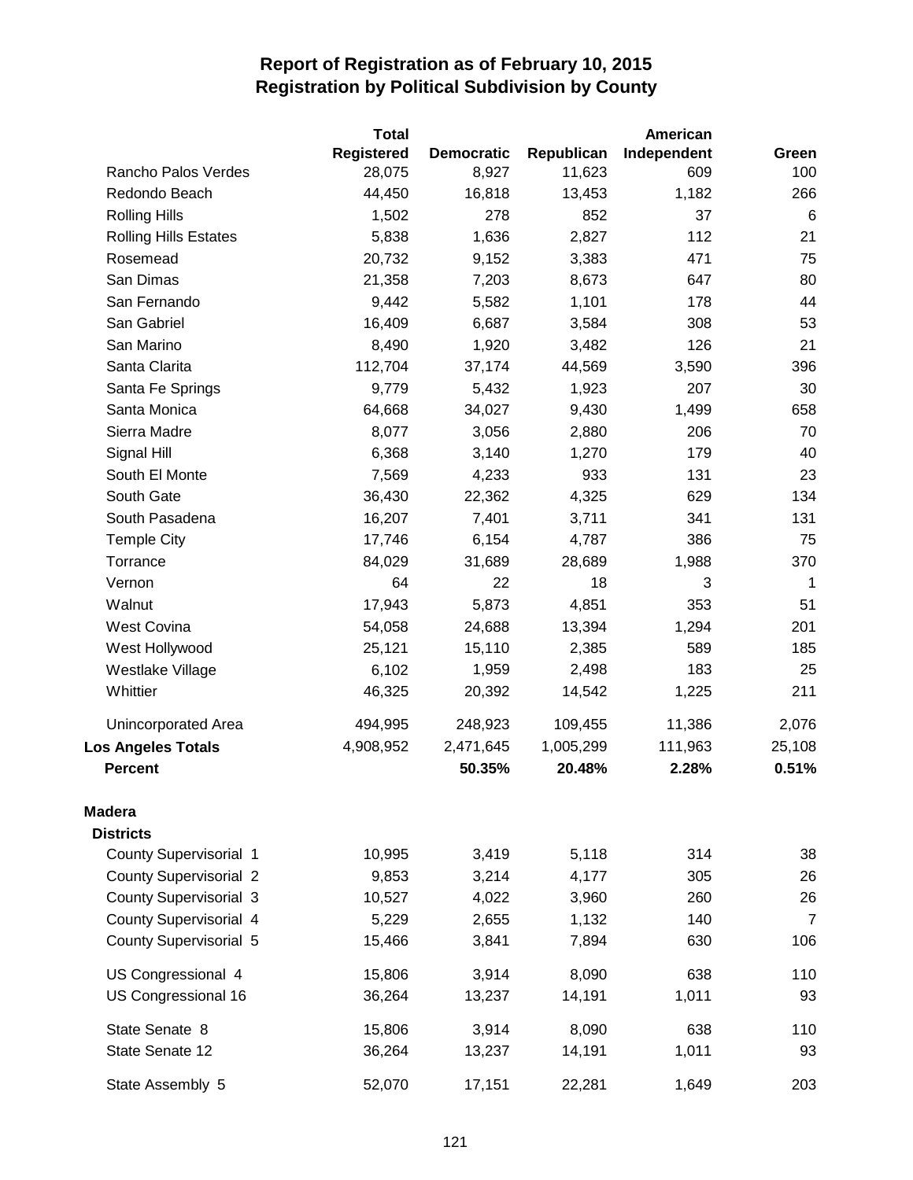# Report of Registration as of February 10, 2015
## Registration by Political Subdivision by County

| | Total Registered | Democratic | Republican | American Independent | Green |
|---|---|---|---|---|---|
| Rancho Palos Verdes | 28,075 | 8,927 | 11,623 | 609 | 100 |
| Redondo Beach | 44,450 | 16,818 | 13,453 | 1,182 | 266 |
| Rolling Hills | 1,502 | 278 | 852 | 37 | 6 |
| Rolling Hills Estates | 5,838 | 1,636 | 2,827 | 112 | 21 |
| Rosemead | 20,732 | 9,152 | 3,383 | 471 | 75 |
| San Dimas | 21,358 | 7,203 | 8,673 | 647 | 80 |
| San Fernando | 9,442 | 5,582 | 1,101 | 178 | 44 |
| San Gabriel | 16,409 | 6,687 | 3,584 | 308 | 53 |
| San Marino | 8,490 | 1,920 | 3,482 | 126 | 21 |
| Santa Clarita | 112,704 | 37,174 | 44,569 | 3,590 | 396 |
| Santa Fe Springs | 9,779 | 5,432 | 1,923 | 207 | 30 |
| Santa Monica | 64,668 | 34,027 | 9,430 | 1,499 | 658 |
| Sierra Madre | 8,077 | 3,056 | 2,880 | 206 | 70 |
| Signal Hill | 6,368 | 3,140 | 1,270 | 179 | 40 |
| South El Monte | 7,569 | 4,233 | 933 | 131 | 23 |
| South Gate | 36,430 | 22,362 | 4,325 | 629 | 134 |
| South Pasadena | 16,207 | 7,401 | 3,711 | 341 | 131 |
| Temple City | 17,746 | 6,154 | 4,787 | 386 | 75 |
| Torrance | 84,029 | 31,689 | 28,689 | 1,988 | 370 |
| Vernon | 64 | 22 | 18 | 3 | 1 |
| Walnut | 17,943 | 5,873 | 4,851 | 353 | 51 |
| West Covina | 54,058 | 24,688 | 13,394 | 1,294 | 201 |
| West Hollywood | 25,121 | 15,110 | 2,385 | 589 | 185 |
| Westlake Village | 6,102 | 1,959 | 2,498 | 183 | 25 |
| Whittier | 46,325 | 20,392 | 14,542 | 1,225 | 211 |
| Unincorporated Area | 494,995 | 248,923 | 109,455 | 11,386 | 2,076 |
| **Los Angeles Totals** | 4,908,952 | 2,471,645 | 1,005,299 | 111,963 | 25,108 |
| **Percent** | | **50.35%** | **20.48%** | **2.28%** | **0.51%** |
| **Madera** | | | | | |
| **Districts** | | | | | |
| County Supervisorial 1 | 10,995 | 3,419 | 5,118 | 314 | 38 |
| County Supervisorial 2 | 9,853 | 3,214 | 4,177 | 305 | 26 |
| County Supervisorial 3 | 10,527 | 4,022 | 3,960 | 260 | 26 |
| County Supervisorial 4 | 5,229 | 2,655 | 1,132 | 140 | 7 |
| County Supervisorial 5 | 15,466 | 3,841 | 7,894 | 630 | 106 |
| US Congressional 4 | 15,806 | 3,914 | 8,090 | 638 | 110 |
| US Congressional 16 | 36,264 | 13,237 | 14,191 | 1,011 | 93 |
| State Senate 8 | 15,806 | 3,914 | 8,090 | 638 | 110 |
| State Senate 12 | 36,264 | 13,237 | 14,191 | 1,011 | 93 |
| State Assembly 5 | 52,070 | 17,151 | 22,281 | 1,649 | 203 |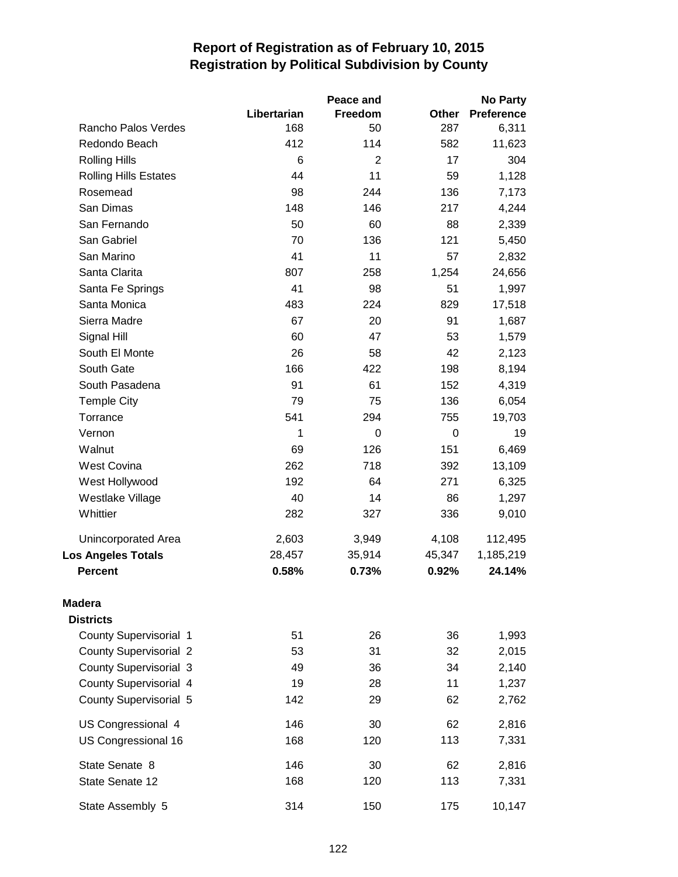# Report of Registration as of February 10, 2015
## Registration by Political Subdivision by County

| | Libertarian | Peace and Freedom | Other | No Party Preference |
|---|---|---|---|---|
| Rancho Palos Verdes | 168 | 50 | 287 | 6,311 |
| Redondo Beach | 412 | 114 | 582 | 11,623 |
| Rolling Hills | 6 | 2 | 17 | 304 |
| Rolling Hills Estates | 44 | 11 | 59 | 1,128 |
| Rosemead | 98 | 244 | 136 | 7,173 |
| San Dimas | 148 | 146 | 217 | 4,244 |
| San Fernando | 50 | 60 | 88 | 2,339 |
| San Gabriel | 70 | 136 | 121 | 5,450 |
| San Marino | 41 | 11 | 57 | 2,832 |
| Santa Clarita | 807 | 258 | 1,254 | 24,656 |
| Santa Fe Springs | 41 | 98 | 51 | 1,997 |
| Santa Monica | 483 | 224 | 829 | 17,518 |
| Sierra Madre | 67 | 20 | 91 | 1,687 |
| Signal Hill | 60 | 47 | 53 | 1,579 |
| South El Monte | 26 | 58 | 42 | 2,123 |
| South Gate | 166 | 422 | 198 | 8,194 |
| South Pasadena | 91 | 61 | 152 | 4,319 |
| Temple City | 79 | 75 | 136 | 6,054 |
| Torrance | 541 | 294 | 755 | 19,703 |
| Vernon | 1 | 0 | 0 | 19 |
| Walnut | 69 | 126 | 151 | 6,469 |
| West Covina | 262 | 718 | 392 | 13,109 |
| West Hollywood | 192 | 64 | 271 | 6,325 |
| Westlake Village | 40 | 14 | 86 | 1,297 |
| Whittier | 282 | 327 | 336 | 9,010 |
| Unincorporated Area | 2,603 | 3,949 | 4,108 | 112,495 |
| **Los Angeles Totals** | 28,457 | 35,914 | 45,347 | 1,185,219 |
| **Percent** | **0.58%** | **0.73%** | **0.92%** | **24.14%** |
| **Madera** | | | | |
| **Districts** | | | | |
| County Supervisorial 1 | 51 | 26 | 36 | 1,993 |
| County Supervisorial 2 | 53 | 31 | 32 | 2,015 |
| County Supervisorial 3 | 49 | 36 | 34 | 2,140 |
| County Supervisorial 4 | 19 | 28 | 11 | 1,237 |
| County Supervisorial 5 | 142 | 29 | 62 | 2,762 |
| US Congressional 4 | 146 | 30 | 62 | 2,816 |
| US Congressional 16 | 168 | 120 | 113 | 7,331 |
| State Senate 8 | 146 | 30 | 62 | 2,816 |
| State Senate 12 | 168 | 120 | 113 | 7,331 |
| State Assembly 5 | 314 | 150 | 175 | 10,147 |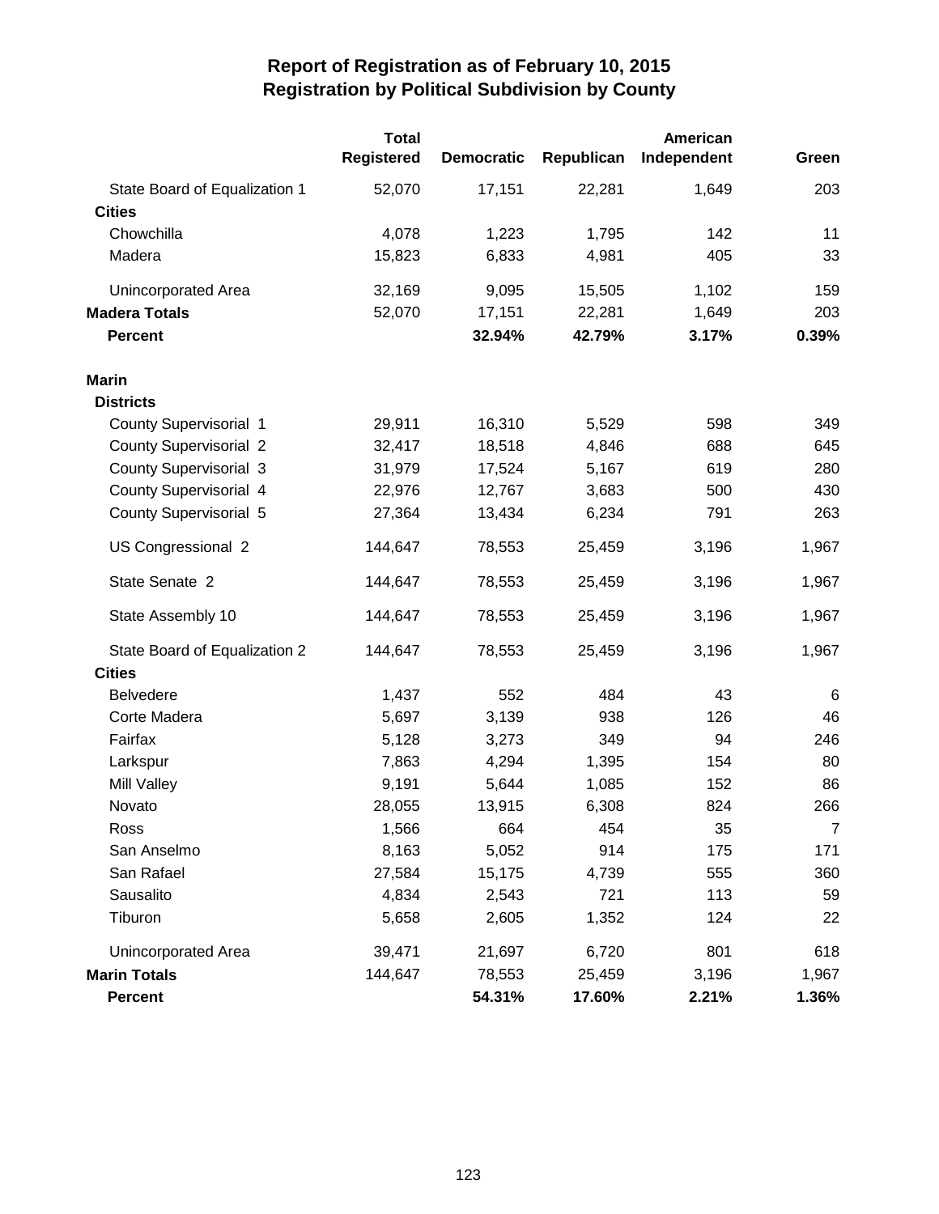# Report of Registration as of February 10, 2015
## Registration by Political Subdivision by County

| | Total Registered | Democratic | Republican | American Independent | Green |
|---|---|---|---|---|---|
| State Board of Equalization 1 | 52,070 | 17,151 | 22,281 | 1,649 | 203 |
| **Cities** | | | | | |
| Chowchilla | 4,078 | 1,223 | 1,795 | 142 | 11 |
| Madera | 15,823 | 6,833 | 4,981 | 405 | 33 |
| Unincorporated Area | 32,169 | 9,095 | 15,505 | 1,102 | 159 |
| **Madera Totals** | 52,070 | 17,151 | 22,281 | 1,649 | 203 |
| **Percent** | | **32.94%** | **42.79%** | **3.17%** | **0.39%** |
| **Marin** | | | | | |
| **Districts** | | | | | |
| County Supervisorial 1 | 29,911 | 16,310 | 5,529 | 598 | 349 |
| County Supervisorial 2 | 32,417 | 18,518 | 4,846 | 688 | 645 |
| County Supervisorial 3 | 31,979 | 17,524 | 5,167 | 619 | 280 |
| County Supervisorial 4 | 22,976 | 12,767 | 3,683 | 500 | 430 |
| County Supervisorial 5 | 27,364 | 13,434 | 6,234 | 791 | 263 |
| US Congressional 2 | 144,647 | 78,553 | 25,459 | 3,196 | 1,967 |
| State Senate 2 | 144,647 | 78,553 | 25,459 | 3,196 | 1,967 |
| State Assembly 10 | 144,647 | 78,553 | 25,459 | 3,196 | 1,967 |
| State Board of Equalization 2 | 144,647 | 78,553 | 25,459 | 3,196 | 1,967 |
| **Cities** | | | | | |
| Belvedere | 1,437 | 552 | 484 | 43 | 6 |
| Corte Madera | 5,697 | 3,139 | 938 | 126 | 46 |
| Fairfax | 5,128 | 3,273 | 349 | 94 | 246 |
| Larkspur | 7,863 | 4,294 | 1,395 | 154 | 80 |
| Mill Valley | 9,191 | 5,644 | 1,085 | 152 | 86 |
| Novato | 28,055 | 13,915 | 6,308 | 824 | 266 |
| Ross | 1,566 | 664 | 454 | 35 | 7 |
| San Anselmo | 8,163 | 5,052 | 914 | 175 | 171 |
| San Rafael | 27,584 | 15,175 | 4,739 | 555 | 360 |
| Sausalito | 4,834 | 2,543 | 721 | 113 | 59 |
| Tiburon | 5,658 | 2,605 | 1,352 | 124 | 22 |
| Unincorporated Area | 39,471 | 21,697 | 6,720 | 801 | 618 |
| **Marin Totals** | 144,647 | 78,553 | 25,459 | 3,196 | 1,967 |
| **Percent** | | **54.31%** | **17.60%** | **2.21%** | **1.36%** |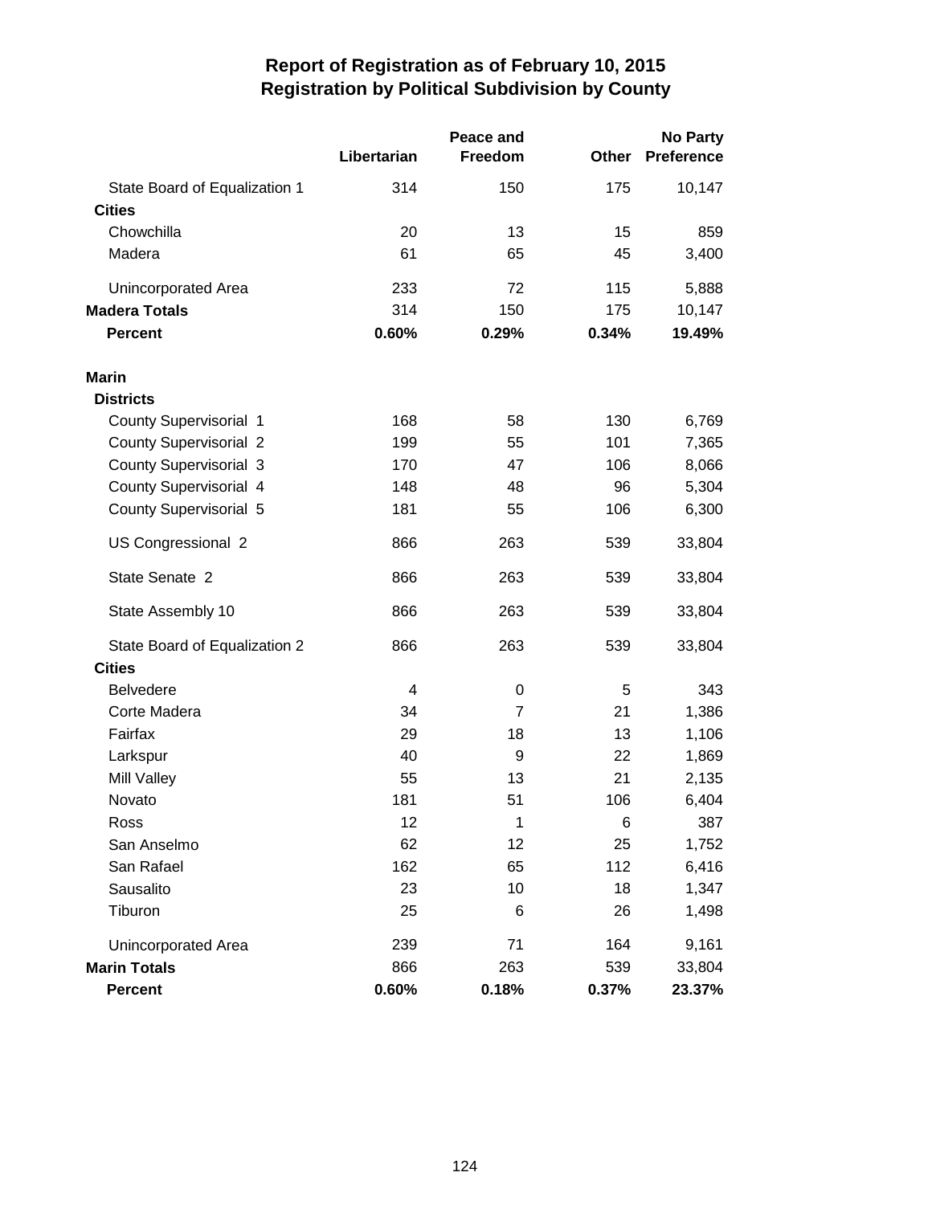# Report of Registration as of February 10, 2015
## Registration by Political Subdivision by County

| | Libertarian | Peace and Freedom | Other | No Party Preference |
|---|---|---|---|---|
| State Board of Equalization 1 | 314 | 150 | 175 | 10,147 |
| **Cities** | | | | |
| Chowchilla | 20 | 13 | 15 | 859 |
| Madera | 61 | 65 | 45 | 3,400 |
| Unincorporated Area | 233 | 72 | 115 | 5,888 |
| **Madera Totals** | 314 | 150 | 175 | 10,147 |
| **Percent** | **0.60%** | **0.29%** | **0.34%** | **19.49%** |
| | | | | |
| **Marin** | | | | |
| **Districts** | | | | |
| County Supervisorial 1 | 168 | 58 | 130 | 6,769 |
| County Supervisorial 2 | 199 | 55 | 101 | 7,365 |
| County Supervisorial 3 | 170 | 47 | 106 | 8,066 |
| County Supervisorial 4 | 148 | 48 | 96 | 5,304 |
| County Supervisorial 5 | 181 | 55 | 106 | 6,300 |
| US Congressional 2 | 866 | 263 | 539 | 33,804 |
| State Senate 2 | 866 | 263 | 539 | 33,804 |
| State Assembly 10 | 866 | 263 | 539 | 33,804 |
| State Board of Equalization 2 | 866 | 263 | 539 | 33,804 |
| **Cities** | | | | |
| Belvedere | 4 | 0 | 5 | 343 |
| Corte Madera | 34 | 7 | 21 | 1,386 |
| Fairfax | 29 | 18 | 13 | 1,106 |
| Larkspur | 40 | 9 | 22 | 1,869 |
| Mill Valley | 55 | 13 | 21 | 2,135 |
| Novato | 181 | 51 | 106 | 6,404 |
| Ross | 12 | 1 | 6 | 387 |
| San Anselmo | 62 | 12 | 25 | 1,752 |
| San Rafael | 162 | 65 | 112 | 6,416 |
| Sausalito | 23 | 10 | 18 | 1,347 |
| Tiburon | 25 | 6 | 26 | 1,498 |
| Unincorporated Area | 239 | 71 | 164 | 9,161 |
| **Marin Totals** | 866 | 263 | 539 | 33,804 |
| **Percent** | **0.60%** | **0.18%** | **0.37%** | **23.37%** |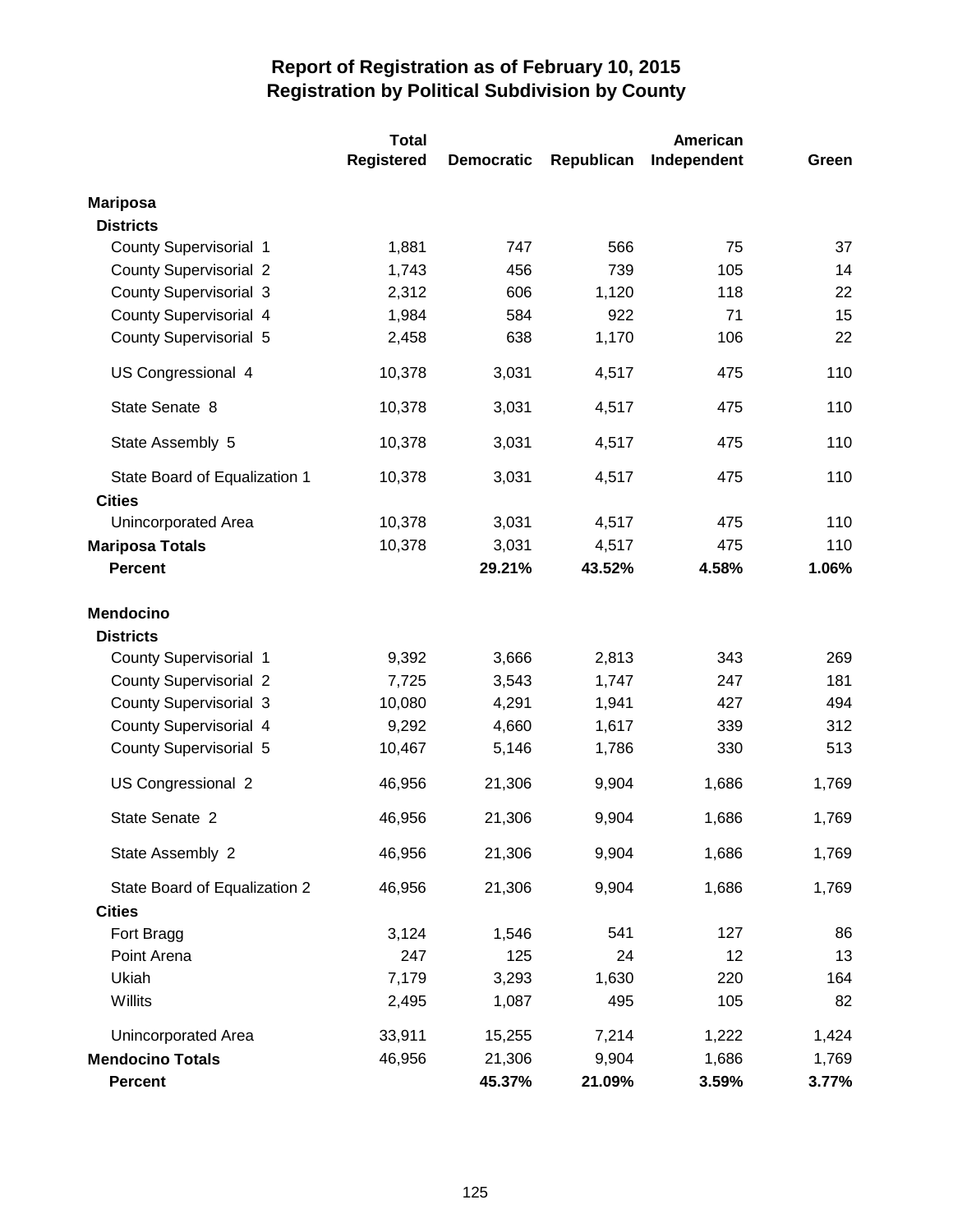# Report of Registration as of February 10, 2015
## Registration by Political Subdivision by County

| | Total Registered | Democratic | Republican | American Independent | Green |
|---|---|---|---|---|---|
| **Mariposa** | | | | | |
| **Districts** | | | | | |
| County Supervisorial 1 | 1,881 | 747 | 566 | 75 | 37 |
| County Supervisorial 2 | 1,743 | 456 | 739 | 105 | 14 |
| County Supervisorial 3 | 2,312 | 606 | 1,120 | 118 | 22 |
| County Supervisorial 4 | 1,984 | 584 | 922 | 71 | 15 |
| County Supervisorial 5 | 2,458 | 638 | 1,170 | 106 | 22 |
| US Congressional 4 | 10,378 | 3,031 | 4,517 | 475 | 110 |
| State Senate 8 | 10,378 | 3,031 | 4,517 | 475 | 110 |
| State Assembly 5 | 10,378 | 3,031 | 4,517 | 475 | 110 |
| State Board of Equalization 1 | 10,378 | 3,031 | 4,517 | 475 | 110 |
| **Cities** | | | | | |
| Unincorporated Area | 10,378 | 3,031 | 4,517 | 475 | 110 |
| **Mariposa Totals** | 10,378 | 3,031 | 4,517 | 475 | 110 |
| **Percent** | | **29.21%** | **43.52%** | **4.58%** | **1.06%** |
| **Mendocino** | | | | | |
| **Districts** | | | | | |
| County Supervisorial 1 | 9,392 | 3,666 | 2,813 | 343 | 269 |
| County Supervisorial 2 | 7,725 | 3,543 | 1,747 | 247 | 181 |
| County Supervisorial 3 | 10,080 | 4,291 | 1,941 | 427 | 494 |
| County Supervisorial 4 | 9,292 | 4,660 | 1,617 | 339 | 312 |
| County Supervisorial 5 | 10,467 | 5,146 | 1,786 | 330 | 513 |
| US Congressional 2 | 46,956 | 21,306 | 9,904 | 1,686 | 1,769 |
| State Senate 2 | 46,956 | 21,306 | 9,904 | 1,686 | 1,769 |
| State Assembly 2 | 46,956 | 21,306 | 9,904 | 1,686 | 1,769 |
| State Board of Equalization 2 | 46,956 | 21,306 | 9,904 | 1,686 | 1,769 |
| **Cities** | | | | | |
| Fort Bragg | 3,124 | 1,546 | 541 | 127 | 86 |
| Point Arena | 247 | 125 | 24 | 12 | 13 |
| Ukiah | 7,179 | 3,293 | 1,630 | 220 | 164 |
| Willits | 2,495 | 1,087 | 495 | 105 | 82 |
| Unincorporated Area | 33,911 | 15,255 | 7,214 | 1,222 | 1,424 |
| **Mendocino Totals** | 46,956 | 21,306 | 9,904 | 1,686 | 1,769 |
| **Percent** | | **45.37%** | **21.09%** | **3.59%** | **3.77%** |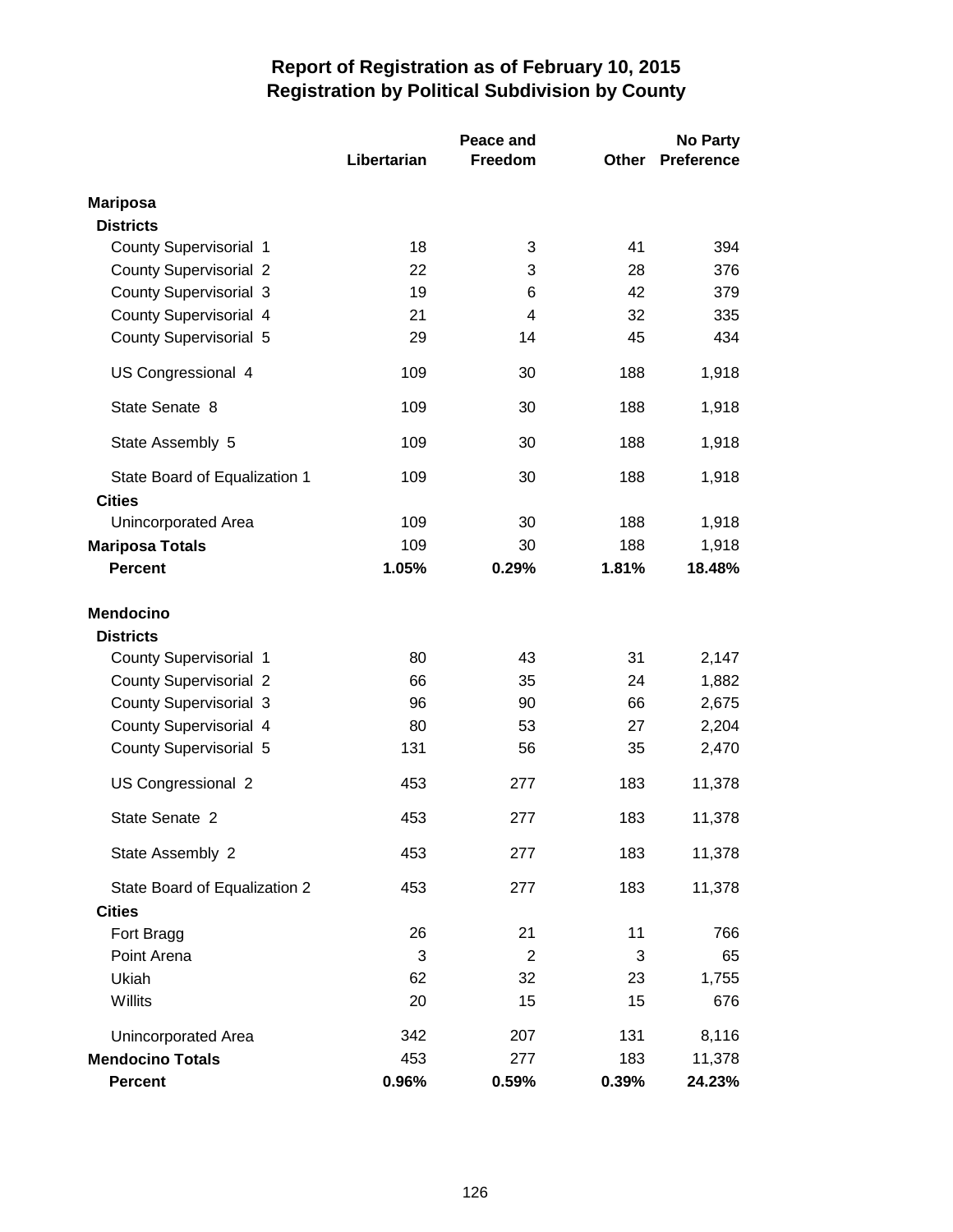# Report of Registration as of February 10, 2015
## Registration by Political Subdivision by County

| | Libertarian | Peace and Freedom | Other | No Party Preference |
|---|---|---|---|---|
| **Mariposa** | | | | |
| **Districts** | | | | |
| County Supervisorial 1 | 18 | 3 | 41 | 394 |
| County Supervisorial 2 | 22 | 3 | 28 | 376 |
| County Supervisorial 3 | 19 | 6 | 42 | 379 |
| County Supervisorial 4 | 21 | 4 | 32 | 335 |
| County Supervisorial 5 | 29 | 14 | 45 | 434 |
| US Congressional 4 | 109 | 30 | 188 | 1,918 |
| State Senate 8 | 109 | 30 | 188 | 1,918 |
| State Assembly 5 | 109 | 30 | 188 | 1,918 |
| State Board of Equalization 1 | 109 | 30 | 188 | 1,918 |
| **Cities** | | | | |
| Unincorporated Area | 109 | 30 | 188 | 1,918 |
| **Mariposa Totals** | 109 | 30 | 188 | 1,918 |
| **Percent** | **1.05%** | **0.29%** | **1.81%** | **18.48%** |
| **Mendocino** | | | | |
| **Districts** | | | | |
| County Supervisorial 1 | 80 | 43 | 31 | 2,147 |
| County Supervisorial 2 | 66 | 35 | 24 | 1,882 |
| County Supervisorial 3 | 96 | 90 | 66 | 2,675 |
| County Supervisorial 4 | 80 | 53 | 27 | 2,204 |
| County Supervisorial 5 | 131 | 56 | 35 | 2,470 |
| US Congressional 2 | 453 | 277 | 183 | 11,378 |
| State Senate 2 | 453 | 277 | 183 | 11,378 |
| State Assembly 2 | 453 | 277 | 183 | 11,378 |
| State Board of Equalization 2 | 453 | 277 | 183 | 11,378 |
| **Cities** | | | | |
| Fort Bragg | 26 | 21 | 11 | 766 |
| Point Arena | 3 | 2 | 3 | 65 |
| Ukiah | 62 | 32 | 23 | 1,755 |
| Willits | 20 | 15 | 15 | 676 |
| Unincorporated Area | 342 | 207 | 131 | 8,116 |
| **Mendocino Totals** | 453 | 277 | 183 | 11,378 |
| **Percent** | **0.96%** | **0.59%** | **0.39%** | **24.23%** |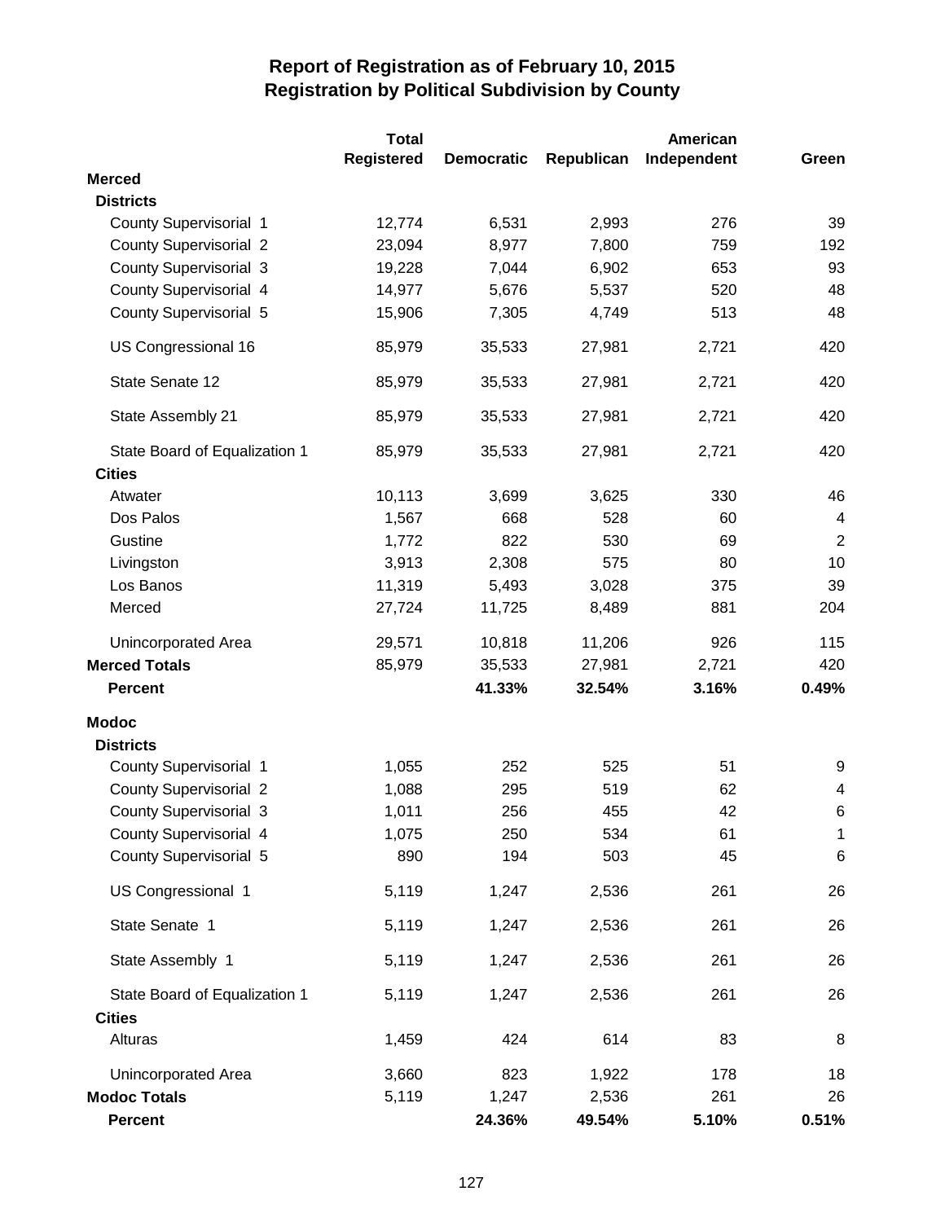# Report of Registration as of February 10, 2015
## Registration by Political Subdivision by County

| | Total Registered | Democratic | Republican | American Independent | Green |
|---|---|---|---|---|---|
| **Merced** | | | | | |
| **Districts** | | | | | |
| County Supervisorial 1 | 12,774 | 6,531 | 2,993 | 276 | 39 |
| County Supervisorial 2 | 23,094 | 8,977 | 7,800 | 759 | 192 |
| County Supervisorial 3 | 19,228 | 7,044 | 6,902 | 653 | 93 |
| County Supervisorial 4 | 14,977 | 5,676 | 5,537 | 520 | 48 |
| County Supervisorial 5 | 15,906 | 7,305 | 4,749 | 513 | 48 |
| US Congressional 16 | 85,979 | 35,533 | 27,981 | 2,721 | 420 |
| State Senate 12 | 85,979 | 35,533 | 27,981 | 2,721 | 420 |
| State Assembly 21 | 85,979 | 35,533 | 27,981 | 2,721 | 420 |
| State Board of Equalization 1 | 85,979 | 35,533 | 27,981 | 2,721 | 420 |
| **Cities** | | | | | |
| Atwater | 10,113 | 3,699 | 3,625 | 330 | 46 |
| Dos Palos | 1,567 | 668 | 528 | 60 | 4 |
| Gustine | 1,772 | 822 | 530 | 69 | 2 |
| Livingston | 3,913 | 2,308 | 575 | 80 | 10 |
| Los Banos | 11,319 | 5,493 | 3,028 | 375 | 39 |
| Merced | 27,724 | 11,725 | 8,489 | 881 | 204 |
| Unincorporated Area | 29,571 | 10,818 | 11,206 | 926 | 115 |
| **Merced Totals** | 85,979 | 35,533 | 27,981 | 2,721 | 420 |
| **Percent** | | **41.33%** | **32.54%** | **3.16%** | **0.49%** |
| **Modoc** | | | | | |
| **Districts** | | | | | |
| County Supervisorial 1 | 1,055 | 252 | 525 | 51 | 9 |
| County Supervisorial 2 | 1,088 | 295 | 519 | 62 | 4 |
| County Supervisorial 3 | 1,011 | 256 | 455 | 42 | 6 |
| County Supervisorial 4 | 1,075 | 250 | 534 | 61 | 1 |
| County Supervisorial 5 | 890 | 194 | 503 | 45 | 6 |
| US Congressional 1 | 5,119 | 1,247 | 2,536 | 261 | 26 |
| State Senate 1 | 5,119 | 1,247 | 2,536 | 261 | 26 |
| State Assembly 1 | 5,119 | 1,247 | 2,536 | 261 | 26 |
| State Board of Equalization 1 | 5,119 | 1,247 | 2,536 | 261 | 26 |
| **Cities** | | | | | |
| Alturas | 1,459 | 424 | 614 | 83 | 8 |
| Unincorporated Area | 3,660 | 823 | 1,922 | 178 | 18 |
| **Modoc Totals** | 5,119 | 1,247 | 2,536 | 261 | 26 |
| **Percent** | | **24.36%** | **49.54%** | **5.10%** | **0.51%** |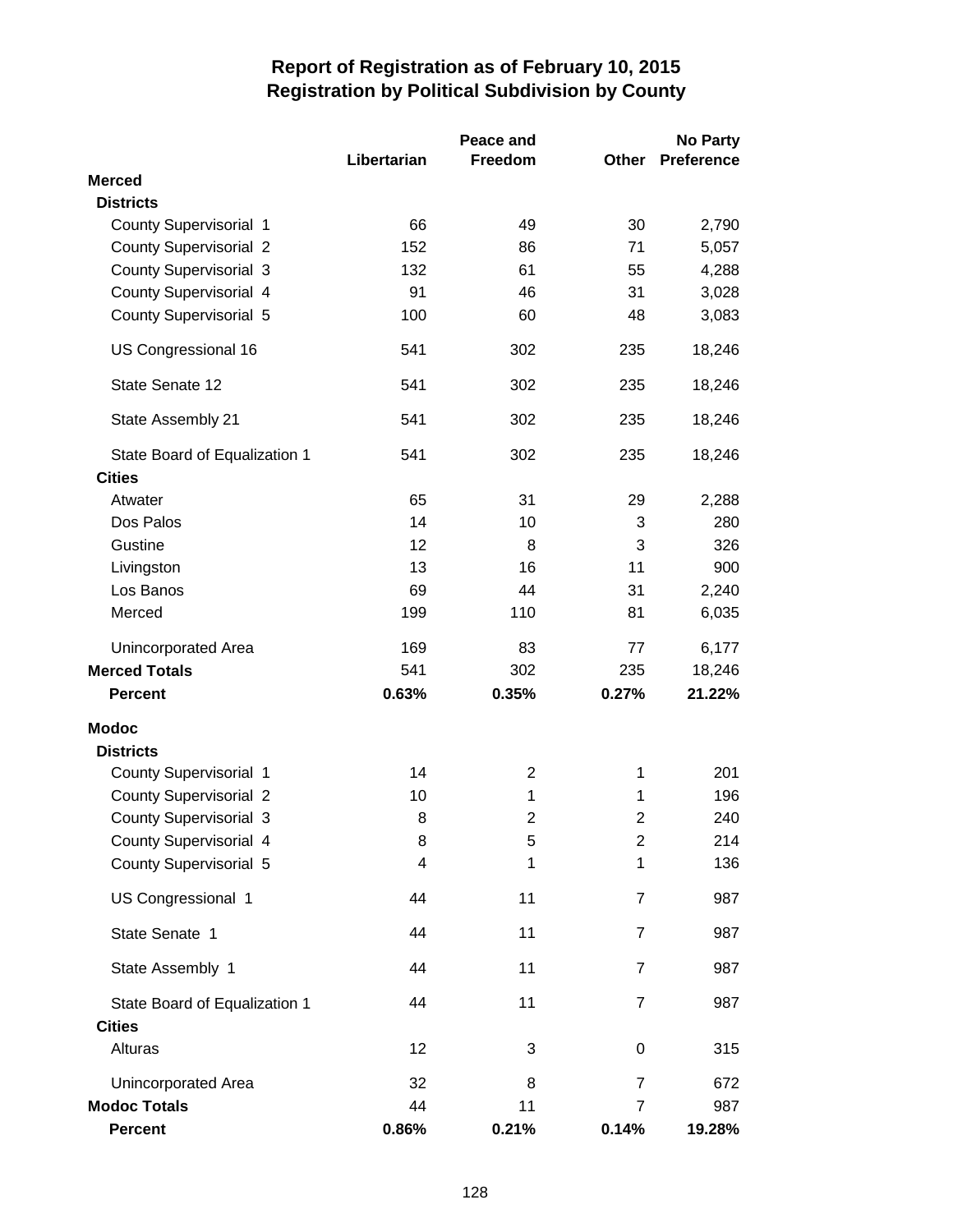# Report of Registration as of February 10, 2015
## Registration by Political Subdivision by County

| | Libertarian | Peace and Freedom | Other | No Party Preference |
|---|---|---|---|---|
| **Merced** | | | | |
| **Districts** | | | | |
| County Supervisorial 1 | 66 | 49 | 30 | 2,790 |
| County Supervisorial 2 | 152 | 86 | 71 | 5,057 |
| County Supervisorial 3 | 132 | 61 | 55 | 4,288 |
| County Supervisorial 4 | 91 | 46 | 31 | 3,028 |
| County Supervisorial 5 | 100 | 60 | 48 | 3,083 |
| US Congressional 16 | 541 | 302 | 235 | 18,246 |
| State Senate 12 | 541 | 302 | 235 | 18,246 |
| State Assembly 21 | 541 | 302 | 235 | 18,246 |
| State Board of Equalization 1 | 541 | 302 | 235 | 18,246 |
| **Cities** | | | | |
| Atwater | 65 | 31 | 29 | 2,288 |
| Dos Palos | 14 | 10 | 3 | 280 |
| Gustine | 12 | 8 | 3 | 326 |
| Livingston | 13 | 16 | 11 | 900 |
| Los Banos | 69 | 44 | 31 | 2,240 |
| Merced | 199 | 110 | 81 | 6,035 |
| Unincorporated Area | 169 | 83 | 77 | 6,177 |
| **Merced Totals** | 541 | 302 | 235 | 18,246 |
| **Percent** | **0.63%** | **0.35%** | **0.27%** | **21.22%** |
| **Modoc** | | | | |
| **Districts** | | | | |
| County Supervisorial 1 | 14 | 2 | 1 | 201 |
| County Supervisorial 2 | 10 | 1 | 1 | 196 |
| County Supervisorial 3 | 8 | 2 | 2 | 240 |
| County Supervisorial 4 | 8 | 5 | 2 | 214 |
| County Supervisorial 5 | 4 | 1 | 1 | 136 |
| US Congressional 1 | 44 | 11 | 7 | 987 |
| State Senate 1 | 44 | 11 | 7 | 987 |
| State Assembly 1 | 44 | 11 | 7 | 987 |
| State Board of Equalization 1 | 44 | 11 | 7 | 987 |
| **Cities** | | | | |
| Alturas | 12 | 3 | 0 | 315 |
| Unincorporated Area | 32 | 8 | 7 | 672 |
| **Modoc Totals** | 44 | 11 | 7 | 987 |
| **Percent** | **0.86%** | **0.21%** | **0.14%** | **19.28%** |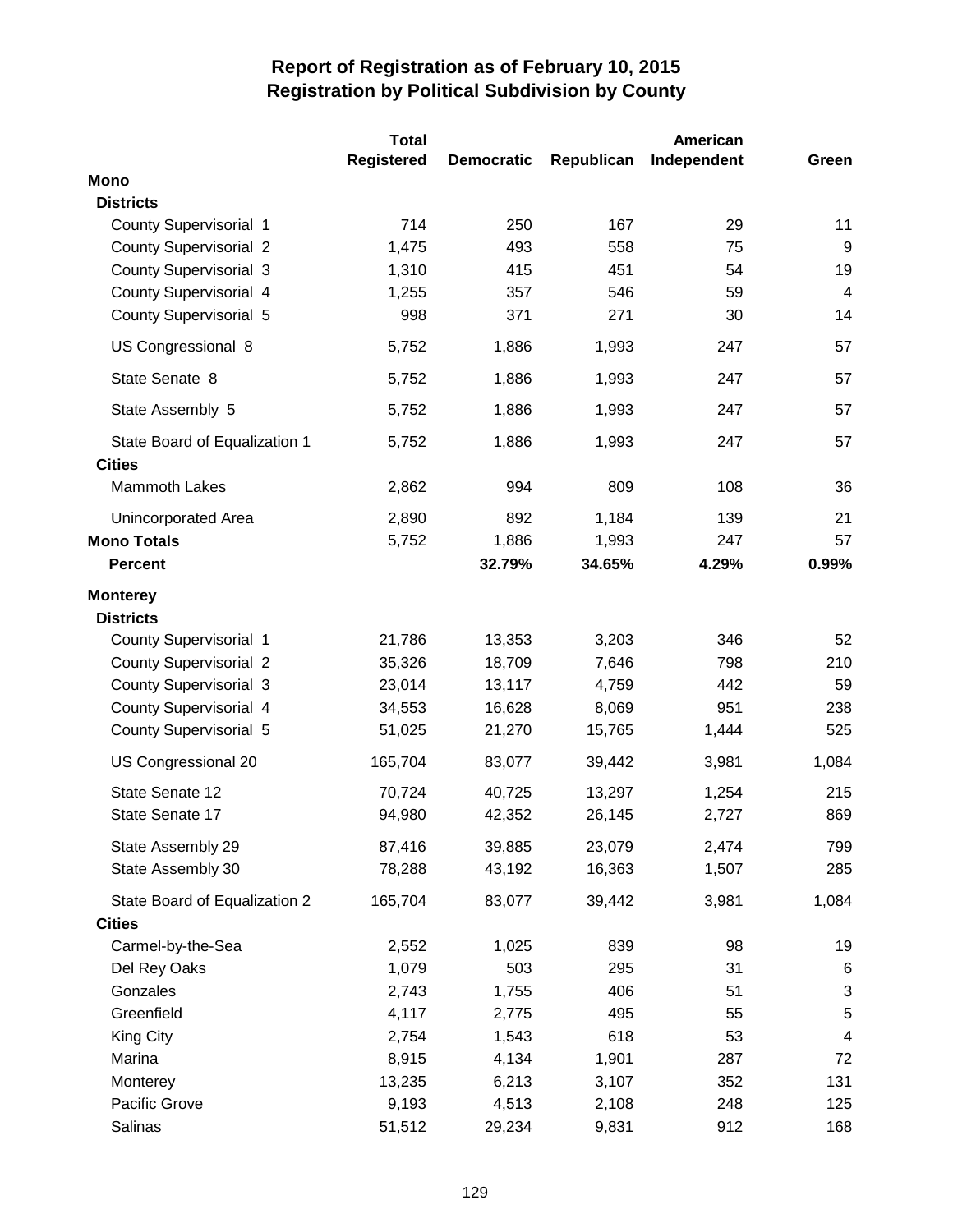# Report of Registration as of February 10, 2015
## Registration by Political Subdivision by County

| | Total Registered | Democratic | Republican | American Independent | Green |
|---|---|---|---|---|---|
| **Mono** | | | | | |
| **Districts** | | | | | |
| County Supervisorial 1 | 714 | 250 | 167 | 29 | 11 |
| County Supervisorial 2 | 1,475 | 493 | 558 | 75 | 9 |
| County Supervisorial 3 | 1,310 | 415 | 451 | 54 | 19 |
| County Supervisorial 4 | 1,255 | 357 | 546 | 59 | 4 |
| County Supervisorial 5 | 998 | 371 | 271 | 30 | 14 |
| US Congressional 8 | 5,752 | 1,886 | 1,993 | 247 | 57 |
| State Senate 8 | 5,752 | 1,886 | 1,993 | 247 | 57 |
| State Assembly 5 | 5,752 | 1,886 | 1,993 | 247 | 57 |
| State Board of Equalization 1 | 5,752 | 1,886 | 1,993 | 247 | 57 |
| **Cities** | | | | | |
| Mammoth Lakes | 2,862 | 994 | 809 | 108 | 36 |
| Unincorporated Area | 2,890 | 892 | 1,184 | 139 | 21 |
| **Mono Totals** | 5,752 | 1,886 | 1,993 | 247 | 57 |
| **Percent** | | **32.79%** | **34.65%** | **4.29%** | **0.99%** |
| **Monterey** | | | | | |
| **Districts** | | | | | |
| County Supervisorial 1 | 21,786 | 13,353 | 3,203 | 346 | 52 |
| County Supervisorial 2 | 35,326 | 18,709 | 7,646 | 798 | 210 |
| County Supervisorial 3 | 23,014 | 13,117 | 4,759 | 442 | 59 |
| County Supervisorial 4 | 34,553 | 16,628 | 8,069 | 951 | 238 |
| County Supervisorial 5 | 51,025 | 21,270 | 15,765 | 1,444 | 525 |
| US Congressional 20 | 165,704 | 83,077 | 39,442 | 3,981 | 1,084 |
| State Senate 12 | 70,724 | 40,725 | 13,297 | 1,254 | 215 |
| State Senate 17 | 94,980 | 42,352 | 26,145 | 2,727 | 869 |
| State Assembly 29 | 87,416 | 39,885 | 23,079 | 2,474 | 799 |
| State Assembly 30 | 78,288 | 43,192 | 16,363 | 1,507 | 285 |
| State Board of Equalization 2 | 165,704 | 83,077 | 39,442 | 3,981 | 1,084 |
| **Cities** | | | | | |
| Carmel-by-the-Sea | 2,552 | 1,025 | 839 | 98 | 19 |
| Del Rey Oaks | 1,079 | 503 | 295 | 31 | 6 |
| Gonzales | 2,743 | 1,755 | 406 | 51 | 3 |
| Greenfield | 4,117 | 2,775 | 495 | 55 | 5 |
| King City | 2,754 | 1,543 | 618 | 53 | 4 |
| Marina | 8,915 | 4,134 | 1,901 | 287 | 72 |
| Monterey | 13,235 | 6,213 | 3,107 | 352 | 131 |
| Pacific Grove | 9,193 | 4,513 | 2,108 | 248 | 125 |
| Salinas | 51,512 | 29,234 | 9,831 | 912 | 168 |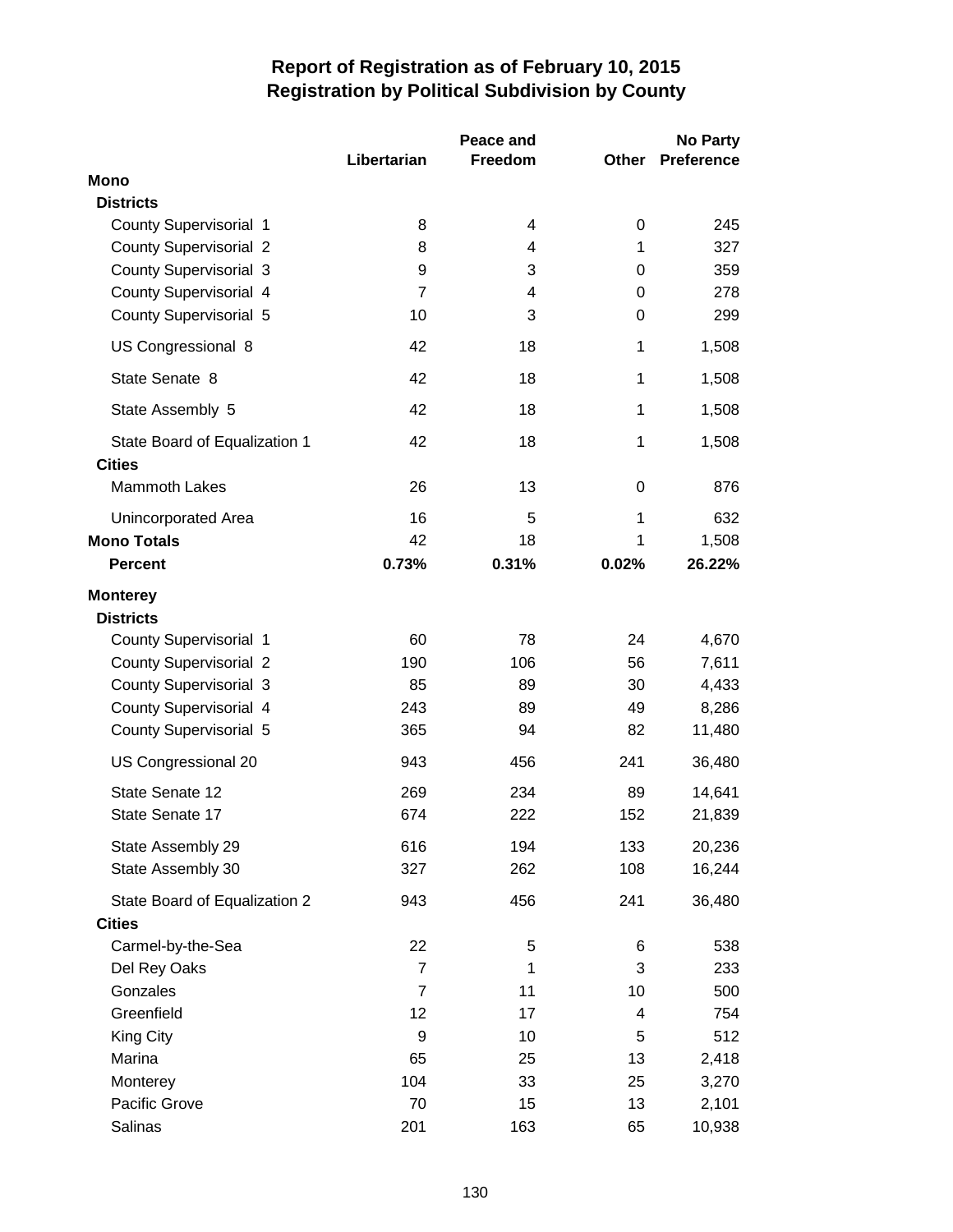# Report of Registration as of February 10, 2015
## Registration by Political Subdivision by County

| | Libertarian | Peace and Freedom | Other | No Party Preference |
|---|---|---|---|---|
| **Mono** | | | | |
| **Districts** | | | | |
| County Supervisorial 1 | 8 | 4 | 0 | 245 |
| County Supervisorial 2 | 8 | 4 | 1 | 327 |
| County Supervisorial 3 | 9 | 3 | 0 | 359 |
| County Supervisorial 4 | 7 | 4 | 0 | 278 |
| County Supervisorial 5 | 10 | 3 | 0 | 299 |
| US Congressional 8 | 42 | 18 | 1 | 1,508 |
| State Senate 8 | 42 | 18 | 1 | 1,508 |
| State Assembly 5 | 42 | 18 | 1 | 1,508 |
| State Board of Equalization 1 | 42 | 18 | 1 | 1,508 |
| **Cities** | | | | |
| Mammoth Lakes | 26 | 13 | 0 | 876 |
| Unincorporated Area | 16 | 5 | 1 | 632 |
| **Mono Totals** | 42 | 18 | 1 | 1,508 |
| **Percent** | **0.73%** | **0.31%** | **0.02%** | **26.22%** |
| **Monterey** | | | | |
| **Districts** | | | | |
| County Supervisorial 1 | 60 | 78 | 24 | 4,670 |
| County Supervisorial 2 | 190 | 106 | 56 | 7,611 |
| County Supervisorial 3 | 85 | 89 | 30 | 4,433 |
| County Supervisorial 4 | 243 | 89 | 49 | 8,286 |
| County Supervisorial 5 | 365 | 94 | 82 | 11,480 |
| US Congressional 20 | 943 | 456 | 241 | 36,480 |
| State Senate 12 | 269 | 234 | 89 | 14,641 |
| State Senate 17 | 674 | 222 | 152 | 21,839 |
| State Assembly 29 | 616 | 194 | 133 | 20,236 |
| State Assembly 30 | 327 | 262 | 108 | 16,244 |
| State Board of Equalization 2 | 943 | 456 | 241 | 36,480 |
| **Cities** | | | | |
| Carmel-by-the-Sea | 22 | 5 | 6 | 538 |
| Del Rey Oaks | 7 | 1 | 3 | 233 |
| Gonzales | 7 | 11 | 10 | 500 |
| Greenfield | 12 | 17 | 4 | 754 |
| King City | 9 | 10 | 5 | 512 |
| Marina | 65 | 25 | 13 | 2,418 |
| Monterey | 104 | 33 | 25 | 3,270 |
| Pacific Grove | 70 | 15 | 13 | 2,101 |
| Salinas | 201 | 163 | 65 | 10,938 |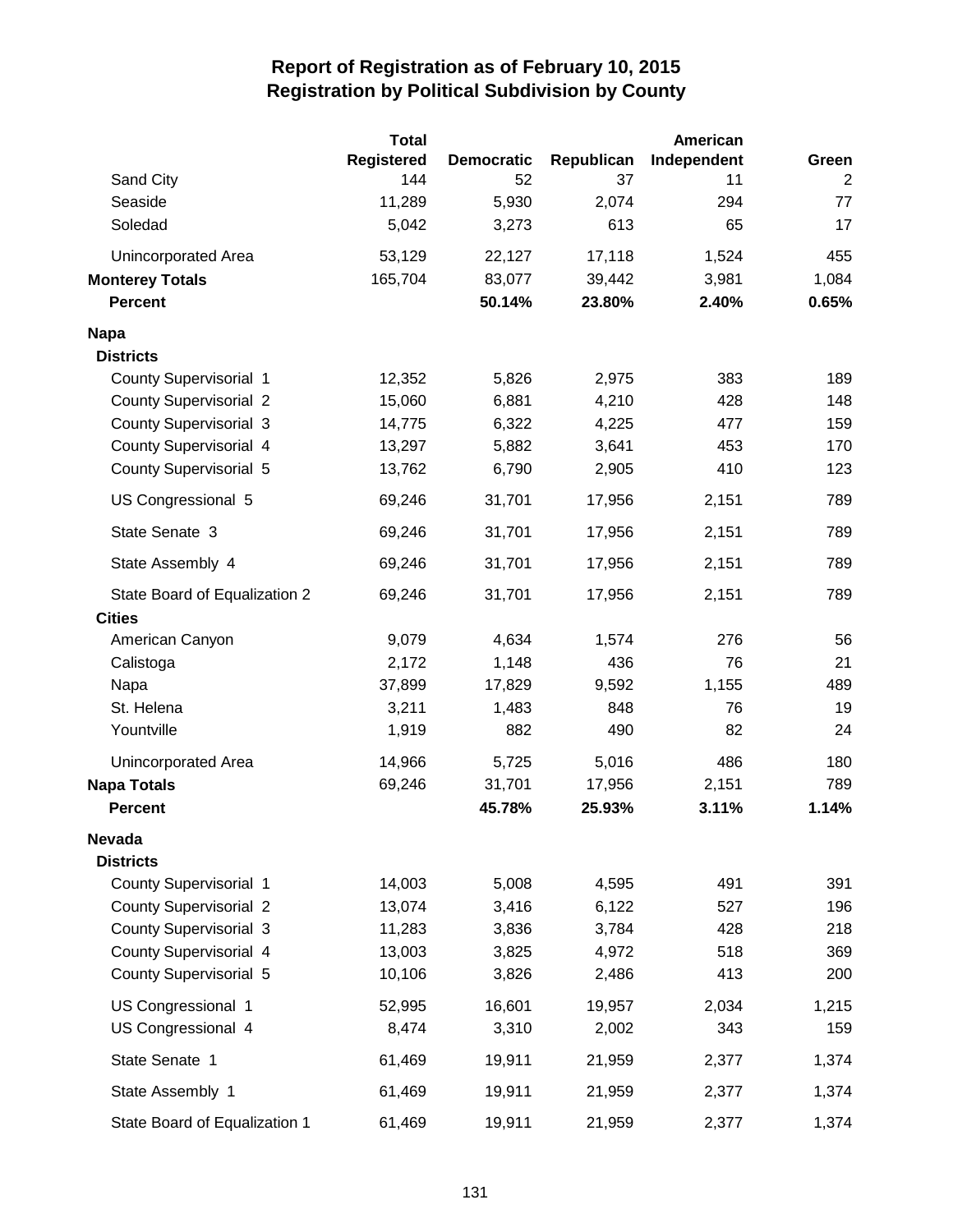# Report of Registration as of February 10, 2015
## Registration by Political Subdivision by County

| | Total Registered | Democratic | Republican | American Independent | Green |
|---|---|---|---|---|---|
| Sand City | 144 | 52 | 37 | 11 | 2 |
| Seaside | 11,289 | 5,930 | 2,074 | 294 | 77 |
| Soledad | 5,042 | 3,273 | 613 | 65 | 17 |
| Unincorporated Area | 53,129 | 22,127 | 17,118 | 1,524 | 455 |
| **Monterey Totals** | 165,704 | 83,077 | 39,442 | 3,981 | 1,084 |
| **Percent** | | **50.14%** | **23.80%** | **2.40%** | **0.65%** |
| **Napa** | | | | | |
| **Districts** | | | | | |
| County Supervisorial 1 | 12,352 | 5,826 | 2,975 | 383 | 189 |
| County Supervisorial 2 | 15,060 | 6,881 | 4,210 | 428 | 148 |
| County Supervisorial 3 | 14,775 | 6,322 | 4,225 | 477 | 159 |
| County Supervisorial 4 | 13,297 | 5,882 | 3,641 | 453 | 170 |
| County Supervisorial 5 | 13,762 | 6,790 | 2,905 | 410 | 123 |
| US Congressional 5 | 69,246 | 31,701 | 17,956 | 2,151 | 789 |
| State Senate 3 | 69,246 | 31,701 | 17,956 | 2,151 | 789 |
| State Assembly 4 | 69,246 | 31,701 | 17,956 | 2,151 | 789 |
| State Board of Equalization 2 | 69,246 | 31,701 | 17,956 | 2,151 | 789 |
| **Cities** | | | | | |
| American Canyon | 9,079 | 4,634 | 1,574 | 276 | 56 |
| Calistoga | 2,172 | 1,148 | 436 | 76 | 21 |
| Napa | 37,899 | 17,829 | 9,592 | 1,155 | 489 |
| St. Helena | 3,211 | 1,483 | 848 | 76 | 19 |
| Yountville | 1,919 | 882 | 490 | 82 | 24 |
| Unincorporated Area | 14,966 | 5,725 | 5,016 | 486 | 180 |
| **Napa Totals** | 69,246 | 31,701 | 17,956 | 2,151 | 789 |
| **Percent** | | **45.78%** | **25.93%** | **3.11%** | **1.14%** |
| **Nevada** | | | | | |
| **Districts** | | | | | |
| County Supervisorial 1 | 14,003 | 5,008 | 4,595 | 491 | 391 |
| County Supervisorial 2 | 13,074 | 3,416 | 6,122 | 527 | 196 |
| County Supervisorial 3 | 11,283 | 3,836 | 3,784 | 428 | 218 |
| County Supervisorial 4 | 13,003 | 3,825 | 4,972 | 518 | 369 |
| County Supervisorial 5 | 10,106 | 3,826 | 2,486 | 413 | 200 |
| US Congressional 1 | 52,995 | 16,601 | 19,957 | 2,034 | 1,215 |
| US Congressional 4 | 8,474 | 3,310 | 2,002 | 343 | 159 |
| State Senate 1 | 61,469 | 19,911 | 21,959 | 2,377 | 1,374 |
| State Assembly 1 | 61,469 | 19,911 | 21,959 | 2,377 | 1,374 |
| State Board of Equalization 1 | 61,469 | 19,911 | 21,959 | 2,377 | 1,374 |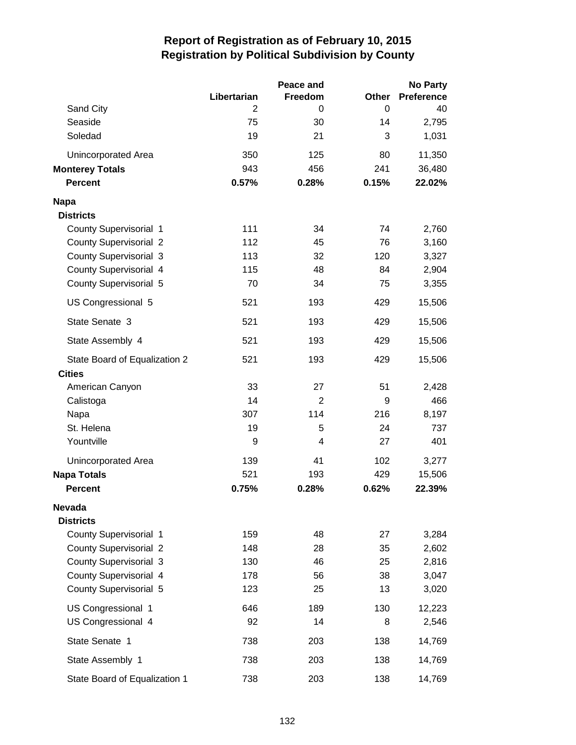# Report of Registration as of February 10, 2015
## Registration by Political Subdivision by County

| | Libertarian | Peace and Freedom | Other | No Party Preference |
|---|---|---|---|---|
| Sand City | 2 | 0 | 0 | 40 |
| Seaside | 75 | 30 | 14 | 2,795 |
| Soledad | 19 | 21 | 3 | 1,031 |
| Unincorporated Area | 350 | 125 | 80 | 11,350 |
| **Monterey Totals** | 943 | 456 | 241 | 36,480 |
| **Percent** | **0.57%** | **0.28%** | **0.15%** | **22.02%** |
| **Napa** | | | | |
| **Districts** | | | | |
| County Supervisorial 1 | 111 | 34 | 74 | 2,760 |
| County Supervisorial 2 | 112 | 45 | 76 | 3,160 |
| County Supervisorial 3 | 113 | 32 | 120 | 3,327 |
| County Supervisorial 4 | 115 | 48 | 84 | 2,904 |
| County Supervisorial 5 | 70 | 34 | 75 | 3,355 |
| US Congressional 5 | 521 | 193 | 429 | 15,506 |
| State Senate 3 | 521 | 193 | 429 | 15,506 |
| State Assembly 4 | 521 | 193 | 429 | 15,506 |
| State Board of Equalization 2 | 521 | 193 | 429 | 15,506 |
| **Cities** | | | | |
| American Canyon | 33 | 27 | 51 | 2,428 |
| Calistoga | 14 | 2 | 9 | 466 |
| Napa | 307 | 114 | 216 | 8,197 |
| St. Helena | 19 | 5 | 24 | 737 |
| Yountville | 9 | 4 | 27 | 401 |
| Unincorporated Area | 139 | 41 | 102 | 3,277 |
| **Napa Totals** | 521 | 193 | 429 | 15,506 |
| **Percent** | **0.75%** | **0.28%** | **0.62%** | **22.39%** |
| **Nevada** | | | | |
| **Districts** | | | | |
| County Supervisorial 1 | 159 | 48 | 27 | 3,284 |
| County Supervisorial 2 | 148 | 28 | 35 | 2,602 |
| County Supervisorial 3 | 130 | 46 | 25 | 2,816 |
| County Supervisorial 4 | 178 | 56 | 38 | 3,047 |
| County Supervisorial 5 | 123 | 25 | 13 | 3,020 |
| US Congressional 1 | 646 | 189 | 130 | 12,223 |
| US Congressional 4 | 92 | 14 | 8 | 2,546 |
| State Senate 1 | 738 | 203 | 138 | 14,769 |
| State Assembly 1 | 738 | 203 | 138 | 14,769 |
| State Board of Equalization 1 | 738 | 203 | 138 | 14,769 |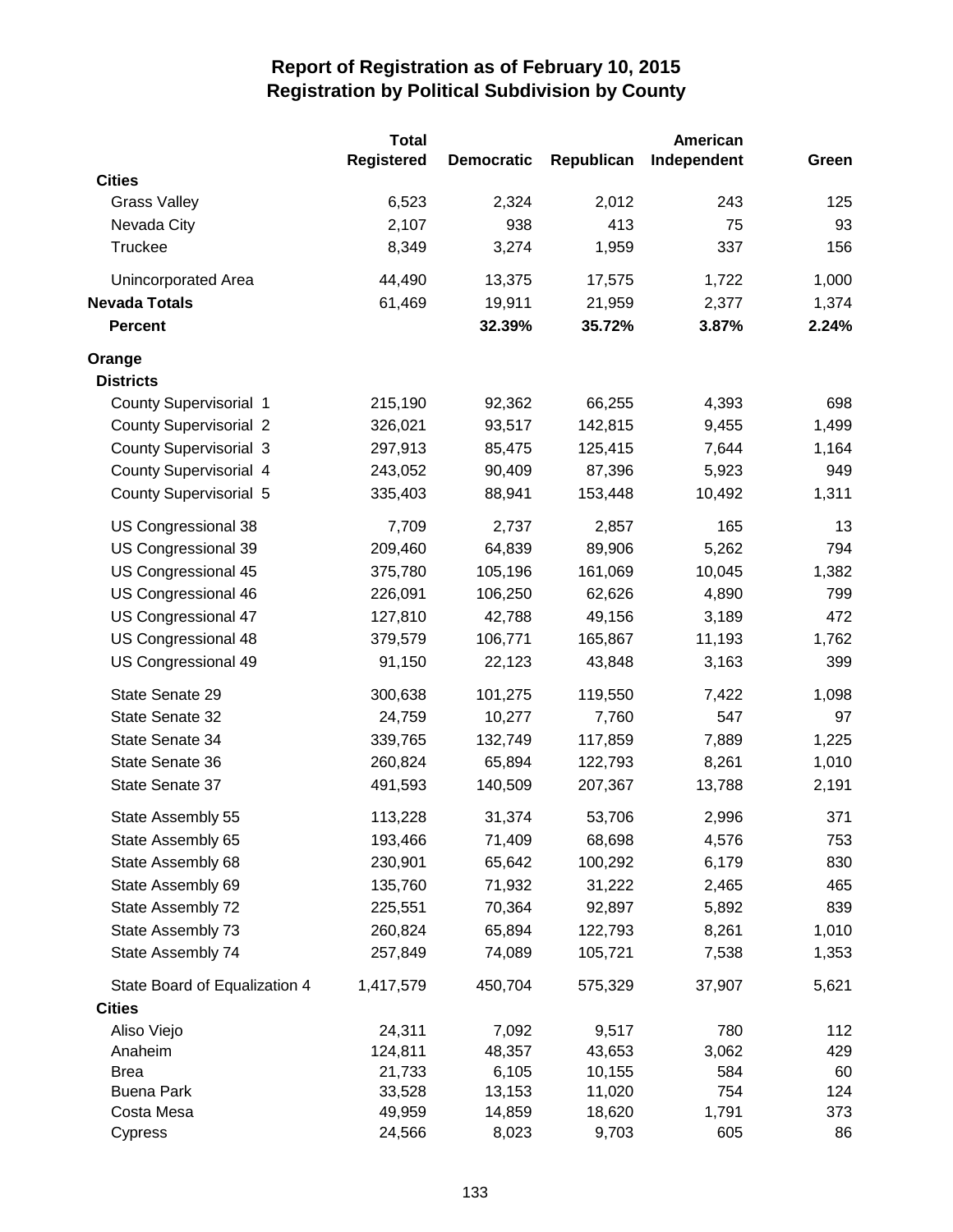# Report of Registration as of February 10, 2015
## Registration by Political Subdivision by County

| | Total Registered | Democratic | Republican | American Independent | Green |
|---|---|---|---|---|---|
| **Cities** | | | | | |
| Grass Valley | 6,523 | 2,324 | 2,012 | 243 | 125 |
| Nevada City | 2,107 | 938 | 413 | 75 | 93 |
| Truckee | 8,349 | 3,274 | 1,959 | 337 | 156 |
| Unincorporated Area | 44,490 | 13,375 | 17,575 | 1,722 | 1,000 |
| **Nevada Totals** | 61,469 | 19,911 | 21,959 | 2,377 | 1,374 |
| **Percent** | | **32.39%** | **35.72%** | **3.87%** | **2.24%** |
| **Orange** | | | | | |
| **Districts** | | | | | |
| County Supervisorial 1 | 215,190 | 92,362 | 66,255 | 4,393 | 698 |
| County Supervisorial 2 | 326,021 | 93,517 | 142,815 | 9,455 | 1,499 |
| County Supervisorial 3 | 297,913 | 85,475 | 125,415 | 7,644 | 1,164 |
| County Supervisorial 4 | 243,052 | 90,409 | 87,396 | 5,923 | 949 |
| County Supervisorial 5 | 335,403 | 88,941 | 153,448 | 10,492 | 1,311 |
| US Congressional 38 | 7,709 | 2,737 | 2,857 | 165 | 13 |
| US Congressional 39 | 209,460 | 64,839 | 89,906 | 5,262 | 794 |
| US Congressional 45 | 375,780 | 105,196 | 161,069 | 10,045 | 1,382 |
| US Congressional 46 | 226,091 | 106,250 | 62,626 | 4,890 | 799 |
| US Congressional 47 | 127,810 | 42,788 | 49,156 | 3,189 | 472 |
| US Congressional 48 | 379,579 | 106,771 | 165,867 | 11,193 | 1,762 |
| US Congressional 49 | 91,150 | 22,123 | 43,848 | 3,163 | 399 |
| State Senate 29 | 300,638 | 101,275 | 119,550 | 7,422 | 1,098 |
| State Senate 32 | 24,759 | 10,277 | 7,760 | 547 | 97 |
| State Senate 34 | 339,765 | 132,749 | 117,859 | 7,889 | 1,225 |
| State Senate 36 | 260,824 | 65,894 | 122,793 | 8,261 | 1,010 |
| State Senate 37 | 491,593 | 140,509 | 207,367 | 13,788 | 2,191 |
| State Assembly 55 | 113,228 | 31,374 | 53,706 | 2,996 | 371 |
| State Assembly 65 | 193,466 | 71,409 | 68,698 | 4,576 | 753 |
| State Assembly 68 | 230,901 | 65,642 | 100,292 | 6,179 | 830 |
| State Assembly 69 | 135,760 | 71,932 | 31,222 | 2,465 | 465 |
| State Assembly 72 | 225,551 | 70,364 | 92,897 | 5,892 | 839 |
| State Assembly 73 | 260,824 | 65,894 | 122,793 | 8,261 | 1,010 |
| State Assembly 74 | 257,849 | 74,089 | 105,721 | 7,538 | 1,353 |
| State Board of Equalization 4 | 1,417,579 | 450,704 | 575,329 | 37,907 | 5,621 |
| **Cities** | | | | | |
| Aliso Viejo | 24,311 | 7,092 | 9,517 | 780 | 112 |
| Anaheim | 124,811 | 48,357 | 43,653 | 3,062 | 429 |
| Brea | 21,733 | 6,105 | 10,155 | 584 | 60 |
| Buena Park | 33,528 | 13,153 | 11,020 | 754 | 124 |
| Costa Mesa | 49,959 | 14,859 | 18,620 | 1,791 | 373 |
| Cypress | 24,566 | 8,023 | 9,703 | 605 | 86 |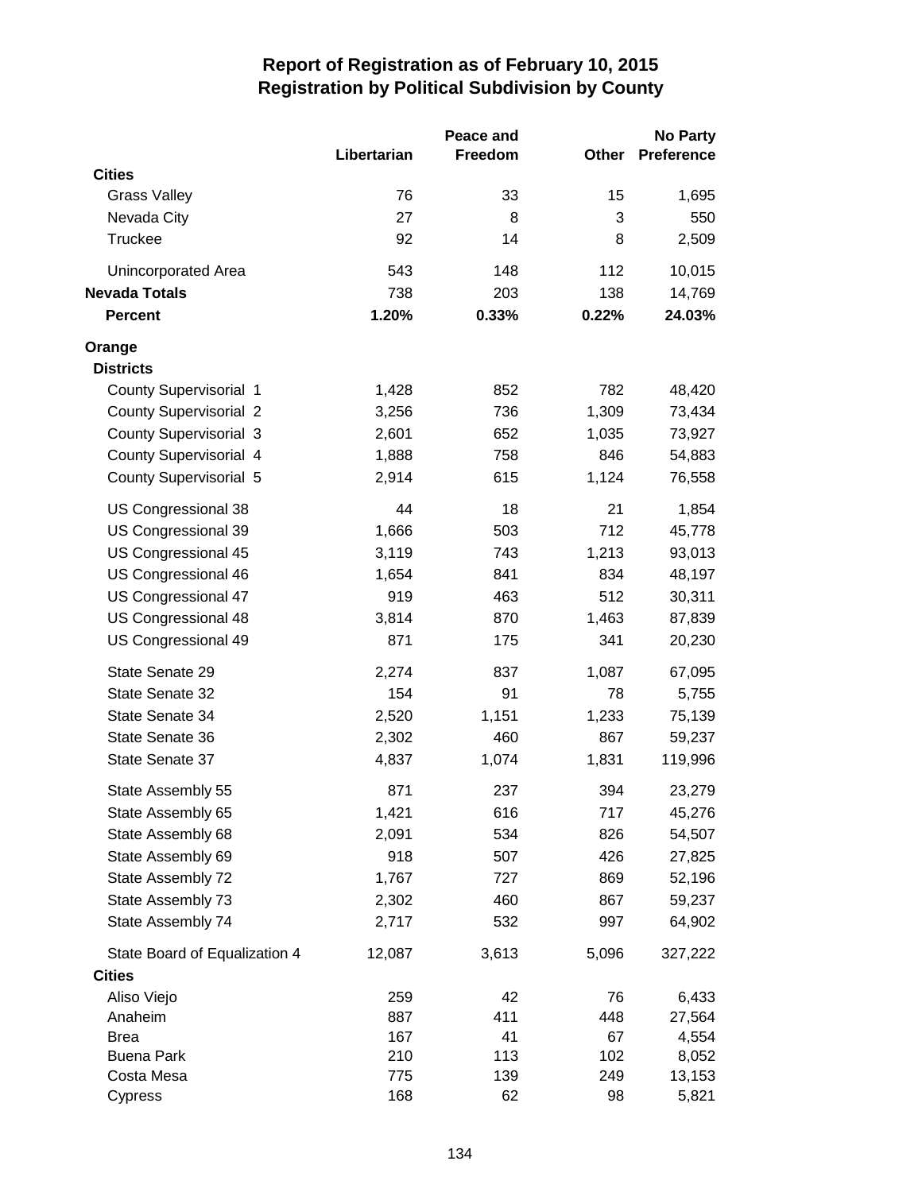# Report of Registration as of February 10, 2015
## Registration by Political Subdivision by County

| | Libertarian | Peace and Freedom | Other | No Party Preference |
|---|---|---|---|---|
| **Cities** | | | | |
| Grass Valley | 76 | 33 | 15 | 1,695 |
| Nevada City | 27 | 8 | 3 | 550 |
| Truckee | 92 | 14 | 8 | 2,509 |
| Unincorporated Area | 543 | 148 | 112 | 10,015 |
| **Nevada Totals** | 738 | 203 | 138 | 14,769 |
| **Percent** | **1.20%** | **0.33%** | **0.22%** | **24.03%** |
| **Orange** | | | | |
| **Districts** | | | | |
| County Supervisorial 1 | 1,428 | 852 | 782 | 48,420 |
| County Supervisorial 2 | 3,256 | 736 | 1,309 | 73,434 |
| County Supervisorial 3 | 2,601 | 652 | 1,035 | 73,927 |
| County Supervisorial 4 | 1,888 | 758 | 846 | 54,883 |
| County Supervisorial 5 | 2,914 | 615 | 1,124 | 76,558 |
| US Congressional 38 | 44 | 18 | 21 | 1,854 |
| US Congressional 39 | 1,666 | 503 | 712 | 45,778 |
| US Congressional 45 | 3,119 | 743 | 1,213 | 93,013 |
| US Congressional 46 | 1,654 | 841 | 834 | 48,197 |
| US Congressional 47 | 919 | 463 | 512 | 30,311 |
| US Congressional 48 | 3,814 | 870 | 1,463 | 87,839 |
| US Congressional 49 | 871 | 175 | 341 | 20,230 |
| State Senate 29 | 2,274 | 837 | 1,087 | 67,095 |
| State Senate 32 | 154 | 91 | 78 | 5,755 |
| State Senate 34 | 2,520 | 1,151 | 1,233 | 75,139 |
| State Senate 36 | 2,302 | 460 | 867 | 59,237 |
| State Senate 37 | 4,837 | 1,074 | 1,831 | 119,996 |
| State Assembly 55 | 871 | 237 | 394 | 23,279 |
| State Assembly 65 | 1,421 | 616 | 717 | 45,276 |
| State Assembly 68 | 2,091 | 534 | 826 | 54,507 |
| State Assembly 69 | 918 | 507 | 426 | 27,825 |
| State Assembly 72 | 1,767 | 727 | 869 | 52,196 |
| State Assembly 73 | 2,302 | 460 | 867 | 59,237 |
| State Assembly 74 | 2,717 | 532 | 997 | 64,902 |
| State Board of Equalization 4 | 12,087 | 3,613 | 5,096 | 327,222 |
| **Cities** | | | | |
| Aliso Viejo | 259 | 42 | 76 | 6,433 |
| Anaheim | 887 | 411 | 448 | 27,564 |
| Brea | 167 | 41 | 67 | 4,554 |
| Buena Park | 210 | 113 | 102 | 8,052 |
| Costa Mesa | 775 | 139 | 249 | 13,153 |
| Cypress | 168 | 62 | 98 | 5,821 |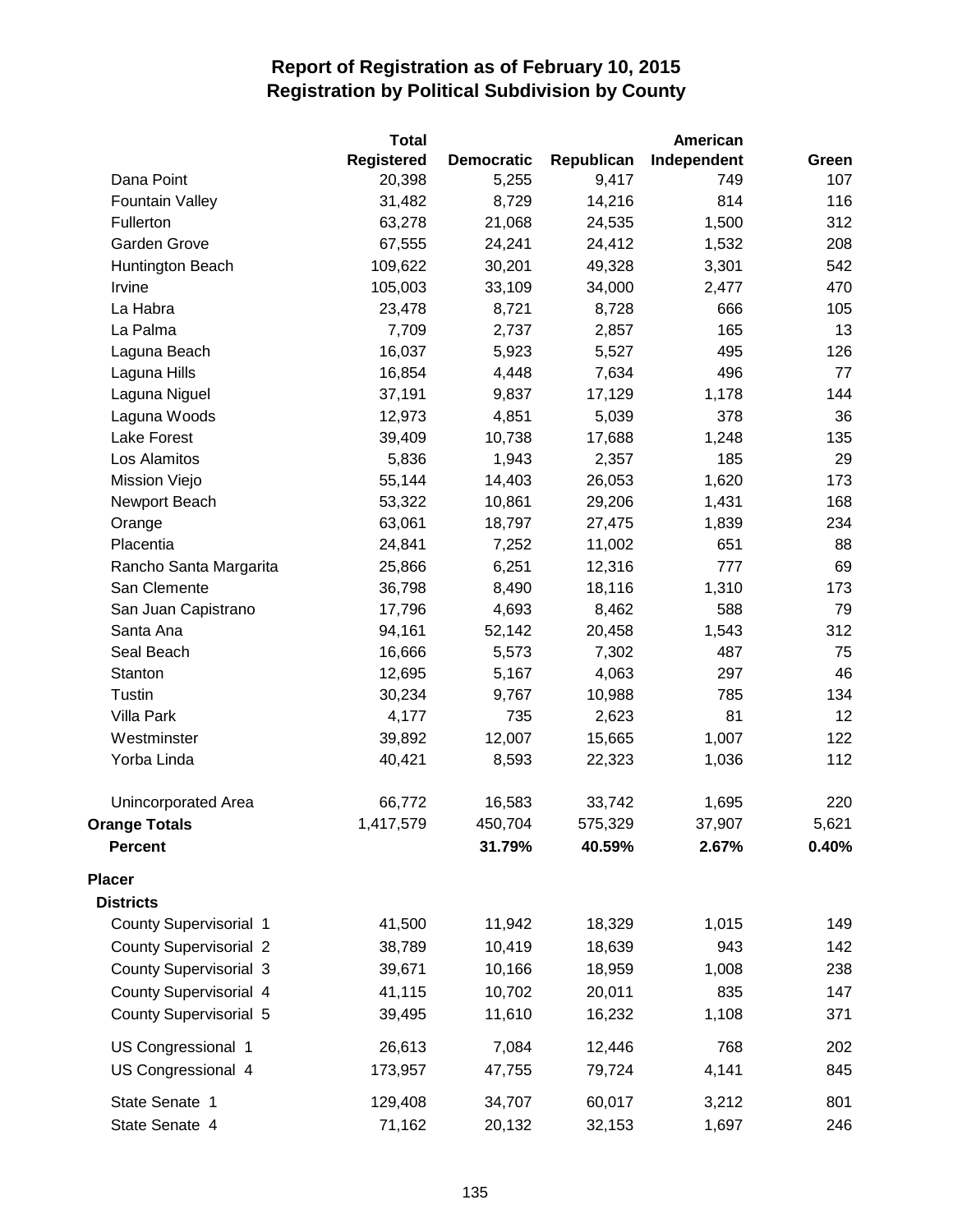# Report of Registration as of February 10, 2015
## Registration by Political Subdivision by County

| | Total Registered | Democratic | Republican | American Independent | Green |
|---|---|---|---|---|---|
| Dana Point | 20,398 | 5,255 | 9,417 | 749 | 107 |
| Fountain Valley | 31,482 | 8,729 | 14,216 | 814 | 116 |
| Fullerton | 63,278 | 21,068 | 24,535 | 1,500 | 312 |
| Garden Grove | 67,555 | 24,241 | 24,412 | 1,532 | 208 |
| Huntington Beach | 109,622 | 30,201 | 49,328 | 3,301 | 542 |
| Irvine | 105,003 | 33,109 | 34,000 | 2,477 | 470 |
| La Habra | 23,478 | 8,721 | 8,728 | 666 | 105 |
| La Palma | 7,709 | 2,737 | 2,857 | 165 | 13 |
| Laguna Beach | 16,037 | 5,923 | 5,527 | 495 | 126 |
| Laguna Hills | 16,854 | 4,448 | 7,634 | 496 | 77 |
| Laguna Niguel | 37,191 | 9,837 | 17,129 | 1,178 | 144 |
| Laguna Woods | 12,973 | 4,851 | 5,039 | 378 | 36 |
| Lake Forest | 39,409 | 10,738 | 17,688 | 1,248 | 135 |
| Los Alamitos | 5,836 | 1,943 | 2,357 | 185 | 29 |
| Mission Viejo | 55,144 | 14,403 | 26,053 | 1,620 | 173 |
| Newport Beach | 53,322 | 10,861 | 29,206 | 1,431 | 168 |
| Orange | 63,061 | 18,797 | 27,475 | 1,839 | 234 |
| Placentia | 24,841 | 7,252 | 11,002 | 651 | 88 |
| Rancho Santa Margarita | 25,866 | 6,251 | 12,316 | 777 | 69 |
| San Clemente | 36,798 | 8,490 | 18,116 | 1,310 | 173 |
| San Juan Capistrano | 17,796 | 4,693 | 8,462 | 588 | 79 |
| Santa Ana | 94,161 | 52,142 | 20,458 | 1,543 | 312 |
| Seal Beach | 16,666 | 5,573 | 7,302 | 487 | 75 |
| Stanton | 12,695 | 5,167 | 4,063 | 297 | 46 |
| Tustin | 30,234 | 9,767 | 10,988 | 785 | 134 |
| Villa Park | 4,177 | 735 | 2,623 | 81 | 12 |
| Westminster | 39,892 | 12,007 | 15,665 | 1,007 | 122 |
| Yorba Linda | 40,421 | 8,593 | 22,323 | 1,036 | 112 |
| Unincorporated Area | 66,772 | 16,583 | 33,742 | 1,695 | 220 |
| **Orange Totals** | 1,417,579 | 450,704 | 575,329 | 37,907 | 5,621 |
| **Percent** | | **31.79%** | **40.59%** | **2.67%** | **0.40%** |
| **Placer** | | | | | |
| **Districts** | | | | | |
| County Supervisorial 1 | 41,500 | 11,942 | 18,329 | 1,015 | 149 |
| County Supervisorial 2 | 38,789 | 10,419 | 18,639 | 943 | 142 |
| County Supervisorial 3 | 39,671 | 10,166 | 18,959 | 1,008 | 238 |
| County Supervisorial 4 | 41,115 | 10,702 | 20,011 | 835 | 147 |
| County Supervisorial 5 | 39,495 | 11,610 | 16,232 | 1,108 | 371 |
| US Congressional 1 | 26,613 | 7,084 | 12,446 | 768 | 202 |
| US Congressional 4 | 173,957 | 47,755 | 79,724 | 4,141 | 845 |
| State Senate 1 | 129,408 | 34,707 | 60,017 | 3,212 | 801 |
| State Senate 4 | 71,162 | 20,132 | 32,153 | 1,697 | 246 |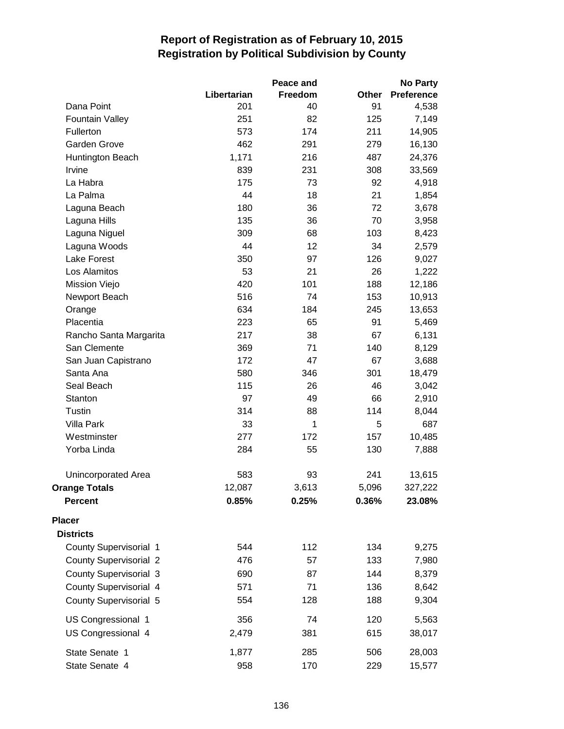# Report of Registration as of February 10, 2015
## Registration by Political Subdivision by County

| | Libertarian | Peace and Freedom | Other | No Party Preference |
|---|---|---|---|---|
| Dana Point | 201 | 40 | 91 | 4,538 |
| Fountain Valley | 251 | 82 | 125 | 7,149 |
| Fullerton | 573 | 174 | 211 | 14,905 |
| Garden Grove | 462 | 291 | 279 | 16,130 |
| Huntington Beach | 1,171 | 216 | 487 | 24,376 |
| Irvine | 839 | 231 | 308 | 33,569 |
| La Habra | 175 | 73 | 92 | 4,918 |
| La Palma | 44 | 18 | 21 | 1,854 |
| Laguna Beach | 180 | 36 | 72 | 3,678 |
| Laguna Hills | 135 | 36 | 70 | 3,958 |
| Laguna Niguel | 309 | 68 | 103 | 8,423 |
| Laguna Woods | 44 | 12 | 34 | 2,579 |
| Lake Forest | 350 | 97 | 126 | 9,027 |
| Los Alamitos | 53 | 21 | 26 | 1,222 |
| Mission Viejo | 420 | 101 | 188 | 12,186 |
| Newport Beach | 516 | 74 | 153 | 10,913 |
| Orange | 634 | 184 | 245 | 13,653 |
| Placentia | 223 | 65 | 91 | 5,469 |
| Rancho Santa Margarita | 217 | 38 | 67 | 6,131 |
| San Clemente | 369 | 71 | 140 | 8,129 |
| San Juan Capistrano | 172 | 47 | 67 | 3,688 |
| Santa Ana | 580 | 346 | 301 | 18,479 |
| Seal Beach | 115 | 26 | 46 | 3,042 |
| Stanton | 97 | 49 | 66 | 2,910 |
| Tustin | 314 | 88 | 114 | 8,044 |
| Villa Park | 33 | 1 | 5 | 687 |
| Westminster | 277 | 172 | 157 | 10,485 |
| Yorba Linda | 284 | 55 | 130 | 7,888 |
| | | | | |
| Unincorporated Area | 583 | 93 | 241 | 13,615 |
| **Orange Totals** | 12,087 | 3,613 | 5,096 | 327,222 |
| **Percent** | **0.85%** | **0.25%** | **0.36%** | **23.08%** |
| **Placer** | | | | |
| **Districts** | | | | |
| County Supervisorial 1 | 544 | 112 | 134 | 9,275 |
| County Supervisorial 2 | 476 | 57 | 133 | 7,980 |
| County Supervisorial 3 | 690 | 87 | 144 | 8,379 |
| County Supervisorial 4 | 571 | 71 | 136 | 8,642 |
| County Supervisorial 5 | 554 | 128 | 188 | 9,304 |
| | | | | |
| US Congressional 1 | 356 | 74 | 120 | 5,563 |
| US Congressional 4 | 2,479 | 381 | 615 | 38,017 |
| | | | | |
| State Senate 1 | 1,877 | 285 | 506 | 28,003 |
| State Senate 4 | 958 | 170 | 229 | 15,577 |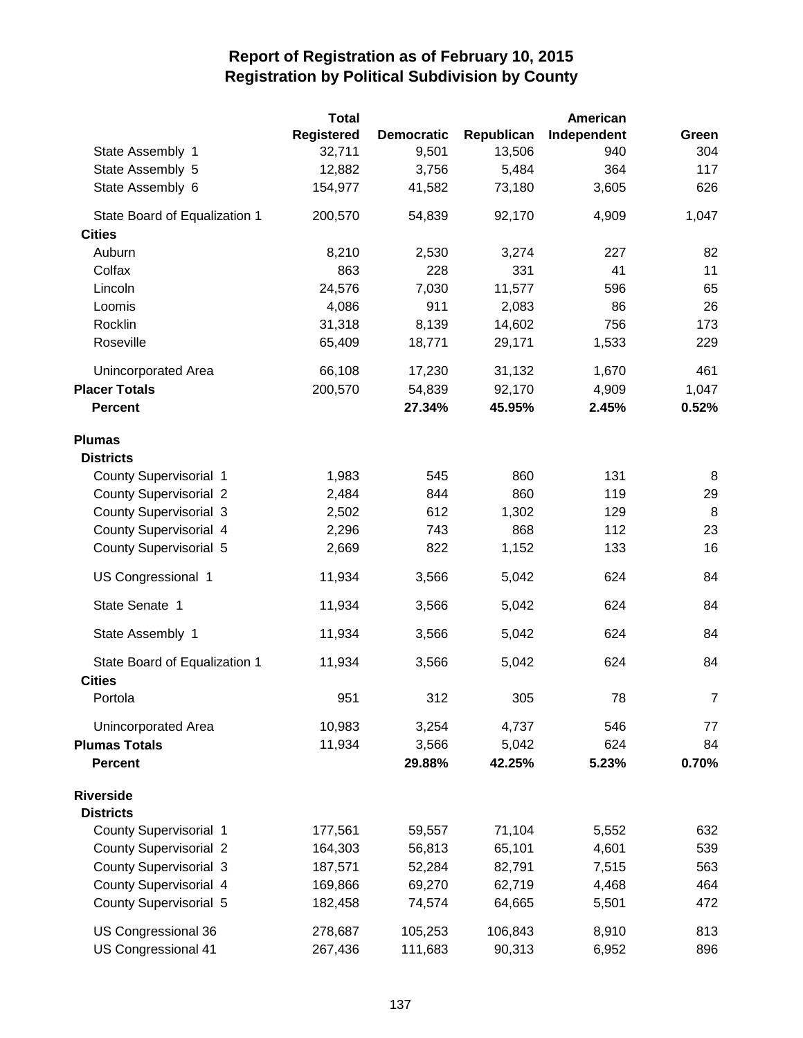# Report of Registration as of February 10, 2015
## Registration by Political Subdivision by County

| | Total Registered | Democratic | Republican | American Independent | Green |
|---|---|---|---|---|---|
| State Assembly 1 | 32,711 | 9,501 | 13,506 | 940 | 304 |
| State Assembly 5 | 12,882 | 3,756 | 5,484 | 364 | 117 |
| State Assembly 6 | 154,977 | 41,582 | 73,180 | 3,605 | 626 |
| State Board of Equalization 1 | 200,570 | 54,839 | 92,170 | 4,909 | 1,047 |
| **Cities** | | | | | |
| Auburn | 8,210 | 2,530 | 3,274 | 227 | 82 |
| Colfax | 863 | 228 | 331 | 41 | 11 |
| Lincoln | 24,576 | 7,030 | 11,577 | 596 | 65 |
| Loomis | 4,086 | 911 | 2,083 | 86 | 26 |
| Rocklin | 31,318 | 8,139 | 14,602 | 756 | 173 |
| Roseville | 65,409 | 18,771 | 29,171 | 1,533 | 229 |
| Unincorporated Area | 66,108 | 17,230 | 31,132 | 1,670 | 461 |
| **Placer Totals** | 200,570 | 54,839 | 92,170 | 4,909 | 1,047 |
| **Percent** | | **27.34%** | **45.95%** | **2.45%** | **0.52%** |
| **Plumas** | | | | | |
| **Districts** | | | | | |
| County Supervisorial 1 | 1,983 | 545 | 860 | 131 | 8 |
| County Supervisorial 2 | 2,484 | 844 | 860 | 119 | 29 |
| County Supervisorial 3 | 2,502 | 612 | 1,302 | 129 | 8 |
| County Supervisorial 4 | 2,296 | 743 | 868 | 112 | 23 |
| County Supervisorial 5 | 2,669 | 822 | 1,152 | 133 | 16 |
| US Congressional 1 | 11,934 | 3,566 | 5,042 | 624 | 84 |
| State Senate 1 | 11,934 | 3,566 | 5,042 | 624 | 84 |
| State Assembly 1 | 11,934 | 3,566 | 5,042 | 624 | 84 |
| State Board of Equalization 1 | 11,934 | 3,566 | 5,042 | 624 | 84 |
| **Cities** | | | | | |
| Portola | 951 | 312 | 305 | 78 | 7 |
| Unincorporated Area | 10,983 | 3,254 | 4,737 | 546 | 77 |
| **Plumas Totals** | 11,934 | 3,566 | 5,042 | 624 | 84 |
| **Percent** | | **29.88%** | **42.25%** | **5.23%** | **0.70%** |
| **Riverside** | | | | | |
| **Districts** | | | | | |
| County Supervisorial 1 | 177,561 | 59,557 | 71,104 | 5,552 | 632 |
| County Supervisorial 2 | 164,303 | 56,813 | 65,101 | 4,601 | 539 |
| County Supervisorial 3 | 187,571 | 52,284 | 82,791 | 7,515 | 563 |
| County Supervisorial 4 | 169,866 | 69,270 | 62,719 | 4,468 | 464 |
| County Supervisorial 5 | 182,458 | 74,574 | 64,665 | 5,501 | 472 |
| US Congressional 36 | 278,687 | 105,253 | 106,843 | 8,910 | 813 |
| US Congressional 41 | 267,436 | 111,683 | 90,313 | 6,952 | 896 |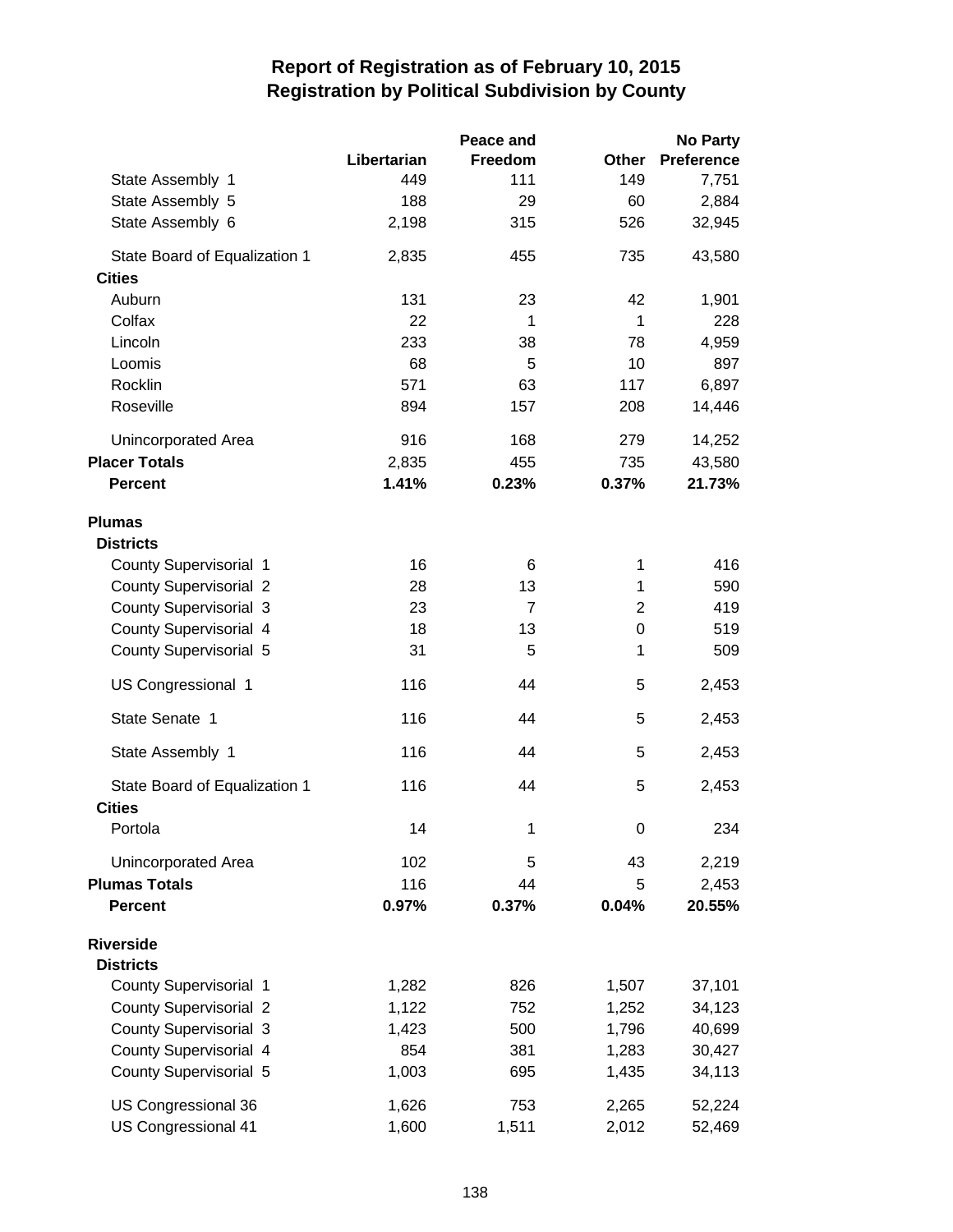# Report of Registration as of February 10, 2015
## Registration by Political Subdivision by County

| | Libertarian | Peace and Freedom | Other | No Party Preference |
|---|---|---|---|---|
| State Assembly 1 | 449 | 111 | 149 | 7,751 |
| State Assembly 5 | 188 | 29 | 60 | 2,884 |
| State Assembly 6 | 2,198 | 315 | 526 | 32,945 |
| State Board of Equalization 1 | 2,835 | 455 | 735 | 43,580 |
| **Cities** | | | | |
| Auburn | 131 | 23 | 42 | 1,901 |
| Colfax | 22 | 1 | 1 | 228 |
| Lincoln | 233 | 38 | 78 | 4,959 |
| Loomis | 68 | 5 | 10 | 897 |
| Rocklin | 571 | 63 | 117 | 6,897 |
| Roseville | 894 | 157 | 208 | 14,446 |
| Unincorporated Area | 916 | 168 | 279 | 14,252 |
| **Placer Totals** | 2,835 | 455 | 735 | 43,580 |
| **Percent** | **1.41%** | **0.23%** | **0.37%** | **21.73%** |
| **Plumas** | | | | |
| **Districts** | | | | |
| County Supervisorial 1 | 16 | 6 | 1 | 416 |
| County Supervisorial 2 | 28 | 13 | 1 | 590 |
| County Supervisorial 3 | 23 | 7 | 2 | 419 |
| County Supervisorial 4 | 18 | 13 | 0 | 519 |
| County Supervisorial 5 | 31 | 5 | 1 | 509 |
| US Congressional 1 | 116 | 44 | 5 | 2,453 |
| State Senate 1 | 116 | 44 | 5 | 2,453 |
| State Assembly 1 | 116 | 44 | 5 | 2,453 |
| State Board of Equalization 1 | 116 | 44 | 5 | 2,453 |
| **Cities** | | | | |
| Portola | 14 | 1 | 0 | 234 |
| Unincorporated Area | 102 | 5 | 43 | 2,219 |
| **Plumas Totals** | 116 | 44 | 5 | 2,453 |
| **Percent** | **0.97%** | **0.37%** | **0.04%** | **20.55%** |
| **Riverside** | | | | |
| **Districts** | | | | |
| County Supervisorial 1 | 1,282 | 826 | 1,507 | 37,101 |
| County Supervisorial 2 | 1,122 | 752 | 1,252 | 34,123 |
| County Supervisorial 3 | 1,423 | 500 | 1,796 | 40,699 |
| County Supervisorial 4 | 854 | 381 | 1,283 | 30,427 |
| County Supervisorial 5 | 1,003 | 695 | 1,435 | 34,113 |
| US Congressional 36 | 1,626 | 753 | 2,265 | 52,224 |
| US Congressional 41 | 1,600 | 1,511 | 2,012 | 52,469 |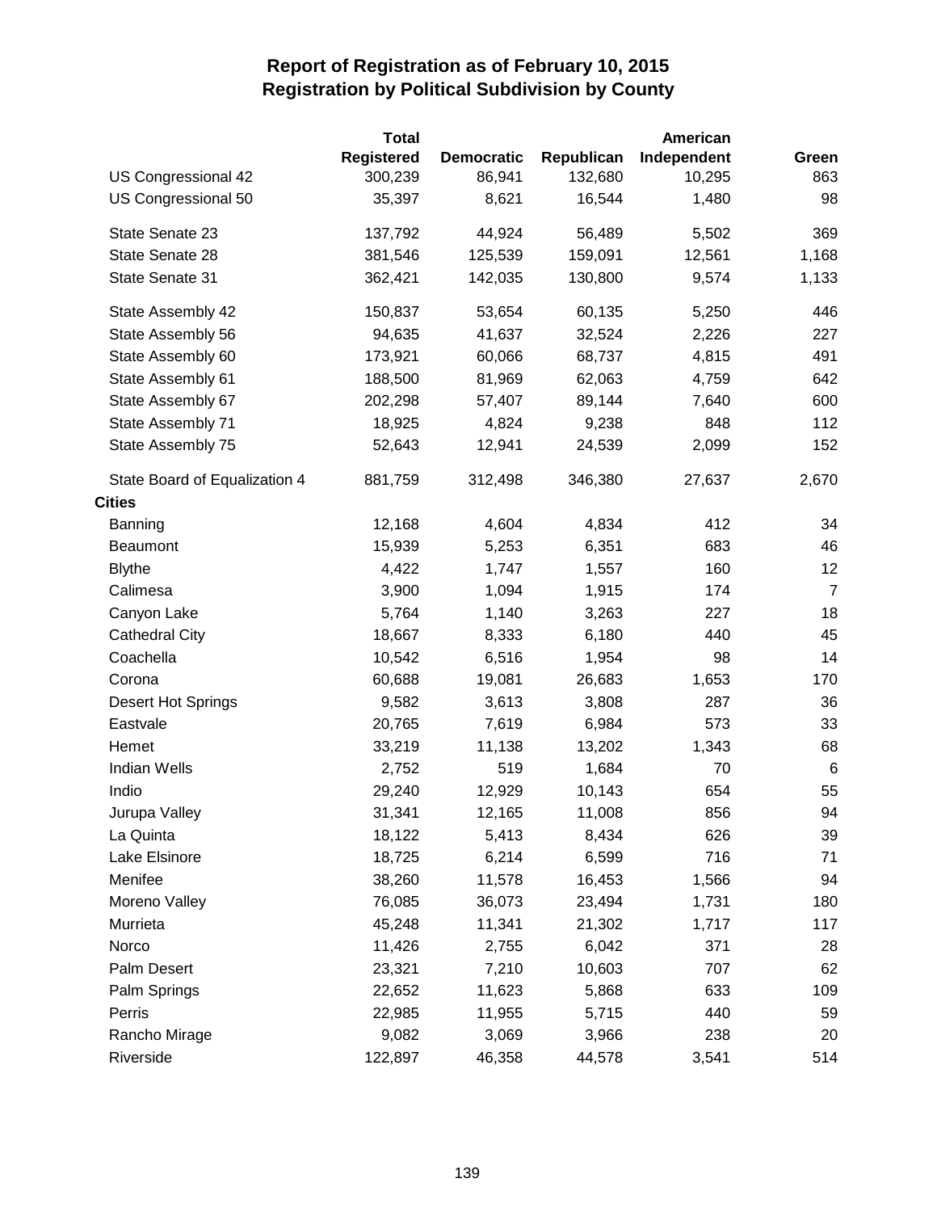# Report of Registration as of February 10, 2015
## Registration by Political Subdivision by County

| | Total Registered | Democratic | Republican | American Independent | Green |
|---|---|---|---|---|---|
| US Congressional 42 | 300,239 | 86,941 | 132,680 | 10,295 | 863 |
| US Congressional 50 | 35,397 | 8,621 | 16,544 | 1,480 | 98 |
| State Senate 23 | 137,792 | 44,924 | 56,489 | 5,502 | 369 |
| State Senate 28 | 381,546 | 125,539 | 159,091 | 12,561 | 1,168 |
| State Senate 31 | 362,421 | 142,035 | 130,800 | 9,574 | 1,133 |
| State Assembly 42 | 150,837 | 53,654 | 60,135 | 5,250 | 446 |
| State Assembly 56 | 94,635 | 41,637 | 32,524 | 2,226 | 227 |
| State Assembly 60 | 173,921 | 60,066 | 68,737 | 4,815 | 491 |
| State Assembly 61 | 188,500 | 81,969 | 62,063 | 4,759 | 642 |
| State Assembly 67 | 202,298 | 57,407 | 89,144 | 7,640 | 600 |
| State Assembly 71 | 18,925 | 4,824 | 9,238 | 848 | 112 |
| State Assembly 75 | 52,643 | 12,941 | 24,539 | 2,099 | 152 |
| State Board of Equalization 4 | 881,759 | 312,498 | 346,380 | 27,637 | 2,670 |
| **Cities** | | | | | |
| Banning | 12,168 | 4,604 | 4,834 | 412 | 34 |
| Beaumont | 15,939 | 5,253 | 6,351 | 683 | 46 |
| Blythe | 4,422 | 1,747 | 1,557 | 160 | 12 |
| Calimesa | 3,900 | 1,094 | 1,915 | 174 | 7 |
| Canyon Lake | 5,764 | 1,140 | 3,263 | 227 | 18 |
| Cathedral City | 18,667 | 8,333 | 6,180 | 440 | 45 |
| Coachella | 10,542 | 6,516 | 1,954 | 98 | 14 |
| Corona | 60,688 | 19,081 | 26,683 | 1,653 | 170 |
| Desert Hot Springs | 9,582 | 3,613 | 3,808 | 287 | 36 |
| Eastvale | 20,765 | 7,619 | 6,984 | 573 | 33 |
| Hemet | 33,219 | 11,138 | 13,202 | 1,343 | 68 |
| Indian Wells | 2,752 | 519 | 1,684 | 70 | 6 |
| Indio | 29,240 | 12,929 | 10,143 | 654 | 55 |
| Jurupa Valley | 31,341 | 12,165 | 11,008 | 856 | 94 |
| La Quinta | 18,122 | 5,413 | 8,434 | 626 | 39 |
| Lake Elsinore | 18,725 | 6,214 | 6,599 | 716 | 71 |
| Menifee | 38,260 | 11,578 | 16,453 | 1,566 | 94 |
| Moreno Valley | 76,085 | 36,073 | 23,494 | 1,731 | 180 |
| Murrieta | 45,248 | 11,341 | 21,302 | 1,717 | 117 |
| Norco | 11,426 | 2,755 | 6,042 | 371 | 28 |
| Palm Desert | 23,321 | 7,210 | 10,603 | 707 | 62 |
| Palm Springs | 22,652 | 11,623 | 5,868 | 633 | 109 |
| Perris | 22,985 | 11,955 | 5,715 | 440 | 59 |
| Rancho Mirage | 9,082 | 3,069 | 3,966 | 238 | 20 |
| Riverside | 122,897 | 46,358 | 44,578 | 3,541 | 514 |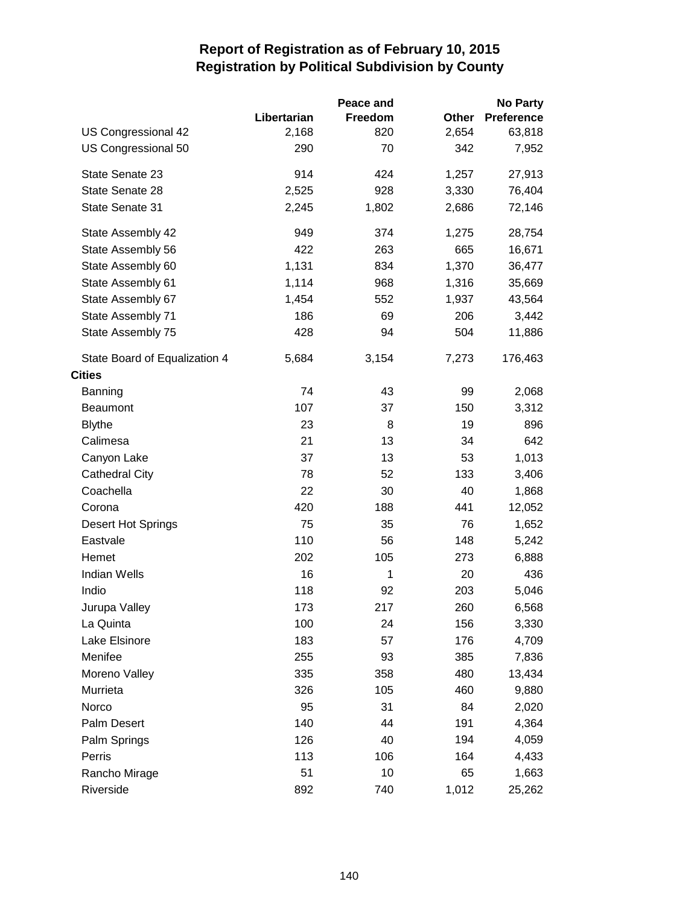# Report of Registration as of February 10, 2015
## Registration by Political Subdivision by County

| | Libertarian | Peace and Freedom | Other | No Party Preference |
|---|---|---|---|---|
| US Congressional 42 | 2,168 | 820 | 2,654 | 63,818 |
| US Congressional 50 | 290 | 70 | 342 | 7,952 |
| State Senate 23 | 914 | 424 | 1,257 | 27,913 |
| State Senate 28 | 2,525 | 928 | 3,330 | 76,404 |
| State Senate 31 | 2,245 | 1,802 | 2,686 | 72,146 |
| State Assembly 42 | 949 | 374 | 1,275 | 28,754 |
| State Assembly 56 | 422 | 263 | 665 | 16,671 |
| State Assembly 60 | 1,131 | 834 | 1,370 | 36,477 |
| State Assembly 61 | 1,114 | 968 | 1,316 | 35,669 |
| State Assembly 67 | 1,454 | 552 | 1,937 | 43,564 |
| State Assembly 71 | 186 | 69 | 206 | 3,442 |
| State Assembly 75 | 428 | 94 | 504 | 11,886 |
| State Board of Equalization 4 | 5,684 | 3,154 | 7,273 | 176,463 |
| **Cities** | | | | |
| Banning | 74 | 43 | 99 | 2,068 |
| Beaumont | 107 | 37 | 150 | 3,312 |
| Blythe | 23 | 8 | 19 | 896 |
| Calimesa | 21 | 13 | 34 | 642 |
| Canyon Lake | 37 | 13 | 53 | 1,013 |
| Cathedral City | 78 | 52 | 133 | 3,406 |
| Coachella | 22 | 30 | 40 | 1,868 |
| Corona | 420 | 188 | 441 | 12,052 |
| Desert Hot Springs | 75 | 35 | 76 | 1,652 |
| Eastvale | 110 | 56 | 148 | 5,242 |
| Hemet | 202 | 105 | 273 | 6,888 |
| Indian Wells | 16 | 1 | 20 | 436 |
| Indio | 118 | 92 | 203 | 5,046 |
| Jurupa Valley | 173 | 217 | 260 | 6,568 |
| La Quinta | 100 | 24 | 156 | 3,330 |
| Lake Elsinore | 183 | 57 | 176 | 4,709 |
| Menifee | 255 | 93 | 385 | 7,836 |
| Moreno Valley | 335 | 358 | 480 | 13,434 |
| Murrieta | 326 | 105 | 460 | 9,880 |
| Norco | 95 | 31 | 84 | 2,020 |
| Palm Desert | 140 | 44 | 191 | 4,364 |
| Palm Springs | 126 | 40 | 194 | 4,059 |
| Perris | 113 | 106 | 164 | 4,433 |
| Rancho Mirage | 51 | 10 | 65 | 1,663 |
| Riverside | 892 | 740 | 1,012 | 25,262 |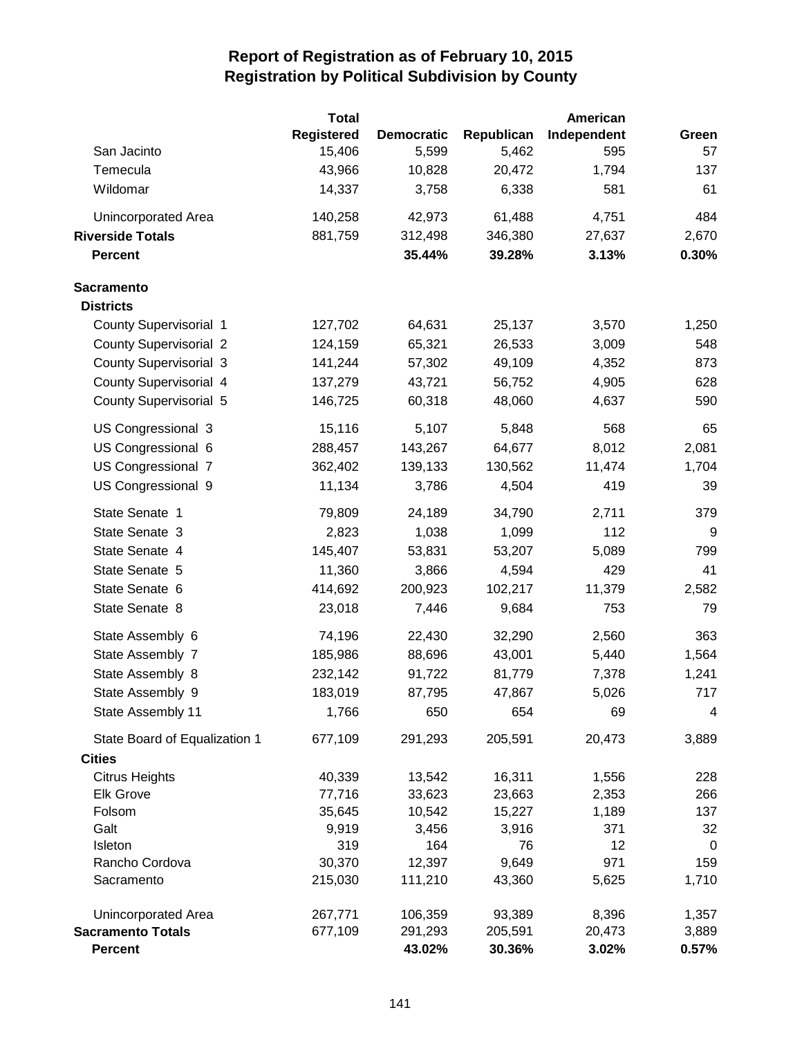# Report of Registration as of February 10, 2015
## Registration by Political Subdivision by County

| | Total Registered | Democratic | Republican | American Independent | Green |
|---|---|---|---|---|---|
| San Jacinto | 15,406 | 5,599 | 5,462 | 595 | 57 |
| Temecula | 43,966 | 10,828 | 20,472 | 1,794 | 137 |
| Wildomar | 14,337 | 3,758 | 6,338 | 581 | 61 |
| Unincorporated Area | 140,258 | 42,973 | 61,488 | 4,751 | 484 |
| **Riverside Totals** | 881,759 | 312,498 | 346,380 | 27,637 | 2,670 |
| **Percent** | | **35.44%** | **39.28%** | **3.13%** | **0.30%** |
| **Sacramento** | | | | | |
| **Districts** | | | | | |
| County Supervisorial 1 | 127,702 | 64,631 | 25,137 | 3,570 | 1,250 |
| County Supervisorial 2 | 124,159 | 65,321 | 26,533 | 3,009 | 548 |
| County Supervisorial 3 | 141,244 | 57,302 | 49,109 | 4,352 | 873 |
| County Supervisorial 4 | 137,279 | 43,721 | 56,752 | 4,905 | 628 |
| County Supervisorial 5 | 146,725 | 60,318 | 48,060 | 4,637 | 590 |
| US Congressional 3 | 15,116 | 5,107 | 5,848 | 568 | 65 |
| US Congressional 6 | 288,457 | 143,267 | 64,677 | 8,012 | 2,081 |
| US Congressional 7 | 362,402 | 139,133 | 130,562 | 11,474 | 1,704 |
| US Congressional 9 | 11,134 | 3,786 | 4,504 | 419 | 39 |
| State Senate 1 | 79,809 | 24,189 | 34,790 | 2,711 | 379 |
| State Senate 3 | 2,823 | 1,038 | 1,099 | 112 | 9 |
| State Senate 4 | 145,407 | 53,831 | 53,207 | 5,089 | 799 |
| State Senate 5 | 11,360 | 3,866 | 4,594 | 429 | 41 |
| State Senate 6 | 414,692 | 200,923 | 102,217 | 11,379 | 2,582 |
| State Senate 8 | 23,018 | 7,446 | 9,684 | 753 | 79 |
| State Assembly 6 | 74,196 | 22,430 | 32,290 | 2,560 | 363 |
| State Assembly 7 | 185,986 | 88,696 | 43,001 | 5,440 | 1,564 |
| State Assembly 8 | 232,142 | 91,722 | 81,779 | 7,378 | 1,241 |
| State Assembly 9 | 183,019 | 87,795 | 47,867 | 5,026 | 717 |
| State Assembly 11 | 1,766 | 650 | 654 | 69 | 4 |
| State Board of Equalization 1 | 677,109 | 291,293 | 205,591 | 20,473 | 3,889 |
| **Cities** | | | | | |
| Citrus Heights | 40,339 | 13,542 | 16,311 | 1,556 | 228 |
| Elk Grove | 77,716 | 33,623 | 23,663 | 2,353 | 266 |
| Folsom | 35,645 | 10,542 | 15,227 | 1,189 | 137 |
| Galt | 9,919 | 3,456 | 3,916 | 371 | 32 |
| Isleton | 319 | 164 | 76 | 12 | 0 |
| Rancho Cordova | 30,370 | 12,397 | 9,649 | 971 | 159 |
| Sacramento | 215,030 | 111,210 | 43,360 | 5,625 | 1,710 |
| Unincorporated Area | 267,771 | 106,359 | 93,389 | 8,396 | 1,357 |
| **Sacramento Totals** | 677,109 | 291,293 | 205,591 | 20,473 | 3,889 |
| **Percent** | | **43.02%** | **30.36%** | **3.02%** | **0.57%** |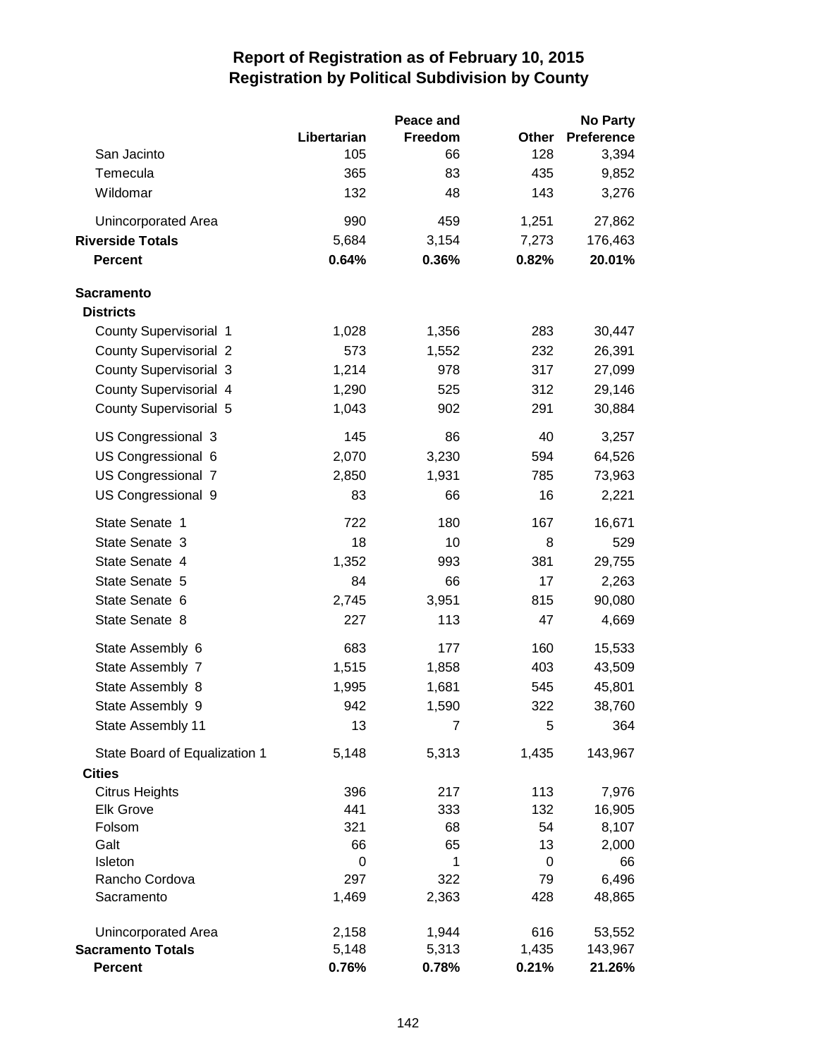# Report of Registration as of February 10, 2015
## Registration by Political Subdivision by County

| | Libertarian | Peace and Freedom | Other | No Party Preference |
|---|---|---|---|---|
| San Jacinto | 105 | 66 | 128 | 3,394 |
| Temecula | 365 | 83 | 435 | 9,852 |
| Wildomar | 132 | 48 | 143 | 3,276 |
| Unincorporated Area | 990 | 459 | 1,251 | 27,862 |
| **Riverside Totals** | 5,684 | 3,154 | 7,273 | 176,463 |
| **Percent** | **0.64%** | **0.36%** | **0.82%** | **20.01%** |
| **Sacramento** | | | | |
| **Districts** | | | | |
| County Supervisorial 1 | 1,028 | 1,356 | 283 | 30,447 |
| County Supervisorial 2 | 573 | 1,552 | 232 | 26,391 |
| County Supervisorial 3 | 1,214 | 978 | 317 | 27,099 |
| County Supervisorial 4 | 1,290 | 525 | 312 | 29,146 |
| County Supervisorial 5 | 1,043 | 902 | 291 | 30,884 |
| US Congressional 3 | 145 | 86 | 40 | 3,257 |
| US Congressional 6 | 2,070 | 3,230 | 594 | 64,526 |
| US Congressional 7 | 2,850 | 1,931 | 785 | 73,963 |
| US Congressional 9 | 83 | 66 | 16 | 2,221 |
| State Senate 1 | 722 | 180 | 167 | 16,671 |
| State Senate 3 | 18 | 10 | 8 | 529 |
| State Senate 4 | 1,352 | 993 | 381 | 29,755 |
| State Senate 5 | 84 | 66 | 17 | 2,263 |
| State Senate 6 | 2,745 | 3,951 | 815 | 90,080 |
| State Senate 8 | 227 | 113 | 47 | 4,669 |
| State Assembly 6 | 683 | 177 | 160 | 15,533 |
| State Assembly 7 | 1,515 | 1,858 | 403 | 43,509 |
| State Assembly 8 | 1,995 | 1,681 | 545 | 45,801 |
| State Assembly 9 | 942 | 1,590 | 322 | 38,760 |
| State Assembly 11 | 13 | 7 | 5 | 364 |
| State Board of Equalization 1 | 5,148 | 5,313 | 1,435 | 143,967 |
| **Cities** | | | | |
| Citrus Heights | 396 | 217 | 113 | 7,976 |
| Elk Grove | 441 | 333 | 132 | 16,905 |
| Folsom | 321 | 68 | 54 | 8,107 |
| Galt | 66 | 65 | 13 | 2,000 |
| Isleton | 0 | 1 | 0 | 66 |
| Rancho Cordova | 297 | 322 | 79 | 6,496 |
| Sacramento | 1,469 | 2,363 | 428 | 48,865 |
| Unincorporated Area | 2,158 | 1,944 | 616 | 53,552 |
| **Sacramento Totals** | 5,148 | 5,313 | 1,435 | 143,967 |
| **Percent** | **0.76%** | **0.78%** | **0.21%** | **21.26%** |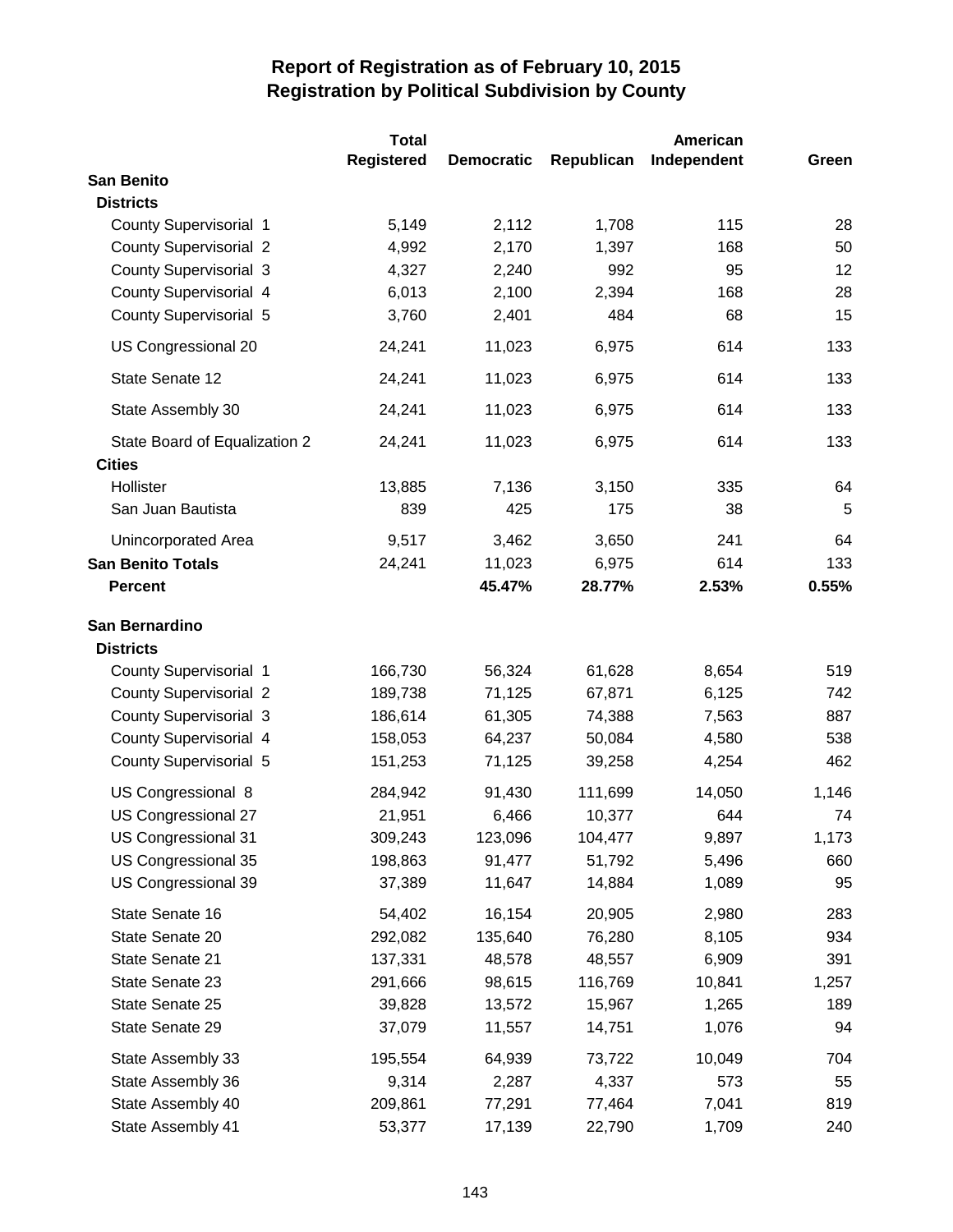# Report of Registration as of February 10, 2015
# Registration by Political Subdivision by County

| | Total Registered | Democratic | Republican | American Independent | Green |
|---|---|---|---|---|---|
| **San Benito** | | | | | |
| **Districts** | | | | | |
| County Supervisorial 1 | 5,149 | 2,112 | 1,708 | 115 | 28 |
| County Supervisorial 2 | 4,992 | 2,170 | 1,397 | 168 | 50 |
| County Supervisorial 3 | 4,327 | 2,240 | 992 | 95 | 12 |
| County Supervisorial 4 | 6,013 | 2,100 | 2,394 | 168 | 28 |
| County Supervisorial 5 | 3,760 | 2,401 | 484 | 68 | 15 |
| US Congressional 20 | 24,241 | 11,023 | 6,975 | 614 | 133 |
| State Senate 12 | 24,241 | 11,023 | 6,975 | 614 | 133 |
| State Assembly 30 | 24,241 | 11,023 | 6,975 | 614 | 133 |
| State Board of Equalization 2 | 24,241 | 11,023 | 6,975 | 614 | 133 |
| **Cities** | | | | | |
| Hollister | 13,885 | 7,136 | 3,150 | 335 | 64 |
| San Juan Bautista | 839 | 425 | 175 | 38 | 5 |
| Unincorporated Area | 9,517 | 3,462 | 3,650 | 241 | 64 |
| **San Benito Totals** | 24,241 | 11,023 | 6,975 | 614 | 133 |
| **Percent** | | **45.47%** | **28.77%** | **2.53%** | **0.55%** |
| **San Bernardino** | | | | | |
| **Districts** | | | | | |
| County Supervisorial 1 | 166,730 | 56,324 | 61,628 | 8,654 | 519 |
| County Supervisorial 2 | 189,738 | 71,125 | 67,871 | 6,125 | 742 |
| County Supervisorial 3 | 186,614 | 61,305 | 74,388 | 7,563 | 887 |
| County Supervisorial 4 | 158,053 | 64,237 | 50,084 | 4,580 | 538 |
| County Supervisorial 5 | 151,253 | 71,125 | 39,258 | 4,254 | 462 |
| US Congressional 8 | 284,942 | 91,430 | 111,699 | 14,050 | 1,146 |
| US Congressional 27 | 21,951 | 6,466 | 10,377 | 644 | 74 |
| US Congressional 31 | 309,243 | 123,096 | 104,477 | 9,897 | 1,173 |
| US Congressional 35 | 198,863 | 91,477 | 51,792 | 5,496 | 660 |
| US Congressional 39 | 37,389 | 11,647 | 14,884 | 1,089 | 95 |
| State Senate 16 | 54,402 | 16,154 | 20,905 | 2,980 | 283 |
| State Senate 20 | 292,082 | 135,640 | 76,280 | 8,105 | 934 |
| State Senate 21 | 137,331 | 48,578 | 48,557 | 6,909 | 391 |
| State Senate 23 | 291,666 | 98,615 | 116,769 | 10,841 | 1,257 |
| State Senate 25 | 39,828 | 13,572 | 15,967 | 1,265 | 189 |
| State Senate 29 | 37,079 | 11,557 | 14,751 | 1,076 | 94 |
| State Assembly 33 | 195,554 | 64,939 | 73,722 | 10,049 | 704 |
| State Assembly 36 | 9,314 | 2,287 | 4,337 | 573 | 55 |
| State Assembly 40 | 209,861 | 77,291 | 77,464 | 7,041 | 819 |
| State Assembly 41 | 53,377 | 17,139 | 22,790 | 1,709 | 240 |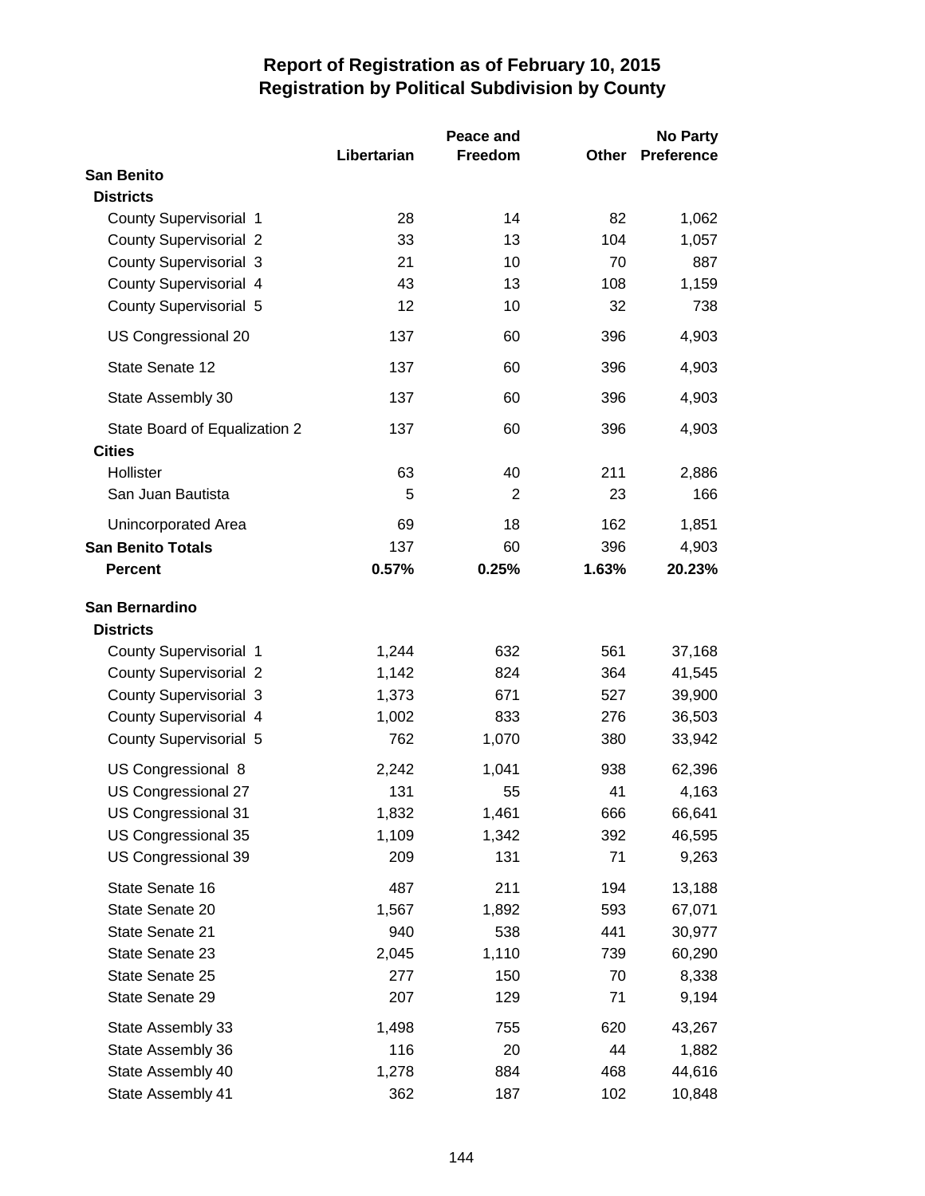# Report of Registration as of February 10, 2015
## Registration by Political Subdivision by County

| | Libertarian | Peace and Freedom | Other | No Party Preference |
|---|---|---|---|---|
| **San Benito** | | | | |
| **Districts** | | | | |
| County Supervisorial 1 | 28 | 14 | 82 | 1,062 |
| County Supervisorial 2 | 33 | 13 | 104 | 1,057 |
| County Supervisorial 3 | 21 | 10 | 70 | 887 |
| County Supervisorial 4 | 43 | 13 | 108 | 1,159 |
| County Supervisorial 5 | 12 | 10 | 32 | 738 |
| US Congressional 20 | 137 | 60 | 396 | 4,903 |
| State Senate 12 | 137 | 60 | 396 | 4,903 |
| State Assembly 30 | 137 | 60 | 396 | 4,903 |
| State Board of Equalization 2 | 137 | 60 | 396 | 4,903 |
| **Cities** | | | | |
| Hollister | 63 | 40 | 211 | 2,886 |
| San Juan Bautista | 5 | 2 | 23 | 166 |
| Unincorporated Area | 69 | 18 | 162 | 1,851 |
| **San Benito Totals** | 137 | 60 | 396 | 4,903 |
| **Percent** | **0.57%** | **0.25%** | **1.63%** | **20.23%** |
| **San Bernardino** | | | | |
| **Districts** | | | | |
| County Supervisorial 1 | 1,244 | 632 | 561 | 37,168 |
| County Supervisorial 2 | 1,142 | 824 | 364 | 41,545 |
| County Supervisorial 3 | 1,373 | 671 | 527 | 39,900 |
| County Supervisorial 4 | 1,002 | 833 | 276 | 36,503 |
| County Supervisorial 5 | 762 | 1,070 | 380 | 33,942 |
| US Congressional 8 | 2,242 | 1,041 | 938 | 62,396 |
| US Congressional 27 | 131 | 55 | 41 | 4,163 |
| US Congressional 31 | 1,832 | 1,461 | 666 | 66,641 |
| US Congressional 35 | 1,109 | 1,342 | 392 | 46,595 |
| US Congressional 39 | 209 | 131 | 71 | 9,263 |
| State Senate 16 | 487 | 211 | 194 | 13,188 |
| State Senate 20 | 1,567 | 1,892 | 593 | 67,071 |
| State Senate 21 | 940 | 538 | 441 | 30,977 |
| State Senate 23 | 2,045 | 1,110 | 739 | 60,290 |
| State Senate 25 | 277 | 150 | 70 | 8,338 |
| State Senate 29 | 207 | 129 | 71 | 9,194 |
| State Assembly 33 | 1,498 | 755 | 620 | 43,267 |
| State Assembly 36 | 116 | 20 | 44 | 1,882 |
| State Assembly 40 | 1,278 | 884 | 468 | 44,616 |
| State Assembly 41 | 362 | 187 | 102 | 10,848 |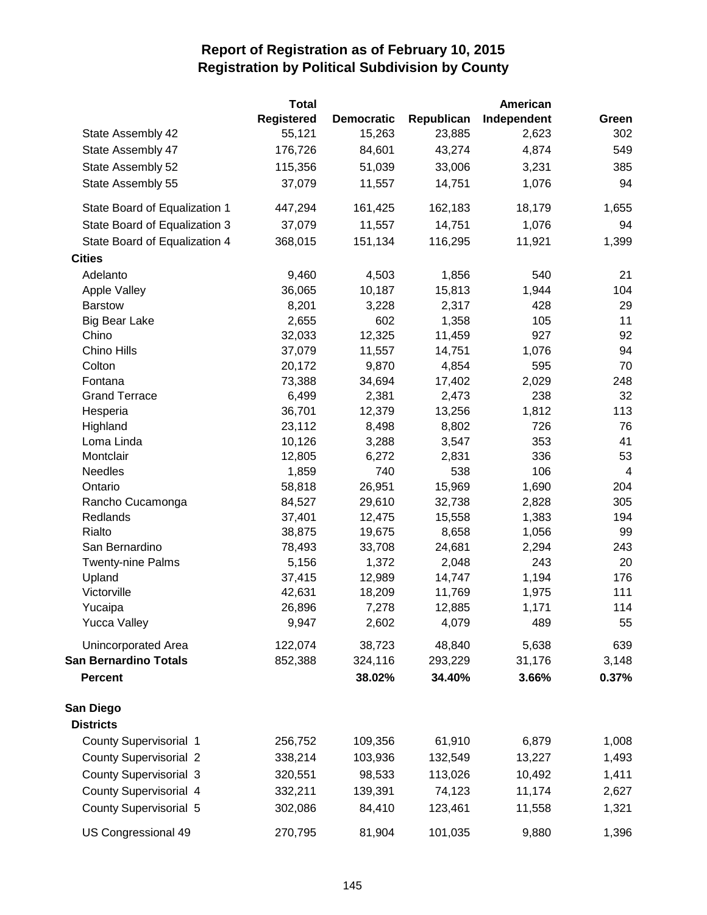# Report of Registration as of February 10, 2015
## Registration by Political Subdivision by County

| | Total Registered | Democratic | Republican | American Independent | Green |
|---|---|---|---|---|---|
| State Assembly 42 | 55,121 | 15,263 | 23,885 | 2,623 | 302 |
| State Assembly 47 | 176,726 | 84,601 | 43,274 | 4,874 | 549 |
| State Assembly 52 | 115,356 | 51,039 | 33,006 | 3,231 | 385 |
| State Assembly 55 | 37,079 | 11,557 | 14,751 | 1,076 | 94 |
| State Board of Equalization 1 | 447,294 | 161,425 | 162,183 | 18,179 | 1,655 |
| State Board of Equalization 3 | 37,079 | 11,557 | 14,751 | 1,076 | 94 |
| State Board of Equalization 4 | 368,015 | 151,134 | 116,295 | 11,921 | 1,399 |
| **Cities** | | | | | |
| Adelanto | 9,460 | 4,503 | 1,856 | 540 | 21 |
| Apple Valley | 36,065 | 10,187 | 15,813 | 1,944 | 104 |
| Barstow | 8,201 | 3,228 | 2,317 | 428 | 29 |
| Big Bear Lake | 2,655 | 602 | 1,358 | 105 | 11 |
| Chino | 32,033 | 12,325 | 11,459 | 927 | 92 |
| Chino Hills | 37,079 | 11,557 | 14,751 | 1,076 | 94 |
| Colton | 20,172 | 9,870 | 4,854 | 595 | 70 |
| Fontana | 73,388 | 34,694 | 17,402 | 2,029 | 248 |
| Grand Terrace | 6,499 | 2,381 | 2,473 | 238 | 32 |
| Hesperia | 36,701 | 12,379 | 13,256 | 1,812 | 113 |
| Highland | 23,112 | 8,498 | 8,802 | 726 | 76 |
| Loma Linda | 10,126 | 3,288 | 3,547 | 353 | 41 |
| Montclair | 12,805 | 6,272 | 2,831 | 336 | 53 |
| Needles | 1,859 | 740 | 538 | 106 | 4 |
| Ontario | 58,818 | 26,951 | 15,969 | 1,690 | 204 |
| Rancho Cucamonga | 84,527 | 29,610 | 32,738 | 2,828 | 305 |
| Redlands | 37,401 | 12,475 | 15,558 | 1,383 | 194 |
| Rialto | 38,875 | 19,675 | 8,658 | 1,056 | 99 |
| San Bernardino | 78,493 | 33,708 | 24,681 | 2,294 | 243 |
| Twenty-nine Palms | 5,156 | 1,372 | 2,048 | 243 | 20 |
| Upland | 37,415 | 12,989 | 14,747 | 1,194 | 176 |
| Victorville | 42,631 | 18,209 | 11,769 | 1,975 | 111 |
| Yucaipa | 26,896 | 7,278 | 12,885 | 1,171 | 114 |
| Yucca Valley | 9,947 | 2,602 | 4,079 | 489 | 55 |
| Unincorporated Area | 122,074 | 38,723 | 48,840 | 5,638 | 639 |
| **San Bernardino Totals** | 852,388 | 324,116 | 293,229 | 31,176 | 3,148 |
| **Percent** | | **38.02%** | **34.40%** | **3.66%** | **0.37%** |
| **San Diego** | | | | | |
| **Districts** | | | | | |
| County Supervisorial 1 | 256,752 | 109,356 | 61,910 | 6,879 | 1,008 |
| County Supervisorial 2 | 338,214 | 103,936 | 132,549 | 13,227 | 1,493 |
| County Supervisorial 3 | 320,551 | 98,533 | 113,026 | 10,492 | 1,411 |
| County Supervisorial 4 | 332,211 | 139,391 | 74,123 | 11,174 | 2,627 |
| County Supervisorial 5 | 302,086 | 84,410 | 123,461 | 11,558 | 1,321 |
| US Congressional 49 | 270,795 | 81,904 | 101,035 | 9,880 | 1,396 |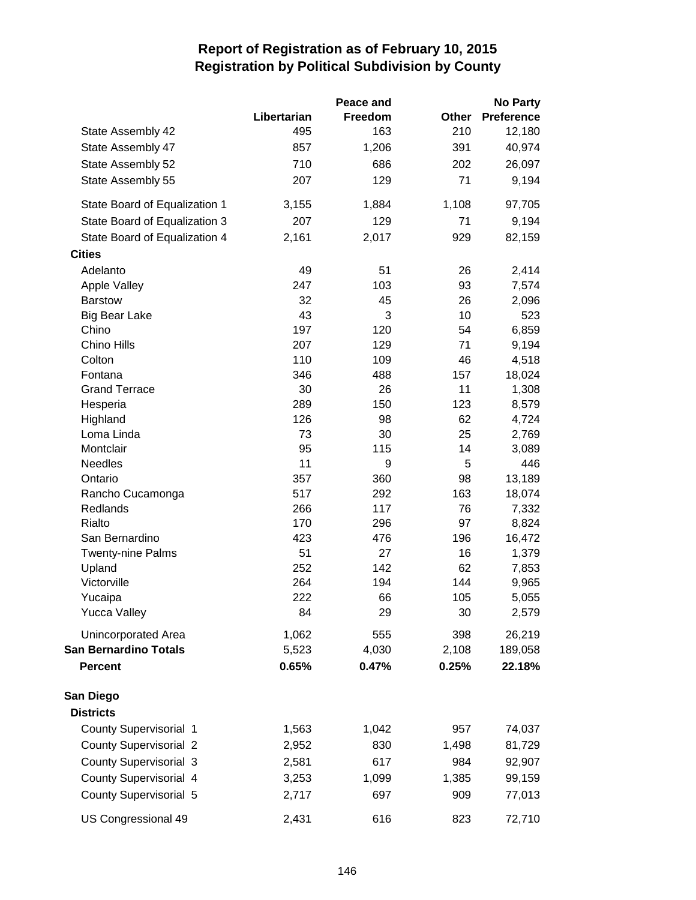# Report of Registration as of February 10, 2015
## Registration by Political Subdivision by County

| | Libertarian | Peace and Freedom | Other | No Party Preference |
|---|---|---|---|---|
| State Assembly 42 | 495 | 163 | 210 | 12,180 |
| State Assembly 47 | 857 | 1,206 | 391 | 40,974 |
| State Assembly 52 | 710 | 686 | 202 | 26,097 |
| State Assembly 55 | 207 | 129 | 71 | 9,194 |
| State Board of Equalization 1 | 3,155 | 1,884 | 1,108 | 97,705 |
| State Board of Equalization 3 | 207 | 129 | 71 | 9,194 |
| State Board of Equalization 4 | 2,161 | 2,017 | 929 | 82,159 |
| **Cities** | | | | |
| Adelanto | 49 | 51 | 26 | 2,414 |
| Apple Valley | 247 | 103 | 93 | 7,574 |
| Barstow | 32 | 45 | 26 | 2,096 |
| Big Bear Lake | 43 | 3 | 10 | 523 |
| Chino | 197 | 120 | 54 | 6,859 |
| Chino Hills | 207 | 129 | 71 | 9,194 |
| Colton | 110 | 109 | 46 | 4,518 |
| Fontana | 346 | 488 | 157 | 18,024 |
| Grand Terrace | 30 | 26 | 11 | 1,308 |
| Hesperia | 289 | 150 | 123 | 8,579 |
| Highland | 126 | 98 | 62 | 4,724 |
| Loma Linda | 73 | 30 | 25 | 2,769 |
| Montclair | 95 | 115 | 14 | 3,089 |
| Needles | 11 | 9 | 5 | 446 |
| Ontario | 357 | 360 | 98 | 13,189 |
| Rancho Cucamonga | 517 | 292 | 163 | 18,074 |
| Redlands | 266 | 117 | 76 | 7,332 |
| Rialto | 170 | 296 | 97 | 8,824 |
| San Bernardino | 423 | 476 | 196 | 16,472 |
| Twenty-nine Palms | 51 | 27 | 16 | 1,379 |
| Upland | 252 | 142 | 62 | 7,853 |
| Victorville | 264 | 194 | 144 | 9,965 |
| Yucaipa | 222 | 66 | 105 | 5,055 |
| Yucca Valley | 84 | 29 | 30 | 2,579 |
| Unincorporated Area | 1,062 | 555 | 398 | 26,219 |
| **San Bernardino Totals** | 5,523 | 4,030 | 2,108 | 189,058 |
| **Percent** | **0.65%** | **0.47%** | **0.25%** | **22.18%** |
| **San Diego** | | | | |
| **Districts** | | | | |
| County Supervisorial 1 | 1,563 | 1,042 | 957 | 74,037 |
| County Supervisorial 2 | 2,952 | 830 | 1,498 | 81,729 |
| County Supervisorial 3 | 2,581 | 617 | 984 | 92,907 |
| County Supervisorial 4 | 3,253 | 1,099 | 1,385 | 99,159 |
| County Supervisorial 5 | 2,717 | 697 | 909 | 77,013 |
| US Congressional 49 | 2,431 | 616 | 823 | 72,710 |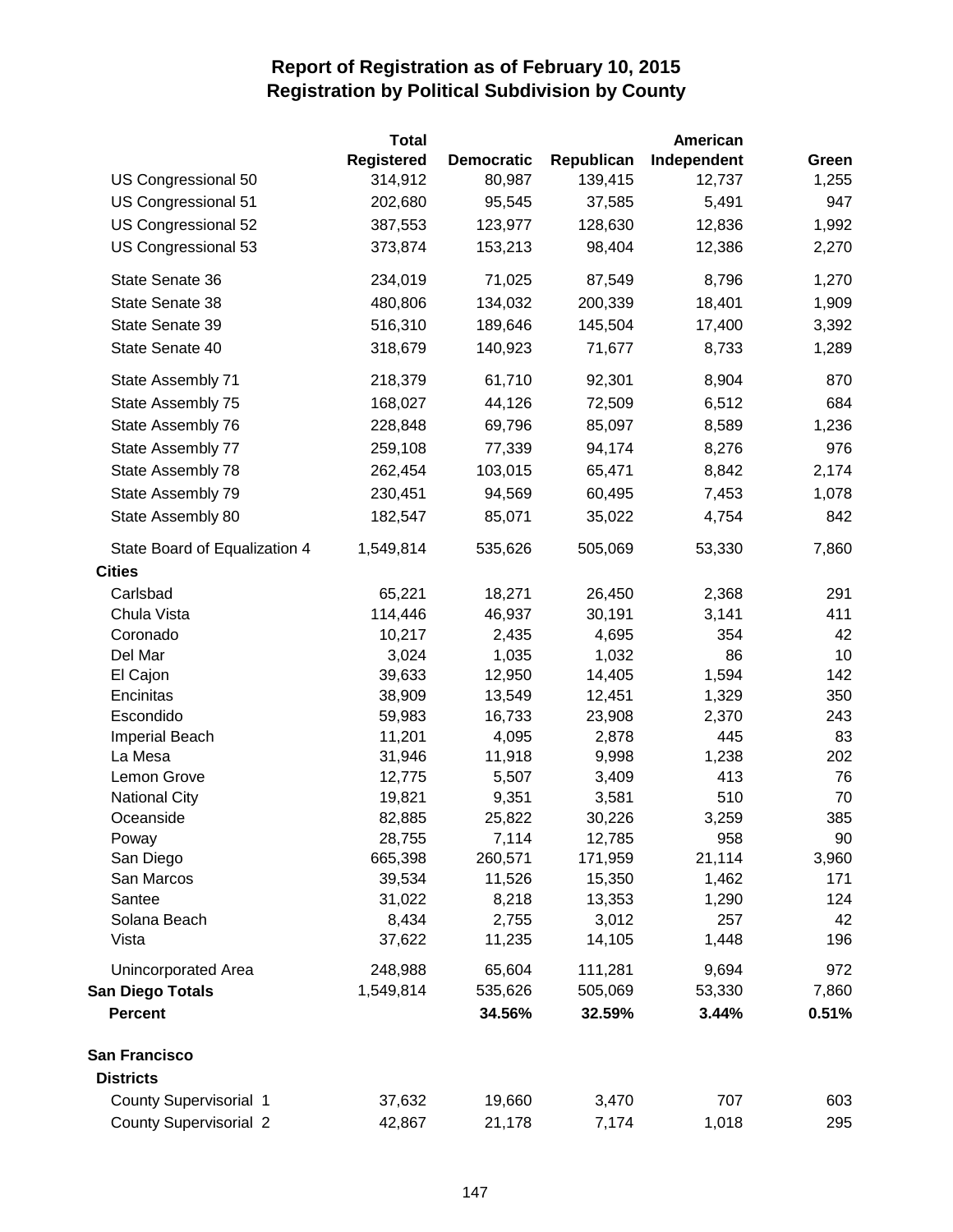# Report of Registration as of February 10, 2015
## Registration by Political Subdivision by County

| | Total Registered | Democratic | Republican | American Independent | Green |
|---|---|---|---|---|---|
| US Congressional 50 | 314,912 | 80,987 | 139,415 | 12,737 | 1,255 |
| US Congressional 51 | 202,680 | 95,545 | 37,585 | 5,491 | 947 |
| US Congressional 52 | 387,553 | 123,977 | 128,630 | 12,836 | 1,992 |
| US Congressional 53 | 373,874 | 153,213 | 98,404 | 12,386 | 2,270 |
| State Senate 36 | 234,019 | 71,025 | 87,549 | 8,796 | 1,270 |
| State Senate 38 | 480,806 | 134,032 | 200,339 | 18,401 | 1,909 |
| State Senate 39 | 516,310 | 189,646 | 145,504 | 17,400 | 3,392 |
| State Senate 40 | 318,679 | 140,923 | 71,677 | 8,733 | 1,289 |
| State Assembly 71 | 218,379 | 61,710 | 92,301 | 8,904 | 870 |
| State Assembly 75 | 168,027 | 44,126 | 72,509 | 6,512 | 684 |
| State Assembly 76 | 228,848 | 69,796 | 85,097 | 8,589 | 1,236 |
| State Assembly 77 | 259,108 | 77,339 | 94,174 | 8,276 | 976 |
| State Assembly 78 | 262,454 | 103,015 | 65,471 | 8,842 | 2,174 |
| State Assembly 79 | 230,451 | 94,569 | 60,495 | 7,453 | 1,078 |
| State Assembly 80 | 182,547 | 85,071 | 35,022 | 4,754 | 842 |
| State Board of Equalization 4 | 1,549,814 | 535,626 | 505,069 | 53,330 | 7,860 |
| **Cities** | | | | | |
| Carlsbad | 65,221 | 18,271 | 26,450 | 2,368 | 291 |
| Chula Vista | 114,446 | 46,937 | 30,191 | 3,141 | 411 |
| Coronado | 10,217 | 2,435 | 4,695 | 354 | 42 |
| Del Mar | 3,024 | 1,035 | 1,032 | 86 | 10 |
| El Cajon | 39,633 | 12,950 | 14,405 | 1,594 | 142 |
| Encinitas | 38,909 | 13,549 | 12,451 | 1,329 | 350 |
| Escondido | 59,983 | 16,733 | 23,908 | 2,370 | 243 |
| Imperial Beach | 11,201 | 4,095 | 2,878 | 445 | 83 |
| La Mesa | 31,946 | 11,918 | 9,998 | 1,238 | 202 |
| Lemon Grove | 12,775 | 5,507 | 3,409 | 413 | 76 |
| National City | 19,821 | 9,351 | 3,581 | 510 | 70 |
| Oceanside | 82,885 | 25,822 | 30,226 | 3,259 | 385 |
| Poway | 28,755 | 7,114 | 12,785 | 958 | 90 |
| San Diego | 665,398 | 260,571 | 171,959 | 21,114 | 3,960 |
| San Marcos | 39,534 | 11,526 | 15,350 | 1,462 | 171 |
| Santee | 31,022 | 8,218 | 13,353 | 1,290 | 124 |
| Solana Beach | 8,434 | 2,755 | 3,012 | 257 | 42 |
| Vista | 37,622 | 11,235 | 14,105 | 1,448 | 196 |
| Unincorporated Area | 248,988 | 65,604 | 111,281 | 9,694 | 972 |
| **San Diego Totals** | 1,549,814 | 535,626 | 505,069 | 53,330 | 7,860 |
| **Percent** | | **34.56%** | **32.59%** | **3.44%** | **0.51%** |
| **San Francisco** | | | | | |
| **Districts** | | | | | |
| County Supervisorial 1 | 37,632 | 19,660 | 3,470 | 707 | 603 |
| County Supervisorial 2 | 42,867 | 21,178 | 7,174 | 1,018 | 295 |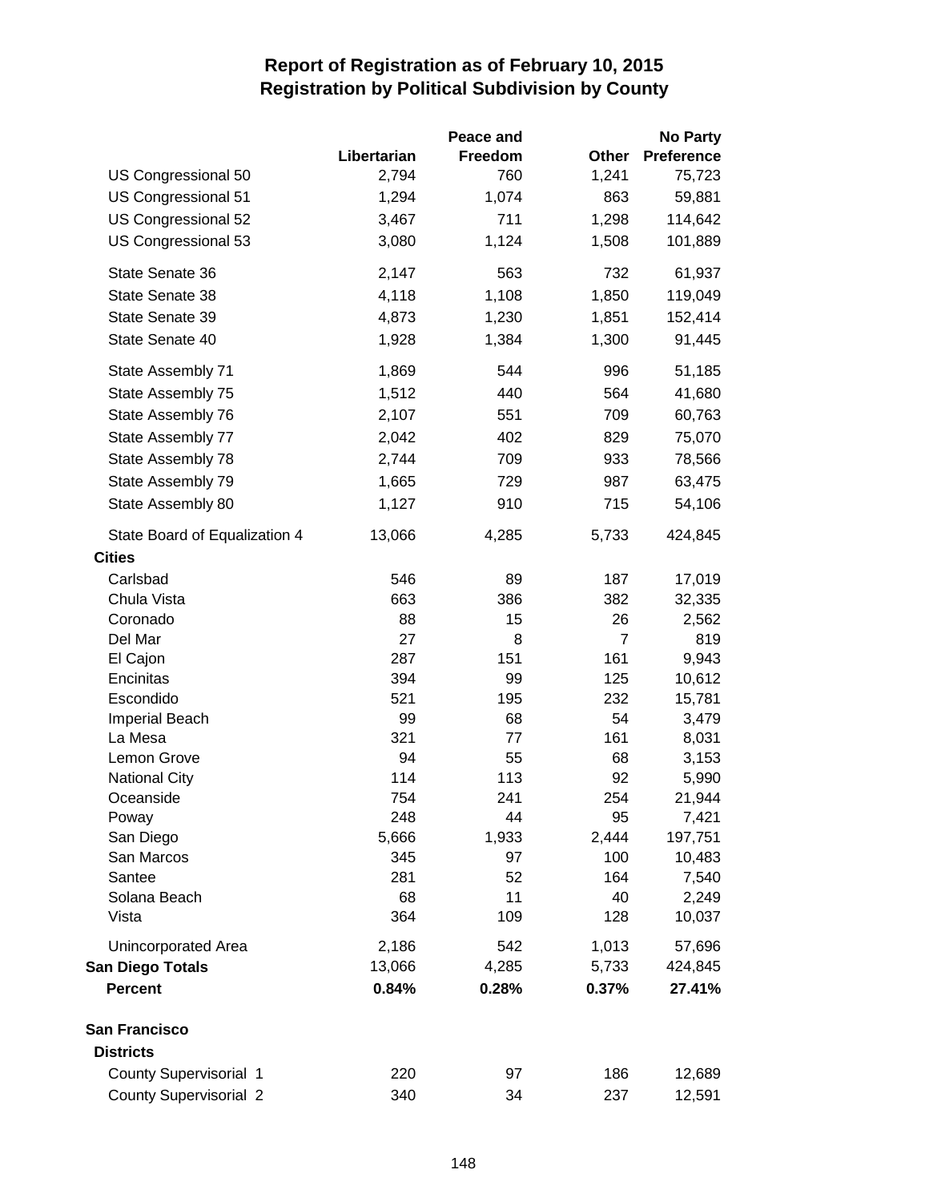# Report of Registration as of February 10, 2015
## Registration by Political Subdivision by County

| | Libertarian | Peace and Freedom | Other | No Party Preference |
|---|---|---|---|---|
| US Congressional 50 | 2,794 | 760 | 1,241 | 75,723 |
| US Congressional 51 | 1,294 | 1,074 | 863 | 59,881 |
| US Congressional 52 | 3,467 | 711 | 1,298 | 114,642 |
| US Congressional 53 | 3,080 | 1,124 | 1,508 | 101,889 |
| State Senate 36 | 2,147 | 563 | 732 | 61,937 |
| State Senate 38 | 4,118 | 1,108 | 1,850 | 119,049 |
| State Senate 39 | 4,873 | 1,230 | 1,851 | 152,414 |
| State Senate 40 | 1,928 | 1,384 | 1,300 | 91,445 |
| State Assembly 71 | 1,869 | 544 | 996 | 51,185 |
| State Assembly 75 | 1,512 | 440 | 564 | 41,680 |
| State Assembly 76 | 2,107 | 551 | 709 | 60,763 |
| State Assembly 77 | 2,042 | 402 | 829 | 75,070 |
| State Assembly 78 | 2,744 | 709 | 933 | 78,566 |
| State Assembly 79 | 1,665 | 729 | 987 | 63,475 |
| State Assembly 80 | 1,127 | 910 | 715 | 54,106 |
| State Board of Equalization 4 | 13,066 | 4,285 | 5,733 | 424,845 |
| **Cities** | | | | |
| Carlsbad | 546 | 89 | 187 | 17,019 |
| Chula Vista | 663 | 386 | 382 | 32,335 |
| Coronado | 88 | 15 | 26 | 2,562 |
| Del Mar | 27 | 8 | 7 | 819 |
| El Cajon | 287 | 151 | 161 | 9,943 |
| Encinitas | 394 | 99 | 125 | 10,612 |
| Escondido | 521 | 195 | 232 | 15,781 |
| Imperial Beach | 99 | 68 | 54 | 3,479 |
| La Mesa | 321 | 77 | 161 | 8,031 |
| Lemon Grove | 94 | 55 | 68 | 3,153 |
| National City | 114 | 113 | 92 | 5,990 |
| Oceanside | 754 | 241 | 254 | 21,944 |
| Poway | 248 | 44 | 95 | 7,421 |
| San Diego | 5,666 | 1,933 | 2,444 | 197,751 |
| San Marcos | 345 | 97 | 100 | 10,483 |
| Santee | 281 | 52 | 164 | 7,540 |
| Solana Beach | 68 | 11 | 40 | 2,249 |
| Vista | 364 | 109 | 128 | 10,037 |
| Unincorporated Area | 2,186 | 542 | 1,013 | 57,696 |
| **San Diego Totals** | 13,066 | 4,285 | 5,733 | 424,845 |
| **Percent** | **0.84%** | **0.28%** | **0.37%** | **27.41%** |

**San Francisco**

| | Libertarian | Peace and Freedom | Other | No Party Preference |
|---|---|---|---|---|
| **Districts** | | | | |
| County Supervisorial 1 | 220 | 97 | 186 | 12,689 |
| County Supervisorial 2 | 340 | 34 | 237 | 12,591 |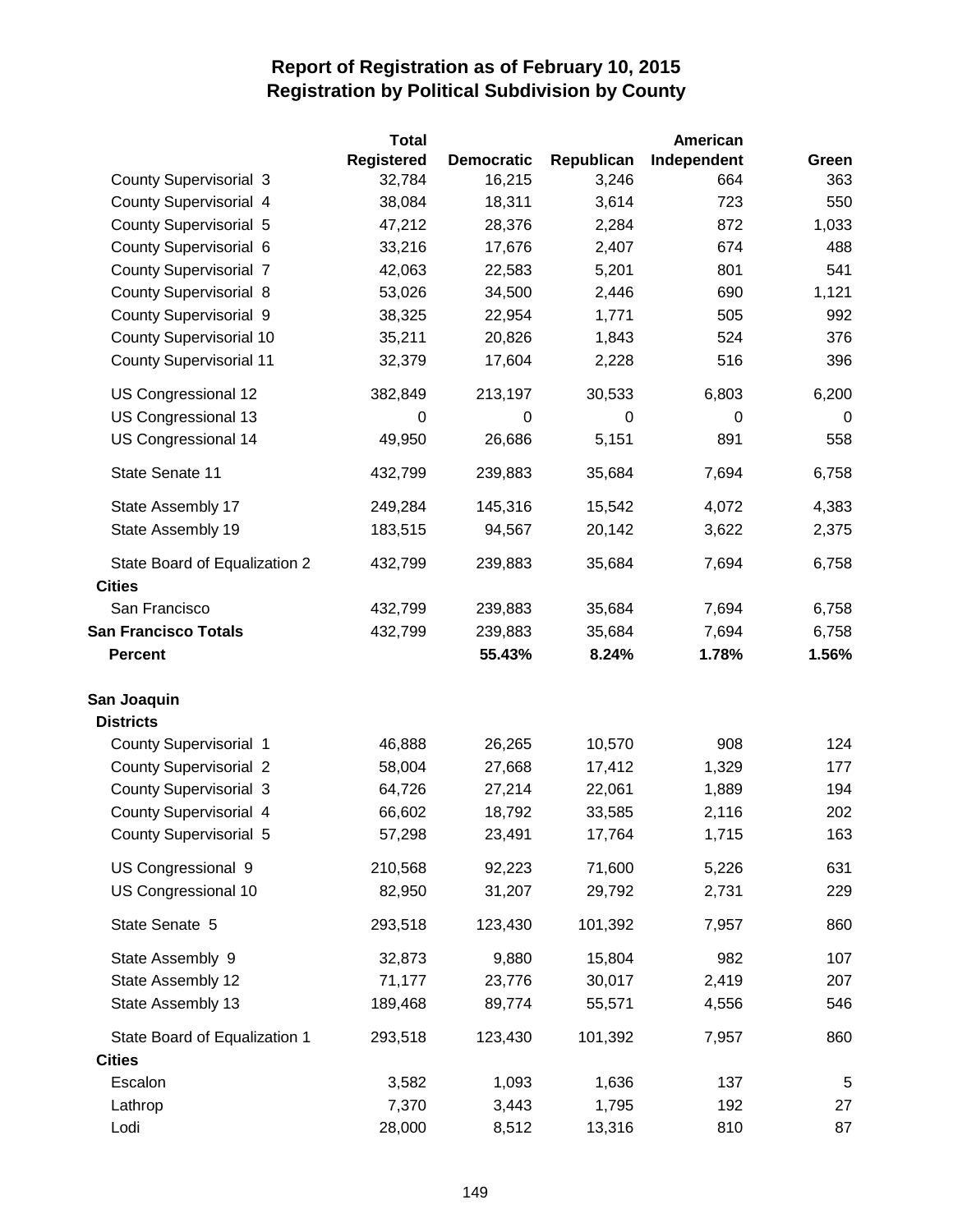# Report of Registration as of February 10, 2015
## Registration by Political Subdivision by County

| | Total Registered | Democratic | Republican | American Independent | Green |
|---|---|---|---|---|---|
| County Supervisorial 3 | 32,784 | 16,215 | 3,246 | 664 | 363 |
| County Supervisorial 4 | 38,084 | 18,311 | 3,614 | 723 | 550 |
| County Supervisorial 5 | 47,212 | 28,376 | 2,284 | 872 | 1,033 |
| County Supervisorial 6 | 33,216 | 17,676 | 2,407 | 674 | 488 |
| County Supervisorial 7 | 42,063 | 22,583 | 5,201 | 801 | 541 |
| County Supervisorial 8 | 53,026 | 34,500 | 2,446 | 690 | 1,121 |
| County Supervisorial 9 | 38,325 | 22,954 | 1,771 | 505 | 992 |
| County Supervisorial 10 | 35,211 | 20,826 | 1,843 | 524 | 376 |
| County Supervisorial 11 | 32,379 | 17,604 | 2,228 | 516 | 396 |
| US Congressional 12 | 382,849 | 213,197 | 30,533 | 6,803 | 6,200 |
| US Congressional 13 | 0 | 0 | 0 | 0 | 0 |
| US Congressional 14 | 49,950 | 26,686 | 5,151 | 891 | 558 |
| State Senate 11 | 432,799 | 239,883 | 35,684 | 7,694 | 6,758 |
| State Assembly 17 | 249,284 | 145,316 | 15,542 | 4,072 | 4,383 |
| State Assembly 19 | 183,515 | 94,567 | 20,142 | 3,622 | 2,375 |
| State Board of Equalization 2 | 432,799 | 239,883 | 35,684 | 7,694 | 6,758 |
| **Cities** | | | | | |
| San Francisco | 432,799 | 239,883 | 35,684 | 7,694 | 6,758 |
| **San Francisco Totals** | 432,799 | 239,883 | 35,684 | 7,694 | 6,758 |
| **Percent** | | **55.43%** | **8.24%** | **1.78%** | **1.56%** |
| | | | | | |
| **San Joaquin** | | | | | |
| **Districts** | | | | | |
| County Supervisorial 1 | 46,888 | 26,265 | 10,570 | 908 | 124 |
| County Supervisorial 2 | 58,004 | 27,668 | 17,412 | 1,329 | 177 |
| County Supervisorial 3 | 64,726 | 27,214 | 22,061 | 1,889 | 194 |
| County Supervisorial 4 | 66,602 | 18,792 | 33,585 | 2,116 | 202 |
| County Supervisorial 5 | 57,298 | 23,491 | 17,764 | 1,715 | 163 |
| US Congressional 9 | 210,568 | 92,223 | 71,600 | 5,226 | 631 |
| US Congressional 10 | 82,950 | 31,207 | 29,792 | 2,731 | 229 |
| State Senate 5 | 293,518 | 123,430 | 101,392 | 7,957 | 860 |
| State Assembly 9 | 32,873 | 9,880 | 15,804 | 982 | 107 |
| State Assembly 12 | 71,177 | 23,776 | 30,017 | 2,419 | 207 |
| State Assembly 13 | 189,468 | 89,774 | 55,571 | 4,556 | 546 |
| State Board of Equalization 1 | 293,518 | 123,430 | 101,392 | 7,957 | 860 |
| **Cities** | | | | | |
| Escalon | 3,582 | 1,093 | 1,636 | 137 | 5 |
| Lathrop | 7,370 | 3,443 | 1,795 | 192 | 27 |
| Lodi | 28,000 | 8,512 | 13,316 | 810 | 87 |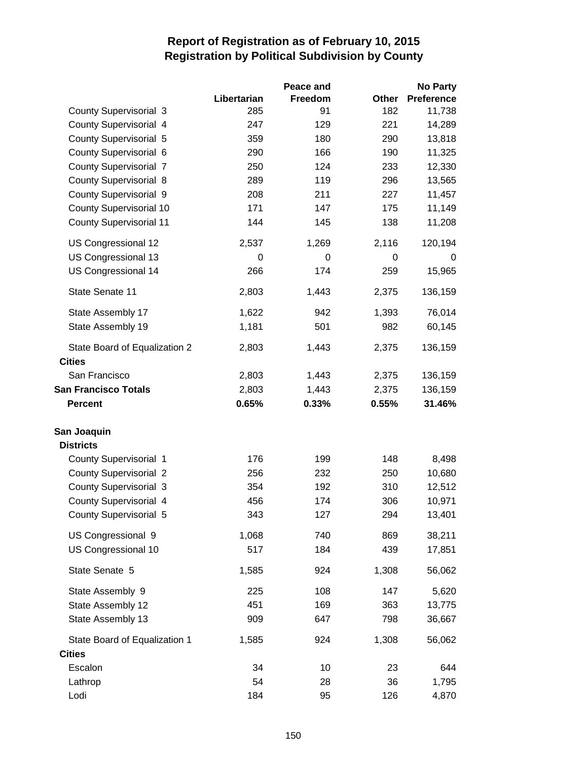# Report of Registration as of February 10, 2015
## Registration by Political Subdivision by County

| | Libertarian | Peace and Freedom | Other | No Party Preference |
|---|---|---|---|---|
| County Supervisorial 3 | 285 | 91 | 182 | 11,738 |
| County Supervisorial 4 | 247 | 129 | 221 | 14,289 |
| County Supervisorial 5 | 359 | 180 | 290 | 13,818 |
| County Supervisorial 6 | 290 | 166 | 190 | 11,325 |
| County Supervisorial 7 | 250 | 124 | 233 | 12,330 |
| County Supervisorial 8 | 289 | 119 | 296 | 13,565 |
| County Supervisorial 9 | 208 | 211 | 227 | 11,457 |
| County Supervisorial 10 | 171 | 147 | 175 | 11,149 |
| County Supervisorial 11 | 144 | 145 | 138 | 11,208 |
| US Congressional 12 | 2,537 | 1,269 | 2,116 | 120,194 |
| US Congressional 13 | 0 | 0 | 0 | 0 |
| US Congressional 14 | 266 | 174 | 259 | 15,965 |
| State Senate 11 | 2,803 | 1,443 | 2,375 | 136,159 |
| State Assembly 17 | 1,622 | 942 | 1,393 | 76,014 |
| State Assembly 19 | 1,181 | 501 | 982 | 60,145 |
| State Board of Equalization 2 | 2,803 | 1,443 | 2,375 | 136,159 |
| **Cities** | | | | |
| San Francisco | 2,803 | 1,443 | 2,375 | 136,159 |
| **San Francisco Totals** | 2,803 | 1,443 | 2,375 | 136,159 |
| **Percent** | **0.65%** | **0.33%** | **0.55%** | **31.46%** |
| | | | | |
| **San Joaquin** | | | | |
| **Districts** | | | | |
| County Supervisorial 1 | 176 | 199 | 148 | 8,498 |
| County Supervisorial 2 | 256 | 232 | 250 | 10,680 |
| County Supervisorial 3 | 354 | 192 | 310 | 12,512 |
| County Supervisorial 4 | 456 | 174 | 306 | 10,971 |
| County Supervisorial 5 | 343 | 127 | 294 | 13,401 |
| US Congressional 9 | 1,068 | 740 | 869 | 38,211 |
| US Congressional 10 | 517 | 184 | 439 | 17,851 |
| State Senate 5 | 1,585 | 924 | 1,308 | 56,062 |
| State Assembly 9 | 225 | 108 | 147 | 5,620 |
| State Assembly 12 | 451 | 169 | 363 | 13,775 |
| State Assembly 13 | 909 | 647 | 798 | 36,667 |
| State Board of Equalization 1 | 1,585 | 924 | 1,308 | 56,062 |
| **Cities** | | | | |
| Escalon | 34 | 10 | 23 | 644 |
| Lathrop | 54 | 28 | 36 | 1,795 |
| Lodi | 184 | 95 | 126 | 4,870 |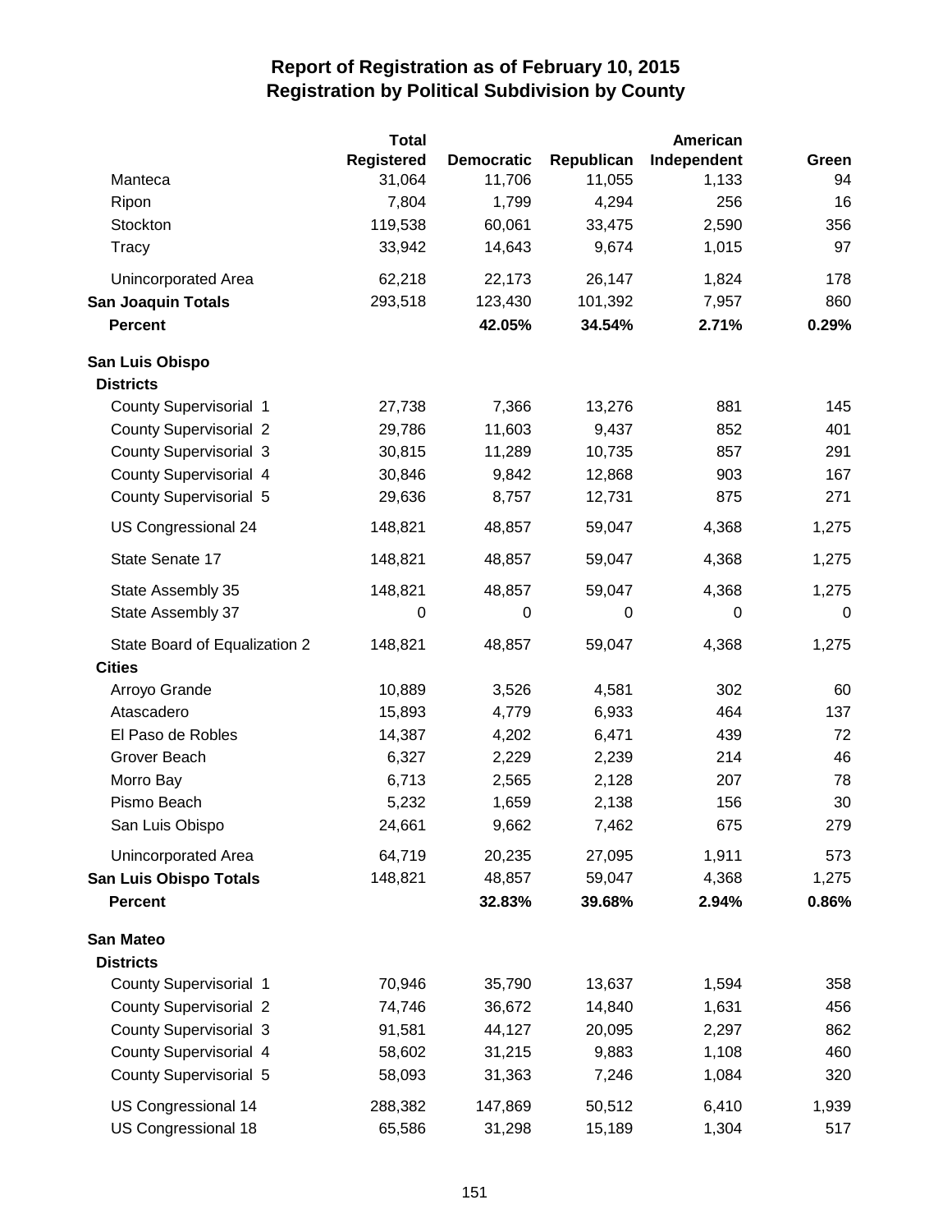# Report of Registration as of February 10, 2015
## Registration by Political Subdivision by County

| | Total Registered | Democratic | Republican | American Independent | Green |
|---|---|---|---|---|---|
| Manteca | 31,064 | 11,706 | 11,055 | 1,133 | 94 |
| Ripon | 7,804 | 1,799 | 4,294 | 256 | 16 |
| Stockton | 119,538 | 60,061 | 33,475 | 2,590 | 356 |
| Tracy | 33,942 | 14,643 | 9,674 | 1,015 | 97 |
| Unincorporated Area | 62,218 | 22,173 | 26,147 | 1,824 | 178 |
| **San Joaquin Totals** | 293,518 | 123,430 | 101,392 | 7,957 | 860 |
| **Percent** | | **42.05%** | **34.54%** | **2.71%** | **0.29%** |
| **San Luis Obispo** | | | | | |
| **Districts** | | | | | |
| County Supervisorial 1 | 27,738 | 7,366 | 13,276 | 881 | 145 |
| County Supervisorial 2 | 29,786 | 11,603 | 9,437 | 852 | 401 |
| County Supervisorial 3 | 30,815 | 11,289 | 10,735 | 857 | 291 |
| County Supervisorial 4 | 30,846 | 9,842 | 12,868 | 903 | 167 |
| County Supervisorial 5 | 29,636 | 8,757 | 12,731 | 875 | 271 |
| US Congressional 24 | 148,821 | 48,857 | 59,047 | 4,368 | 1,275 |
| State Senate 17 | 148,821 | 48,857 | 59,047 | 4,368 | 1,275 |
| State Assembly 35 | 148,821 | 48,857 | 59,047 | 4,368 | 1,275 |
| State Assembly 37 | 0 | 0 | 0 | 0 | 0 |
| State Board of Equalization 2 | 148,821 | 48,857 | 59,047 | 4,368 | 1,275 |
| **Cities** | | | | | |
| Arroyo Grande | 10,889 | 3,526 | 4,581 | 302 | 60 |
| Atascadero | 15,893 | 4,779 | 6,933 | 464 | 137 |
| El Paso de Robles | 14,387 | 4,202 | 6,471 | 439 | 72 |
| Grover Beach | 6,327 | 2,229 | 2,239 | 214 | 46 |
| Morro Bay | 6,713 | 2,565 | 2,128 | 207 | 78 |
| Pismo Beach | 5,232 | 1,659 | 2,138 | 156 | 30 |
| San Luis Obispo | 24,661 | 9,662 | 7,462 | 675 | 279 |
| Unincorporated Area | 64,719 | 20,235 | 27,095 | 1,911 | 573 |
| **San Luis Obispo Totals** | 148,821 | 48,857 | 59,047 | 4,368 | 1,275 |
| **Percent** | | **32.83%** | **39.68%** | **2.94%** | **0.86%** |
| **San Mateo** | | | | | |
| **Districts** | | | | | |
| County Supervisorial 1 | 70,946 | 35,790 | 13,637 | 1,594 | 358 |
| County Supervisorial 2 | 74,746 | 36,672 | 14,840 | 1,631 | 456 |
| County Supervisorial 3 | 91,581 | 44,127 | 20,095 | 2,297 | 862 |
| County Supervisorial 4 | 58,602 | 31,215 | 9,883 | 1,108 | 460 |
| County Supervisorial 5 | 58,093 | 31,363 | 7,246 | 1,084 | 320 |
| US Congressional 14 | 288,382 | 147,869 | 50,512 | 6,410 | 1,939 |
| US Congressional 18 | 65,586 | 31,298 | 15,189 | 1,304 | 517 |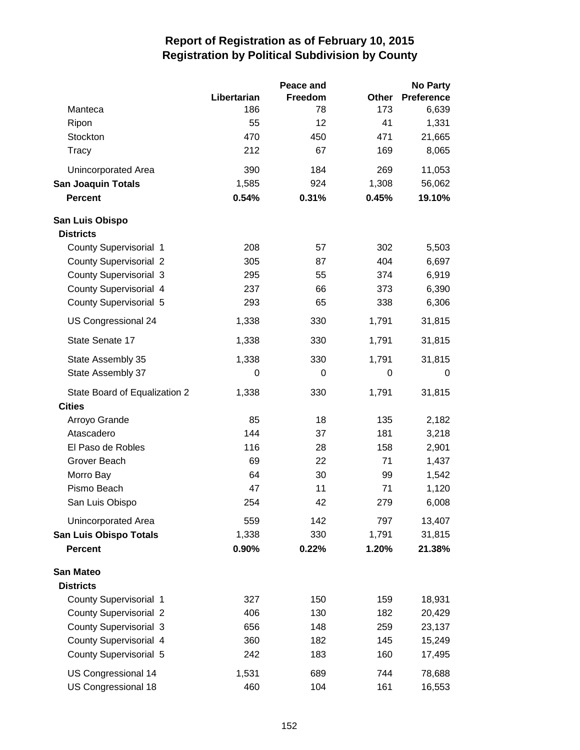# Report of Registration as of February 10, 2015
## Registration by Political Subdivision by County

| | Libertarian | Peace and Freedom | Other | No Party Preference |
|---|---|---|---|---|
| Manteca | 186 | 78 | 173 | 6,639 |
| Ripon | 55 | 12 | 41 | 1,331 |
| Stockton | 470 | 450 | 471 | 21,665 |
| Tracy | 212 | 67 | 169 | 8,065 |
| Unincorporated Area | 390 | 184 | 269 | 11,053 |
| **San Joaquin Totals** | 1,585 | 924 | 1,308 | 56,062 |
| **Percent** | **0.54%** | **0.31%** | **0.45%** | **19.10%** |
| **San Luis Obispo** | | | | |
| **Districts** | | | | |
| County Supervisorial 1 | 208 | 57 | 302 | 5,503 |
| County Supervisorial 2 | 305 | 87 | 404 | 6,697 |
| County Supervisorial 3 | 295 | 55 | 374 | 6,919 |
| County Supervisorial 4 | 237 | 66 | 373 | 6,390 |
| County Supervisorial 5 | 293 | 65 | 338 | 6,306 |
| US Congressional 24 | 1,338 | 330 | 1,791 | 31,815 |
| State Senate 17 | 1,338 | 330 | 1,791 | 31,815 |
| State Assembly 35 | 1,338 | 330 | 1,791 | 31,815 |
| State Assembly 37 | 0 | 0 | 0 | 0 |
| State Board of Equalization 2 | 1,338 | 330 | 1,791 | 31,815 |
| **Cities** | | | | |
| Arroyo Grande | 85 | 18 | 135 | 2,182 |
| Atascadero | 144 | 37 | 181 | 3,218 |
| El Paso de Robles | 116 | 28 | 158 | 2,901 |
| Grover Beach | 69 | 22 | 71 | 1,437 |
| Morro Bay | 64 | 30 | 99 | 1,542 |
| Pismo Beach | 47 | 11 | 71 | 1,120 |
| San Luis Obispo | 254 | 42 | 279 | 6,008 |
| Unincorporated Area | 559 | 142 | 797 | 13,407 |
| **San Luis Obispo Totals** | 1,338 | 330 | 1,791 | 31,815 |
| **Percent** | **0.90%** | **0.22%** | **1.20%** | **21.38%** |
| **San Mateo** | | | | |
| **Districts** | | | | |
| County Supervisorial 1 | 327 | 150 | 159 | 18,931 |
| County Supervisorial 2 | 406 | 130 | 182 | 20,429 |
| County Supervisorial 3 | 656 | 148 | 259 | 23,137 |
| County Supervisorial 4 | 360 | 182 | 145 | 15,249 |
| County Supervisorial 5 | 242 | 183 | 160 | 17,495 |
| US Congressional 14 | 1,531 | 689 | 744 | 78,688 |
| US Congressional 18 | 460 | 104 | 161 | 16,553 |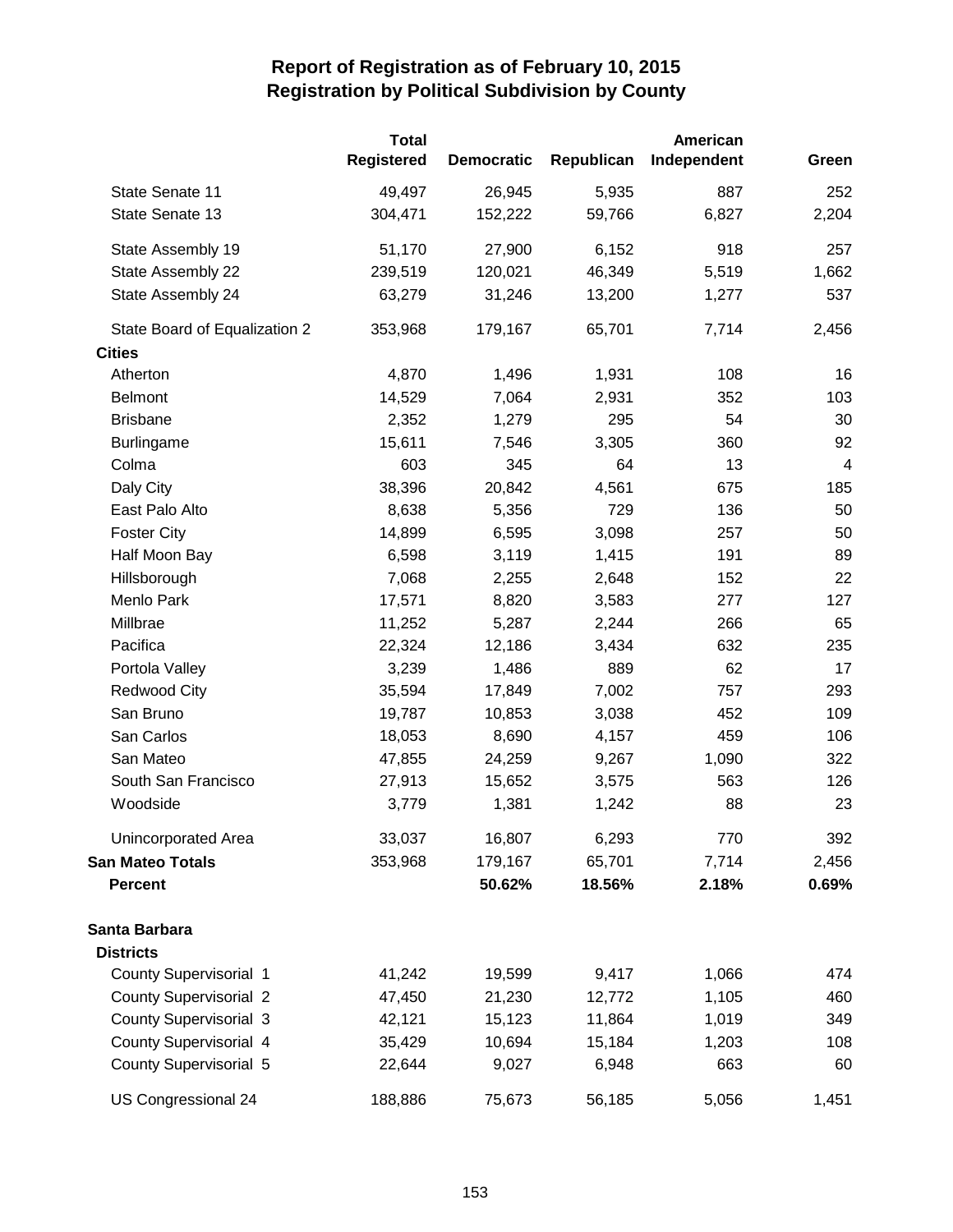# Report of Registration as of February 10, 2015
## Registration by Political Subdivision by County

| | Total Registered | Democratic | Republican | American Independent | Green |
|---|---|---|---|---|---|
| State Senate 11 | 49,497 | 26,945 | 5,935 | 887 | 252 |
| State Senate 13 | 304,471 | 152,222 | 59,766 | 6,827 | 2,204 |
| State Assembly 19 | 51,170 | 27,900 | 6,152 | 918 | 257 |
| State Assembly 22 | 239,519 | 120,021 | 46,349 | 5,519 | 1,662 |
| State Assembly 24 | 63,279 | 31,246 | 13,200 | 1,277 | 537 |
| State Board of Equalization 2 | 353,968 | 179,167 | 65,701 | 7,714 | 2,456 |
| **Cities** | | | | | |
| Atherton | 4,870 | 1,496 | 1,931 | 108 | 16 |
| Belmont | 14,529 | 7,064 | 2,931 | 352 | 103 |
| Brisbane | 2,352 | 1,279 | 295 | 54 | 30 |
| Burlingame | 15,611 | 7,546 | 3,305 | 360 | 92 |
| Colma | 603 | 345 | 64 | 13 | 4 |
| Daly City | 38,396 | 20,842 | 4,561 | 675 | 185 |
| East Palo Alto | 8,638 | 5,356 | 729 | 136 | 50 |
| Foster City | 14,899 | 6,595 | 3,098 | 257 | 50 |
| Half Moon Bay | 6,598 | 3,119 | 1,415 | 191 | 89 |
| Hillsborough | 7,068 | 2,255 | 2,648 | 152 | 22 |
| Menlo Park | 17,571 | 8,820 | 3,583 | 277 | 127 |
| Millbrae | 11,252 | 5,287 | 2,244 | 266 | 65 |
| Pacifica | 22,324 | 12,186 | 3,434 | 632 | 235 |
| Portola Valley | 3,239 | 1,486 | 889 | 62 | 17 |
| Redwood City | 35,594 | 17,849 | 7,002 | 757 | 293 |
| San Bruno | 19,787 | 10,853 | 3,038 | 452 | 109 |
| San Carlos | 18,053 | 8,690 | 4,157 | 459 | 106 |
| San Mateo | 47,855 | 24,259 | 9,267 | 1,090 | 322 |
| South San Francisco | 27,913 | 15,652 | 3,575 | 563 | 126 |
| Woodside | 3,779 | 1,381 | 1,242 | 88 | 23 |
| Unincorporated Area | 33,037 | 16,807 | 6,293 | 770 | 392 |
| **San Mateo Totals** | 353,968 | 179,167 | 65,701 | 7,714 | 2,456 |
| **Percent** | | **50.62%** | **18.56%** | **2.18%** | **0.69%** |
| **Santa Barbara** | | | | | |
| **Districts** | | | | | |
| County Supervisorial 1 | 41,242 | 19,599 | 9,417 | 1,066 | 474 |
| County Supervisorial 2 | 47,450 | 21,230 | 12,772 | 1,105 | 460 |
| County Supervisorial 3 | 42,121 | 15,123 | 11,864 | 1,019 | 349 |
| County Supervisorial 4 | 35,429 | 10,694 | 15,184 | 1,203 | 108 |
| County Supervisorial 5 | 22,644 | 9,027 | 6,948 | 663 | 60 |
| US Congressional 24 | 188,886 | 75,673 | 56,185 | 5,056 | 1,451 |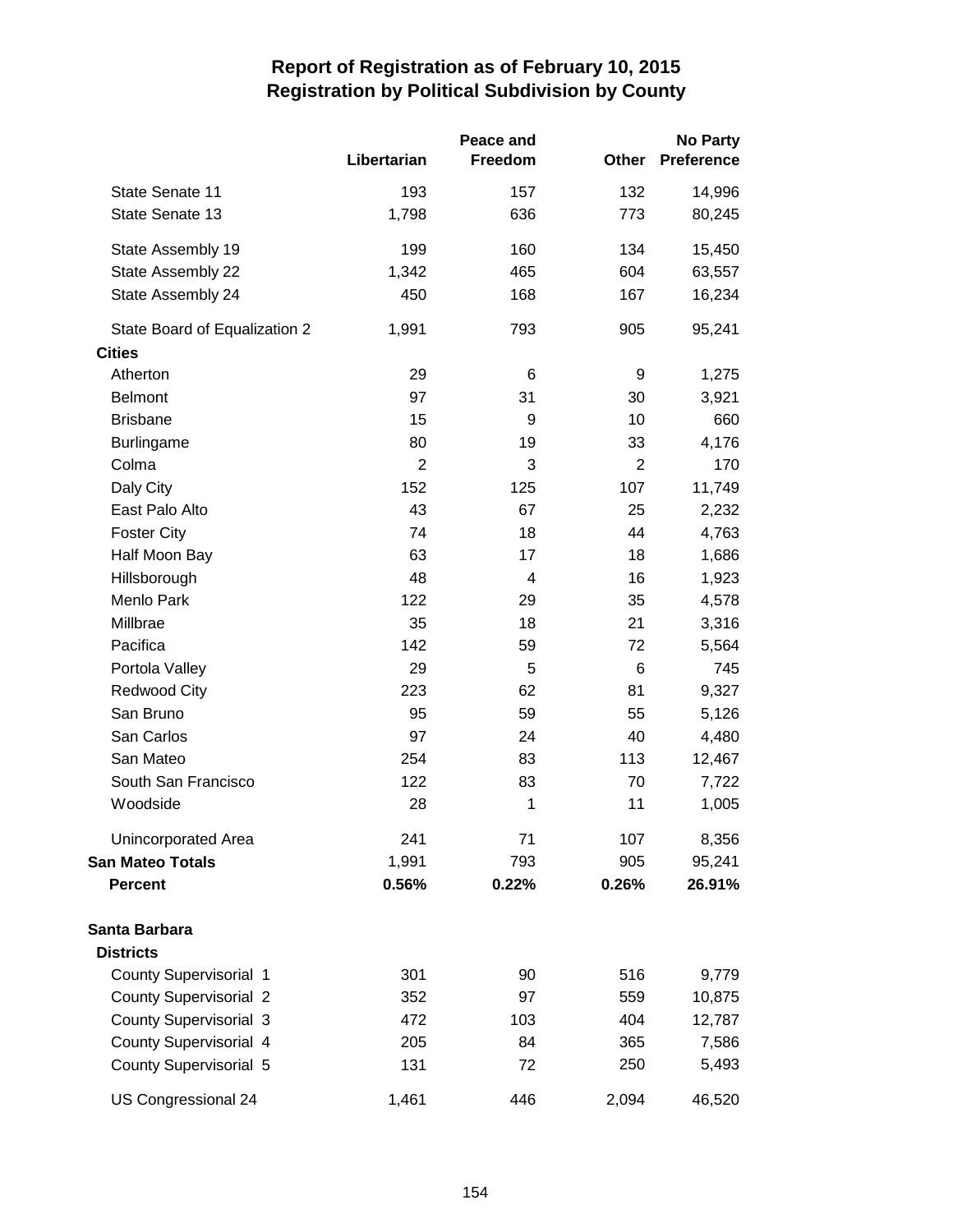# Report of Registration as of February 10, 2015
## Registration by Political Subdivision by County

| | Libertarian | Peace and Freedom | Other | No Party Preference |
|---|---|---|---|---|
| State Senate 11 | 193 | 157 | 132 | 14,996 |
| State Senate 13 | 1,798 | 636 | 773 | 80,245 |
| State Assembly 19 | 199 | 160 | 134 | 15,450 |
| State Assembly 22 | 1,342 | 465 | 604 | 63,557 |
| State Assembly 24 | 450 | 168 | 167 | 16,234 |
| State Board of Equalization 2 | 1,991 | 793 | 905 | 95,241 |
| **Cities** | | | | |
| Atherton | 29 | 6 | 9 | 1,275 |
| Belmont | 97 | 31 | 30 | 3,921 |
| Brisbane | 15 | 9 | 10 | 660 |
| Burlingame | 80 | 19 | 33 | 4,176 |
| Colma | 2 | 3 | 2 | 170 |
| Daly City | 152 | 125 | 107 | 11,749 |
| East Palo Alto | 43 | 67 | 25 | 2,232 |
| Foster City | 74 | 18 | 44 | 4,763 |
| Half Moon Bay | 63 | 17 | 18 | 1,686 |
| Hillsborough | 48 | 4 | 16 | 1,923 |
| Menlo Park | 122 | 29 | 35 | 4,578 |
| Millbrae | 35 | 18 | 21 | 3,316 |
| Pacifica | 142 | 59 | 72 | 5,564 |
| Portola Valley | 29 | 5 | 6 | 745 |
| Redwood City | 223 | 62 | 81 | 9,327 |
| San Bruno | 95 | 59 | 55 | 5,126 |
| San Carlos | 97 | 24 | 40 | 4,480 |
| San Mateo | 254 | 83 | 113 | 12,467 |
| South San Francisco | 122 | 83 | 70 | 7,722 |
| Woodside | 28 | 1 | 11 | 1,005 |
| Unincorporated Area | 241 | 71 | 107 | 8,356 |
| **San Mateo Totals** | 1,991 | 793 | 905 | 95,241 |
| **Percent** | **0.56%** | **0.22%** | **0.26%** | **26.91%** |
| **Santa Barbara** | | | | |
| **Districts** | | | | |
| County Supervisorial 1 | 301 | 90 | 516 | 9,779 |
| County Supervisorial 2 | 352 | 97 | 559 | 10,875 |
| County Supervisorial 3 | 472 | 103 | 404 | 12,787 |
| County Supervisorial 4 | 205 | 84 | 365 | 7,586 |
| County Supervisorial 5 | 131 | 72 | 250 | 5,493 |
| US Congressional 24 | 1,461 | 446 | 2,094 | 46,520 |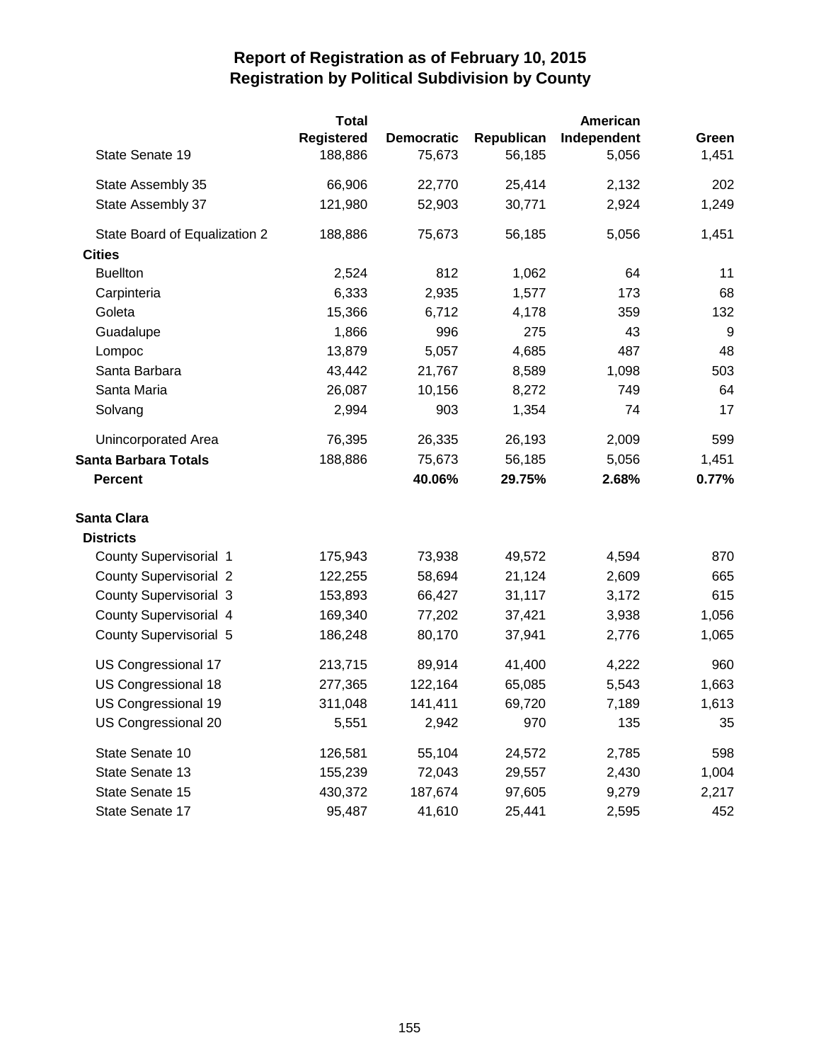# Report of Registration as of February 10, 2015
## Registration by Political Subdivision by County

| | Total Registered | Democratic | Republican | American Independent | Green |
|---|---|---|---|---|---|
| State Senate 19 | 188,886 | 75,673 | 56,185 | 5,056 | 1,451 |
| State Assembly 35 | 66,906 | 22,770 | 25,414 | 2,132 | 202 |
| State Assembly 37 | 121,980 | 52,903 | 30,771 | 2,924 | 1,249 |
| State Board of Equalization 2 | 188,886 | 75,673 | 56,185 | 5,056 | 1,451 |
| **Cities** | | | | | |
| Buellton | 2,524 | 812 | 1,062 | 64 | 11 |
| Carpinteria | 6,333 | 2,935 | 1,577 | 173 | 68 |
| Goleta | 15,366 | 6,712 | 4,178 | 359 | 132 |
| Guadalupe | 1,866 | 996 | 275 | 43 | 9 |
| Lompoc | 13,879 | 5,057 | 4,685 | 487 | 48 |
| Santa Barbara | 43,442 | 21,767 | 8,589 | 1,098 | 503 |
| Santa Maria | 26,087 | 10,156 | 8,272 | 749 | 64 |
| Solvang | 2,994 | 903 | 1,354 | 74 | 17 |
| Unincorporated Area | 76,395 | 26,335 | 26,193 | 2,009 | 599 |
| **Santa Barbara Totals** | 188,886 | 75,673 | 56,185 | 5,056 | 1,451 |
| **Percent** | | **40.06%** | **29.75%** | **2.68%** | **0.77%** |
| **Santa Clara** | | | | | |
| **Districts** | | | | | |
| County Supervisorial 1 | 175,943 | 73,938 | 49,572 | 4,594 | 870 |
| County Supervisorial 2 | 122,255 | 58,694 | 21,124 | 2,609 | 665 |
| County Supervisorial 3 | 153,893 | 66,427 | 31,117 | 3,172 | 615 |
| County Supervisorial 4 | 169,340 | 77,202 | 37,421 | 3,938 | 1,056 |
| County Supervisorial 5 | 186,248 | 80,170 | 37,941 | 2,776 | 1,065 |
| US Congressional 17 | 213,715 | 89,914 | 41,400 | 4,222 | 960 |
| US Congressional 18 | 277,365 | 122,164 | 65,085 | 5,543 | 1,663 |
| US Congressional 19 | 311,048 | 141,411 | 69,720 | 7,189 | 1,613 |
| US Congressional 20 | 5,551 | 2,942 | 970 | 135 | 35 |
| State Senate 10 | 126,581 | 55,104 | 24,572 | 2,785 | 598 |
| State Senate 13 | 155,239 | 72,043 | 29,557 | 2,430 | 1,004 |
| State Senate 15 | 430,372 | 187,674 | 97,605 | 9,279 | 2,217 |
| State Senate 17 | 95,487 | 41,610 | 25,441 | 2,595 | 452 |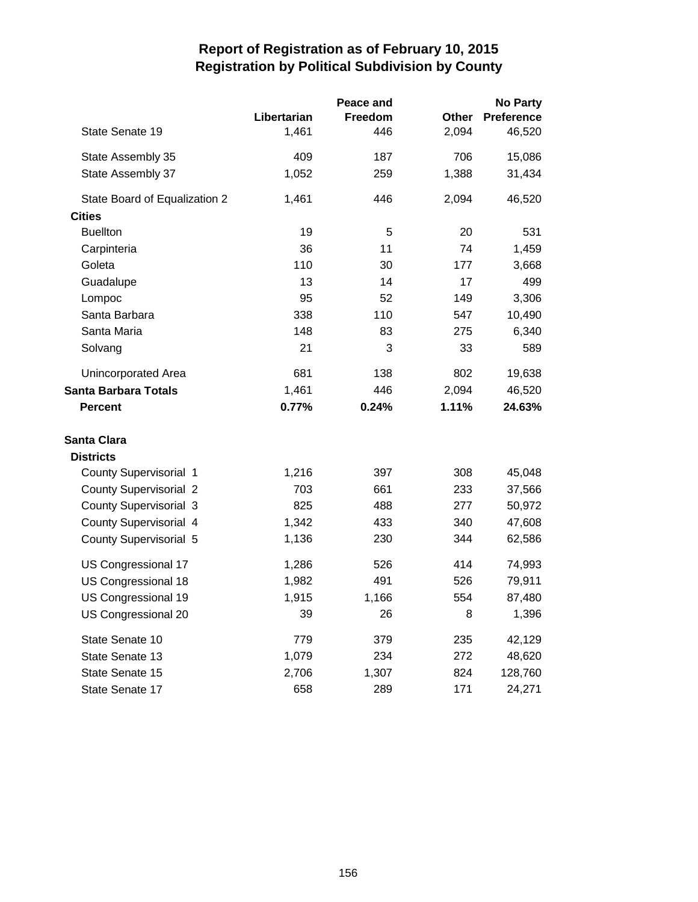# Report of Registration as of February 10, 2015
## Registration by Political Subdivision by County

| | Libertarian | Peace and Freedom | Other | No Party Preference |
|---|---|---|---|---|
| State Senate 19 | 1,461 | 446 | 2,094 | 46,520 |
| State Assembly 35 | 409 | 187 | 706 | 15,086 |
| State Assembly 37 | 1,052 | 259 | 1,388 | 31,434 |
| State Board of Equalization 2 | 1,461 | 446 | 2,094 | 46,520 |
| **Cities** | | | | |
| Buellton | 19 | 5 | 20 | 531 |
| Carpinteria | 36 | 11 | 74 | 1,459 |
| Goleta | 110 | 30 | 177 | 3,668 |
| Guadalupe | 13 | 14 | 17 | 499 |
| Lompoc | 95 | 52 | 149 | 3,306 |
| Santa Barbara | 338 | 110 | 547 | 10,490 |
| Santa Maria | 148 | 83 | 275 | 6,340 |
| Solvang | 21 | 3 | 33 | 589 |
| Unincorporated Area | 681 | 138 | 802 | 19,638 |
| **Santa Barbara Totals** | 1,461 | 446 | 2,094 | 46,520 |
| **Percent** | **0.77%** | **0.24%** | **1.11%** | **24.63%** |
| | | | | |
| **Santa Clara** | | | | |
| **Districts** | | | | |
| County Supervisorial 1 | 1,216 | 397 | 308 | 45,048 |
| County Supervisorial 2 | 703 | 661 | 233 | 37,566 |
| County Supervisorial 3 | 825 | 488 | 277 | 50,972 |
| County Supervisorial 4 | 1,342 | 433 | 340 | 47,608 |
| County Supervisorial 5 | 1,136 | 230 | 344 | 62,586 |
| US Congressional 17 | 1,286 | 526 | 414 | 74,993 |
| US Congressional 18 | 1,982 | 491 | 526 | 79,911 |
| US Congressional 19 | 1,915 | 1,166 | 554 | 87,480 |
| US Congressional 20 | 39 | 26 | 8 | 1,396 |
| State Senate 10 | 779 | 379 | 235 | 42,129 |
| State Senate 13 | 1,079 | 234 | 272 | 48,620 |
| State Senate 15 | 2,706 | 1,307 | 824 | 128,760 |
| State Senate 17 | 658 | 289 | 171 | 24,271 |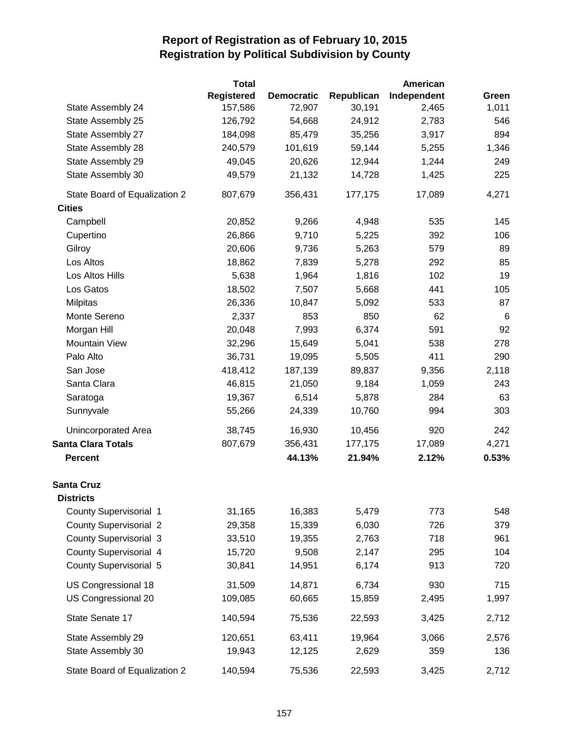# Report of Registration as of February 10, 2015
## Registration by Political Subdivision by County

| | Total Registered | Democratic | Republican | American Independent | Green |
|---|---|---|---|---|---|
| State Assembly 24 | 157,586 | 72,907 | 30,191 | 2,465 | 1,011 |
| State Assembly 25 | 126,792 | 54,668 | 24,912 | 2,783 | 546 |
| State Assembly 27 | 184,098 | 85,479 | 35,256 | 3,917 | 894 |
| State Assembly 28 | 240,579 | 101,619 | 59,144 | 5,255 | 1,346 |
| State Assembly 29 | 49,045 | 20,626 | 12,944 | 1,244 | 249 |
| State Assembly 30 | 49,579 | 21,132 | 14,728 | 1,425 | 225 |
| State Board of Equalization 2 | 807,679 | 356,431 | 177,175 | 17,089 | 4,271 |
| **Cities** | | | | | |
| Campbell | 20,852 | 9,266 | 4,948 | 535 | 145 |
| Cupertino | 26,866 | 9,710 | 5,225 | 392 | 106 |
| Gilroy | 20,606 | 9,736 | 5,263 | 579 | 89 |
| Los Altos | 18,862 | 7,839 | 5,278 | 292 | 85 |
| Los Altos Hills | 5,638 | 1,964 | 1,816 | 102 | 19 |
| Los Gatos | 18,502 | 7,507 | 5,668 | 441 | 105 |
| Milpitas | 26,336 | 10,847 | 5,092 | 533 | 87 |
| Monte Sereno | 2,337 | 853 | 850 | 62 | 6 |
| Morgan Hill | 20,048 | 7,993 | 6,374 | 591 | 92 |
| Mountain View | 32,296 | 15,649 | 5,041 | 538 | 278 |
| Palo Alto | 36,731 | 19,095 | 5,505 | 411 | 290 |
| San Jose | 418,412 | 187,139 | 89,837 | 9,356 | 2,118 |
| Santa Clara | 46,815 | 21,050 | 9,184 | 1,059 | 243 |
| Saratoga | 19,367 | 6,514 | 5,878 | 284 | 63 |
| Sunnyvale | 55,266 | 24,339 | 10,760 | 994 | 303 |
| Unincorporated Area | 38,745 | 16,930 | 10,456 | 920 | 242 |
| **Santa Clara Totals** | 807,679 | 356,431 | 177,175 | 17,089 | 4,271 |
| **Percent** | | **44.13%** | **21.94%** | **2.12%** | **0.53%** |
| **Santa Cruz** | | | | | |
| **Districts** | | | | | |
| County Supervisorial 1 | 31,165 | 16,383 | 5,479 | 773 | 548 |
| County Supervisorial 2 | 29,358 | 15,339 | 6,030 | 726 | 379 |
| County Supervisorial 3 | 33,510 | 19,355 | 2,763 | 718 | 961 |
| County Supervisorial 4 | 15,720 | 9,508 | 2,147 | 295 | 104 |
| County Supervisorial 5 | 30,841 | 14,951 | 6,174 | 913 | 720 |
| US Congressional 18 | 31,509 | 14,871 | 6,734 | 930 | 715 |
| US Congressional 20 | 109,085 | 60,665 | 15,859 | 2,495 | 1,997 |
| State Senate 17 | 140,594 | 75,536 | 22,593 | 3,425 | 2,712 |
| State Assembly 29 | 120,651 | 63,411 | 19,964 | 3,066 | 2,576 |
| State Assembly 30 | 19,943 | 12,125 | 2,629 | 359 | 136 |
| State Board of Equalization 2 | 140,594 | 75,536 | 22,593 | 3,425 | 2,712 |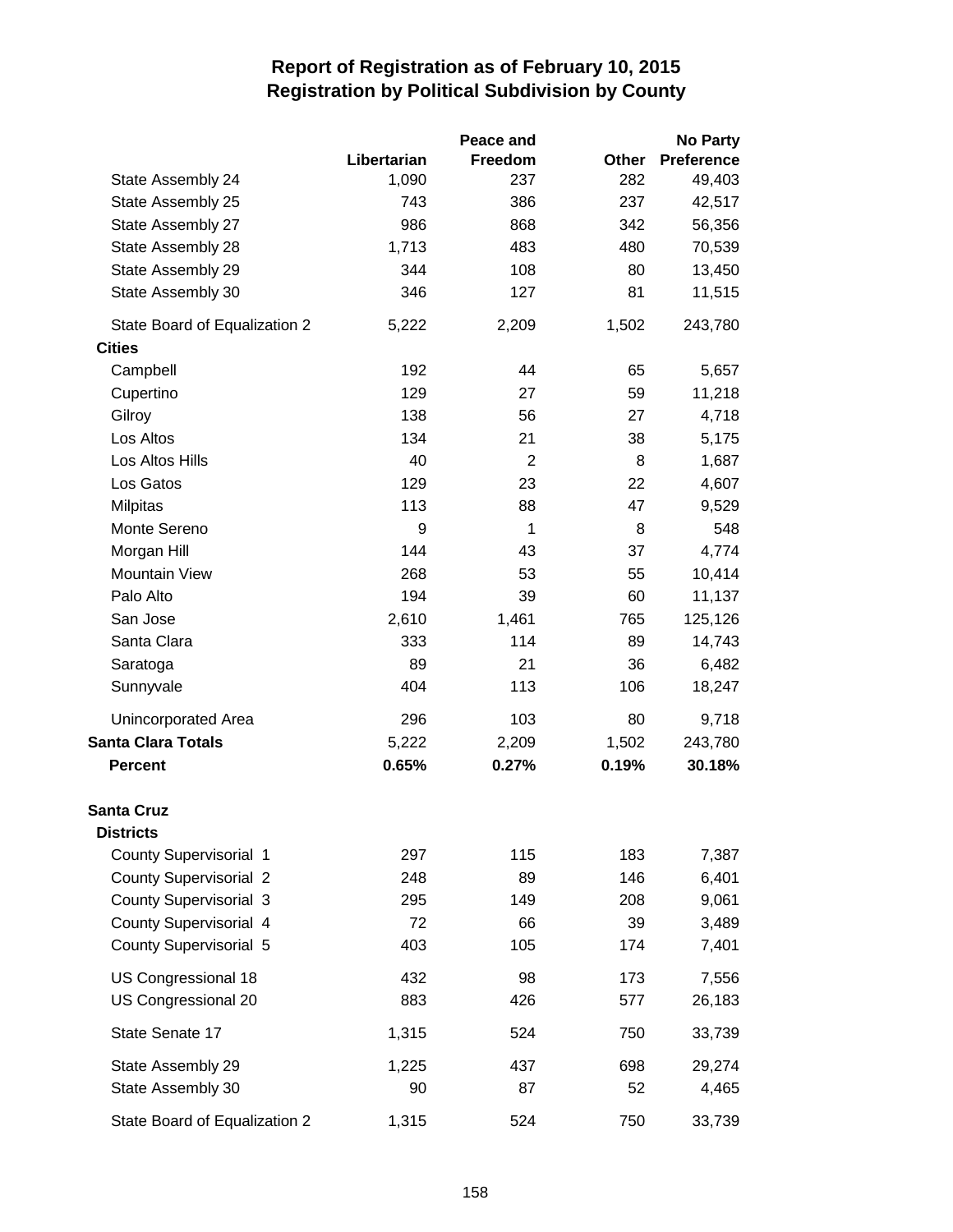# Report of Registration as of February 10, 2015
## Registration by Political Subdivision by County

| | Libertarian | Peace and Freedom | Other | No Party Preference |
|---|---|---|---|---|
| State Assembly 24 | 1,090 | 237 | 282 | 49,403 |
| State Assembly 25 | 743 | 386 | 237 | 42,517 |
| State Assembly 27 | 986 | 868 | 342 | 56,356 |
| State Assembly 28 | 1,713 | 483 | 480 | 70,539 |
| State Assembly 29 | 344 | 108 | 80 | 13,450 |
| State Assembly 30 | 346 | 127 | 81 | 11,515 |
| State Board of Equalization 2 | 5,222 | 2,209 | 1,502 | 243,780 |
| **Cities** | | | | |
| Campbell | 192 | 44 | 65 | 5,657 |
| Cupertino | 129 | 27 | 59 | 11,218 |
| Gilroy | 138 | 56 | 27 | 4,718 |
| Los Altos | 134 | 21 | 38 | 5,175 |
| Los Altos Hills | 40 | 2 | 8 | 1,687 |
| Los Gatos | 129 | 23 | 22 | 4,607 |
| Milpitas | 113 | 88 | 47 | 9,529 |
| Monte Sereno | 9 | 1 | 8 | 548 |
| Morgan Hill | 144 | 43 | 37 | 4,774 |
| Mountain View | 268 | 53 | 55 | 10,414 |
| Palo Alto | 194 | 39 | 60 | 11,137 |
| San Jose | 2,610 | 1,461 | 765 | 125,126 |
| Santa Clara | 333 | 114 | 89 | 14,743 |
| Saratoga | 89 | 21 | 36 | 6,482 |
| Sunnyvale | 404 | 113 | 106 | 18,247 |
| Unincorporated Area | 296 | 103 | 80 | 9,718 |
| **Santa Clara Totals** | 5,222 | 2,209 | 1,502 | 243,780 |
| **Percent** | **0.65%** | **0.27%** | **0.19%** | **30.18%** |
| | | | | |
| **Santa Cruz** | | | | |
| **Districts** | | | | |
| County Supervisorial 1 | 297 | 115 | 183 | 7,387 |
| County Supervisorial 2 | 248 | 89 | 146 | 6,401 |
| County Supervisorial 3 | 295 | 149 | 208 | 9,061 |
| County Supervisorial 4 | 72 | 66 | 39 | 3,489 |
| County Supervisorial 5 | 403 | 105 | 174 | 7,401 |
| US Congressional 18 | 432 | 98 | 173 | 7,556 |
| US Congressional 20 | 883 | 426 | 577 | 26,183 |
| State Senate 17 | 1,315 | 524 | 750 | 33,739 |
| State Assembly 29 | 1,225 | 437 | 698 | 29,274 |
| State Assembly 30 | 90 | 87 | 52 | 4,465 |
| State Board of Equalization 2 | 1,315 | 524 | 750 | 33,739 |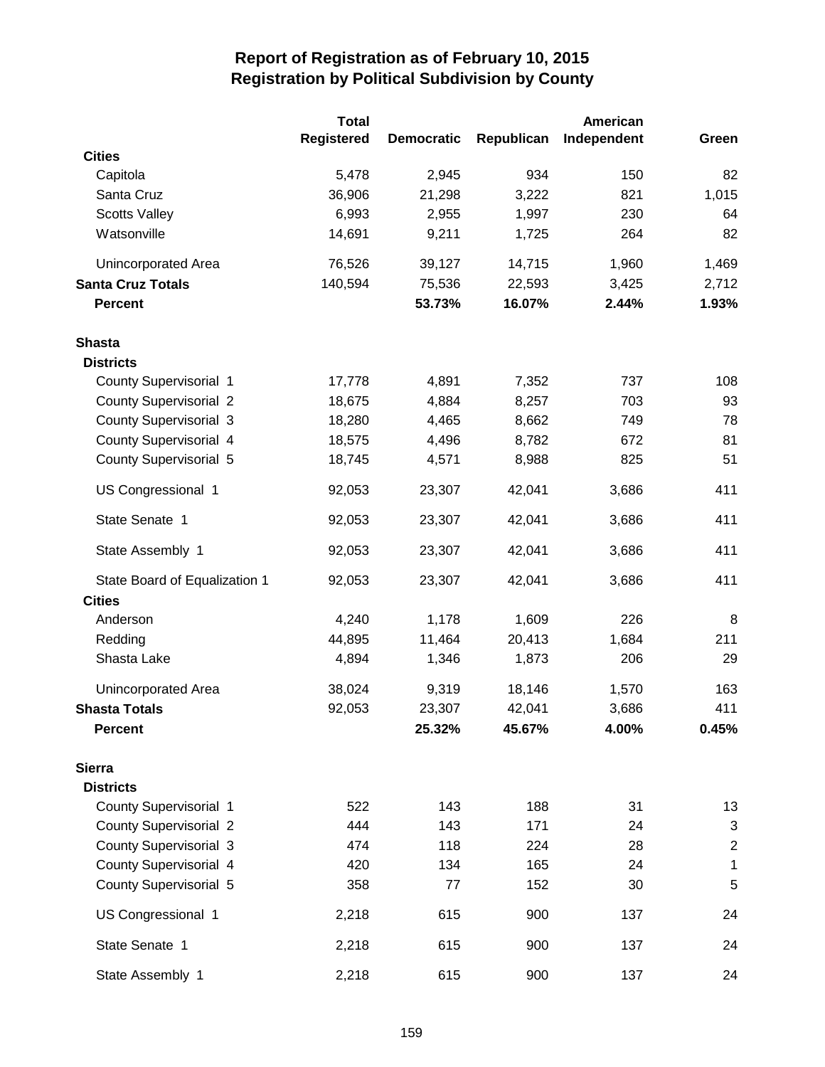# Report of Registration as of February 10, 2015
## Registration by Political Subdivision by County

| | Total Registered | Democratic | Republican | American Independent | Green |
|---|---|---|---|---|---|
| **Cities** | | | | | |
| Capitola | 5,478 | 2,945 | 934 | 150 | 82 |
| Santa Cruz | 36,906 | 21,298 | 3,222 | 821 | 1,015 |
| Scotts Valley | 6,993 | 2,955 | 1,997 | 230 | 64 |
| Watsonville | 14,691 | 9,211 | 1,725 | 264 | 82 |
| Unincorporated Area | 76,526 | 39,127 | 14,715 | 1,960 | 1,469 |
| **Santa Cruz Totals** | 140,594 | 75,536 | 22,593 | 3,425 | 2,712 |
| **Percent** | | **53.73%** | **16.07%** | **2.44%** | **1.93%** |
| **Shasta** | | | | | |
| **Districts** | | | | | |
| County Supervisorial 1 | 17,778 | 4,891 | 7,352 | 737 | 108 |
| County Supervisorial 2 | 18,675 | 4,884 | 8,257 | 703 | 93 |
| County Supervisorial 3 | 18,280 | 4,465 | 8,662 | 749 | 78 |
| County Supervisorial 4 | 18,575 | 4,496 | 8,782 | 672 | 81 |
| County Supervisorial 5 | 18,745 | 4,571 | 8,988 | 825 | 51 |
| US Congressional 1 | 92,053 | 23,307 | 42,041 | 3,686 | 411 |
| State Senate 1 | 92,053 | 23,307 | 42,041 | 3,686 | 411 |
| State Assembly 1 | 92,053 | 23,307 | 42,041 | 3,686 | 411 |
| State Board of Equalization 1 | 92,053 | 23,307 | 42,041 | 3,686 | 411 |
| **Cities** | | | | | |
| Anderson | 4,240 | 1,178 | 1,609 | 226 | 8 |
| Redding | 44,895 | 11,464 | 20,413 | 1,684 | 211 |
| Shasta Lake | 4,894 | 1,346 | 1,873 | 206 | 29 |
| Unincorporated Area | 38,024 | 9,319 | 18,146 | 1,570 | 163 |
| **Shasta Totals** | 92,053 | 23,307 | 42,041 | 3,686 | 411 |
| **Percent** | | **25.32%** | **45.67%** | **4.00%** | **0.45%** |
| **Sierra** | | | | | |
| **Districts** | | | | | |
| County Supervisorial 1 | 522 | 143 | 188 | 31 | 13 |
| County Supervisorial 2 | 444 | 143 | 171 | 24 | 3 |
| County Supervisorial 3 | 474 | 118 | 224 | 28 | 2 |
| County Supervisorial 4 | 420 | 134 | 165 | 24 | 1 |
| County Supervisorial 5 | 358 | 77 | 152 | 30 | 5 |
| US Congressional 1 | 2,218 | 615 | 900 | 137 | 24 |
| State Senate 1 | 2,218 | 615 | 900 | 137 | 24 |
| State Assembly 1 | 2,218 | 615 | 900 | 137 | 24 |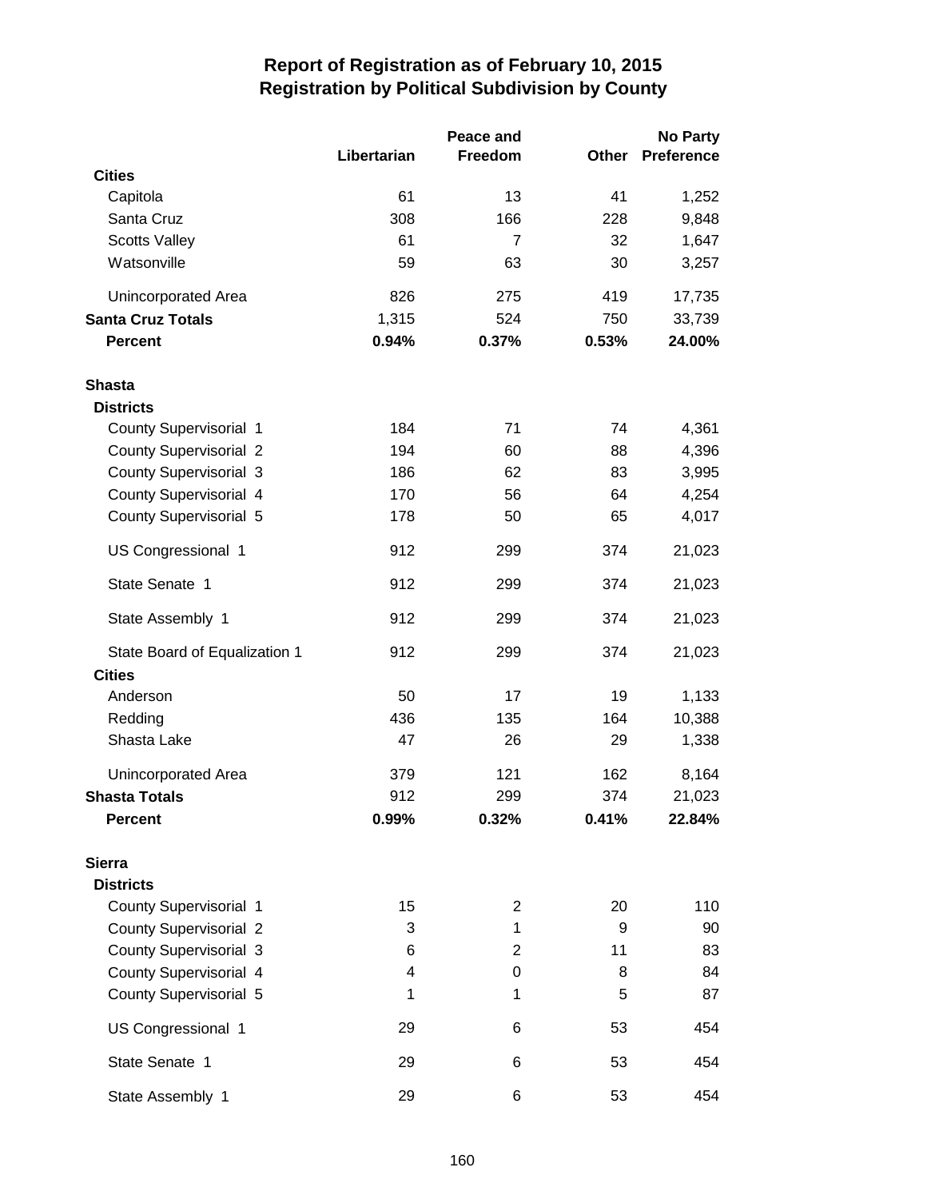# Report of Registration as of February 10, 2015
## Registration by Political Subdivision by County

| | Libertarian | Peace and Freedom | Other | No Party Preference |
|---|---|---|---|---|
| **Cities** | | | | |
| Capitola | 61 | 13 | 41 | 1,252 |
| Santa Cruz | 308 | 166 | 228 | 9,848 |
| Scotts Valley | 61 | 7 | 32 | 1,647 |
| Watsonville | 59 | 63 | 30 | 3,257 |
| Unincorporated Area | 826 | 275 | 419 | 17,735 |
| **Santa Cruz Totals** | 1,315 | 524 | 750 | 33,739 |
| **Percent** | **0.94%** | **0.37%** | **0.53%** | **24.00%** |
| **Shasta** | | | | |
| **Districts** | | | | |
| County Supervisorial 1 | 184 | 71 | 74 | 4,361 |
| County Supervisorial 2 | 194 | 60 | 88 | 4,396 |
| County Supervisorial 3 | 186 | 62 | 83 | 3,995 |
| County Supervisorial 4 | 170 | 56 | 64 | 4,254 |
| County Supervisorial 5 | 178 | 50 | 65 | 4,017 |
| US Congressional 1 | 912 | 299 | 374 | 21,023 |
| State Senate 1 | 912 | 299 | 374 | 21,023 |
| State Assembly 1 | 912 | 299 | 374 | 21,023 |
| State Board of Equalization 1 | 912 | 299 | 374 | 21,023 |
| **Cities** | | | | |
| Anderson | 50 | 17 | 19 | 1,133 |
| Redding | 436 | 135 | 164 | 10,388 |
| Shasta Lake | 47 | 26 | 29 | 1,338 |
| Unincorporated Area | 379 | 121 | 162 | 8,164 |
| **Shasta Totals** | 912 | 299 | 374 | 21,023 |
| **Percent** | **0.99%** | **0.32%** | **0.41%** | **22.84%** |
| **Sierra** | | | | |
| **Districts** | | | | |
| County Supervisorial 1 | 15 | 2 | 20 | 110 |
| County Supervisorial 2 | 3 | 1 | 9 | 90 |
| County Supervisorial 3 | 6 | 2 | 11 | 83 |
| County Supervisorial 4 | 4 | 0 | 8 | 84 |
| County Supervisorial 5 | 1 | 1 | 5 | 87 |
| US Congressional 1 | 29 | 6 | 53 | 454 |
| State Senate 1 | 29 | 6 | 53 | 454 |
| State Assembly 1 | 29 | 6 | 53 | 454 |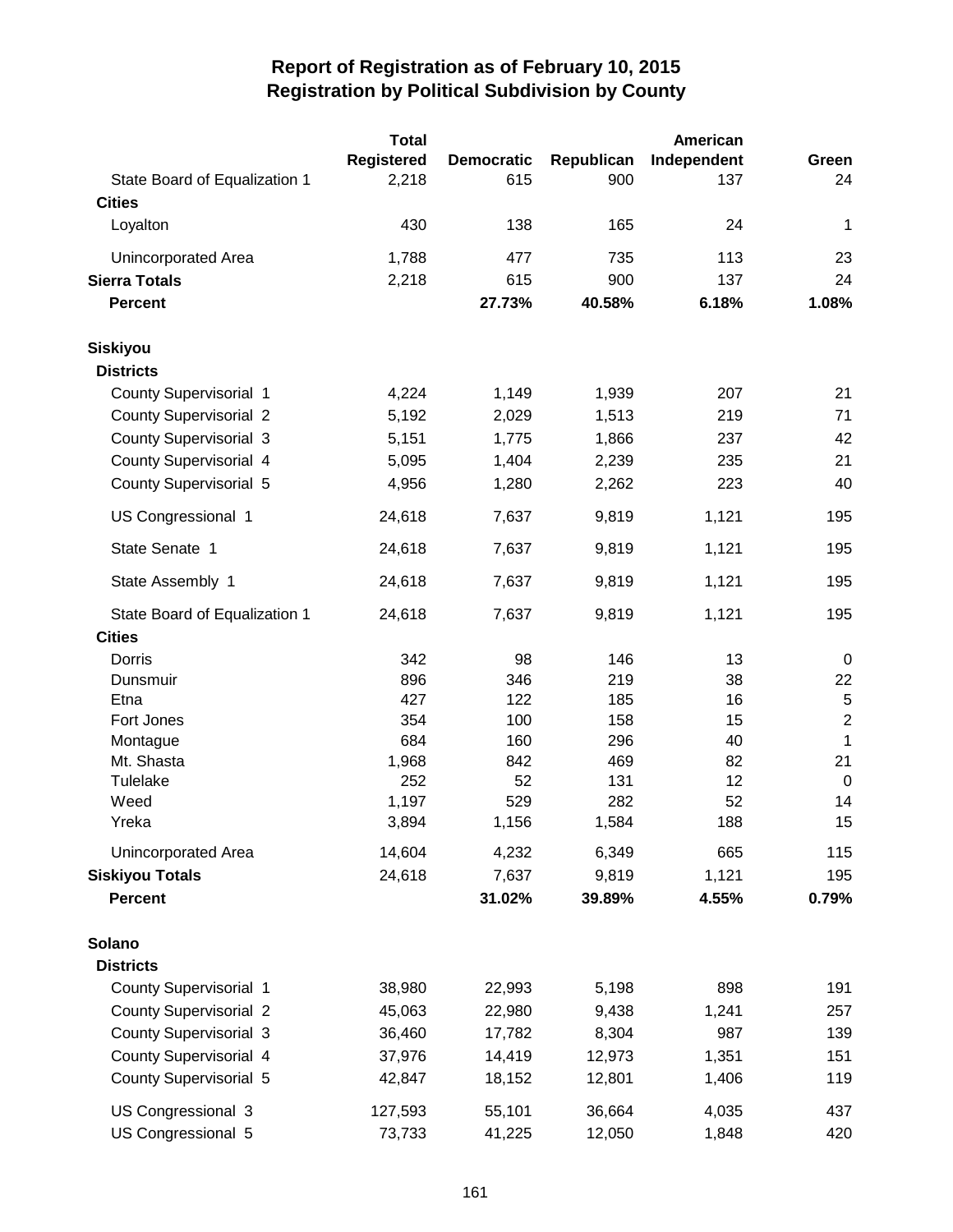# Report of Registration as of February 10, 2015
## Registration by Political Subdivision by County

| | Total Registered | Democratic | Republican | American Independent | Green |
|---|---|---|---|---|---|
| State Board of Equalization 1 | 2,218 | 615 | 900 | 137 | 24 |
| **Cities** | | | | | |
| Loyalton | 430 | 138 | 165 | 24 | 1 |
| Unincorporated Area | 1,788 | 477 | 735 | 113 | 23 |
| **Sierra Totals** | 2,218 | 615 | 900 | 137 | 24 |
| **Percent** | | **27.73%** | **40.58%** | **6.18%** | **1.08%** |
| | | | | | |
| **Siskiyou** | | | | | |
| **Districts** | | | | | |
| County Supervisorial 1 | 4,224 | 1,149 | 1,939 | 207 | 21 |
| County Supervisorial 2 | 5,192 | 2,029 | 1,513 | 219 | 71 |
| County Supervisorial 3 | 5,151 | 1,775 | 1,866 | 237 | 42 |
| County Supervisorial 4 | 5,095 | 1,404 | 2,239 | 235 | 21 |
| County Supervisorial 5 | 4,956 | 1,280 | 2,262 | 223 | 40 |
| US Congressional 1 | 24,618 | 7,637 | 9,819 | 1,121 | 195 |
| State Senate 1 | 24,618 | 7,637 | 9,819 | 1,121 | 195 |
| State Assembly 1 | 24,618 | 7,637 | 9,819 | 1,121 | 195 |
| State Board of Equalization 1 | 24,618 | 7,637 | 9,819 | 1,121 | 195 |
| **Cities** | | | | | |
| Dorris | 342 | 98 | 146 | 13 | 0 |
| Dunsmuir | 896 | 346 | 219 | 38 | 22 |
| Etna | 427 | 122 | 185 | 16 | 5 |
| Fort Jones | 354 | 100 | 158 | 15 | 2 |
| Montague | 684 | 160 | 296 | 40 | 1 |
| Mt. Shasta | 1,968 | 842 | 469 | 82 | 21 |
| Tulelake | 252 | 52 | 131 | 12 | 0 |
| Weed | 1,197 | 529 | 282 | 52 | 14 |
| Yreka | 3,894 | 1,156 | 1,584 | 188 | 15 |
| Unincorporated Area | 14,604 | 4,232 | 6,349 | 665 | 115 |
| **Siskiyou Totals** | 24,618 | 7,637 | 9,819 | 1,121 | 195 |
| **Percent** | | **31.02%** | **39.89%** | **4.55%** | **0.79%** |
| | | | | | |
| **Solano** | | | | | |
| **Districts** | | | | | |
| County Supervisorial 1 | 38,980 | 22,993 | 5,198 | 898 | 191 |
| County Supervisorial 2 | 45,063 | 22,980 | 9,438 | 1,241 | 257 |
| County Supervisorial 3 | 36,460 | 17,782 | 8,304 | 987 | 139 |
| County Supervisorial 4 | 37,976 | 14,419 | 12,973 | 1,351 | 151 |
| County Supervisorial 5 | 42,847 | 18,152 | 12,801 | 1,406 | 119 |
| US Congressional 3 | 127,593 | 55,101 | 36,664 | 4,035 | 437 |
| US Congressional 5 | 73,733 | 41,225 | 12,050 | 1,848 | 420 |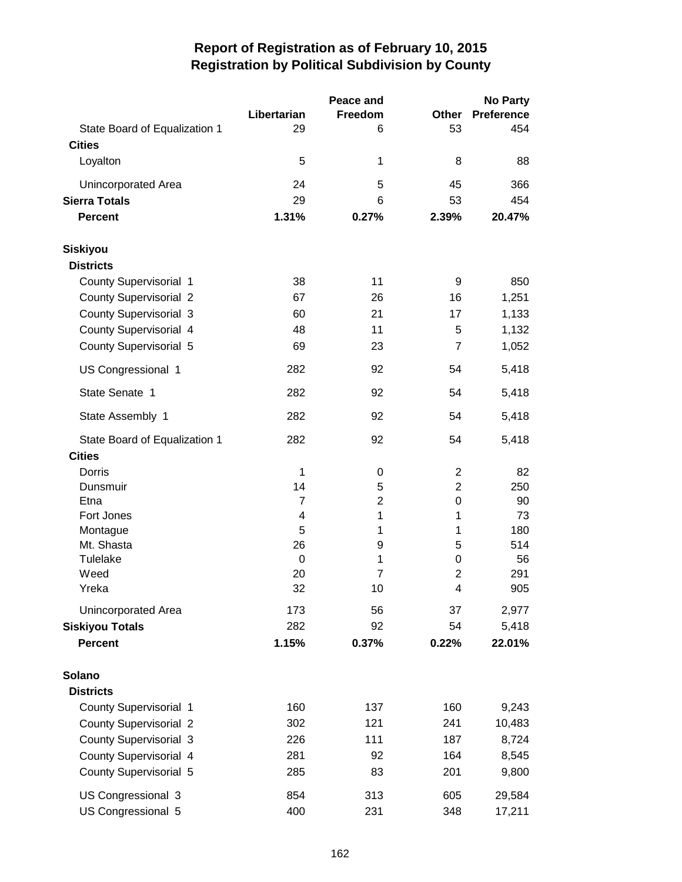# Report of Registration as of February 10, 2015
## Registration by Political Subdivision by County

| | Libertarian | Peace and Freedom | Other | No Party Preference |
|---|---|---|---|---|
| State Board of Equalization 1 | 29 | 6 | 53 | 454 |
| **Cities** | | | | |
| Loyalton | 5 | 1 | 8 | 88 |
| Unincorporated Area | 24 | 5 | 45 | 366 |
| **Sierra Totals** | 29 | 6 | 53 | 454 |
| **Percent** | **1.31%** | **0.27%** | **2.39%** | **20.47%** |
| | | | | |
| **Siskiyou** | | | | |
| **Districts** | | | | |
| County Supervisorial 1 | 38 | 11 | 9 | 850 |
| County Supervisorial 2 | 67 | 26 | 16 | 1,251 |
| County Supervisorial 3 | 60 | 21 | 17 | 1,133 |
| County Supervisorial 4 | 48 | 11 | 5 | 1,132 |
| County Supervisorial 5 | 69 | 23 | 7 | 1,052 |
| US Congressional 1 | 282 | 92 | 54 | 5,418 |
| State Senate 1 | 282 | 92 | 54 | 5,418 |
| State Assembly 1 | 282 | 92 | 54 | 5,418 |
| State Board of Equalization 1 | 282 | 92 | 54 | 5,418 |
| **Cities** | | | | |
| Dorris | 1 | 0 | 2 | 82 |
| Dunsmuir | 14 | 5 | 2 | 250 |
| Etna | 7 | 2 | 0 | 90 |
| Fort Jones | 4 | 1 | 1 | 73 |
| Montague | 5 | 1 | 1 | 180 |
| Mt. Shasta | 26 | 9 | 5 | 514 |
| Tulelake | 0 | 1 | 0 | 56 |
| Weed | 20 | 7 | 2 | 291 |
| Yreka | 32 | 10 | 4 | 905 |
| Unincorporated Area | 173 | 56 | 37 | 2,977 |
| **Siskiyou Totals** | 282 | 92 | 54 | 5,418 |
| **Percent** | **1.15%** | **0.37%** | **0.22%** | **22.01%** |
| | | | | |
| **Solano** | | | | |
| **Districts** | | | | |
| County Supervisorial 1 | 160 | 137 | 160 | 9,243 |
| County Supervisorial 2 | 302 | 121 | 241 | 10,483 |
| County Supervisorial 3 | 226 | 111 | 187 | 8,724 |
| County Supervisorial 4 | 281 | 92 | 164 | 8,545 |
| County Supervisorial 5 | 285 | 83 | 201 | 9,800 |
| US Congressional 3 | 854 | 313 | 605 | 29,584 |
| US Congressional 5 | 400 | 231 | 348 | 17,211 |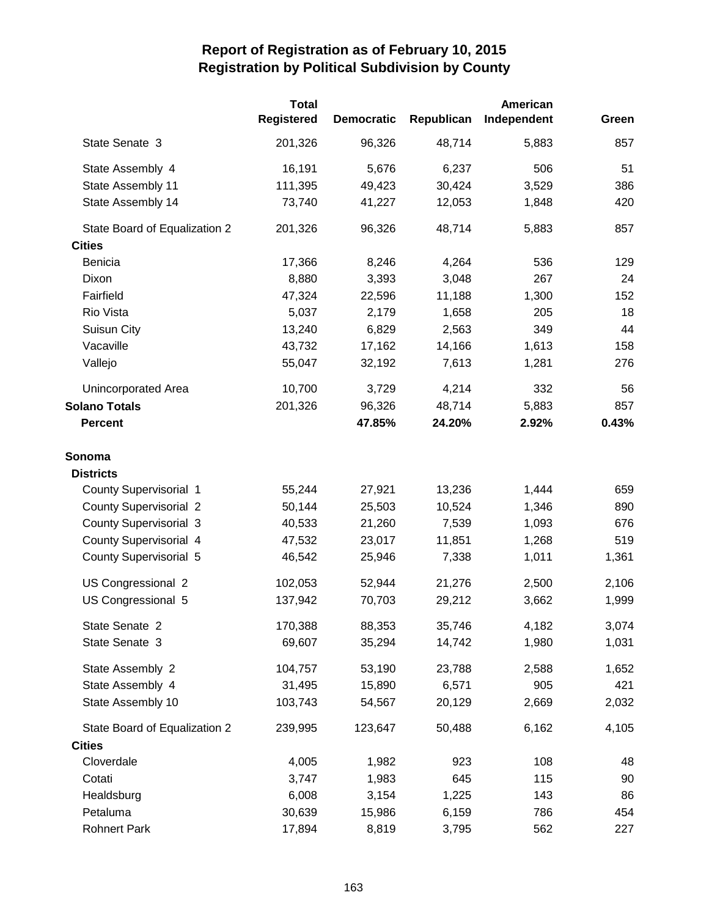# Report of Registration as of February 10, 2015
## Registration by Political Subdivision by County

| | Total Registered | Democratic | Republican | American Independent | Green |
|---|---|---|---|---|---|
| State Senate 3 | 201,326 | 96,326 | 48,714 | 5,883 | 857 |
| State Assembly 4 | 16,191 | 5,676 | 6,237 | 506 | 51 |
| State Assembly 11 | 111,395 | 49,423 | 30,424 | 3,529 | 386 |
| State Assembly 14 | 73,740 | 41,227 | 12,053 | 1,848 | 420 |
| State Board of Equalization 2 | 201,326 | 96,326 | 48,714 | 5,883 | 857 |
| **Cities** | | | | | |
| Benicia | 17,366 | 8,246 | 4,264 | 536 | 129 |
| Dixon | 8,880 | 3,393 | 3,048 | 267 | 24 |
| Fairfield | 47,324 | 22,596 | 11,188 | 1,300 | 152 |
| Rio Vista | 5,037 | 2,179 | 1,658 | 205 | 18 |
| Suisun City | 13,240 | 6,829 | 2,563 | 349 | 44 |
| Vacaville | 43,732 | 17,162 | 14,166 | 1,613 | 158 |
| Vallejo | 55,047 | 32,192 | 7,613 | 1,281 | 276 |
| Unincorporated Area | 10,700 | 3,729 | 4,214 | 332 | 56 |
| **Solano Totals** | 201,326 | 96,326 | 48,714 | 5,883 | 857 |
| **Percent** | | **47.85%** | **24.20%** | **2.92%** | **0.43%** |
| **Sonoma** | | | | | |
| **Districts** | | | | | |
| County Supervisorial 1 | 55,244 | 27,921 | 13,236 | 1,444 | 659 |
| County Supervisorial 2 | 50,144 | 25,503 | 10,524 | 1,346 | 890 |
| County Supervisorial 3 | 40,533 | 21,260 | 7,539 | 1,093 | 676 |
| County Supervisorial 4 | 47,532 | 23,017 | 11,851 | 1,268 | 519 |
| County Supervisorial 5 | 46,542 | 25,946 | 7,338 | 1,011 | 1,361 |
| US Congressional 2 | 102,053 | 52,944 | 21,276 | 2,500 | 2,106 |
| US Congressional 5 | 137,942 | 70,703 | 29,212 | 3,662 | 1,999 |
| State Senate 2 | 170,388 | 88,353 | 35,746 | 4,182 | 3,074 |
| State Senate 3 | 69,607 | 35,294 | 14,742 | 1,980 | 1,031 |
| State Assembly 2 | 104,757 | 53,190 | 23,788 | 2,588 | 1,652 |
| State Assembly 4 | 31,495 | 15,890 | 6,571 | 905 | 421 |
| State Assembly 10 | 103,743 | 54,567 | 20,129 | 2,669 | 2,032 |
| State Board of Equalization 2 | 239,995 | 123,647 | 50,488 | 6,162 | 4,105 |
| **Cities** | | | | | |
| Cloverdale | 4,005 | 1,982 | 923 | 108 | 48 |
| Cotati | 3,747 | 1,983 | 645 | 115 | 90 |
| Healdsburg | 6,008 | 3,154 | 1,225 | 143 | 86 |
| Petaluma | 30,639 | 15,986 | 6,159 | 786 | 454 |
| Rohnert Park | 17,894 | 8,819 | 3,795 | 562 | 227 |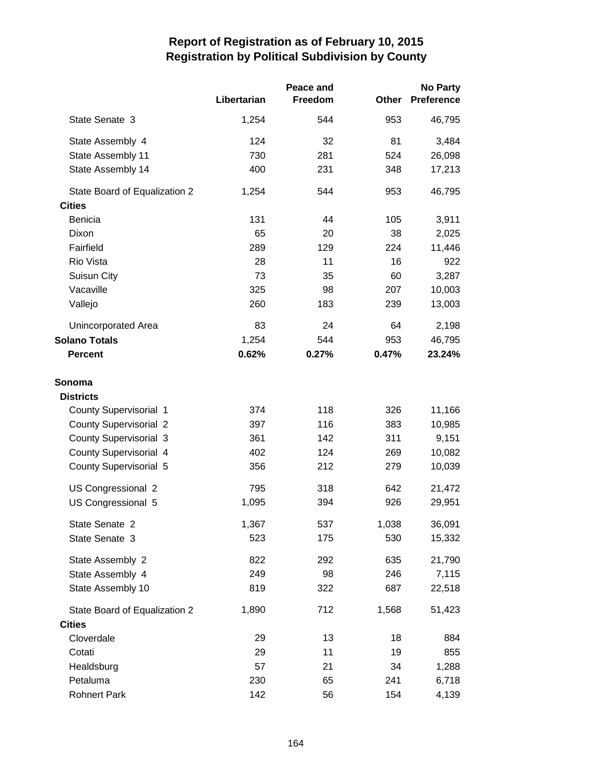# Report of Registration as of February 10, 2015
## Registration by Political Subdivision by County

| | Libertarian | Peace and Freedom | Other | No Party Preference |
|---|---|---|---|---|
| State Senate 3 | 1,254 | 544 | 953 | 46,795 |
| State Assembly 4 | 124 | 32 | 81 | 3,484 |
| State Assembly 11 | 730 | 281 | 524 | 26,098 |
| State Assembly 14 | 400 | 231 | 348 | 17,213 |
| State Board of Equalization 2 | 1,254 | 544 | 953 | 46,795 |
| **Cities** | | | | |
| Benicia | 131 | 44 | 105 | 3,911 |
| Dixon | 65 | 20 | 38 | 2,025 |
| Fairfield | 289 | 129 | 224 | 11,446 |
| Rio Vista | 28 | 11 | 16 | 922 |
| Suisun City | 73 | 35 | 60 | 3,287 |
| Vacaville | 325 | 98 | 207 | 10,003 |
| Vallejo | 260 | 183 | 239 | 13,003 |
| Unincorporated Area | 83 | 24 | 64 | 2,198 |
| **Solano Totals** | 1,254 | 544 | 953 | 46,795 |
| **Percent** | **0.62%** | **0.27%** | **0.47%** | **23.24%** |
| **Sonoma** | | | | |
| **Districts** | | | | |
| County Supervisorial 1 | 374 | 118 | 326 | 11,166 |
| County Supervisorial 2 | 397 | 116 | 383 | 10,985 |
| County Supervisorial 3 | 361 | 142 | 311 | 9,151 |
| County Supervisorial 4 | 402 | 124 | 269 | 10,082 |
| County Supervisorial 5 | 356 | 212 | 279 | 10,039 |
| US Congressional 2 | 795 | 318 | 642 | 21,472 |
| US Congressional 5 | 1,095 | 394 | 926 | 29,951 |
| State Senate 2 | 1,367 | 537 | 1,038 | 36,091 |
| State Senate 3 | 523 | 175 | 530 | 15,332 |
| State Assembly 2 | 822 | 292 | 635 | 21,790 |
| State Assembly 4 | 249 | 98 | 246 | 7,115 |
| State Assembly 10 | 819 | 322 | 687 | 22,518 |
| State Board of Equalization 2 | 1,890 | 712 | 1,568 | 51,423 |
| **Cities** | | | | |
| Cloverdale | 29 | 13 | 18 | 884 |
| Cotati | 29 | 11 | 19 | 855 |
| Healdsburg | 57 | 21 | 34 | 1,288 |
| Petaluma | 230 | 65 | 241 | 6,718 |
| Rohnert Park | 142 | 56 | 154 | 4,139 |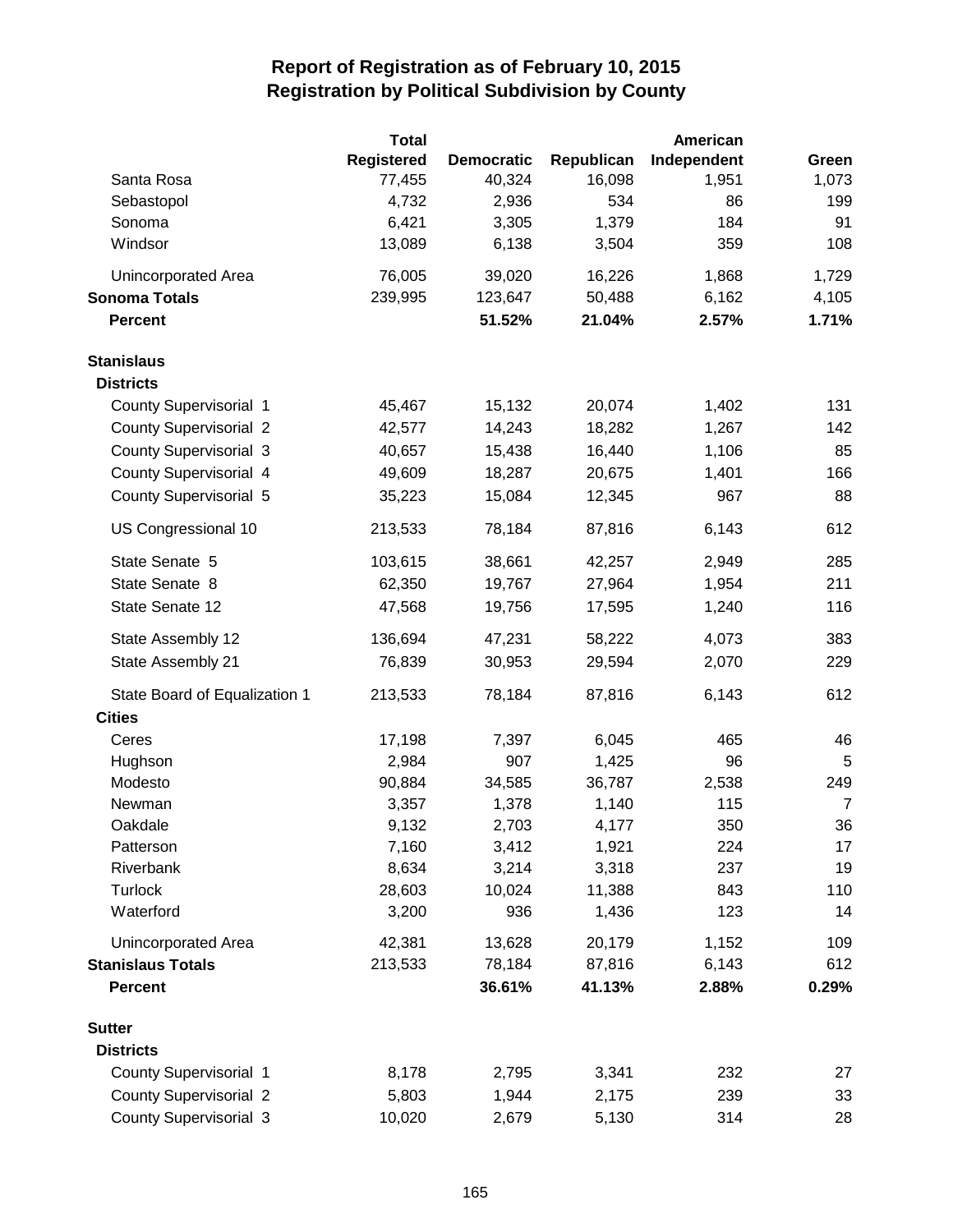# Report of Registration as of February 10, 2015
## Registration by Political Subdivision by County

| | Total Registered | Democratic | Republican | American Independent | Green |
|---|---|---|---|---|---|
| Santa Rosa | 77,455 | 40,324 | 16,098 | 1,951 | 1,073 |
| Sebastopol | 4,732 | 2,936 | 534 | 86 | 199 |
| Sonoma | 6,421 | 3,305 | 1,379 | 184 | 91 |
| Windsor | 13,089 | 6,138 | 3,504 | 359 | 108 |
| Unincorporated Area | 76,005 | 39,020 | 16,226 | 1,868 | 1,729 |
| **Sonoma Totals** | 239,995 | 123,647 | 50,488 | 6,162 | 4,105 |
| **Percent** | | **51.52%** | **21.04%** | **2.57%** | **1.71%** |
| **Stanislaus** | | | | | |
| **Districts** | | | | | |
| County Supervisorial 1 | 45,467 | 15,132 | 20,074 | 1,402 | 131 |
| County Supervisorial 2 | 42,577 | 14,243 | 18,282 | 1,267 | 142 |
| County Supervisorial 3 | 40,657 | 15,438 | 16,440 | 1,106 | 85 |
| County Supervisorial 4 | 49,609 | 18,287 | 20,675 | 1,401 | 166 |
| County Supervisorial 5 | 35,223 | 15,084 | 12,345 | 967 | 88 |
| US Congressional 10 | 213,533 | 78,184 | 87,816 | 6,143 | 612 |
| State Senate 5 | 103,615 | 38,661 | 42,257 | 2,949 | 285 |
| State Senate 8 | 62,350 | 19,767 | 27,964 | 1,954 | 211 |
| State Senate 12 | 47,568 | 19,756 | 17,595 | 1,240 | 116 |
| State Assembly 12 | 136,694 | 47,231 | 58,222 | 4,073 | 383 |
| State Assembly 21 | 76,839 | 30,953 | 29,594 | 2,070 | 229 |
| State Board of Equalization 1 | 213,533 | 78,184 | 87,816 | 6,143 | 612 |
| **Cities** | | | | | |
| Ceres | 17,198 | 7,397 | 6,045 | 465 | 46 |
| Hughson | 2,984 | 907 | 1,425 | 96 | 5 |
| Modesto | 90,884 | 34,585 | 36,787 | 2,538 | 249 |
| Newman | 3,357 | 1,378 | 1,140 | 115 | 7 |
| Oakdale | 9,132 | 2,703 | 4,177 | 350 | 36 |
| Patterson | 7,160 | 3,412 | 1,921 | 224 | 17 |
| Riverbank | 8,634 | 3,214 | 3,318 | 237 | 19 |
| Turlock | 28,603 | 10,024 | 11,388 | 843 | 110 |
| Waterford | 3,200 | 936 | 1,436 | 123 | 14 |
| Unincorporated Area | 42,381 | 13,628 | 20,179 | 1,152 | 109 |
| **Stanislaus Totals** | 213,533 | 78,184 | 87,816 | 6,143 | 612 |
| **Percent** | | **36.61%** | **41.13%** | **2.88%** | **0.29%** |
| **Sutter** | | | | | |
| **Districts** | | | | | |
| County Supervisorial 1 | 8,178 | 2,795 | 3,341 | 232 | 27 |
| County Supervisorial 2 | 5,803 | 1,944 | 2,175 | 239 | 33 |
| County Supervisorial 3 | 10,020 | 2,679 | 5,130 | 314 | 28 |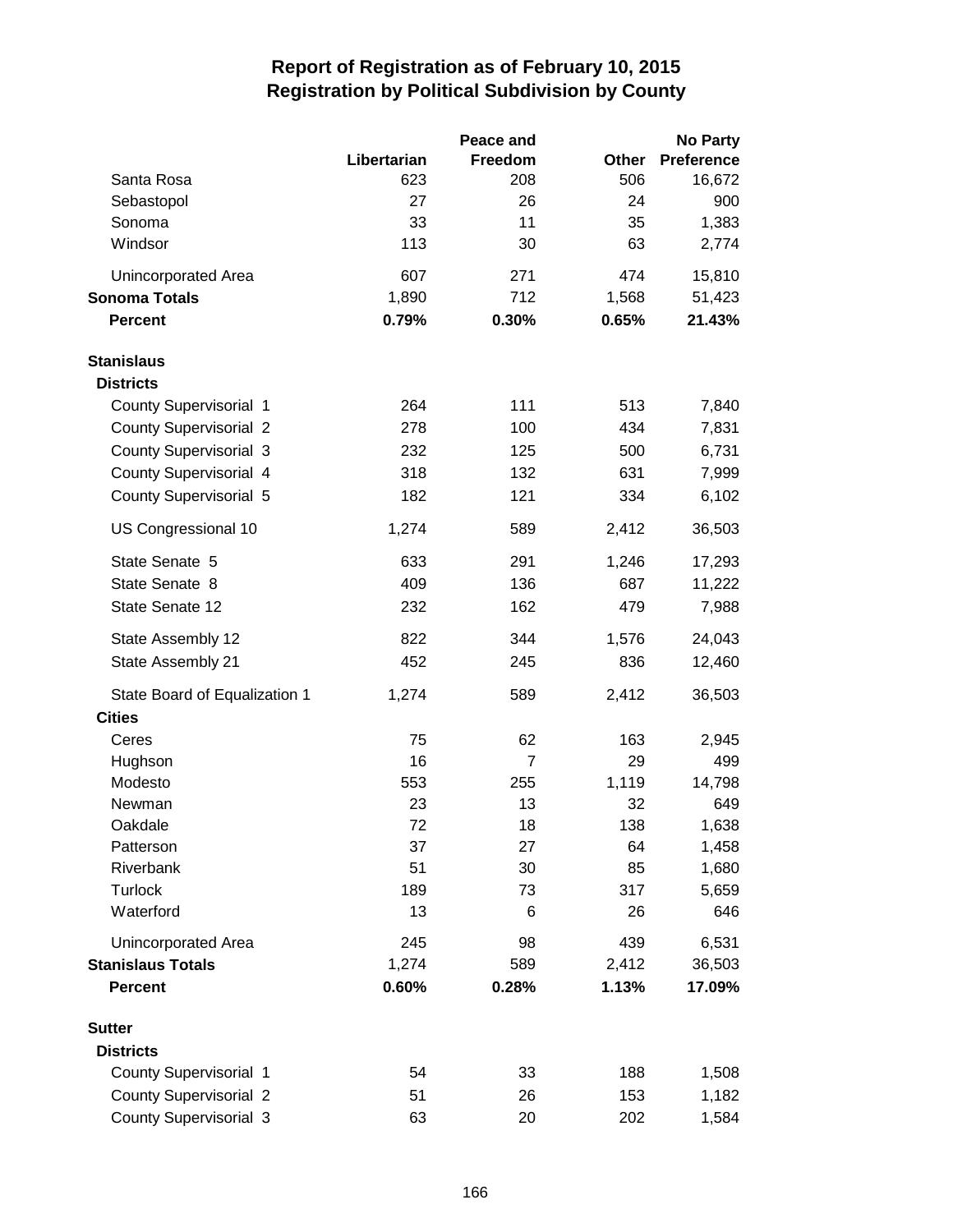# Report of Registration as of February 10, 2015
## Registration by Political Subdivision by County

| | Libertarian | Peace and Freedom | Other | No Party Preference |
|---|---|---|---|---|
| Santa Rosa | 623 | 208 | 506 | 16,672 |
| Sebastopol | 27 | 26 | 24 | 900 |
| Sonoma | 33 | 11 | 35 | 1,383 |
| Windsor | 113 | 30 | 63 | 2,774 |
| Unincorporated Area | 607 | 271 | 474 | 15,810 |
| **Sonoma Totals** | 1,890 | 712 | 1,568 | 51,423 |
| **Percent** | **0.79%** | **0.30%** | **0.65%** | **21.43%** |
| **Stanislaus** | | | | |
| **Districts** | | | | |
| County Supervisorial 1 | 264 | 111 | 513 | 7,840 |
| County Supervisorial 2 | 278 | 100 | 434 | 7,831 |
| County Supervisorial 3 | 232 | 125 | 500 | 6,731 |
| County Supervisorial 4 | 318 | 132 | 631 | 7,999 |
| County Supervisorial 5 | 182 | 121 | 334 | 6,102 |
| US Congressional 10 | 1,274 | 589 | 2,412 | 36,503 |
| State Senate 5 | 633 | 291 | 1,246 | 17,293 |
| State Senate 8 | 409 | 136 | 687 | 11,222 |
| State Senate 12 | 232 | 162 | 479 | 7,988 |
| State Assembly 12 | 822 | 344 | 1,576 | 24,043 |
| State Assembly 21 | 452 | 245 | 836 | 12,460 |
| State Board of Equalization 1 | 1,274 | 589 | 2,412 | 36,503 |
| **Cities** | | | | |
| Ceres | 75 | 62 | 163 | 2,945 |
| Hughson | 16 | 7 | 29 | 499 |
| Modesto | 553 | 255 | 1,119 | 14,798 |
| Newman | 23 | 13 | 32 | 649 |
| Oakdale | 72 | 18 | 138 | 1,638 |
| Patterson | 37 | 27 | 64 | 1,458 |
| Riverbank | 51 | 30 | 85 | 1,680 |
| Turlock | 189 | 73 | 317 | 5,659 |
| Waterford | 13 | 6 | 26 | 646 |
| Unincorporated Area | 245 | 98 | 439 | 6,531 |
| **Stanislaus Totals** | 1,274 | 589 | 2,412 | 36,503 |
| **Percent** | **0.60%** | **0.28%** | **1.13%** | **17.09%** |
| **Sutter** | | | | |
| **Districts** | | | | |
| County Supervisorial 1 | 54 | 33 | 188 | 1,508 |
| County Supervisorial 2 | 51 | 26 | 153 | 1,182 |
| County Supervisorial 3 | 63 | 20 | 202 | 1,584 |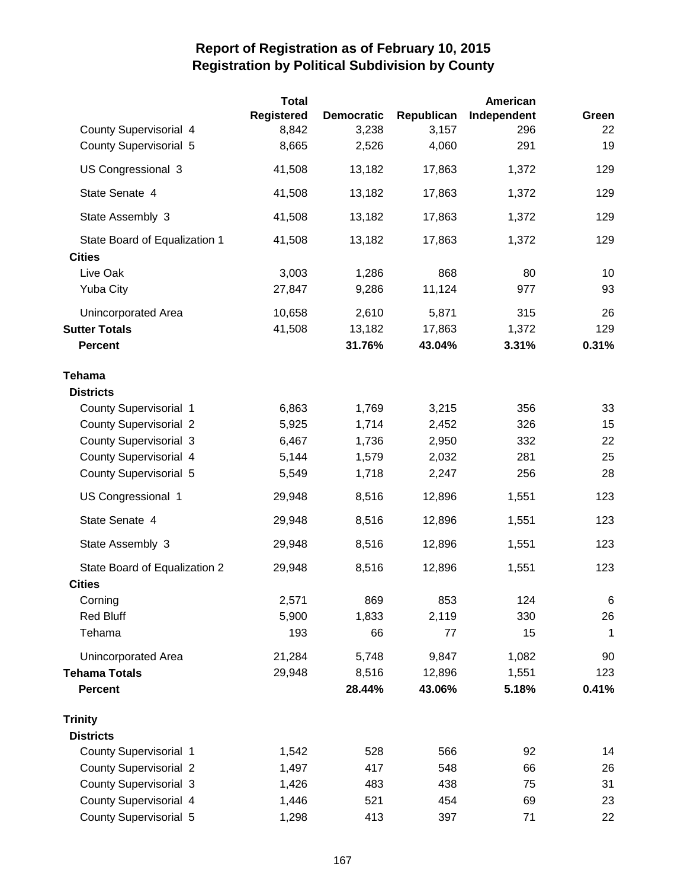# Report of Registration as of February 10, 2015
## Registration by Political Subdivision by County

| | Total Registered | Democratic | Republican | American Independent | Green |
|---|---|---|---|---|---|
| County Supervisorial 4 | 8,842 | 3,238 | 3,157 | 296 | 22 |
| County Supervisorial 5 | 8,665 | 2,526 | 4,060 | 291 | 19 |
| US Congressional 3 | 41,508 | 13,182 | 17,863 | 1,372 | 129 |
| State Senate 4 | 41,508 | 13,182 | 17,863 | 1,372 | 129 |
| State Assembly 3 | 41,508 | 13,182 | 17,863 | 1,372 | 129 |
| State Board of Equalization 1 | 41,508 | 13,182 | 17,863 | 1,372 | 129 |
| **Cities** | | | | | |
| Live Oak | 3,003 | 1,286 | 868 | 80 | 10 |
| Yuba City | 27,847 | 9,286 | 11,124 | 977 | 93 |
| Unincorporated Area | 10,658 | 2,610 | 5,871 | 315 | 26 |
| **Sutter Totals** | 41,508 | 13,182 | 17,863 | 1,372 | 129 |
| **Percent** | | **31.76%** | **43.04%** | **3.31%** | **0.31%** |
| **Tehama** | | | | | |
| **Districts** | | | | | |
| County Supervisorial 1 | 6,863 | 1,769 | 3,215 | 356 | 33 |
| County Supervisorial 2 | 5,925 | 1,714 | 2,452 | 326 | 15 |
| County Supervisorial 3 | 6,467 | 1,736 | 2,950 | 332 | 22 |
| County Supervisorial 4 | 5,144 | 1,579 | 2,032 | 281 | 25 |
| County Supervisorial 5 | 5,549 | 1,718 | 2,247 | 256 | 28 |
| US Congressional 1 | 29,948 | 8,516 | 12,896 | 1,551 | 123 |
| State Senate 4 | 29,948 | 8,516 | 12,896 | 1,551 | 123 |
| State Assembly 3 | 29,948 | 8,516 | 12,896 | 1,551 | 123 |
| State Board of Equalization 2 | 29,948 | 8,516 | 12,896 | 1,551 | 123 |
| **Cities** | | | | | |
| Corning | 2,571 | 869 | 853 | 124 | 6 |
| Red Bluff | 5,900 | 1,833 | 2,119 | 330 | 26 |
| Tehama | 193 | 66 | 77 | 15 | 1 |
| Unincorporated Area | 21,284 | 5,748 | 9,847 | 1,082 | 90 |
| **Tehama Totals** | 29,948 | 8,516 | 12,896 | 1,551 | 123 |
| **Percent** | | **28.44%** | **43.06%** | **5.18%** | **0.41%** |
| **Trinity** | | | | | |
| **Districts** | | | | | |
| County Supervisorial 1 | 1,542 | 528 | 566 | 92 | 14 |
| County Supervisorial 2 | 1,497 | 417 | 548 | 66 | 26 |
| County Supervisorial 3 | 1,426 | 483 | 438 | 75 | 31 |
| County Supervisorial 4 | 1,446 | 521 | 454 | 69 | 23 |
| County Supervisorial 5 | 1,298 | 413 | 397 | 71 | 22 |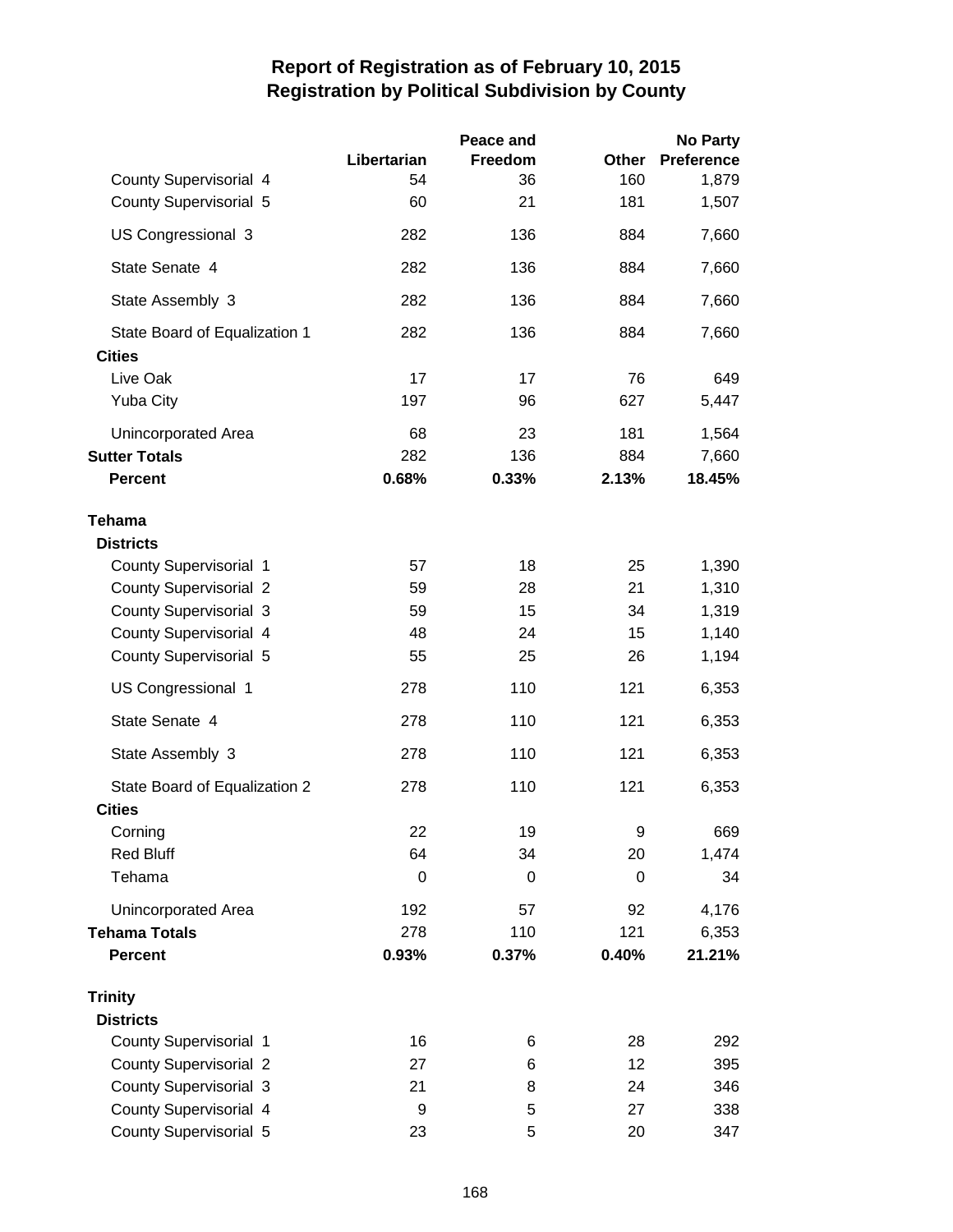# Report of Registration as of February 10, 2015
## Registration by Political Subdivision by County

| | Libertarian | Peace and Freedom | Other | No Party Preference |
|---|---|---|---|---|
| County Supervisorial 4 | 54 | 36 | 160 | 1,879 |
| County Supervisorial 5 | 60 | 21 | 181 | 1,507 |
| US Congressional 3 | 282 | 136 | 884 | 7,660 |
| State Senate 4 | 282 | 136 | 884 | 7,660 |
| State Assembly 3 | 282 | 136 | 884 | 7,660 |
| State Board of Equalization 1 | 282 | 136 | 884 | 7,660 |
| **Cities** | | | | |
| Live Oak | 17 | 17 | 76 | 649 |
| Yuba City | 197 | 96 | 627 | 5,447 |
| Unincorporated Area | 68 | 23 | 181 | 1,564 |
| **Sutter Totals** | 282 | 136 | 884 | 7,660 |
| **Percent** | **0.68%** | **0.33%** | **2.13%** | **18.45%** |
| **Tehama** | | | | |
| **Districts** | | | | |
| County Supervisorial 1 | 57 | 18 | 25 | 1,390 |
| County Supervisorial 2 | 59 | 28 | 21 | 1,310 |
| County Supervisorial 3 | 59 | 15 | 34 | 1,319 |
| County Supervisorial 4 | 48 | 24 | 15 | 1,140 |
| County Supervisorial 5 | 55 | 25 | 26 | 1,194 |
| US Congressional 1 | 278 | 110 | 121 | 6,353 |
| State Senate 4 | 278 | 110 | 121 | 6,353 |
| State Assembly 3 | 278 | 110 | 121 | 6,353 |
| State Board of Equalization 2 | 278 | 110 | 121 | 6,353 |
| **Cities** | | | | |
| Corning | 22 | 19 | 9 | 669 |
| Red Bluff | 64 | 34 | 20 | 1,474 |
| Tehama | 0 | 0 | 0 | 34 |
| Unincorporated Area | 192 | 57 | 92 | 4,176 |
| **Tehama Totals** | 278 | 110 | 121 | 6,353 |
| **Percent** | **0.93%** | **0.37%** | **0.40%** | **21.21%** |
| **Trinity** | | | | |
| **Districts** | | | | |
| County Supervisorial 1 | 16 | 6 | 28 | 292 |
| County Supervisorial 2 | 27 | 6 | 12 | 395 |
| County Supervisorial 3 | 21 | 8 | 24 | 346 |
| County Supervisorial 4 | 9 | 5 | 27 | 338 |
| County Supervisorial 5 | 23 | 5 | 20 | 347 |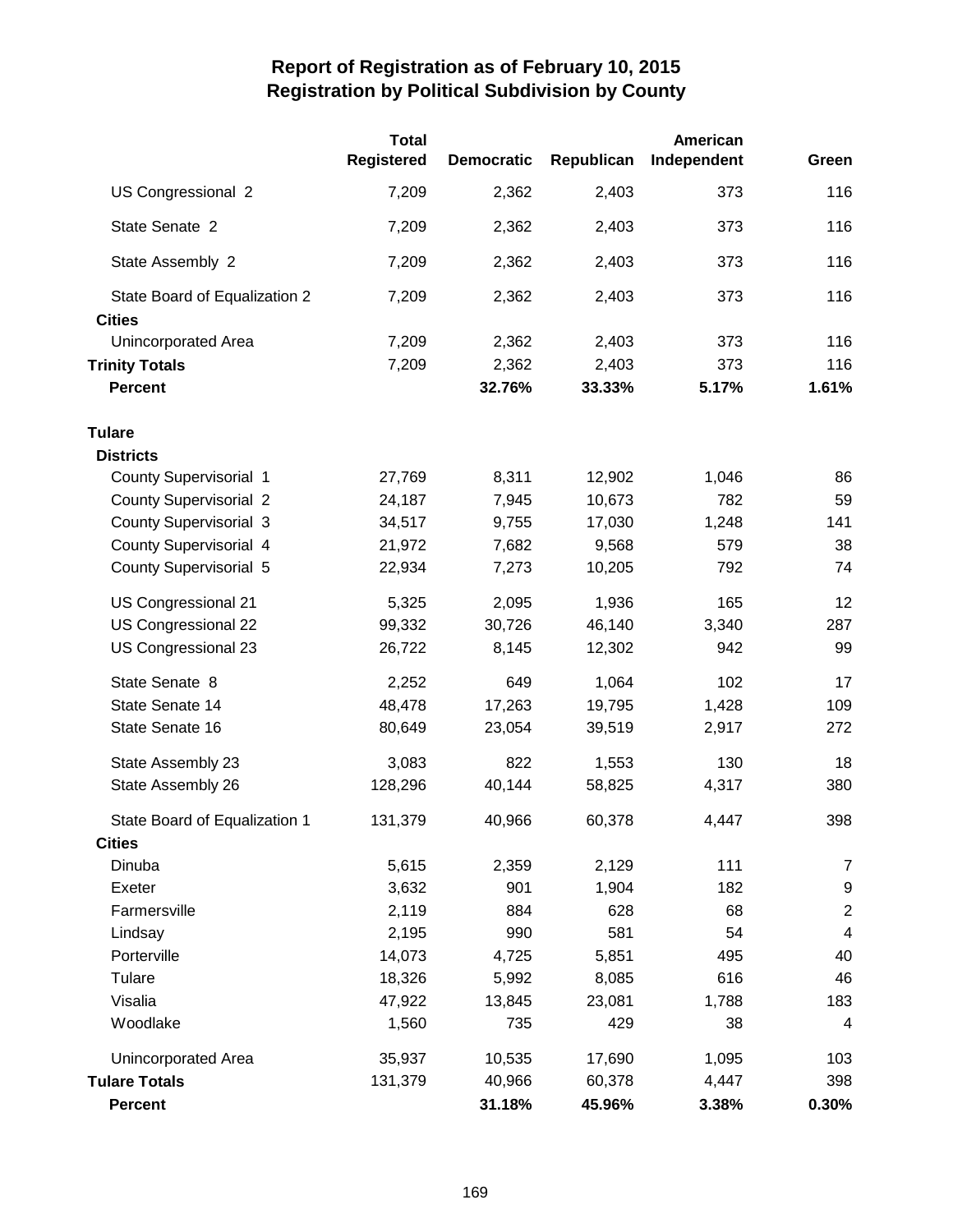# Report of Registration as of February 10, 2015
## Registration by Political Subdivision by County

| | Total Registered | Democratic | Republican | American Independent | Green |
|---|---|---|---|---|---|
| US Congressional 2 | 7,209 | 2,362 | 2,403 | 373 | 116 |
| State Senate 2 | 7,209 | 2,362 | 2,403 | 373 | 116 |
| State Assembly 2 | 7,209 | 2,362 | 2,403 | 373 | 116 |
| State Board of Equalization 2 | 7,209 | 2,362 | 2,403 | 373 | 116 |
| **Cities** | | | | | |
| Unincorporated Area | 7,209 | 2,362 | 2,403 | 373 | 116 |
| **Trinity Totals** | 7,209 | 2,362 | 2,403 | 373 | 116 |
| **Percent** | | **32.76%** | **33.33%** | **5.17%** | **1.61%** |
| **Tulare** | | | | | |
| **Districts** | | | | | |
| County Supervisorial 1 | 27,769 | 8,311 | 12,902 | 1,046 | 86 |
| County Supervisorial 2 | 24,187 | 7,945 | 10,673 | 782 | 59 |
| County Supervisorial 3 | 34,517 | 9,755 | 17,030 | 1,248 | 141 |
| County Supervisorial 4 | 21,972 | 7,682 | 9,568 | 579 | 38 |
| County Supervisorial 5 | 22,934 | 7,273 | 10,205 | 792 | 74 |
| US Congressional 21 | 5,325 | 2,095 | 1,936 | 165 | 12 |
| US Congressional 22 | 99,332 | 30,726 | 46,140 | 3,340 | 287 |
| US Congressional 23 | 26,722 | 8,145 | 12,302 | 942 | 99 |
| State Senate 8 | 2,252 | 649 | 1,064 | 102 | 17 |
| State Senate 14 | 48,478 | 17,263 | 19,795 | 1,428 | 109 |
| State Senate 16 | 80,649 | 23,054 | 39,519 | 2,917 | 272 |
| State Assembly 23 | 3,083 | 822 | 1,553 | 130 | 18 |
| State Assembly 26 | 128,296 | 40,144 | 58,825 | 4,317 | 380 |
| State Board of Equalization 1 | 131,379 | 40,966 | 60,378 | 4,447 | 398 |
| **Cities** | | | | | |
| Dinuba | 5,615 | 2,359 | 2,129 | 111 | 7 |
| Exeter | 3,632 | 901 | 1,904 | 182 | 9 |
| Farmersville | 2,119 | 884 | 628 | 68 | 2 |
| Lindsay | 2,195 | 990 | 581 | 54 | 4 |
| Porterville | 14,073 | 4,725 | 5,851 | 495 | 40 |
| Tulare | 18,326 | 5,992 | 8,085 | 616 | 46 |
| Visalia | 47,922 | 13,845 | 23,081 | 1,788 | 183 |
| Woodlake | 1,560 | 735 | 429 | 38 | 4 |
| Unincorporated Area | 35,937 | 10,535 | 17,690 | 1,095 | 103 |
| **Tulare Totals** | 131,379 | 40,966 | 60,378 | 4,447 | 398 |
| **Percent** | | **31.18%** | **45.96%** | **3.38%** | **0.30%** |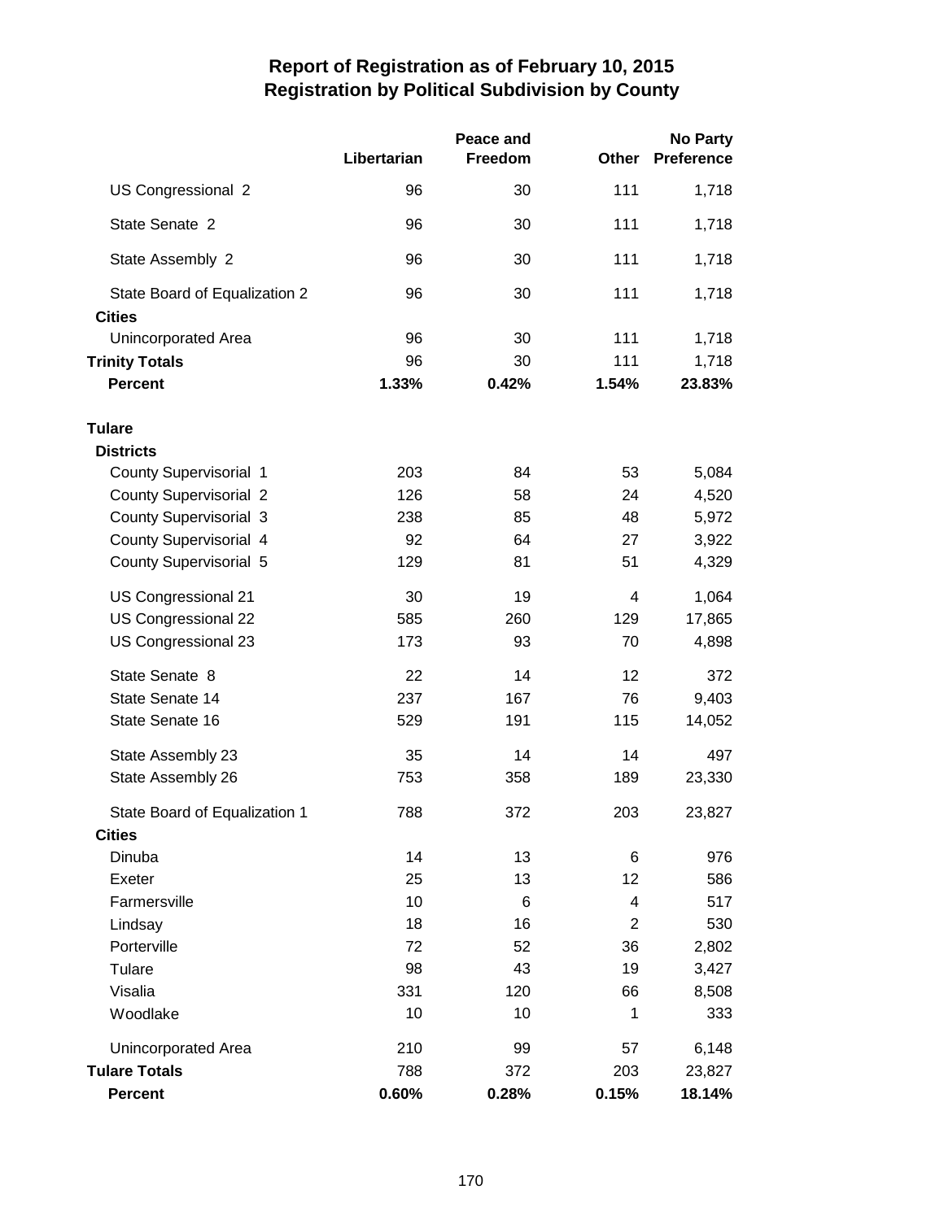# Report of Registration as of February 10, 2015
## Registration by Political Subdivision by County

| | Libertarian | Peace and Freedom | Other | No Party Preference |
|---|---|---|---|---|
| US Congressional 2 | 96 | 30 | 111 | 1,718 |
| State Senate 2 | 96 | 30 | 111 | 1,718 |
| State Assembly 2 | 96 | 30 | 111 | 1,718 |
| State Board of Equalization 2 | 96 | 30 | 111 | 1,718 |
| **Cities** | | | | |
| Unincorporated Area | 96 | 30 | 111 | 1,718 |
| **Trinity Totals** | 96 | 30 | 111 | 1,718 |
| **Percent** | **1.33%** | **0.42%** | **1.54%** | **23.83%** |
| **Tulare** | | | | |
| **Districts** | | | | |
| County Supervisorial 1 | 203 | 84 | 53 | 5,084 |
| County Supervisorial 2 | 126 | 58 | 24 | 4,520 |
| County Supervisorial 3 | 238 | 85 | 48 | 5,972 |
| County Supervisorial 4 | 92 | 64 | 27 | 3,922 |
| County Supervisorial 5 | 129 | 81 | 51 | 4,329 |
| US Congressional 21 | 30 | 19 | 4 | 1,064 |
| US Congressional 22 | 585 | 260 | 129 | 17,865 |
| US Congressional 23 | 173 | 93 | 70 | 4,898 |
| State Senate 8 | 22 | 14 | 12 | 372 |
| State Senate 14 | 237 | 167 | 76 | 9,403 |
| State Senate 16 | 529 | 191 | 115 | 14,052 |
| State Assembly 23 | 35 | 14 | 14 | 497 |
| State Assembly 26 | 753 | 358 | 189 | 23,330 |
| State Board of Equalization 1 | 788 | 372 | 203 | 23,827 |
| **Cities** | | | | |
| Dinuba | 14 | 13 | 6 | 976 |
| Exeter | 25 | 13 | 12 | 586 |
| Farmersville | 10 | 6 | 4 | 517 |
| Lindsay | 18 | 16 | 2 | 530 |
| Porterville | 72 | 52 | 36 | 2,802 |
| Tulare | 98 | 43 | 19 | 3,427 |
| Visalia | 331 | 120 | 66 | 8,508 |
| Woodlake | 10 | 10 | 1 | 333 |
| Unincorporated Area | 210 | 99 | 57 | 6,148 |
| **Tulare Totals** | 788 | 372 | 203 | 23,827 |
| **Percent** | **0.60%** | **0.28%** | **0.15%** | **18.14%** |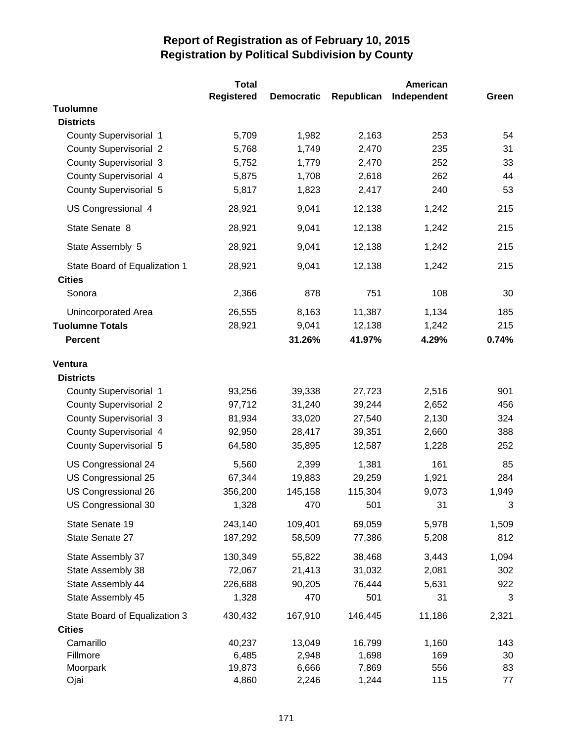# Report of Registration as of February 10, 2015
## Registration by Political Subdivision by County

| | Total Registered | Democratic | Republican | American Independent | Green |
|---|---|---|---|---|---|
| **Tuolumne** | | | | | |
| **Districts** | | | | | |
| County Supervisorial 1 | 5,709 | 1,982 | 2,163 | 253 | 54 |
| County Supervisorial 2 | 5,768 | 1,749 | 2,470 | 235 | 31 |
| County Supervisorial 3 | 5,752 | 1,779 | 2,470 | 252 | 33 |
| County Supervisorial 4 | 5,875 | 1,708 | 2,618 | 262 | 44 |
| County Supervisorial 5 | 5,817 | 1,823 | 2,417 | 240 | 53 |
| US Congressional 4 | 28,921 | 9,041 | 12,138 | 1,242 | 215 |
| State Senate 8 | 28,921 | 9,041 | 12,138 | 1,242 | 215 |
| State Assembly 5 | 28,921 | 9,041 | 12,138 | 1,242 | 215 |
| State Board of Equalization 1 | 28,921 | 9,041 | 12,138 | 1,242 | 215 |
| **Cities** | | | | | |
| Sonora | 2,366 | 878 | 751 | 108 | 30 |
| Unincorporated Area | 26,555 | 8,163 | 11,387 | 1,134 | 185 |
| **Tuolumne Totals** | 28,921 | 9,041 | 12,138 | 1,242 | 215 |
| **Percent** | | **31.26%** | **41.97%** | **4.29%** | **0.74%** |
| **Ventura** | | | | | |
| **Districts** | | | | | |
| County Supervisorial 1 | 93,256 | 39,338 | 27,723 | 2,516 | 901 |
| County Supervisorial 2 | 97,712 | 31,240 | 39,244 | 2,652 | 456 |
| County Supervisorial 3 | 81,934 | 33,020 | 27,540 | 2,130 | 324 |
| County Supervisorial 4 | 92,950 | 28,417 | 39,351 | 2,660 | 388 |
| County Supervisorial 5 | 64,580 | 35,895 | 12,587 | 1,228 | 252 |
| US Congressional 24 | 5,560 | 2,399 | 1,381 | 161 | 85 |
| US Congressional 25 | 67,344 | 19,883 | 29,259 | 1,921 | 284 |
| US Congressional 26 | 356,200 | 145,158 | 115,304 | 9,073 | 1,949 |
| US Congressional 30 | 1,328 | 470 | 501 | 31 | 3 |
| State Senate 19 | 243,140 | 109,401 | 69,059 | 5,978 | 1,509 |
| State Senate 27 | 187,292 | 58,509 | 77,386 | 5,208 | 812 |
| State Assembly 37 | 130,349 | 55,822 | 38,468 | 3,443 | 1,094 |
| State Assembly 38 | 72,067 | 21,413 | 31,032 | 2,081 | 302 |
| State Assembly 44 | 226,688 | 90,205 | 76,444 | 5,631 | 922 |
| State Assembly 45 | 1,328 | 470 | 501 | 31 | 3 |
| State Board of Equalization 3 | 430,432 | 167,910 | 146,445 | 11,186 | 2,321 |
| **Cities** | | | | | |
| Camarillo | 40,237 | 13,049 | 16,799 | 1,160 | 143 |
| Fillmore | 6,485 | 2,948 | 1,698 | 169 | 30 |
| Moorpark | 19,873 | 6,666 | 7,869 | 556 | 83 |
| Ojai | 4,860 | 2,246 | 1,244 | 115 | 77 |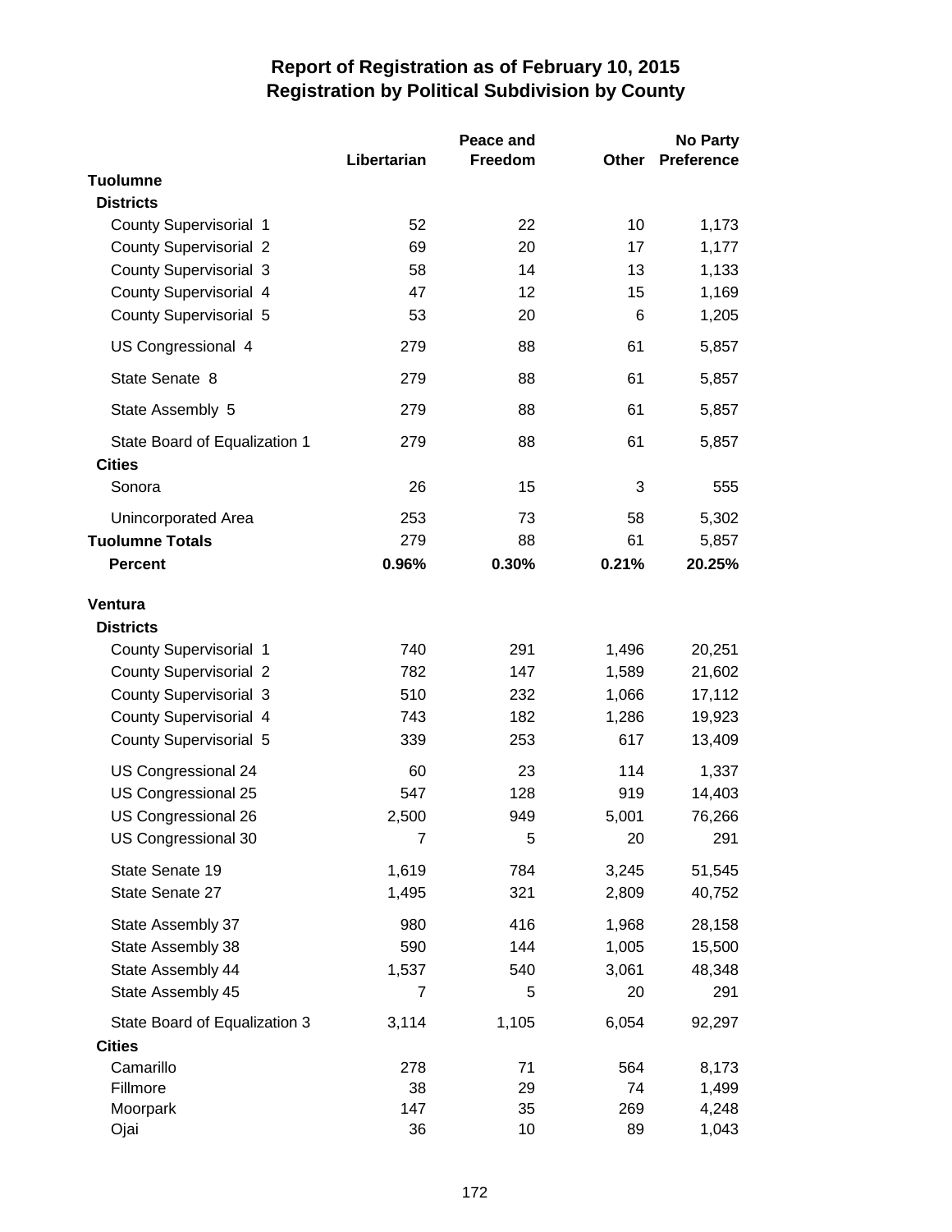# Report of Registration as of February 10, 2015
## Registration by Political Subdivision by County

| | Libertarian | Peace and Freedom | Other | No Party Preference |
|---|---|---|---|---|
| **Tuolumne** | | | | |
| **Districts** | | | | |
| County Supervisorial 1 | 52 | 22 | 10 | 1,173 |
| County Supervisorial 2 | 69 | 20 | 17 | 1,177 |
| County Supervisorial 3 | 58 | 14 | 13 | 1,133 |
| County Supervisorial 4 | 47 | 12 | 15 | 1,169 |
| County Supervisorial 5 | 53 | 20 | 6 | 1,205 |
| US Congressional 4 | 279 | 88 | 61 | 5,857 |
| State Senate 8 | 279 | 88 | 61 | 5,857 |
| State Assembly 5 | 279 | 88 | 61 | 5,857 |
| State Board of Equalization 1 | 279 | 88 | 61 | 5,857 |
| **Cities** | | | | |
| Sonora | 26 | 15 | 3 | 555 |
| Unincorporated Area | 253 | 73 | 58 | 5,302 |
| **Tuolumne Totals** | 279 | 88 | 61 | 5,857 |
| **Percent** | **0.96%** | **0.30%** | **0.21%** | **20.25%** |
| **Ventura** | | | | |
| **Districts** | | | | |
| County Supervisorial 1 | 740 | 291 | 1,496 | 20,251 |
| County Supervisorial 2 | 782 | 147 | 1,589 | 21,602 |
| County Supervisorial 3 | 510 | 232 | 1,066 | 17,112 |
| County Supervisorial 4 | 743 | 182 | 1,286 | 19,923 |
| County Supervisorial 5 | 339 | 253 | 617 | 13,409 |
| US Congressional 24 | 60 | 23 | 114 | 1,337 |
| US Congressional 25 | 547 | 128 | 919 | 14,403 |
| US Congressional 26 | 2,500 | 949 | 5,001 | 76,266 |
| US Congressional 30 | 7 | 5 | 20 | 291 |
| State Senate 19 | 1,619 | 784 | 3,245 | 51,545 |
| State Senate 27 | 1,495 | 321 | 2,809 | 40,752 |
| State Assembly 37 | 980 | 416 | 1,968 | 28,158 |
| State Assembly 38 | 590 | 144 | 1,005 | 15,500 |
| State Assembly 44 | 1,537 | 540 | 3,061 | 48,348 |
| State Assembly 45 | 7 | 5 | 20 | 291 |
| State Board of Equalization 3 | 3,114 | 1,105 | 6,054 | 92,297 |
| **Cities** | | | | |
| Camarillo | 278 | 71 | 564 | 8,173 |
| Fillmore | 38 | 29 | 74 | 1,499 |
| Moorpark | 147 | 35 | 269 | 4,248 |
| Ojai | 36 | 10 | 89 | 1,043 |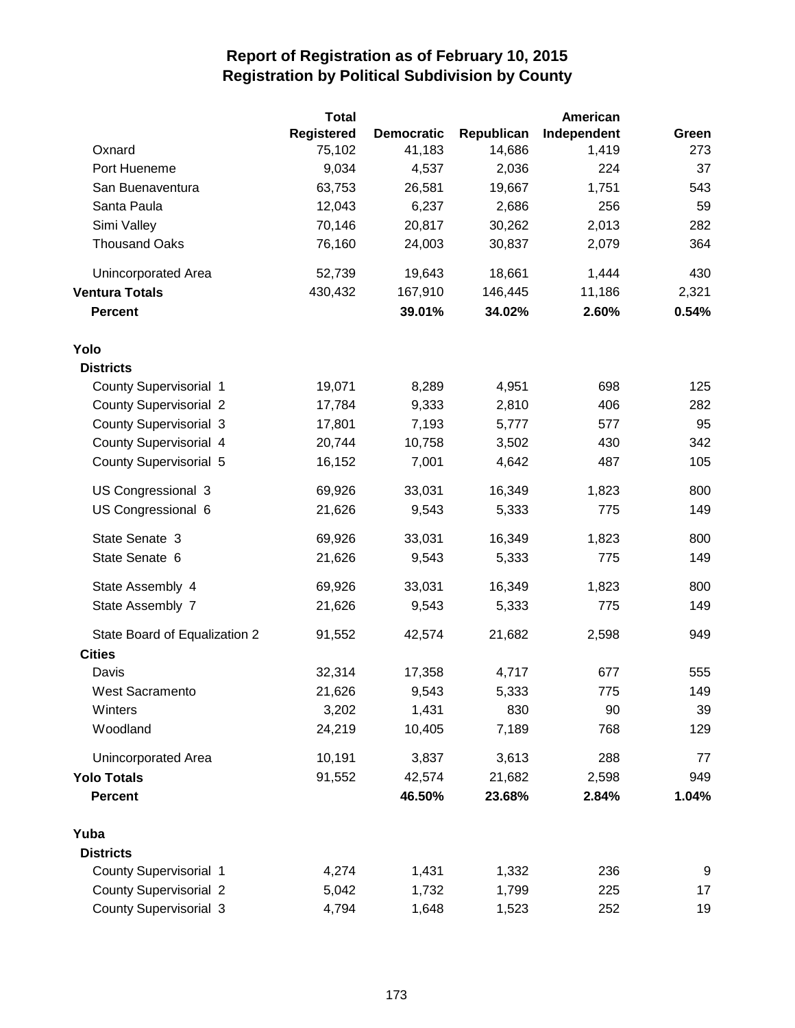# Report of Registration as of February 10, 2015
## Registration by Political Subdivision by County

| | Total Registered | Democratic | Republican | American Independent | Green |
|---|---|---|---|---|---|
| Oxnard | 75,102 | 41,183 | 14,686 | 1,419 | 273 |
| Port Hueneme | 9,034 | 4,537 | 2,036 | 224 | 37 |
| San Buenaventura | 63,753 | 26,581 | 19,667 | 1,751 | 543 |
| Santa Paula | 12,043 | 6,237 | 2,686 | 256 | 59 |
| Simi Valley | 70,146 | 20,817 | 30,262 | 2,013 | 282 |
| Thousand Oaks | 76,160 | 24,003 | 30,837 | 2,079 | 364 |
| Unincorporated Area | 52,739 | 19,643 | 18,661 | 1,444 | 430 |
| **Ventura Totals** | 430,432 | 167,910 | 146,445 | 11,186 | 2,321 |
| **Percent** | | **39.01%** | **34.02%** | **2.60%** | **0.54%** |
| **Yolo** | | | | | |
| **Districts** | | | | | |
| County Supervisorial 1 | 19,071 | 8,289 | 4,951 | 698 | 125 |
| County Supervisorial 2 | 17,784 | 9,333 | 2,810 | 406 | 282 |
| County Supervisorial 3 | 17,801 | 7,193 | 5,777 | 577 | 95 |
| County Supervisorial 4 | 20,744 | 10,758 | 3,502 | 430 | 342 |
| County Supervisorial 5 | 16,152 | 7,001 | 4,642 | 487 | 105 |
| US Congressional 3 | 69,926 | 33,031 | 16,349 | 1,823 | 800 |
| US Congressional 6 | 21,626 | 9,543 | 5,333 | 775 | 149 |
| State Senate 3 | 69,926 | 33,031 | 16,349 | 1,823 | 800 |
| State Senate 6 | 21,626 | 9,543 | 5,333 | 775 | 149 |
| State Assembly 4 | 69,926 | 33,031 | 16,349 | 1,823 | 800 |
| State Assembly 7 | 21,626 | 9,543 | 5,333 | 775 | 149 |
| State Board of Equalization 2 | 91,552 | 42,574 | 21,682 | 2,598 | 949 |
| **Cities** | | | | | |
| Davis | 32,314 | 17,358 | 4,717 | 677 | 555 |
| West Sacramento | 21,626 | 9,543 | 5,333 | 775 | 149 |
| Winters | 3,202 | 1,431 | 830 | 90 | 39 |
| Woodland | 24,219 | 10,405 | 7,189 | 768 | 129 |
| Unincorporated Area | 10,191 | 3,837 | 3,613 | 288 | 77 |
| **Yolo Totals** | 91,552 | 42,574 | 21,682 | 2,598 | 949 |
| **Percent** | | **46.50%** | **23.68%** | **2.84%** | **1.04%** |
| **Yuba** | | | | | |
| **Districts** | | | | | |
| County Supervisorial 1 | 4,274 | 1,431 | 1,332 | 236 | 9 |
| County Supervisorial 2 | 5,042 | 1,732 | 1,799 | 225 | 17 |
| County Supervisorial 3 | 4,794 | 1,648 | 1,523 | 252 | 19 |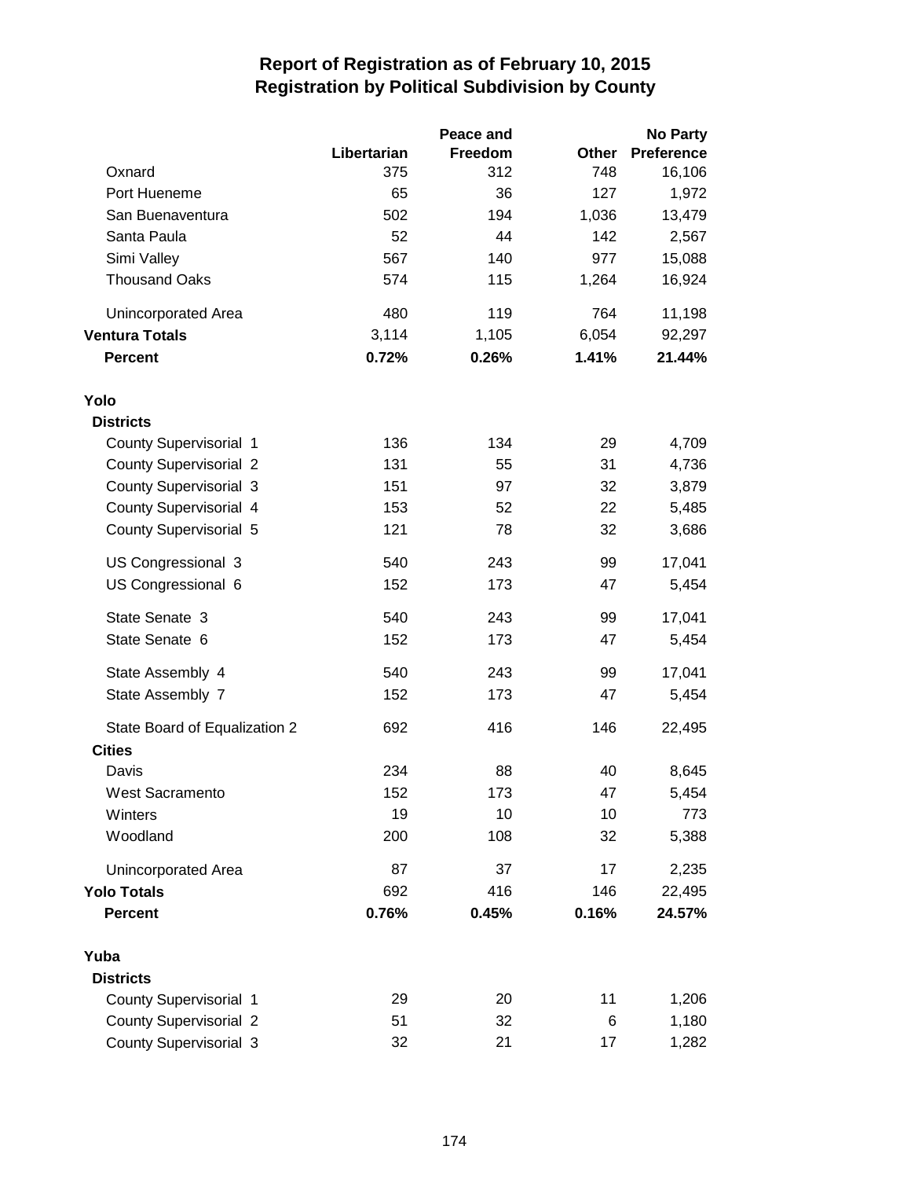# Report of Registration as of February 10, 2015
## Registration by Political Subdivision by County

| | Libertarian | Peace and Freedom | Other | No Party Preference |
|---|---|---|---|---|
| Oxnard | 375 | 312 | 748 | 16,106 |
| Port Hueneme | 65 | 36 | 127 | 1,972 |
| San Buenaventura | 502 | 194 | 1,036 | 13,479 |
| Santa Paula | 52 | 44 | 142 | 2,567 |
| Simi Valley | 567 | 140 | 977 | 15,088 |
| Thousand Oaks | 574 | 115 | 1,264 | 16,924 |
| Unincorporated Area | 480 | 119 | 764 | 11,198 |
| **Ventura Totals** | 3,114 | 1,105 | 6,054 | 92,297 |
| **Percent** | **0.72%** | **0.26%** | **1.41%** | **21.44%** |
| **Yolo** | | | | |
| **Districts** | | | | |
| County Supervisorial 1 | 136 | 134 | 29 | 4,709 |
| County Supervisorial 2 | 131 | 55 | 31 | 4,736 |
| County Supervisorial 3 | 151 | 97 | 32 | 3,879 |
| County Supervisorial 4 | 153 | 52 | 22 | 5,485 |
| County Supervisorial 5 | 121 | 78 | 32 | 3,686 |
| US Congressional 3 | 540 | 243 | 99 | 17,041 |
| US Congressional 6 | 152 | 173 | 47 | 5,454 |
| State Senate 3 | 540 | 243 | 99 | 17,041 |
| State Senate 6 | 152 | 173 | 47 | 5,454 |
| State Assembly 4 | 540 | 243 | 99 | 17,041 |
| State Assembly 7 | 152 | 173 | 47 | 5,454 |
| State Board of Equalization 2 | 692 | 416 | 146 | 22,495 |
| **Cities** | | | | |
| Davis | 234 | 88 | 40 | 8,645 |
| West Sacramento | 152 | 173 | 47 | 5,454 |
| Winters | 19 | 10 | 10 | 773 |
| Woodland | 200 | 108 | 32 | 5,388 |
| Unincorporated Area | 87 | 37 | 17 | 2,235 |
| **Yolo Totals** | 692 | 416 | 146 | 22,495 |
| **Percent** | **0.76%** | **0.45%** | **0.16%** | **24.57%** |
| **Yuba** | | | | |
| **Districts** | | | | |
| County Supervisorial 1 | 29 | 20 | 11 | 1,206 |
| County Supervisorial 2 | 51 | 32 | 6 | 1,180 |
| County Supervisorial 3 | 32 | 21 | 17 | 1,282 |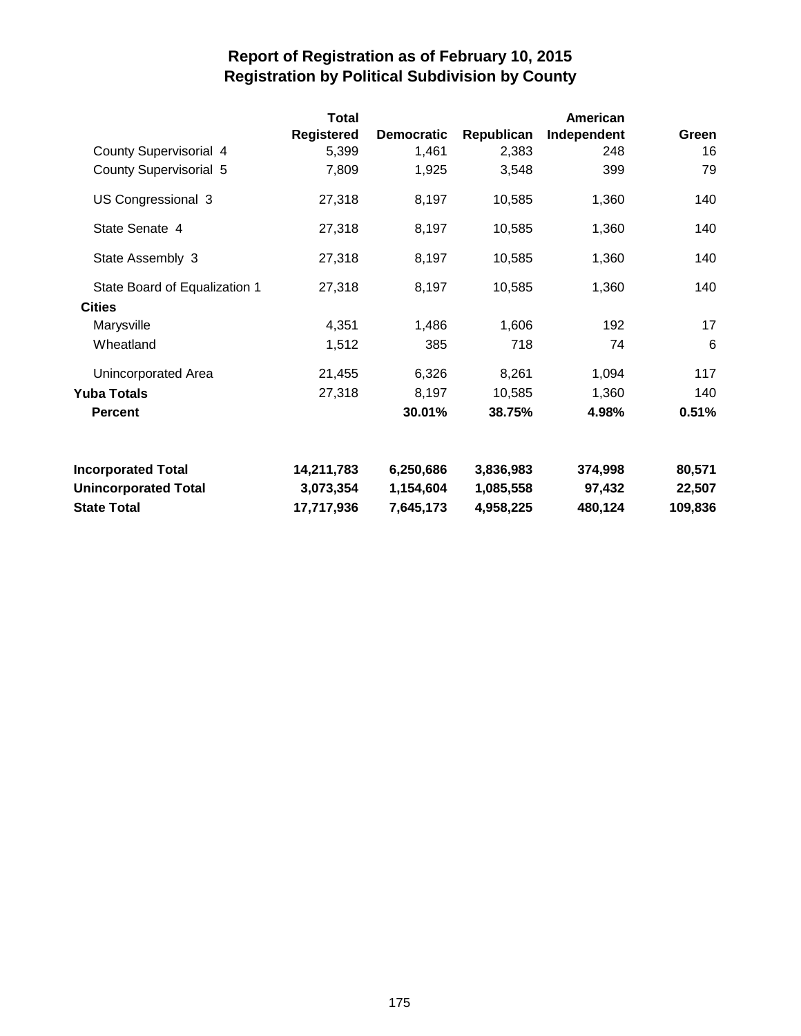# Report of Registration as of February 10, 2015
## Registration by Political Subdivision by County

| | Total Registered | Democratic | Republican | American Independent | Green |
|---|---|---|---|---|---|
| County Supervisorial 4 | 5,399 | 1,461 | 2,383 | 248 | 16 |
| County Supervisorial 5 | 7,809 | 1,925 | 3,548 | 399 | 79 |
| US Congressional 3 | 27,318 | 8,197 | 10,585 | 1,360 | 140 |
| State Senate 4 | 27,318 | 8,197 | 10,585 | 1,360 | 140 |
| State Assembly 3 | 27,318 | 8,197 | 10,585 | 1,360 | 140 |
| State Board of Equalization 1 | 27,318 | 8,197 | 10,585 | 1,360 | 140 |
| **Cities** | | | | | |
| Marysville | 4,351 | 1,486 | 1,606 | 192 | 17 |
| Wheatland | 1,512 | 385 | 718 | 74 | 6 |
| Unincorporated Area | 21,455 | 6,326 | 8,261 | 1,094 | 117 |
| **Yuba Totals** | 27,318 | 8,197 | 10,585 | 1,360 | 140 |
| **Percent** | | **30.01%** | **38.75%** | **4.98%** | **0.51%** |
| | | | | | |
| **Incorporated Total** | **14,211,783** | **6,250,686** | **3,836,983** | **374,998** | **80,571** |
| **Unincorporated Total** | **3,073,354** | **1,154,604** | **1,085,558** | **97,432** | **22,507** |
| **State Total** | **17,717,936** | **7,645,173** | **4,958,225** | **480,124** | **109,836** |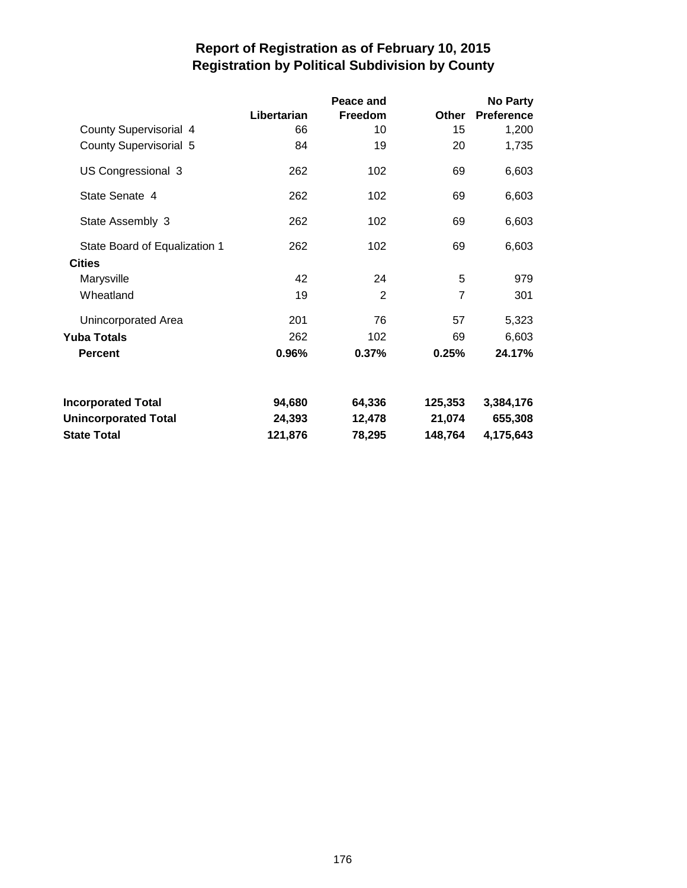# Report of Registration as of February 10, 2015
## Registration by Political Subdivision by County

| | Libertarian | Peace and Freedom | Other | No Party Preference |
|---|---|---|---|---|
| County Supervisorial 4 | 66 | 10 | 15 | 1,200 |
| County Supervisorial 5 | 84 | 19 | 20 | 1,735 |
| US Congressional 3 | 262 | 102 | 69 | 6,603 |
| State Senate 4 | 262 | 102 | 69 | 6,603 |
| State Assembly 3 | 262 | 102 | 69 | 6,603 |
| State Board of Equalization 1 | 262 | 102 | 69 | 6,603 |
| **Cities** | | | | |
| Marysville | 42 | 24 | 5 | 979 |
| Wheatland | 19 | 2 | 7 | 301 |
| Unincorporated Area | 201 | 76 | 57 | 5,323 |
| **Yuba Totals** | 262 | 102 | 69 | 6,603 |
| **Percent** | **0.96%** | **0.37%** | **0.25%** | **24.17%** |
| **Incorporated Total** | **94,680** | **64,336** | **125,353** | **3,384,176** |
| **Unincorporated Total** | **24,393** | **12,478** | **21,074** | **655,308** |
| **State Total** | **121,876** | **78,295** | **148,764** | **4,175,643** |